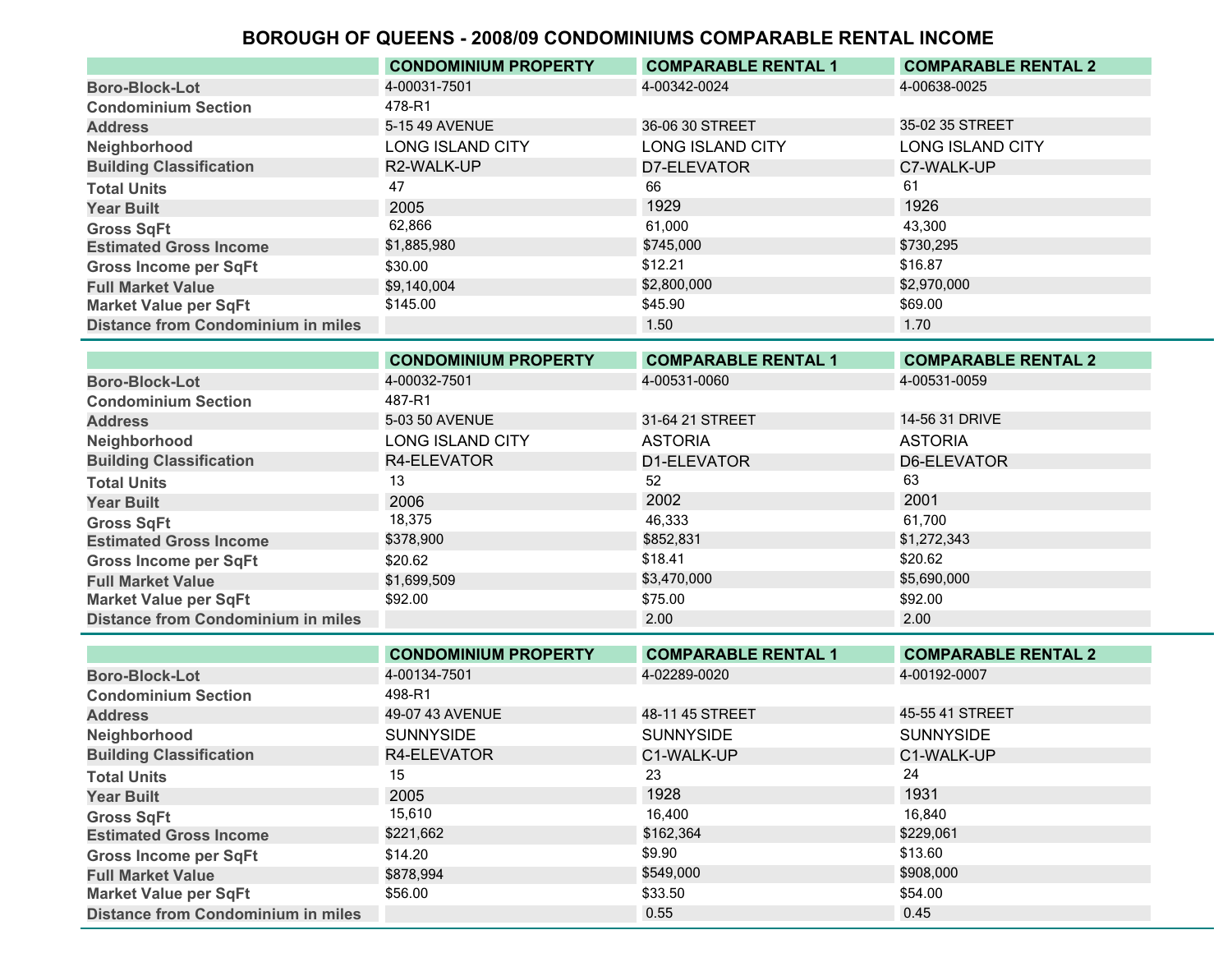# BOROUGH OF QUEENS - 2008/09 CONDOMINIUMS COMPARABLE RENTAL INCOME

| | CONDOMINIUM PROPERTY | COMPARABLE RENTAL 1 | COMPARABLE RENTAL 2 |
|---|---|---|---|
| Boro-Block-Lot | 4-00031-7501 | 4-00342-0024 | 4-00638-0025 |
| Condominium Section | 478-R1 | | |
| Address | 5-15 49 AVENUE | 36-06 30 STREET | 35-02 35 STREET |
| Neighborhood | LONG ISLAND CITY | LONG ISLAND CITY | LONG ISLAND CITY |
| Building Classification | R2-WALK-UP | D7-ELEVATOR | C7-WALK-UP |
| Total Units | 47 | 66 | 61 |
| Year Built | 2005 | 1929 | 1926 |
| Gross SqFt | 62,866 | 61,000 | 43,300 |
| Estimated Gross Income | $1,885,980 | $745,000 | $730,295 |
| Gross Income per SqFt | $30.00 | $12.21 | $16.87 |
| Full Market Value | $9,140,004 | $2,800,000 | $2,970,000 |
| Market Value per SqFt | $145.00 | $45.90 | $69.00 |
| Distance from Condominium in miles | | 1.50 | 1.70 |

| | CONDOMINIUM PROPERTY | COMPARABLE RENTAL 1 | COMPARABLE RENTAL 2 |
|---|---|---|---|
| Boro-Block-Lot | 4-00032-7501 | 4-00531-0060 | 4-00531-0059 |
| Condominium Section | 487-R1 | | |
| Address | 5-03 50 AVENUE | 31-64 21 STREET | 14-56 31 DRIVE |
| Neighborhood | LONG ISLAND CITY | ASTORIA | ASTORIA |
| Building Classification | R4-ELEVATOR | D1-ELEVATOR | D6-ELEVATOR |
| Total Units | 13 | 52 | 63 |
| Year Built | 2006 | 2002 | 2001 |
| Gross SqFt | 18,375 | 46,333 | 61,700 |
| Estimated Gross Income | $378,900 | $852,831 | $1,272,343 |
| Gross Income per SqFt | $20.62 | $18.41 | $20.62 |
| Full Market Value | $1,699,509 | $3,470,000 | $5,690,000 |
| Market Value per SqFt | $92.00 | $75.00 | $92.00 |
| Distance from Condominium in miles | | 2.00 | 2.00 |

| | CONDOMINIUM PROPERTY | COMPARABLE RENTAL 1 | COMPARABLE RENTAL 2 |
|---|---|---|---|
| Boro-Block-Lot | 4-00134-7501 | 4-02289-0020 | 4-00192-0007 |
| Condominium Section | 498-R1 | | |
| Address | 49-07 43 AVENUE | 48-11 45 STREET | 45-55 41 STREET |
| Neighborhood | SUNNYSIDE | SUNNYSIDE | SUNNYSIDE |
| Building Classification | R4-ELEVATOR | C1-WALK-UP | C1-WALK-UP |
| Total Units | 15 | 23 | 24 |
| Year Built | 2005 | 1928 | 1931 |
| Gross SqFt | 15,610 | 16,400 | 16,840 |
| Estimated Gross Income | $221,662 | $162,364 | $229,061 |
| Gross Income per SqFt | $14.20 | $9.90 | $13.60 |
| Full Market Value | $878,994 | $549,000 | $908,000 |
| Market Value per SqFt | $56.00 | $33.50 | $54.00 |
| Distance from Condominium in miles | | 0.55 | 0.45 |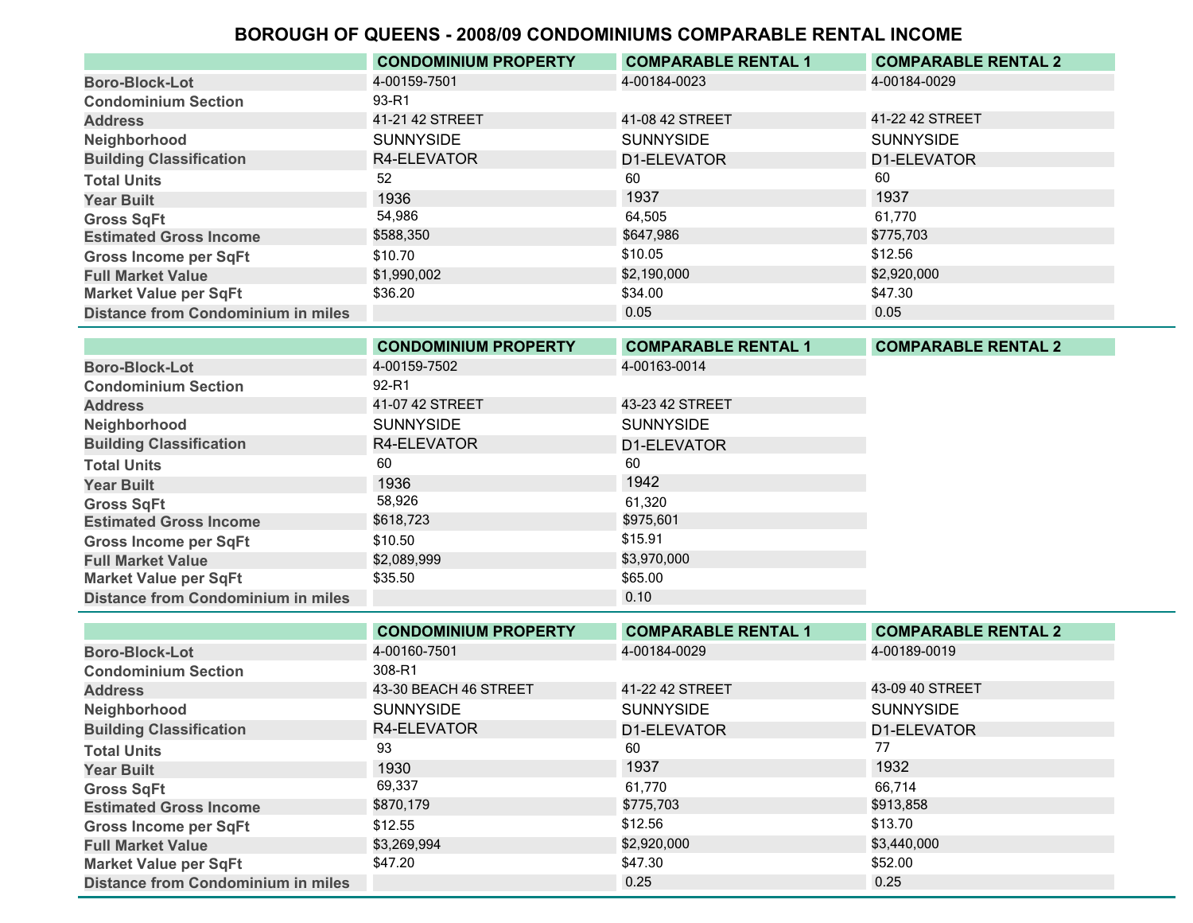# BOROUGH OF QUEENS - 2008/09 CONDOMINIUMS COMPARABLE RENTAL INCOME

| | CONDOMINIUM PROPERTY | COMPARABLE RENTAL 1 | COMPARABLE RENTAL 2 |
|---|---|---|---|
| Boro-Block-Lot | 4-00159-7501 | 4-00184-0023 | 4-00184-0029 |
| Condominium Section | 93-R1 | | |
| Address | 41-21 42 STREET | 41-08 42 STREET | 41-22 42 STREET |
| Neighborhood | SUNNYSIDE | SUNNYSIDE | SUNNYSIDE |
| Building Classification | R4-ELEVATOR | D1-ELEVATOR | D1-ELEVATOR |
| Total Units | 52 | 60 | 60 |
| Year Built | 1936 | 1937 | 1937 |
| Gross SqFt | 54,986 | 64,505 | 61,770 |
| Estimated Gross Income | $588,350 | $647,986 | $775,703 |
| Gross Income per SqFt | $10.70 | $10.05 | $12.56 |
| Full Market Value | $1,990,002 | $2,190,000 | $2,920,000 |
| Market Value per SqFt | $36.20 | $34.00 | $47.30 |
| Distance from Condominium in miles | | 0.05 | 0.05 |

| | CONDOMINIUM PROPERTY | COMPARABLE RENTAL 1 | COMPARABLE RENTAL 2 |
|---|---|---|---|
| Boro-Block-Lot | 4-00159-7502 | 4-00163-0014 | |
| Condominium Section | 92-R1 | | |
| Address | 41-07 42 STREET | 43-23 42 STREET | |
| Neighborhood | SUNNYSIDE | SUNNYSIDE | |
| Building Classification | R4-ELEVATOR | D1-ELEVATOR | |
| Total Units | 60 | 60 | |
| Year Built | 1936 | 1942 | |
| Gross SqFt | 58,926 | 61,320 | |
| Estimated Gross Income | $618,723 | $975,601 | |
| Gross Income per SqFt | $10.50 | $15.91 | |
| Full Market Value | $2,089,999 | $3,970,000 | |
| Market Value per SqFt | $35.50 | $65.00 | |
| Distance from Condominium in miles | | 0.10 | |

| | CONDOMINIUM PROPERTY | COMPARABLE RENTAL 1 | COMPARABLE RENTAL 2 |
|---|---|---|---|
| Boro-Block-Lot | 4-00160-7501 | 4-00184-0029 | 4-00189-0019 |
| Condominium Section | 308-R1 | | |
| Address | 43-30 BEACH 46 STREET | 41-22 42 STREET | 43-09 40 STREET |
| Neighborhood | SUNNYSIDE | SUNNYSIDE | SUNNYSIDE |
| Building Classification | R4-ELEVATOR | D1-ELEVATOR | D1-ELEVATOR |
| Total Units | 93 | 60 | 77 |
| Year Built | 1930 | 1937 | 1932 |
| Gross SqFt | 69,337 | 61,770 | 66,714 |
| Estimated Gross Income | $870,179 | $775,703 | $913,858 |
| Gross Income per SqFt | $12.55 | $12.56 | $13.70 |
| Full Market Value | $3,269,994 | $2,920,000 | $3,440,000 |
| Market Value per SqFt | $47.20 | $47.30 | $52.00 |
| Distance from Condominium in miles | | 0.25 | 0.25 |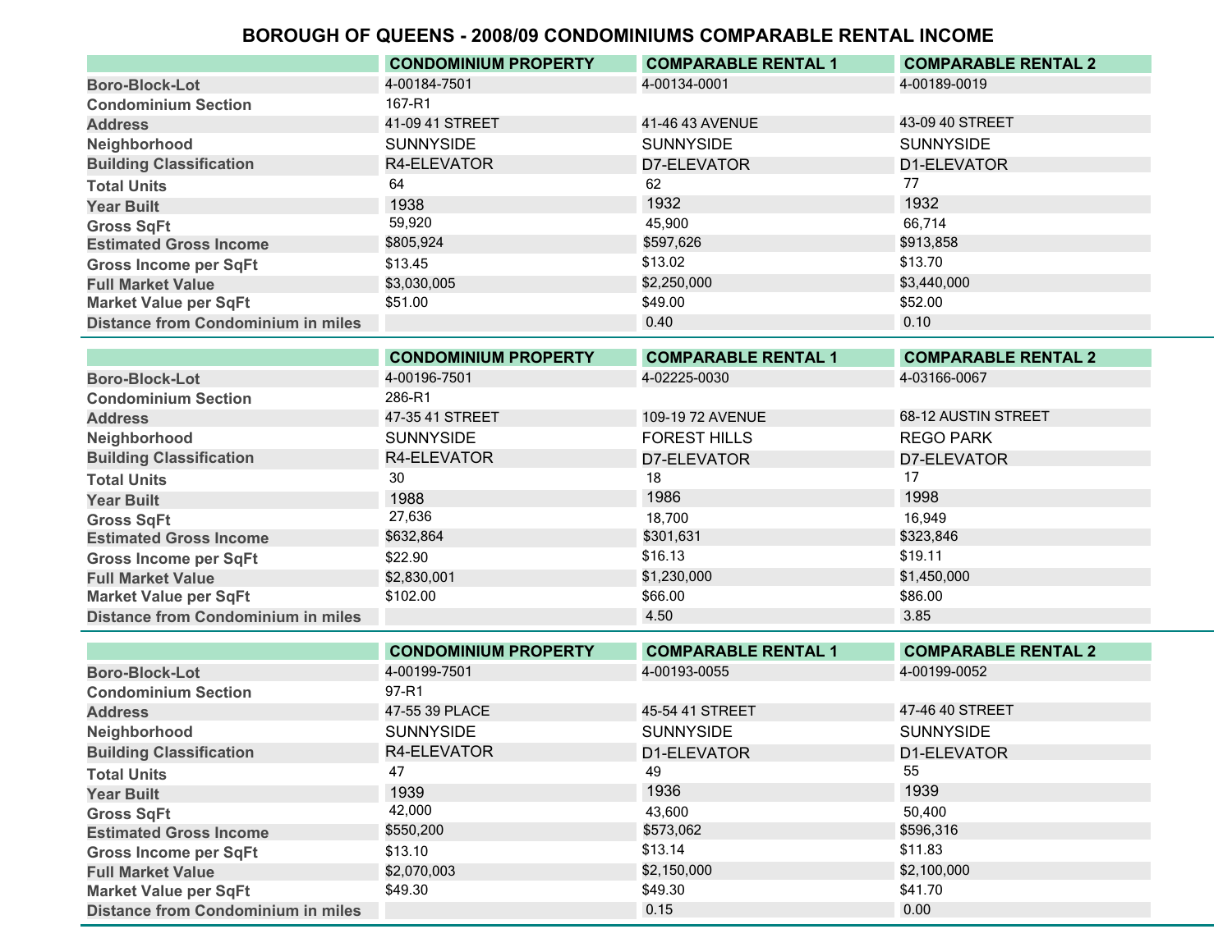# BOROUGH OF QUEENS - 2008/09 CONDOMINIUMS COMPARABLE RENTAL INCOME

| | CONDOMINIUM PROPERTY | COMPARABLE RENTAL 1 | COMPARABLE RENTAL 2 |
|---|---|---|---|
| Boro-Block-Lot | 4-00184-7501 | 4-00134-0001 | 4-00189-0019 |
| Condominium Section | 167-R1 | | |
| Address | 41-09 41 STREET | 41-46 43 AVENUE | 43-09 40 STREET |
| Neighborhood | SUNNYSIDE | SUNNYSIDE | SUNNYSIDE |
| Building Classification | R4-ELEVATOR | D7-ELEVATOR | D1-ELEVATOR |
| Total Units | 64 | 62 | 77 |
| Year Built | 1938 | 1932 | 1932 |
| Gross SqFt | 59,920 | 45,900 | 66,714 |
| Estimated Gross Income | $805,924 | $597,626 | $913,858 |
| Gross Income per SqFt | $13.45 | $13.02 | $13.70 |
| Full Market Value | $3,030,005 | $2,250,000 | $3,440,000 |
| Market Value per SqFt | $51.00 | $49.00 | $52.00 |
| Distance from Condominium in miles | | 0.40 | 0.10 |

| | CONDOMINIUM PROPERTY | COMPARABLE RENTAL 1 | COMPARABLE RENTAL 2 |
|---|---|---|---|
| Boro-Block-Lot | 4-00196-7501 | 4-02225-0030 | 4-03166-0067 |
| Condominium Section | 286-R1 | | |
| Address | 47-35 41 STREET | 109-19 72 AVENUE | 68-12 AUSTIN STREET |
| Neighborhood | SUNNYSIDE | FOREST HILLS | REGO PARK |
| Building Classification | R4-ELEVATOR | D7-ELEVATOR | D7-ELEVATOR |
| Total Units | 30 | 18 | 17 |
| Year Built | 1988 | 1986 | 1998 |
| Gross SqFt | 27,636 | 18,700 | 16,949 |
| Estimated Gross Income | $632,864 | $301,631 | $323,846 |
| Gross Income per SqFt | $22.90 | $16.13 | $19.11 |
| Full Market Value | $2,830,001 | $1,230,000 | $1,450,000 |
| Market Value per SqFt | $102.00 | $66.00 | $86.00 |
| Distance from Condominium in miles | | 4.50 | 3.85 |

| | CONDOMINIUM PROPERTY | COMPARABLE RENTAL 1 | COMPARABLE RENTAL 2 |
|---|---|---|---|
| Boro-Block-Lot | 4-00199-7501 | 4-00193-0055 | 4-00199-0052 |
| Condominium Section | 97-R1 | | |
| Address | 47-55 39 PLACE | 45-54 41 STREET | 47-46 40 STREET |
| Neighborhood | SUNNYSIDE | SUNNYSIDE | SUNNYSIDE |
| Building Classification | R4-ELEVATOR | D1-ELEVATOR | D1-ELEVATOR |
| Total Units | 47 | 49 | 55 |
| Year Built | 1939 | 1936 | 1939 |
| Gross SqFt | 42,000 | 43,600 | 50,400 |
| Estimated Gross Income | $550,200 | $573,062 | $596,316 |
| Gross Income per SqFt | $13.10 | $13.14 | $11.83 |
| Full Market Value | $2,070,003 | $2,150,000 | $2,100,000 |
| Market Value per SqFt | $49.30 | $49.30 | $41.70 |
| Distance from Condominium in miles | | 0.15 | 0.00 |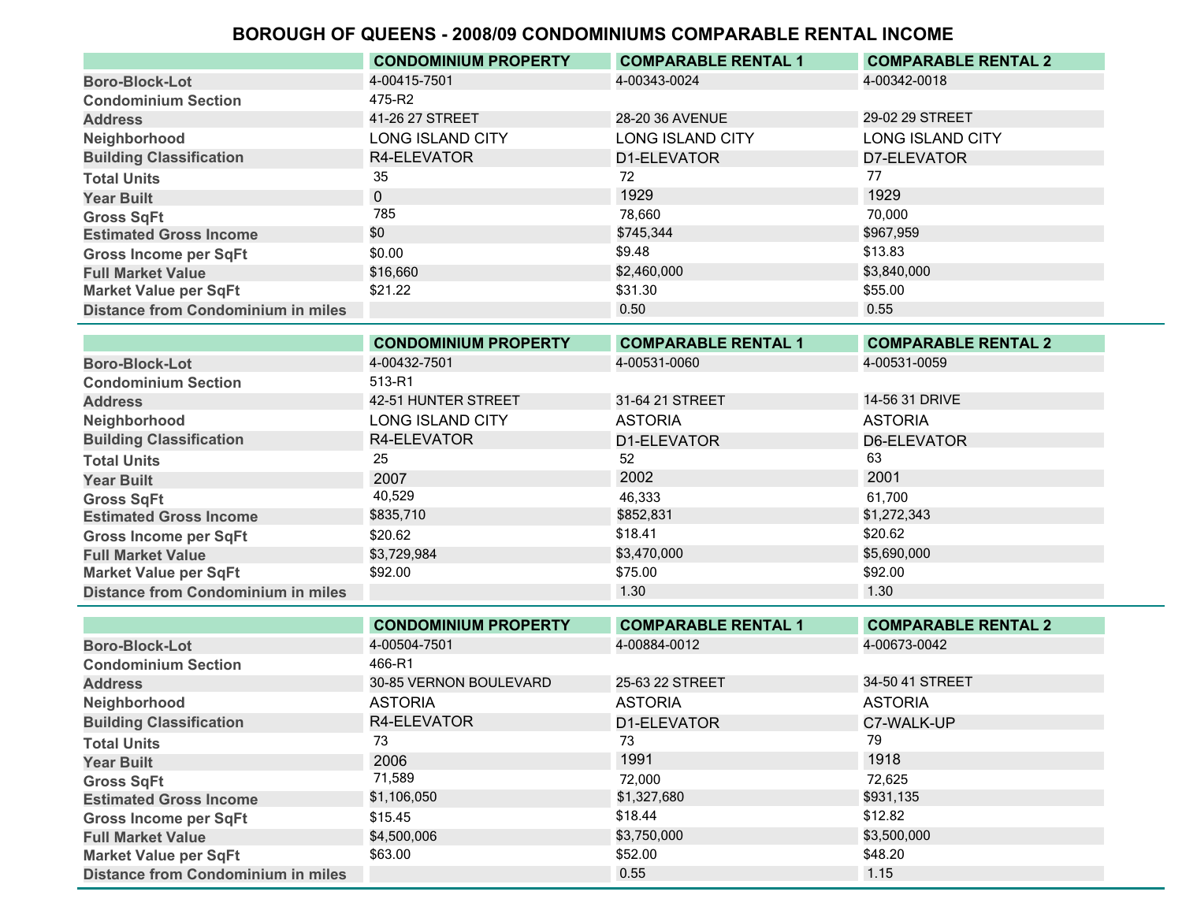# BOROUGH OF QUEENS - 2008/09 CONDOMINIUMS COMPARABLE RENTAL INCOME

| | CONDOMINIUM PROPERTY | COMPARABLE RENTAL 1 | COMPARABLE RENTAL 2 |
|---|---|---|---|
| Boro-Block-Lot | 4-00415-7501 | 4-00343-0024 | 4-00342-0018 |
| Condominium Section | 475-R2 | | |
| Address | 41-26 27 STREET | 28-20 36 AVENUE | 29-02 29 STREET |
| Neighborhood | LONG ISLAND CITY | LONG ISLAND CITY | LONG ISLAND CITY |
| Building Classification | R4-ELEVATOR | D1-ELEVATOR | D7-ELEVATOR |
| Total Units | 35 | 72 | 77 |
| Year Built | 0 | 1929 | 1929 |
| Gross SqFt | 785 | 78,660 | 70,000 |
| Estimated Gross Income | $0 | $745,344 | $967,959 |
| Gross Income per SqFt | $0.00 | $9.48 | $13.83 |
| Full Market Value | $16,660 | $2,460,000 | $3,840,000 |
| Market Value per SqFt | $21.22 | $31.30 | $55.00 |
| Distance from Condominium in miles | | 0.50 | 0.55 |

| | CONDOMINIUM PROPERTY | COMPARABLE RENTAL 1 | COMPARABLE RENTAL 2 |
|---|---|---|---|
| Boro-Block-Lot | 4-00432-7501 | 4-00531-0060 | 4-00531-0059 |
| Condominium Section | 513-R1 | | |
| Address | 42-51 HUNTER STREET | 31-64 21 STREET | 14-56 31 DRIVE |
| Neighborhood | LONG ISLAND CITY | ASTORIA | ASTORIA |
| Building Classification | R4-ELEVATOR | D1-ELEVATOR | D6-ELEVATOR |
| Total Units | 25 | 52 | 63 |
| Year Built | 2007 | 2002 | 2001 |
| Gross SqFt | 40,529 | 46,333 | 61,700 |
| Estimated Gross Income | $835,710 | $852,831 | $1,272,343 |
| Gross Income per SqFt | $20.62 | $18.41 | $20.62 |
| Full Market Value | $3,729,984 | $3,470,000 | $5,690,000 |
| Market Value per SqFt | $92.00 | $75.00 | $92.00 |
| Distance from Condominium in miles | | 1.30 | 1.30 |

| | CONDOMINIUM PROPERTY | COMPARABLE RENTAL 1 | COMPARABLE RENTAL 2 |
|---|---|---|---|
| Boro-Block-Lot | 4-00504-7501 | 4-00884-0012 | 4-00673-0042 |
| Condominium Section | 466-R1 | | |
| Address | 30-85 VERNON BOULEVARD | 25-63 22 STREET | 34-50 41 STREET |
| Neighborhood | ASTORIA | ASTORIA | ASTORIA |
| Building Classification | R4-ELEVATOR | D1-ELEVATOR | C7-WALK-UP |
| Total Units | 73 | 73 | 79 |
| Year Built | 2006 | 1991 | 1918 |
| Gross SqFt | 71,589 | 72,000 | 72,625 |
| Estimated Gross Income | $1,106,050 | $1,327,680 | $931,135 |
| Gross Income per SqFt | $15.45 | $18.44 | $12.82 |
| Full Market Value | $4,500,006 | $3,750,000 | $3,500,000 |
| Market Value per SqFt | $63.00 | $52.00 | $48.20 |
| Distance from Condominium in miles | | 0.55 | 1.15 |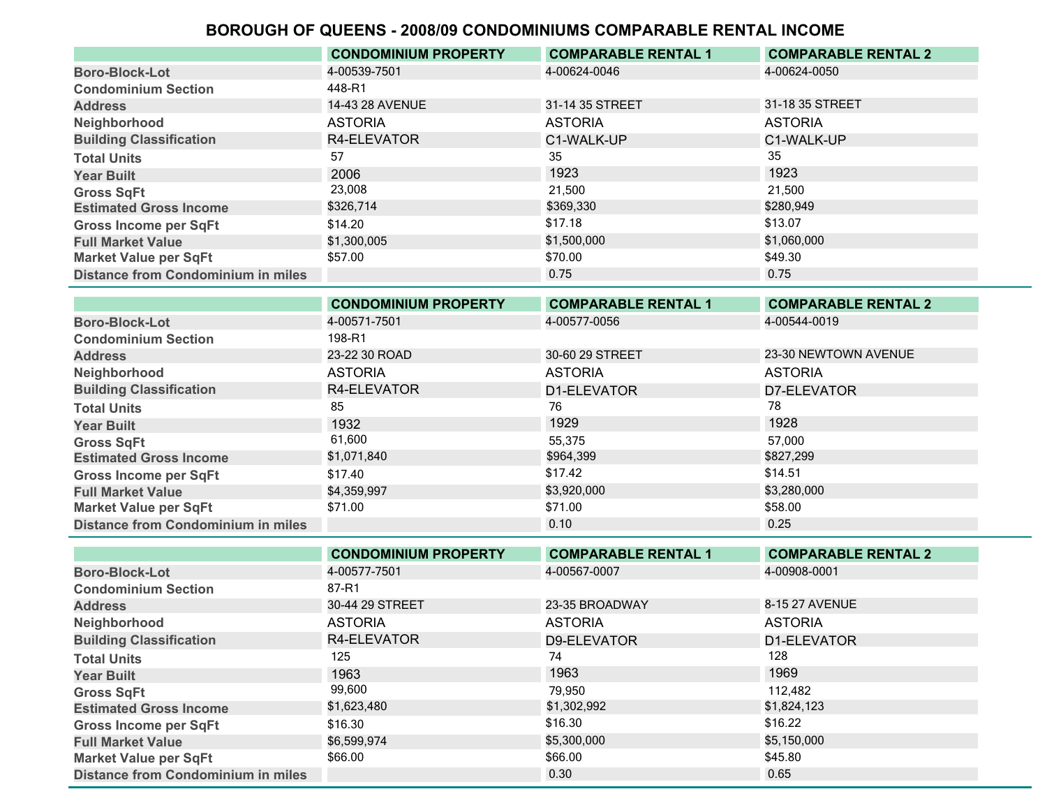# BOROUGH OF QUEENS - 2008/09 CONDOMINIUMS COMPARABLE RENTAL INCOME

| | CONDOMINIUM PROPERTY | COMPARABLE RENTAL 1 | COMPARABLE RENTAL 2 |
|---|---|---|---|
| Boro-Block-Lot | 4-00539-7501 | 4-00624-0046 | 4-00624-0050 |
| Condominium Section | 448-R1 | | |
| Address | 14-43 28 AVENUE | 31-14 35 STREET | 31-18 35 STREET |
| Neighborhood | ASTORIA | ASTORIA | ASTORIA |
| Building Classification | R4-ELEVATOR | C1-WALK-UP | C1-WALK-UP |
| Total Units | 57 | 35 | 35 |
| Year Built | 2006 | 1923 | 1923 |
| Gross SqFt | 23,008 | 21,500 | 21,500 |
| Estimated Gross Income | $326,714 | $369,330 | $280,949 |
| Gross Income per SqFt | $14.20 | $17.18 | $13.07 |
| Full Market Value | $1,300,005 | $1,500,000 | $1,060,000 |
| Market Value per SqFt | $57.00 | $70.00 | $49.30 |
| Distance from Condominium in miles | | 0.75 | 0.75 |

| | CONDOMINIUM PROPERTY | COMPARABLE RENTAL 1 | COMPARABLE RENTAL 2 |
|---|---|---|---|
| Boro-Block-Lot | 4-00571-7501 | 4-00577-0056 | 4-00544-0019 |
| Condominium Section | 198-R1 | | |
| Address | 23-22 30 ROAD | 30-60 29 STREET | 23-30 NEWTOWN AVENUE |
| Neighborhood | ASTORIA | ASTORIA | ASTORIA |
| Building Classification | R4-ELEVATOR | D1-ELEVATOR | D7-ELEVATOR |
| Total Units | 85 | 76 | 78 |
| Year Built | 1932 | 1929 | 1928 |
| Gross SqFt | 61,600 | 55,375 | 57,000 |
| Estimated Gross Income | $1,071,840 | $964,399 | $827,299 |
| Gross Income per SqFt | $17.40 | $17.42 | $14.51 |
| Full Market Value | $4,359,997 | $3,920,000 | $3,280,000 |
| Market Value per SqFt | $71.00 | $71.00 | $58.00 |
| Distance from Condominium in miles | | 0.10 | 0.25 |

| | CONDOMINIUM PROPERTY | COMPARABLE RENTAL 1 | COMPARABLE RENTAL 2 |
|---|---|---|---|
| Boro-Block-Lot | 4-00577-7501 | 4-00567-0007 | 4-00908-0001 |
| Condominium Section | 87-R1 | | |
| Address | 30-44 29 STREET | 23-35 BROADWAY | 8-15 27 AVENUE |
| Neighborhood | ASTORIA | ASTORIA | ASTORIA |
| Building Classification | R4-ELEVATOR | D9-ELEVATOR | D1-ELEVATOR |
| Total Units | 125 | 74 | 128 |
| Year Built | 1963 | 1963 | 1969 |
| Gross SqFt | 99,600 | 79,950 | 112,482 |
| Estimated Gross Income | $1,623,480 | $1,302,992 | $1,824,123 |
| Gross Income per SqFt | $16.30 | $16.30 | $16.22 |
| Full Market Value | $6,599,974 | $5,300,000 | $5,150,000 |
| Market Value per SqFt | $66.00 | $66.00 | $45.80 |
| Distance from Condominium in miles | | 0.30 | 0.65 |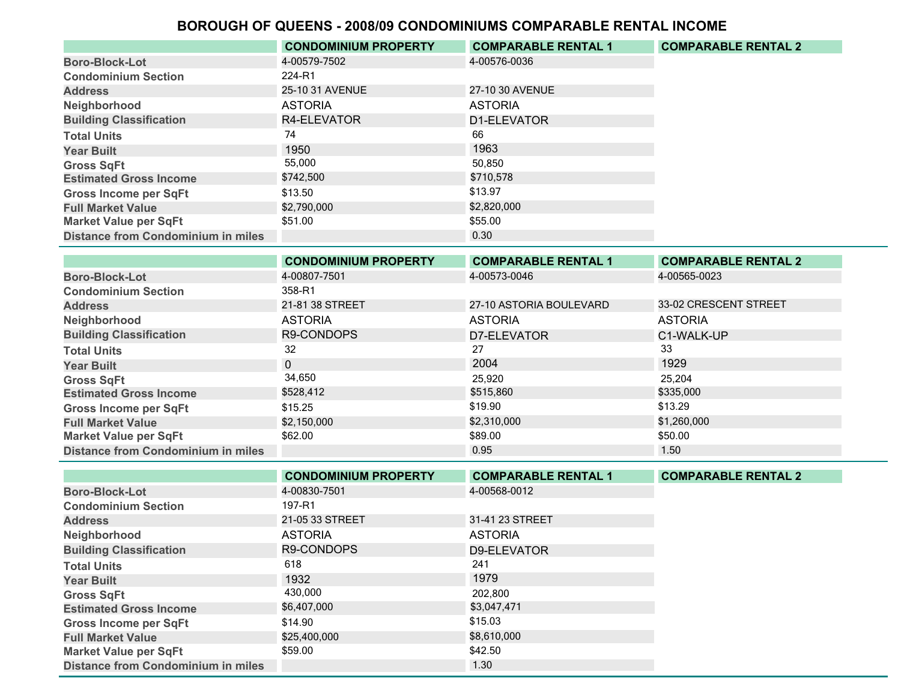# BOROUGH OF QUEENS - 2008/09 CONDOMINIUMS COMPARABLE RENTAL INCOME

| | CONDOMINIUM PROPERTY | COMPARABLE RENTAL 1 | COMPARABLE RENTAL 2 |
|---|---|---|---|
| Boro-Block-Lot | 4-00579-7502 | 4-00576-0036 | |
| Condominium Section | 224-R1 | | |
| Address | 25-10 31 AVENUE | 27-10 30 AVENUE | |
| Neighborhood | ASTORIA | ASTORIA | |
| Building Classification | R4-ELEVATOR | D1-ELEVATOR | |
| Total Units | 74 | 66 | |
| Year Built | 1950 | 1963 | |
| Gross SqFt | 55,000 | 50,850 | |
| Estimated Gross Income | $742,500 | $710,578 | |
| Gross Income per SqFt | $13.50 | $13.97 | |
| Full Market Value | $2,790,000 | $2,820,000 | |
| Market Value per SqFt | $51.00 | $55.00 | |
| Distance from Condominium in miles | | 0.30 | |

| | CONDOMINIUM PROPERTY | COMPARABLE RENTAL 1 | COMPARABLE RENTAL 2 |
|---|---|---|---|
| Boro-Block-Lot | 4-00807-7501 | 4-00573-0046 | 4-00565-0023 |
| Condominium Section | 358-R1 | | |
| Address | 21-81 38 STREET | 27-10 ASTORIA BOULEVARD | 33-02 CRESCENT STREET |
| Neighborhood | ASTORIA | ASTORIA | ASTORIA |
| Building Classification | R9-CONDOPS | D7-ELEVATOR | C1-WALK-UP |
| Total Units | 32 | 27 | 33 |
| Year Built | 0 | 2004 | 1929 |
| Gross SqFt | 34,650 | 25,920 | 25,204 |
| Estimated Gross Income | $528,412 | $515,860 | $335,000 |
| Gross Income per SqFt | $15.25 | $19.90 | $13.29 |
| Full Market Value | $2,150,000 | $2,310,000 | $1,260,000 |
| Market Value per SqFt | $62.00 | $89.00 | $50.00 |
| Distance from Condominium in miles | | 0.95 | 1.50 |

| | CONDOMINIUM PROPERTY | COMPARABLE RENTAL 1 | COMPARABLE RENTAL 2 |
|---|---|---|---|
| Boro-Block-Lot | 4-00830-7501 | 4-00568-0012 | |
| Condominium Section | 197-R1 | | |
| Address | 21-05 33 STREET | 31-41 23 STREET | |
| Neighborhood | ASTORIA | ASTORIA | |
| Building Classification | R9-CONDOPS | D9-ELEVATOR | |
| Total Units | 618 | 241 | |
| Year Built | 1932 | 1979 | |
| Gross SqFt | 430,000 | 202,800 | |
| Estimated Gross Income | $6,407,000 | $3,047,471 | |
| Gross Income per SqFt | $14.90 | $15.03 | |
| Full Market Value | $25,400,000 | $8,610,000 | |
| Market Value per SqFt | $59.00 | $42.50 | |
| Distance from Condominium in miles | | 1.30 | |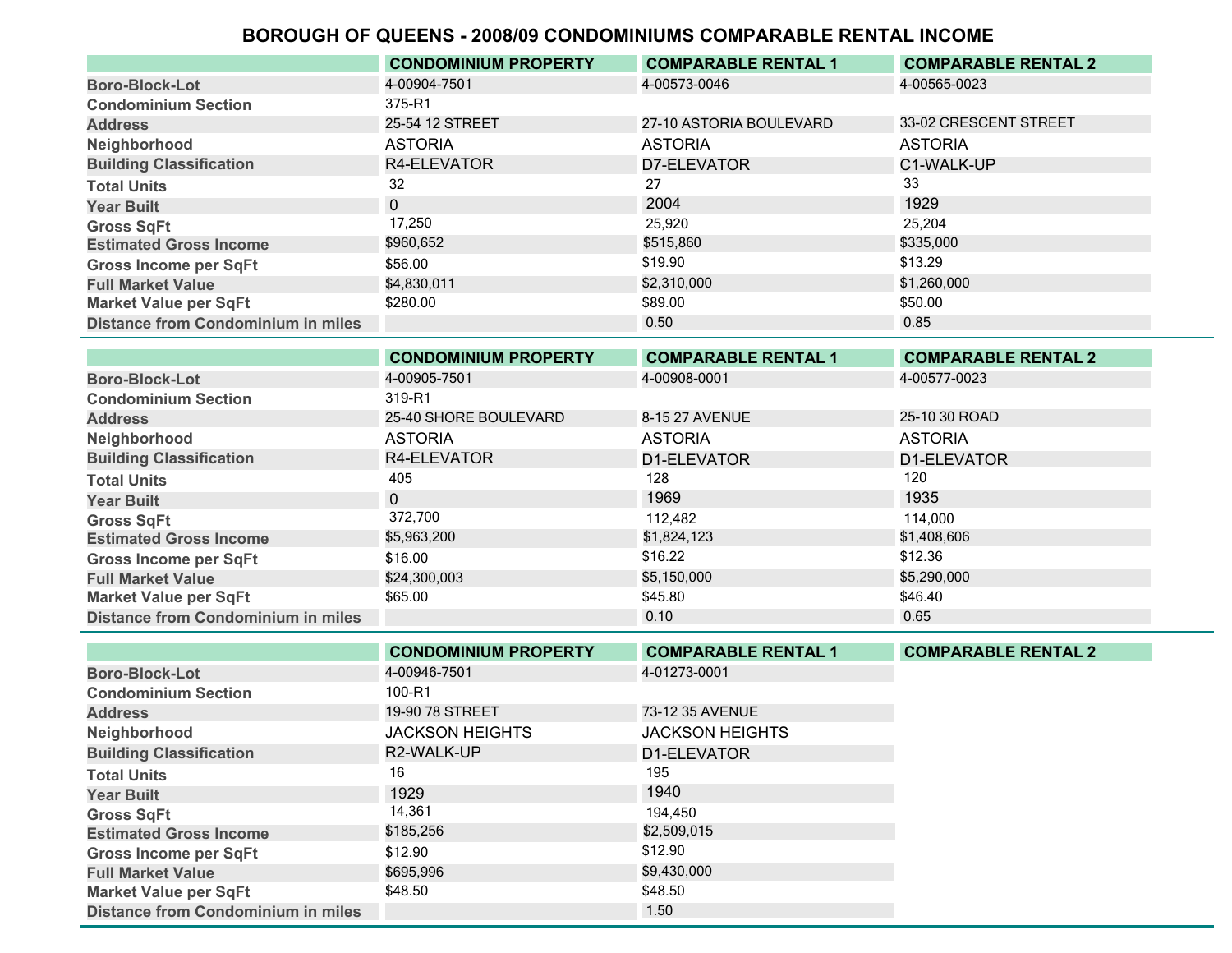# BOROUGH OF QUEENS - 2008/09 CONDOMINIUMS COMPARABLE RENTAL INCOME

| | CONDOMINIUM PROPERTY | COMPARABLE RENTAL 1 | COMPARABLE RENTAL 2 |
|---|---|---|---|
| Boro-Block-Lot | 4-00904-7501 | 4-00573-0046 | 4-00565-0023 |
| Condominium Section | 375-R1 | | |
| Address | 25-54 12 STREET | 27-10 ASTORIA BOULEVARD | 33-02 CRESCENT STREET |
| Neighborhood | ASTORIA | ASTORIA | ASTORIA |
| Building Classification | R4-ELEVATOR | D7-ELEVATOR | C1-WALK-UP |
| Total Units | 32 | 27 | 33 |
| Year Built | 0 | 2004 | 1929 |
| Gross SqFt | 17,250 | 25,920 | 25,204 |
| Estimated Gross Income | $960,652 | $515,860 | $335,000 |
| Gross Income per SqFt | $56.00 | $19.90 | $13.29 |
| Full Market Value | $4,830,011 | $2,310,000 | $1,260,000 |
| Market Value per SqFt | $280.00 | $89.00 | $50.00 |
| Distance from Condominium in miles | | 0.50 | 0.85 |

| | CONDOMINIUM PROPERTY | COMPARABLE RENTAL 1 | COMPARABLE RENTAL 2 |
|---|---|---|---|
| Boro-Block-Lot | 4-00905-7501 | 4-00908-0001 | 4-00577-0023 |
| Condominium Section | 319-R1 | | |
| Address | 25-40 SHORE BOULEVARD | 8-15 27 AVENUE | 25-10 30 ROAD |
| Neighborhood | ASTORIA | ASTORIA | ASTORIA |
| Building Classification | R4-ELEVATOR | D1-ELEVATOR | D1-ELEVATOR |
| Total Units | 405 | 128 | 120 |
| Year Built | 0 | 1969 | 1935 |
| Gross SqFt | 372,700 | 112,482 | 114,000 |
| Estimated Gross Income | $5,963,200 | $1,824,123 | $1,408,606 |
| Gross Income per SqFt | $16.00 | $16.22 | $12.36 |
| Full Market Value | $24,300,003 | $5,150,000 | $5,290,000 |
| Market Value per SqFt | $65.00 | $45.80 | $46.40 |
| Distance from Condominium in miles | | 0.10 | 0.65 |

| | CONDOMINIUM PROPERTY | COMPARABLE RENTAL 1 | COMPARABLE RENTAL 2 |
|---|---|---|---|
| Boro-Block-Lot | 4-00946-7501 | 4-01273-0001 | |
| Condominium Section | 100-R1 | | |
| Address | 19-90 78 STREET | 73-12 35 AVENUE | |
| Neighborhood | JACKSON HEIGHTS | JACKSON HEIGHTS | |
| Building Classification | R2-WALK-UP | D1-ELEVATOR | |
| Total Units | 16 | 195 | |
| Year Built | 1929 | 1940 | |
| Gross SqFt | 14,361 | 194,450 | |
| Estimated Gross Income | $185,256 | $2,509,015 | |
| Gross Income per SqFt | $12.90 | $12.90 | |
| Full Market Value | $695,996 | $9,430,000 | |
| Market Value per SqFt | $48.50 | $48.50 | |
| Distance from Condominium in miles | | 1.50 | |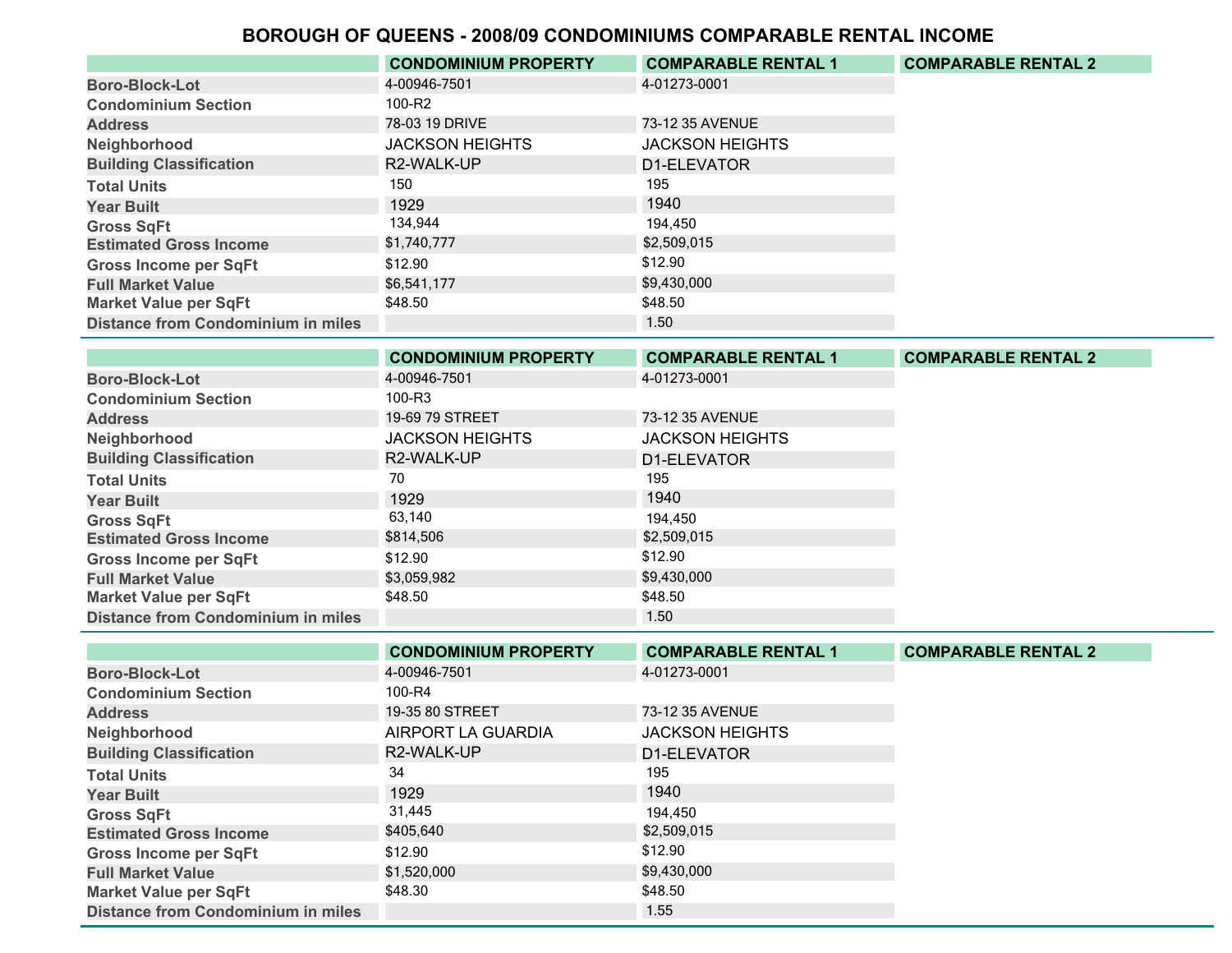# BOROUGH OF QUEENS - 2008/09 CONDOMINIUMS COMPARABLE RENTAL INCOME

| | CONDOMINIUM PROPERTY | COMPARABLE RENTAL 1 | COMPARABLE RENTAL 2 |
|---|---|---|---|
| Boro-Block-Lot | 4-00946-7501 | 4-01273-0001 | |
| Condominium Section | 100-R2 | | |
| Address | 78-03 19 DRIVE | 73-12 35 AVENUE | |
| Neighborhood | JACKSON HEIGHTS | JACKSON HEIGHTS | |
| Building Classification | R2-WALK-UP | D1-ELEVATOR | |
| Total Units | 150 | 195 | |
| Year Built | 1929 | 1940 | |
| Gross SqFt | 134,944 | 194,450 | |
| Estimated Gross Income | $1,740,777 | $2,509,015 | |
| Gross Income per SqFt | $12.90 | $12.90 | |
| Full Market Value | $6,541,177 | $9,430,000 | |
| Market Value per SqFt | $48.50 | $48.50 | |
| Distance from Condominium in miles | | 1.50 | |

| | CONDOMINIUM PROPERTY | COMPARABLE RENTAL 1 | COMPARABLE RENTAL 2 |
|---|---|---|---|
| Boro-Block-Lot | 4-00946-7501 | 4-01273-0001 | |
| Condominium Section | 100-R3 | | |
| Address | 19-69 79 STREET | 73-12 35 AVENUE | |
| Neighborhood | JACKSON HEIGHTS | JACKSON HEIGHTS | |
| Building Classification | R2-WALK-UP | D1-ELEVATOR | |
| Total Units | 70 | 195 | |
| Year Built | 1929 | 1940 | |
| Gross SqFt | 63,140 | 194,450 | |
| Estimated Gross Income | $814,506 | $2,509,015 | |
| Gross Income per SqFt | $12.90 | $12.90 | |
| Full Market Value | $3,059,982 | $9,430,000 | |
| Market Value per SqFt | $48.50 | $48.50 | |
| Distance from Condominium in miles | | 1.50 | |

| | CONDOMINIUM PROPERTY | COMPARABLE RENTAL 1 | COMPARABLE RENTAL 2 |
|---|---|---|---|
| Boro-Block-Lot | 4-00946-7501 | 4-01273-0001 | |
| Condominium Section | 100-R4 | | |
| Address | 19-35 80 STREET | 73-12 35 AVENUE | |
| Neighborhood | AIRPORT LA GUARDIA | JACKSON HEIGHTS | |
| Building Classification | R2-WALK-UP | D1-ELEVATOR | |
| Total Units | 34 | 195 | |
| Year Built | 1929 | 1940 | |
| Gross SqFt | 31,445 | 194,450 | |
| Estimated Gross Income | $405,640 | $2,509,015 | |
| Gross Income per SqFt | $12.90 | $12.90 | |
| Full Market Value | $1,520,000 | $9,430,000 | |
| Market Value per SqFt | $48.30 | $48.50 | |
| Distance from Condominium in miles | | 1.55 | |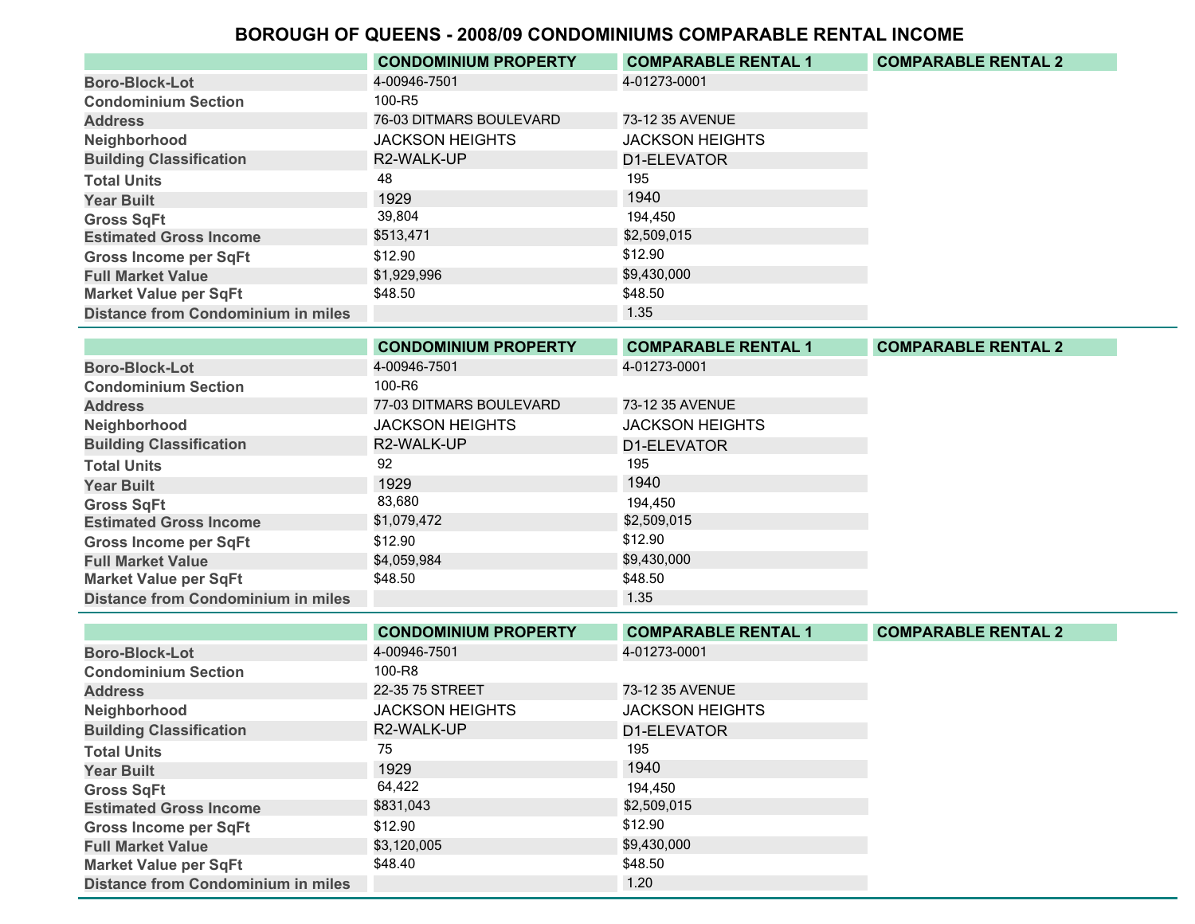# BOROUGH OF QUEENS - 2008/09 CONDOMINIUMS COMPARABLE RENTAL INCOME

| | CONDOMINIUM PROPERTY | COMPARABLE RENTAL 1 | COMPARABLE RENTAL 2 |
|---|---|---|---|
| Boro-Block-Lot | 4-00946-7501 | 4-01273-0001 | |
| Condominium Section | 100-R5 | | |
| Address | 76-03 DITMARS BOULEVARD | 73-12 35 AVENUE | |
| Neighborhood | JACKSON HEIGHTS | JACKSON HEIGHTS | |
| Building Classification | R2-WALK-UP | D1-ELEVATOR | |
| Total Units | 48 | 195 | |
| Year Built | 1929 | 1940 | |
| Gross SqFt | 39,804 | 194,450 | |
| Estimated Gross Income | $513,471 | $2,509,015 | |
| Gross Income per SqFt | $12.90 | $12.90 | |
| Full Market Value | $1,929,996 | $9,430,000 | |
| Market Value per SqFt | $48.50 | $48.50 | |
| Distance from Condominium in miles | | 1.35 | |

| | CONDOMINIUM PROPERTY | COMPARABLE RENTAL 1 | COMPARABLE RENTAL 2 |
|---|---|---|---|
| Boro-Block-Lot | 4-00946-7501 | 4-01273-0001 | |
| Condominium Section | 100-R6 | | |
| Address | 77-03 DITMARS BOULEVARD | 73-12 35 AVENUE | |
| Neighborhood | JACKSON HEIGHTS | JACKSON HEIGHTS | |
| Building Classification | R2-WALK-UP | D1-ELEVATOR | |
| Total Units | 92 | 195 | |
| Year Built | 1929 | 1940 | |
| Gross SqFt | 83,680 | 194,450 | |
| Estimated Gross Income | $1,079,472 | $2,509,015 | |
| Gross Income per SqFt | $12.90 | $12.90 | |
| Full Market Value | $4,059,984 | $9,430,000 | |
| Market Value per SqFt | $48.50 | $48.50 | |
| Distance from Condominium in miles | | 1.35 | |

| | CONDOMINIUM PROPERTY | COMPARABLE RENTAL 1 | COMPARABLE RENTAL 2 |
|---|---|---|---|
| Boro-Block-Lot | 4-00946-7501 | 4-01273-0001 | |
| Condominium Section | 100-R8 | | |
| Address | 22-35 75 STREET | 73-12 35 AVENUE | |
| Neighborhood | JACKSON HEIGHTS | JACKSON HEIGHTS | |
| Building Classification | R2-WALK-UP | D1-ELEVATOR | |
| Total Units | 75 | 195 | |
| Year Built | 1929 | 1940 | |
| Gross SqFt | 64,422 | 194,450 | |
| Estimated Gross Income | $831,043 | $2,509,015 | |
| Gross Income per SqFt | $12.90 | $12.90 | |
| Full Market Value | $3,120,005 | $9,430,000 | |
| Market Value per SqFt | $48.40 | $48.50 | |
| Distance from Condominium in miles | | 1.20 | |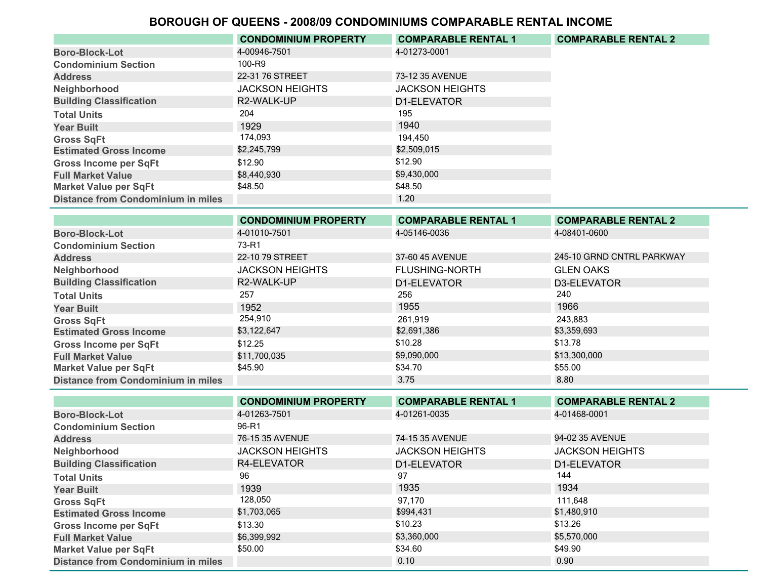# BOROUGH OF QUEENS - 2008/09 CONDOMINIUMS COMPARABLE RENTAL INCOME

| | CONDOMINIUM PROPERTY | COMPARABLE RENTAL 1 | COMPARABLE RENTAL 2 |
|---|---|---|---|
| Boro-Block-Lot | 4-00946-7501 | 4-01273-0001 | |
| Condominium Section | 100-R9 | | |
| Address | 22-31 76 STREET | 73-12 35 AVENUE | |
| Neighborhood | JACKSON HEIGHTS | JACKSON HEIGHTS | |
| Building Classification | R2-WALK-UP | D1-ELEVATOR | |
| Total Units | 204 | 195 | |
| Year Built | 1929 | 1940 | |
| Gross SqFt | 174,093 | 194,450 | |
| Estimated Gross Income | $2,245,799 | $2,509,015 | |
| Gross Income per SqFt | $12.90 | $12.90 | |
| Full Market Value | $8,440,930 | $9,430,000 | |
| Market Value per SqFt | $48.50 | $48.50 | |
| Distance from Condominium in miles | | 1.20 | |

| | CONDOMINIUM PROPERTY | COMPARABLE RENTAL 1 | COMPARABLE RENTAL 2 |
|---|---|---|---|
| Boro-Block-Lot | 4-01010-7501 | 4-05146-0036 | 4-08401-0600 |
| Condominium Section | 73-R1 | | |
| Address | 22-10 79 STREET | 37-60 45 AVENUE | 245-10 GRND CNTRL PARKWAY |
| Neighborhood | JACKSON HEIGHTS | FLUSHING-NORTH | GLEN OAKS |
| Building Classification | R2-WALK-UP | D1-ELEVATOR | D3-ELEVATOR |
| Total Units | 257 | 256 | 240 |
| Year Built | 1952 | 1955 | 1966 |
| Gross SqFt | 254,910 | 261,919 | 243,883 |
| Estimated Gross Income | $3,122,647 | $2,691,386 | $3,359,693 |
| Gross Income per SqFt | $12.25 | $10.28 | $13.78 |
| Full Market Value | $11,700,035 | $9,090,000 | $13,300,000 |
| Market Value per SqFt | $45.90 | $34.70 | $55.00 |
| Distance from Condominium in miles | | 3.75 | 8.80 |

| | CONDOMINIUM PROPERTY | COMPARABLE RENTAL 1 | COMPARABLE RENTAL 2 |
|---|---|---|---|
| Boro-Block-Lot | 4-01263-7501 | 4-01261-0035 | 4-01468-0001 |
| Condominium Section | 96-R1 | | |
| Address | 76-15 35 AVENUE | 74-15 35 AVENUE | 94-02 35 AVENUE |
| Neighborhood | JACKSON HEIGHTS | JACKSON HEIGHTS | JACKSON HEIGHTS |
| Building Classification | R4-ELEVATOR | D1-ELEVATOR | D1-ELEVATOR |
| Total Units | 96 | 97 | 144 |
| Year Built | 1939 | 1935 | 1934 |
| Gross SqFt | 128,050 | 97,170 | 111,648 |
| Estimated Gross Income | $1,703,065 | $994,431 | $1,480,910 |
| Gross Income per SqFt | $13.30 | $10.23 | $13.26 |
| Full Market Value | $6,399,992 | $3,360,000 | $5,570,000 |
| Market Value per SqFt | $50.00 | $34.60 | $49.90 |
| Distance from Condominium in miles | | 0.10 | 0.90 |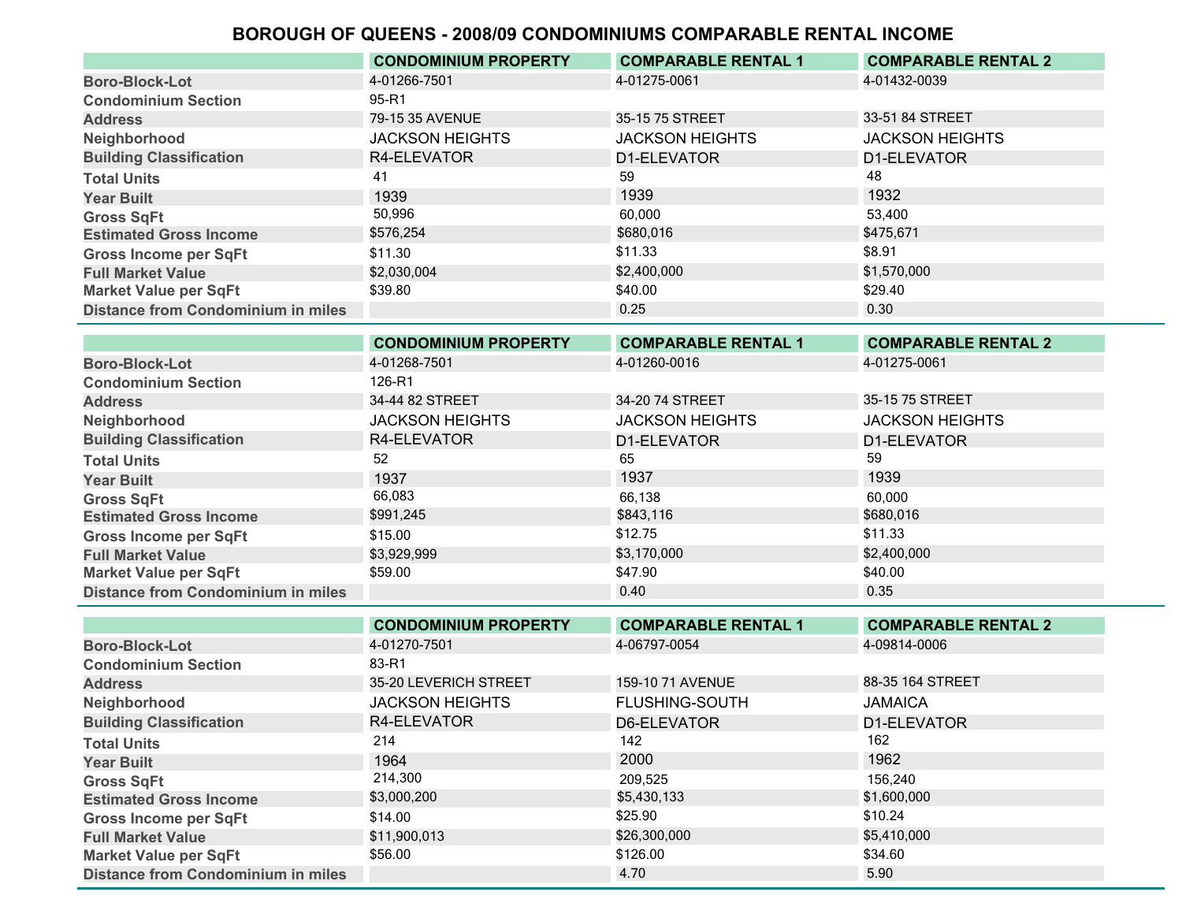# BOROUGH OF QUEENS - 2008/09 CONDOMINIUMS COMPARABLE RENTAL INCOME

| | CONDOMINIUM PROPERTY | COMPARABLE RENTAL 1 | COMPARABLE RENTAL 2 |
|---|---|---|---|
| Boro-Block-Lot | 4-01266-7501 | 4-01275-0061 | 4-01432-0039 |
| Condominium Section | 95-R1 | | |
| Address | 79-15 35 AVENUE | 35-15 75 STREET | 33-51 84 STREET |
| Neighborhood | JACKSON HEIGHTS | JACKSON HEIGHTS | JACKSON HEIGHTS |
| Building Classification | R4-ELEVATOR | D1-ELEVATOR | D1-ELEVATOR |
| Total Units | 41 | 59 | 48 |
| Year Built | 1939 | 1939 | 1932 |
| Gross SqFt | 50,996 | 60,000 | 53,400 |
| Estimated Gross Income | $576,254 | $680,016 | $475,671 |
| Gross Income per SqFt | $11.30 | $11.33 | $8.91 |
| Full Market Value | $2,030,004 | $2,400,000 | $1,570,000 |
| Market Value per SqFt | $39.80 | $40.00 | $29.40 |
| Distance from Condominium in miles | | 0.25 | 0.30 |

| | CONDOMINIUM PROPERTY | COMPARABLE RENTAL 1 | COMPARABLE RENTAL 2 |
|---|---|---|---|
| Boro-Block-Lot | 4-01268-7501 | 4-01260-0016 | 4-01275-0061 |
| Condominium Section | 126-R1 | | |
| Address | 34-44 82 STREET | 34-20 74 STREET | 35-15 75 STREET |
| Neighborhood | JACKSON HEIGHTS | JACKSON HEIGHTS | JACKSON HEIGHTS |
| Building Classification | R4-ELEVATOR | D1-ELEVATOR | D1-ELEVATOR |
| Total Units | 52 | 65 | 59 |
| Year Built | 1937 | 1937 | 1939 |
| Gross SqFt | 66,083 | 66,138 | 60,000 |
| Estimated Gross Income | $991,245 | $843,116 | $680,016 |
| Gross Income per SqFt | $15.00 | $12.75 | $11.33 |
| Full Market Value | $3,929,999 | $3,170,000 | $2,400,000 |
| Market Value per SqFt | $59.00 | $47.90 | $40.00 |
| Distance from Condominium in miles | | 0.40 | 0.35 |

| | CONDOMINIUM PROPERTY | COMPARABLE RENTAL 1 | COMPARABLE RENTAL 2 |
|---|---|---|---|
| Boro-Block-Lot | 4-01270-7501 | 4-06797-0054 | 4-09814-0006 |
| Condominium Section | 83-R1 | | |
| Address | 35-20 LEVERICH STREET | 159-10 71 AVENUE | 88-35 164 STREET |
| Neighborhood | JACKSON HEIGHTS | FLUSHING-SOUTH | JAMAICA |
| Building Classification | R4-ELEVATOR | D6-ELEVATOR | D1-ELEVATOR |
| Total Units | 214 | 142 | 162 |
| Year Built | 1964 | 2000 | 1962 |
| Gross SqFt | 214,300 | 209,525 | 156,240 |
| Estimated Gross Income | $3,000,200 | $5,430,133 | $1,600,000 |
| Gross Income per SqFt | $14.00 | $25.90 | $10.24 |
| Full Market Value | $11,900,013 | $26,300,000 | $5,410,000 |
| Market Value per SqFt | $56.00 | $126.00 | $34.60 |
| Distance from Condominium in miles | | 4.70 | 5.90 |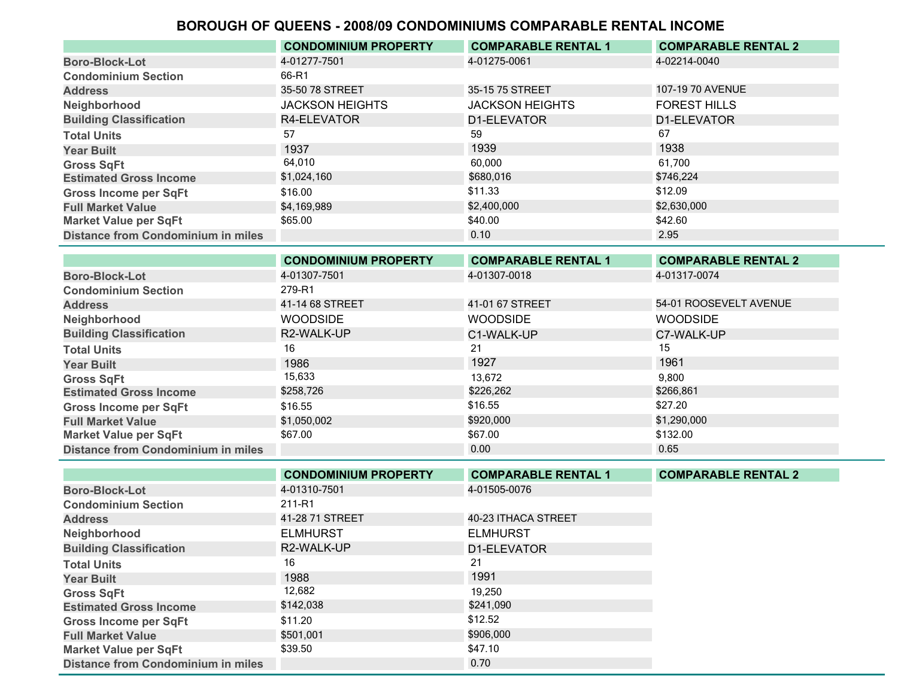# BOROUGH OF QUEENS - 2008/09 CONDOMINIUMS COMPARABLE RENTAL INCOME

| | CONDOMINIUM PROPERTY | COMPARABLE RENTAL 1 | COMPARABLE RENTAL 2 |
|---|---|---|---|
| Boro-Block-Lot | 4-01277-7501 | 4-01275-0061 | 4-02214-0040 |
| Condominium Section | 66-R1 | | |
| Address | 35-50 78 STREET | 35-15 75 STREET | 107-19 70 AVENUE |
| Neighborhood | JACKSON HEIGHTS | JACKSON HEIGHTS | FOREST HILLS |
| Building Classification | R4-ELEVATOR | D1-ELEVATOR | D1-ELEVATOR |
| Total Units | 57 | 59 | 67 |
| Year Built | 1937 | 1939 | 1938 |
| Gross SqFt | 64,010 | 60,000 | 61,700 |
| Estimated Gross Income | $1,024,160 | $680,016 | $746,224 |
| Gross Income per SqFt | $16.00 | $11.33 | $12.09 |
| Full Market Value | $4,169,989 | $2,400,000 | $2,630,000 |
| Market Value per SqFt | $65.00 | $40.00 | $42.60 |
| Distance from Condominium in miles | | 0.10 | 2.95 |

| | CONDOMINIUM PROPERTY | COMPARABLE RENTAL 1 | COMPARABLE RENTAL 2 |
|---|---|---|---|
| Boro-Block-Lot | 4-01307-7501 | 4-01307-0018 | 4-01317-0074 |
| Condominium Section | 279-R1 | | |
| Address | 41-14 68 STREET | 41-01 67 STREET | 54-01 ROOSEVELT AVENUE |
| Neighborhood | WOODSIDE | WOODSIDE | WOODSIDE |
| Building Classification | R2-WALK-UP | C1-WALK-UP | C7-WALK-UP |
| Total Units | 16 | 21 | 15 |
| Year Built | 1986 | 1927 | 1961 |
| Gross SqFt | 15,633 | 13,672 | 9,800 |
| Estimated Gross Income | $258,726 | $226,262 | $266,861 |
| Gross Income per SqFt | $16.55 | $16.55 | $27.20 |
| Full Market Value | $1,050,002 | $920,000 | $1,290,000 |
| Market Value per SqFt | $67.00 | $67.00 | $132.00 |
| Distance from Condominium in miles | | 0.00 | 0.65 |

| | CONDOMINIUM PROPERTY | COMPARABLE RENTAL 1 | COMPARABLE RENTAL 2 |
|---|---|---|---|
| Boro-Block-Lot | 4-01310-7501 | 4-01505-0076 | |
| Condominium Section | 211-R1 | | |
| Address | 41-28 71 STREET | 40-23 ITHACA STREET | |
| Neighborhood | ELMHURST | ELMHURST | |
| Building Classification | R2-WALK-UP | D1-ELEVATOR | |
| Total Units | 16 | 21 | |
| Year Built | 1988 | 1991 | |
| Gross SqFt | 12,682 | 19,250 | |
| Estimated Gross Income | $142,038 | $241,090 | |
| Gross Income per SqFt | $11.20 | $12.52 | |
| Full Market Value | $501,001 | $906,000 | |
| Market Value per SqFt | $39.50 | $47.10 | |
| Distance from Condominium in miles | | 0.70 | |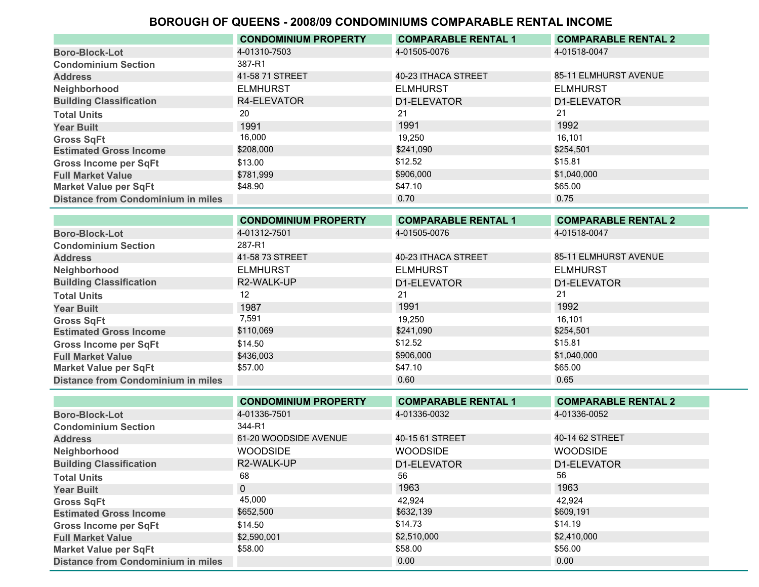# BOROUGH OF QUEENS - 2008/09 CONDOMINIUMS COMPARABLE RENTAL INCOME

| | CONDOMINIUM PROPERTY | COMPARABLE RENTAL 1 | COMPARABLE RENTAL 2 |
|---|---|---|---|
| Boro-Block-Lot | 4-01310-7503 | 4-01505-0076 | 4-01518-0047 |
| Condominium Section | 387-R1 | | |
| Address | 41-58 71 STREET | 40-23 ITHACA STREET | 85-11 ELMHURST AVENUE |
| Neighborhood | ELMHURST | ELMHURST | ELMHURST |
| Building Classification | R4-ELEVATOR | D1-ELEVATOR | D1-ELEVATOR |
| Total Units | 20 | 21 | 21 |
| Year Built | 1991 | 1991 | 1992 |
| Gross SqFt | 16,000 | 19,250 | 16,101 |
| Estimated Gross Income | $208,000 | $241,090 | $254,501 |
| Gross Income per SqFt | $13.00 | $12.52 | $15.81 |
| Full Market Value | $781,999 | $906,000 | $1,040,000 |
| Market Value per SqFt | $48.90 | $47.10 | $65.00 |
| Distance from Condominium in miles | | 0.70 | 0.75 |

| | CONDOMINIUM PROPERTY | COMPARABLE RENTAL 1 | COMPARABLE RENTAL 2 |
|---|---|---|---|
| Boro-Block-Lot | 4-01312-7501 | 4-01505-0076 | 4-01518-0047 |
| Condominium Section | 287-R1 | | |
| Address | 41-58 73 STREET | 40-23 ITHACA STREET | 85-11 ELMHURST AVENUE |
| Neighborhood | ELMHURST | ELMHURST | ELMHURST |
| Building Classification | R2-WALK-UP | D1-ELEVATOR | D1-ELEVATOR |
| Total Units | 12 | 21 | 21 |
| Year Built | 1987 | 1991 | 1992 |
| Gross SqFt | 7,591 | 19,250 | 16,101 |
| Estimated Gross Income | $110,069 | $241,090 | $254,501 |
| Gross Income per SqFt | $14.50 | $12.52 | $15.81 |
| Full Market Value | $436,003 | $906,000 | $1,040,000 |
| Market Value per SqFt | $57.00 | $47.10 | $65.00 |
| Distance from Condominium in miles | | 0.60 | 0.65 |

| | CONDOMINIUM PROPERTY | COMPARABLE RENTAL 1 | COMPARABLE RENTAL 2 |
|---|---|---|---|
| Boro-Block-Lot | 4-01336-7501 | 4-01336-0032 | 4-01336-0052 |
| Condominium Section | 344-R1 | | |
| Address | 61-20 WOODSIDE AVENUE | 40-15 61 STREET | 40-14 62 STREET |
| Neighborhood | WOODSIDE | WOODSIDE | WOODSIDE |
| Building Classification | R2-WALK-UP | D1-ELEVATOR | D1-ELEVATOR |
| Total Units | 68 | 56 | 56 |
| Year Built | 0 | 1963 | 1963 |
| Gross SqFt | 45,000 | 42,924 | 42,924 |
| Estimated Gross Income | $652,500 | $632,139 | $609,191 |
| Gross Income per SqFt | $14.50 | $14.73 | $14.19 |
| Full Market Value | $2,590,001 | $2,510,000 | $2,410,000 |
| Market Value per SqFt | $58.00 | $58.00 | $56.00 |
| Distance from Condominium in miles | | 0.00 | 0.00 |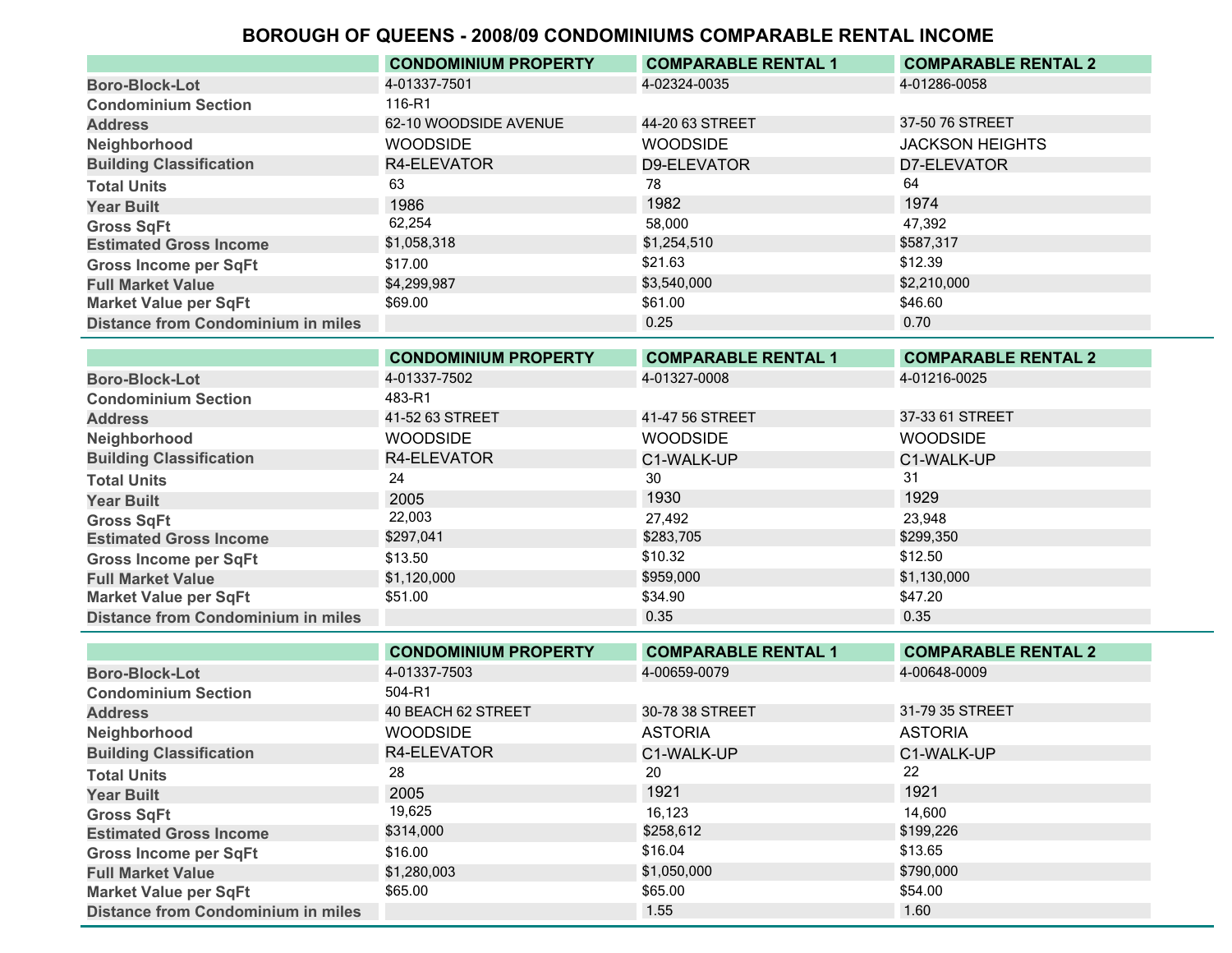# BOROUGH OF QUEENS - 2008/09 CONDOMINIUMS COMPARABLE RENTAL INCOME

| | CONDOMINIUM PROPERTY | COMPARABLE RENTAL 1 | COMPARABLE RENTAL 2 |
|---|---|---|---|
| Boro-Block-Lot | 4-01337-7501 | 4-02324-0035 | 4-01286-0058 |
| Condominium Section | 116-R1 | | |
| Address | 62-10 WOODSIDE AVENUE | 44-20 63 STREET | 37-50 76 STREET |
| Neighborhood | WOODSIDE | WOODSIDE | JACKSON HEIGHTS |
| Building Classification | R4-ELEVATOR | D9-ELEVATOR | D7-ELEVATOR |
| Total Units | 63 | 78 | 64 |
| Year Built | 1986 | 1982 | 1974 |
| Gross SqFt | 62,254 | 58,000 | 47,392 |
| Estimated Gross Income | $1,058,318 | $1,254,510 | $587,317 |
| Gross Income per SqFt | $17.00 | $21.63 | $12.39 |
| Full Market Value | $4,299,987 | $3,540,000 | $2,210,000 |
| Market Value per SqFt | $69.00 | $61.00 | $46.60 |
| Distance from Condominium in miles | | 0.25 | 0.70 |

| | CONDOMINIUM PROPERTY | COMPARABLE RENTAL 1 | COMPARABLE RENTAL 2 |
|---|---|---|---|
| Boro-Block-Lot | 4-01337-7502 | 4-01327-0008 | 4-01216-0025 |
| Condominium Section | 483-R1 | | |
| Address | 41-52 63 STREET | 41-47 56 STREET | 37-33 61 STREET |
| Neighborhood | WOODSIDE | WOODSIDE | WOODSIDE |
| Building Classification | R4-ELEVATOR | C1-WALK-UP | C1-WALK-UP |
| Total Units | 24 | 30 | 31 |
| Year Built | 2005 | 1930 | 1929 |
| Gross SqFt | 22,003 | 27,492 | 23,948 |
| Estimated Gross Income | $297,041 | $283,705 | $299,350 |
| Gross Income per SqFt | $13.50 | $10.32 | $12.50 |
| Full Market Value | $1,120,000 | $959,000 | $1,130,000 |
| Market Value per SqFt | $51.00 | $34.90 | $47.20 |
| Distance from Condominium in miles | | 0.35 | 0.35 |

| | CONDOMINIUM PROPERTY | COMPARABLE RENTAL 1 | COMPARABLE RENTAL 2 |
|---|---|---|---|
| Boro-Block-Lot | 4-01337-7503 | 4-00659-0079 | 4-00648-0009 |
| Condominium Section | 504-R1 | | |
| Address | 40 BEACH 62 STREET | 30-78 38 STREET | 31-79 35 STREET |
| Neighborhood | WOODSIDE | ASTORIA | ASTORIA |
| Building Classification | R4-ELEVATOR | C1-WALK-UP | C1-WALK-UP |
| Total Units | 28 | 20 | 22 |
| Year Built | 2005 | 1921 | 1921 |
| Gross SqFt | 19,625 | 16,123 | 14,600 |
| Estimated Gross Income | $314,000 | $258,612 | $199,226 |
| Gross Income per SqFt | $16.00 | $16.04 | $13.65 |
| Full Market Value | $1,280,003 | $1,050,000 | $790,000 |
| Market Value per SqFt | $65.00 | $65.00 | $54.00 |
| Distance from Condominium in miles | | 1.55 | 1.60 |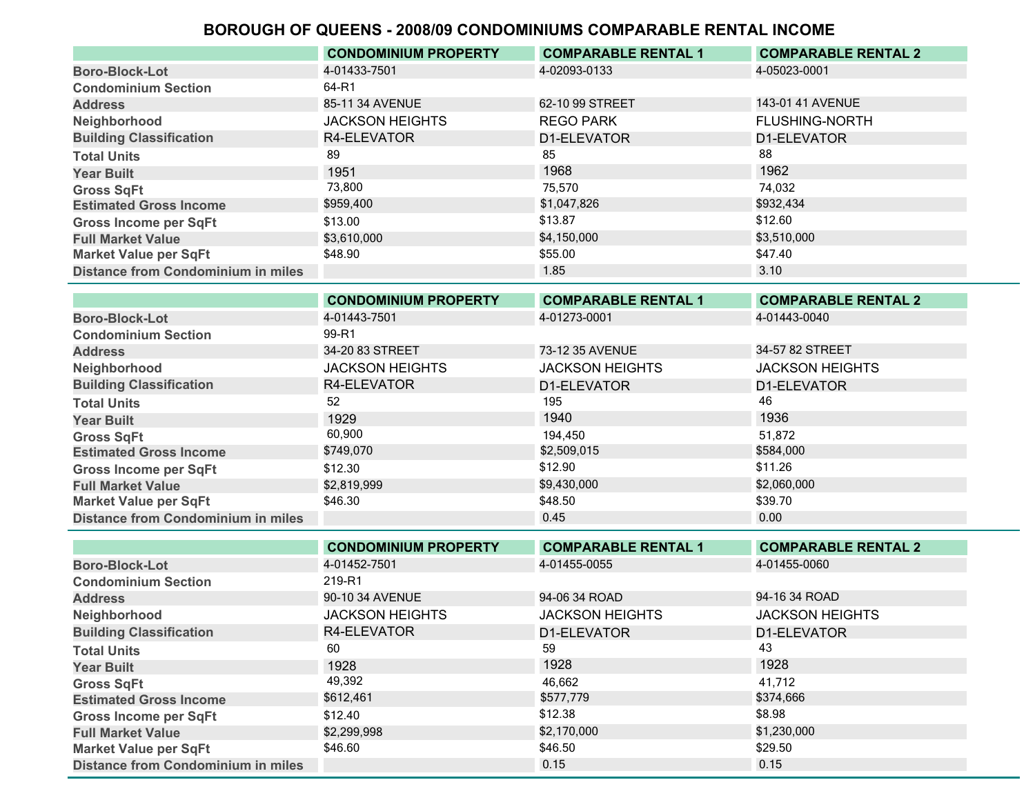# BOROUGH OF QUEENS - 2008/09 CONDOMINIUMS COMPARABLE RENTAL INCOME

| | CONDOMINIUM PROPERTY | COMPARABLE RENTAL 1 | COMPARABLE RENTAL 2 |
|---|---|---|---|
| Boro-Block-Lot | 4-01433-7501 | 4-02093-0133 | 4-05023-0001 |
| Condominium Section | 64-R1 | | |
| Address | 85-11 34 AVENUE | 62-10 99 STREET | 143-01 41 AVENUE |
| Neighborhood | JACKSON HEIGHTS | REGO PARK | FLUSHING-NORTH |
| Building Classification | R4-ELEVATOR | D1-ELEVATOR | D1-ELEVATOR |
| Total Units | 89 | 85 | 88 |
| Year Built | 1951 | 1968 | 1962 |
| Gross SqFt | 73,800 | 75,570 | 74,032 |
| Estimated Gross Income | $959,400 | $1,047,826 | $932,434 |
| Gross Income per SqFt | $13.00 | $13.87 | $12.60 |
| Full Market Value | $3,610,000 | $4,150,000 | $3,510,000 |
| Market Value per SqFt | $48.90 | $55.00 | $47.40 |
| Distance from Condominium in miles | | 1.85 | 3.10 |

| | CONDOMINIUM PROPERTY | COMPARABLE RENTAL 1 | COMPARABLE RENTAL 2 |
|---|---|---|---|
| Boro-Block-Lot | 4-01443-7501 | 4-01273-0001 | 4-01443-0040 |
| Condominium Section | 99-R1 | | |
| Address | 34-20 83 STREET | 73-12 35 AVENUE | 34-57 82 STREET |
| Neighborhood | JACKSON HEIGHTS | JACKSON HEIGHTS | JACKSON HEIGHTS |
| Building Classification | R4-ELEVATOR | D1-ELEVATOR | D1-ELEVATOR |
| Total Units | 52 | 195 | 46 |
| Year Built | 1929 | 1940 | 1936 |
| Gross SqFt | 60,900 | 194,450 | 51,872 |
| Estimated Gross Income | $749,070 | $2,509,015 | $584,000 |
| Gross Income per SqFt | $12.30 | $12.90 | $11.26 |
| Full Market Value | $2,819,999 | $9,430,000 | $2,060,000 |
| Market Value per SqFt | $46.30 | $48.50 | $39.70 |
| Distance from Condominium in miles | | 0.45 | 0.00 |

| | CONDOMINIUM PROPERTY | COMPARABLE RENTAL 1 | COMPARABLE RENTAL 2 |
|---|---|---|---|
| Boro-Block-Lot | 4-01452-7501 | 4-01455-0055 | 4-01455-0060 |
| Condominium Section | 219-R1 | | |
| Address | 90-10 34 AVENUE | 94-06 34 ROAD | 94-16 34 ROAD |
| Neighborhood | JACKSON HEIGHTS | JACKSON HEIGHTS | JACKSON HEIGHTS |
| Building Classification | R4-ELEVATOR | D1-ELEVATOR | D1-ELEVATOR |
| Total Units | 60 | 59 | 43 |
| Year Built | 1928 | 1928 | 1928 |
| Gross SqFt | 49,392 | 46,662 | 41,712 |
| Estimated Gross Income | $612,461 | $577,779 | $374,666 |
| Gross Income per SqFt | $12.40 | $12.38 | $8.98 |
| Full Market Value | $2,299,998 | $2,170,000 | $1,230,000 |
| Market Value per SqFt | $46.60 | $46.50 | $29.50 |
| Distance from Condominium in miles | | 0.15 | 0.15 |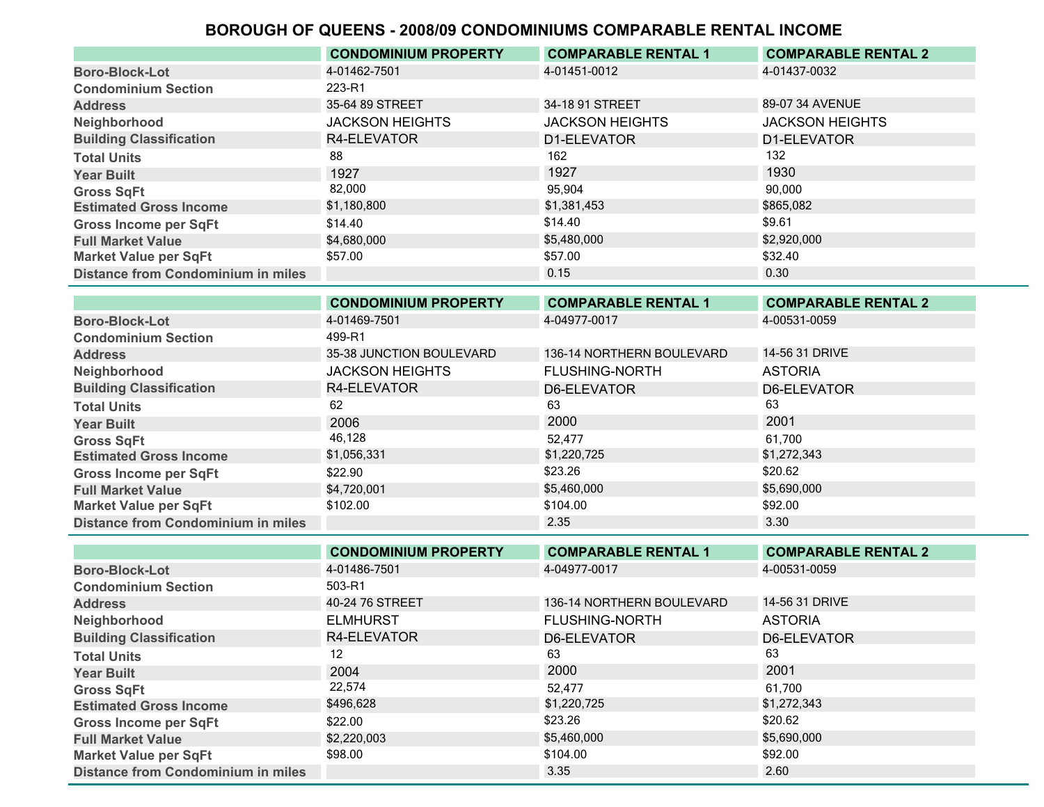# BOROUGH OF QUEENS - 2008/09 CONDOMINIUMS COMPARABLE RENTAL INCOME

| | CONDOMINIUM PROPERTY | COMPARABLE RENTAL 1 | COMPARABLE RENTAL 2 |
|---|---|---|---|
| Boro-Block-Lot | 4-01462-7501 | 4-01451-0012 | 4-01437-0032 |
| Condominium Section | 223-R1 | | |
| Address | 35-64 89 STREET | 34-18 91 STREET | 89-07 34 AVENUE |
| Neighborhood | JACKSON HEIGHTS | JACKSON HEIGHTS | JACKSON HEIGHTS |
| Building Classification | R4-ELEVATOR | D1-ELEVATOR | D1-ELEVATOR |
| Total Units | 88 | 162 | 132 |
| Year Built | 1927 | 1927 | 1930 |
| Gross SqFt | 82,000 | 95,904 | 90,000 |
| Estimated Gross Income | $1,180,800 | $1,381,453 | $865,082 |
| Gross Income per SqFt | $14.40 | $14.40 | $9.61 |
| Full Market Value | $4,680,000 | $5,480,000 | $2,920,000 |
| Market Value per SqFt | $57.00 | $57.00 | $32.40 |
| Distance from Condominium in miles | | 0.15 | 0.30 |

| | CONDOMINIUM PROPERTY | COMPARABLE RENTAL 1 | COMPARABLE RENTAL 2 |
|---|---|---|---|
| Boro-Block-Lot | 4-01469-7501 | 4-04977-0017 | 4-00531-0059 |
| Condominium Section | 499-R1 | | |
| Address | 35-38 JUNCTION BOULEVARD | 136-14 NORTHERN BOULEVARD | 14-56 31 DRIVE |
| Neighborhood | JACKSON HEIGHTS | FLUSHING-NORTH | ASTORIA |
| Building Classification | R4-ELEVATOR | D6-ELEVATOR | D6-ELEVATOR |
| Total Units | 62 | 63 | 63 |
| Year Built | 2006 | 2000 | 2001 |
| Gross SqFt | 46,128 | 52,477 | 61,700 |
| Estimated Gross Income | $1,056,331 | $1,220,725 | $1,272,343 |
| Gross Income per SqFt | $22.90 | $23.26 | $20.62 |
| Full Market Value | $4,720,001 | $5,460,000 | $5,690,000 |
| Market Value per SqFt | $102.00 | $104.00 | $92.00 |
| Distance from Condominium in miles | | 2.35 | 3.30 |

| | CONDOMINIUM PROPERTY | COMPARABLE RENTAL 1 | COMPARABLE RENTAL 2 |
|---|---|---|---|
| Boro-Block-Lot | 4-01486-7501 | 4-04977-0017 | 4-00531-0059 |
| Condominium Section | 503-R1 | | |
| Address | 40-24 76 STREET | 136-14 NORTHERN BOULEVARD | 14-56 31 DRIVE |
| Neighborhood | ELMHURST | FLUSHING-NORTH | ASTORIA |
| Building Classification | R4-ELEVATOR | D6-ELEVATOR | D6-ELEVATOR |
| Total Units | 12 | 63 | 63 |
| Year Built | 2004 | 2000 | 2001 |
| Gross SqFt | 22,574 | 52,477 | 61,700 |
| Estimated Gross Income | $496,628 | $1,220,725 | $1,272,343 |
| Gross Income per SqFt | $22.00 | $23.26 | $20.62 |
| Full Market Value | $2,220,003 | $5,460,000 | $5,690,000 |
| Market Value per SqFt | $98.00 | $104.00 | $92.00 |
| Distance from Condominium in miles | | 3.35 | 2.60 |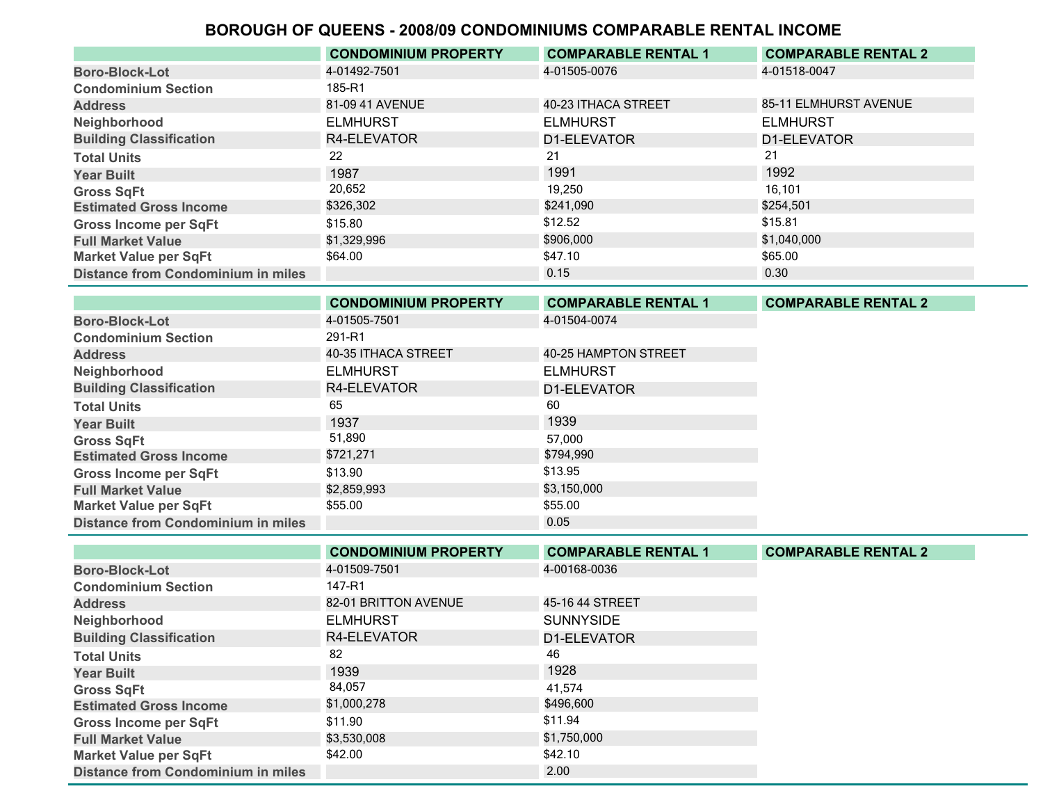# BOROUGH OF QUEENS - 2008/09 CONDOMINIUMS COMPARABLE RENTAL INCOME

| | CONDOMINIUM PROPERTY | COMPARABLE RENTAL 1 | COMPARABLE RENTAL 2 |
|---|---|---|---|
| Boro-Block-Lot | 4-01492-7501 | 4-01505-0076 | 4-01518-0047 |
| Condominium Section | 185-R1 | | |
| Address | 81-09 41 AVENUE | 40-23 ITHACA STREET | 85-11 ELMHURST AVENUE |
| Neighborhood | ELMHURST | ELMHURST | ELMHURST |
| Building Classification | R4-ELEVATOR | D1-ELEVATOR | D1-ELEVATOR |
| Total Units | 22 | 21 | 21 |
| Year Built | 1987 | 1991 | 1992 |
| Gross SqFt | 20,652 | 19,250 | 16,101 |
| Estimated Gross Income | $326,302 | $241,090 | $254,501 |
| Gross Income per SqFt | $15.80 | $12.52 | $15.81 |
| Full Market Value | $1,329,996 | $906,000 | $1,040,000 |
| Market Value per SqFt | $64.00 | $47.10 | $65.00 |
| Distance from Condominium in miles | | 0.15 | 0.30 |

| | CONDOMINIUM PROPERTY | COMPARABLE RENTAL 1 | COMPARABLE RENTAL 2 |
|---|---|---|---|
| Boro-Block-Lot | 4-01505-7501 | 4-01504-0074 | |
| Condominium Section | 291-R1 | | |
| Address | 40-35 ITHACA STREET | 40-25 HAMPTON STREET | |
| Neighborhood | ELMHURST | ELMHURST | |
| Building Classification | R4-ELEVATOR | D1-ELEVATOR | |
| Total Units | 65 | 60 | |
| Year Built | 1937 | 1939 | |
| Gross SqFt | 51,890 | 57,000 | |
| Estimated Gross Income | $721,271 | $794,990 | |
| Gross Income per SqFt | $13.90 | $13.95 | |
| Full Market Value | $2,859,993 | $3,150,000 | |
| Market Value per SqFt | $55.00 | $55.00 | |
| Distance from Condominium in miles | | 0.05 | |

| | CONDOMINIUM PROPERTY | COMPARABLE RENTAL 1 | COMPARABLE RENTAL 2 |
|---|---|---|---|
| Boro-Block-Lot | 4-01509-7501 | 4-00168-0036 | |
| Condominium Section | 147-R1 | | |
| Address | 82-01 BRITTON AVENUE | 45-16 44 STREET | |
| Neighborhood | ELMHURST | SUNNYSIDE | |
| Building Classification | R4-ELEVATOR | D1-ELEVATOR | |
| Total Units | 82 | 46 | |
| Year Built | 1939 | 1928 | |
| Gross SqFt | 84,057 | 41,574 | |
| Estimated Gross Income | $1,000,278 | $496,600 | |
| Gross Income per SqFt | $11.90 | $11.94 | |
| Full Market Value | $3,530,008 | $1,750,000 | |
| Market Value per SqFt | $42.00 | $42.10 | |
| Distance from Condominium in miles | | 2.00 | |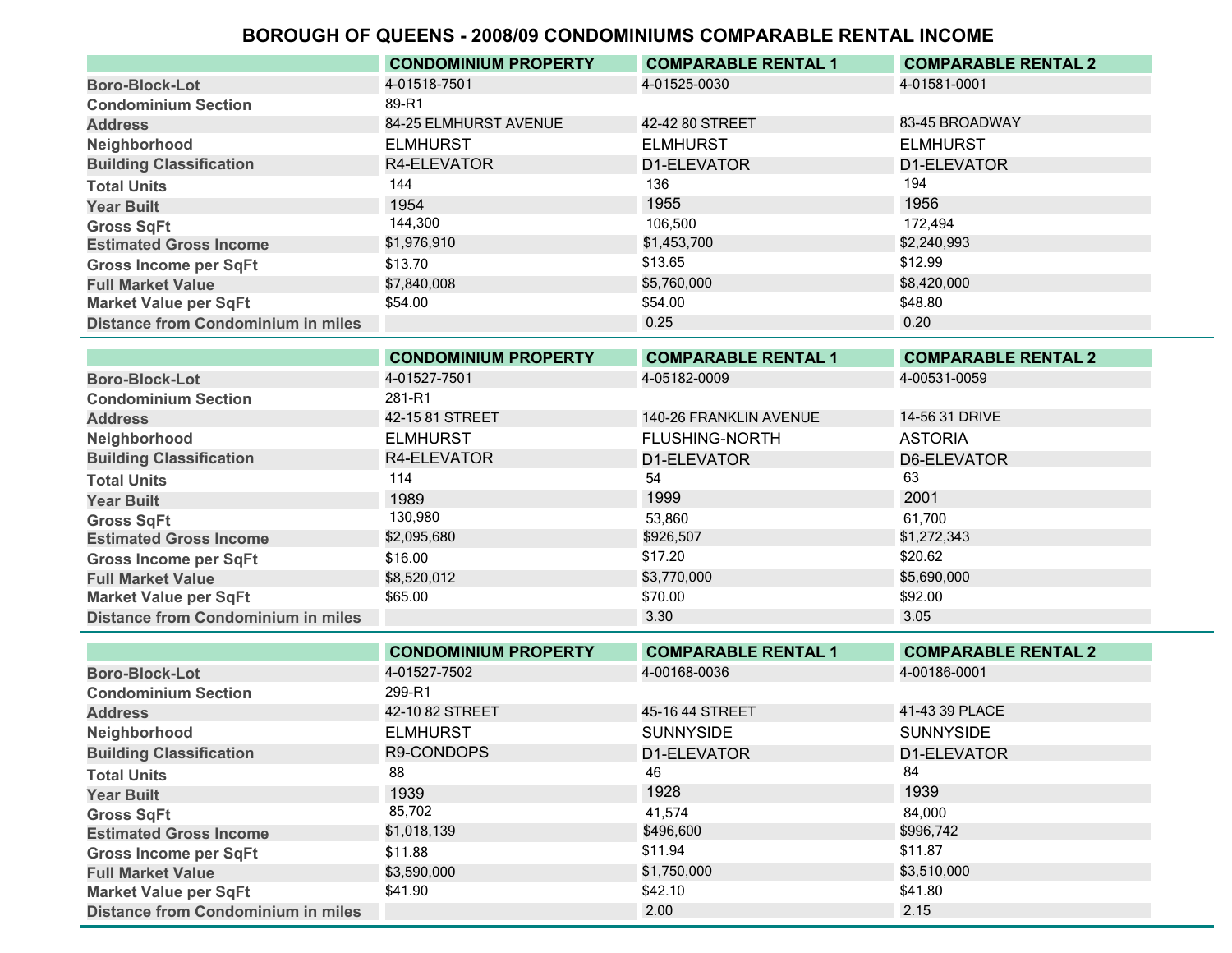# BOROUGH OF QUEENS - 2008/09 CONDOMINIUMS COMPARABLE RENTAL INCOME

| | CONDOMINIUM PROPERTY | COMPARABLE RENTAL 1 | COMPARABLE RENTAL 2 |
|---|---|---|---|
| Boro-Block-Lot | 4-01518-7501 | 4-01525-0030 | 4-01581-0001 |
| Condominium Section | 89-R1 | | |
| Address | 84-25 ELMHURST AVENUE | 42-42 80 STREET | 83-45 BROADWAY |
| Neighborhood | ELMHURST | ELMHURST | ELMHURST |
| Building Classification | R4-ELEVATOR | D1-ELEVATOR | D1-ELEVATOR |
| Total Units | 144 | 136 | 194 |
| Year Built | 1954 | 1955 | 1956 |
| Gross SqFt | 144,300 | 106,500 | 172,494 |
| Estimated Gross Income | $1,976,910 | $1,453,700 | $2,240,993 |
| Gross Income per SqFt | $13.70 | $13.65 | $12.99 |
| Full Market Value | $7,840,008 | $5,760,000 | $8,420,000 |
| Market Value per SqFt | $54.00 | $54.00 | $48.80 |
| Distance from Condominium in miles | | 0.25 | 0.20 |

| | CONDOMINIUM PROPERTY | COMPARABLE RENTAL 1 | COMPARABLE RENTAL 2 |
|---|---|---|---|
| Boro-Block-Lot | 4-01527-7501 | 4-05182-0009 | 4-00531-0059 |
| Condominium Section | 281-R1 | | |
| Address | 42-15 81 STREET | 140-26 FRANKLIN AVENUE | 14-56 31 DRIVE |
| Neighborhood | ELMHURST | FLUSHING-NORTH | ASTORIA |
| Building Classification | R4-ELEVATOR | D1-ELEVATOR | D6-ELEVATOR |
| Total Units | 114 | 54 | 63 |
| Year Built | 1989 | 1999 | 2001 |
| Gross SqFt | 130,980 | 53,860 | 61,700 |
| Estimated Gross Income | $2,095,680 | $926,507 | $1,272,343 |
| Gross Income per SqFt | $16.00 | $17.20 | $20.62 |
| Full Market Value | $8,520,012 | $3,770,000 | $5,690,000 |
| Market Value per SqFt | $65.00 | $70.00 | $92.00 |
| Distance from Condominium in miles | | 3.30 | 3.05 |

| | CONDOMINIUM PROPERTY | COMPARABLE RENTAL 1 | COMPARABLE RENTAL 2 |
|---|---|---|---|
| Boro-Block-Lot | 4-01527-7502 | 4-00168-0036 | 4-00186-0001 |
| Condominium Section | 299-R1 | | |
| Address | 42-10 82 STREET | 45-16 44 STREET | 41-43 39 PLACE |
| Neighborhood | ELMHURST | SUNNYSIDE | SUNNYSIDE |
| Building Classification | R9-CONDOPS | D1-ELEVATOR | D1-ELEVATOR |
| Total Units | 88 | 46 | 84 |
| Year Built | 1939 | 1928 | 1939 |
| Gross SqFt | 85,702 | 41,574 | 84,000 |
| Estimated Gross Income | $1,018,139 | $496,600 | $996,742 |
| Gross Income per SqFt | $11.88 | $11.94 | $11.87 |
| Full Market Value | $3,590,000 | $1,750,000 | $3,510,000 |
| Market Value per SqFt | $41.90 | $42.10 | $41.80 |
| Distance from Condominium in miles | | 2.00 | 2.15 |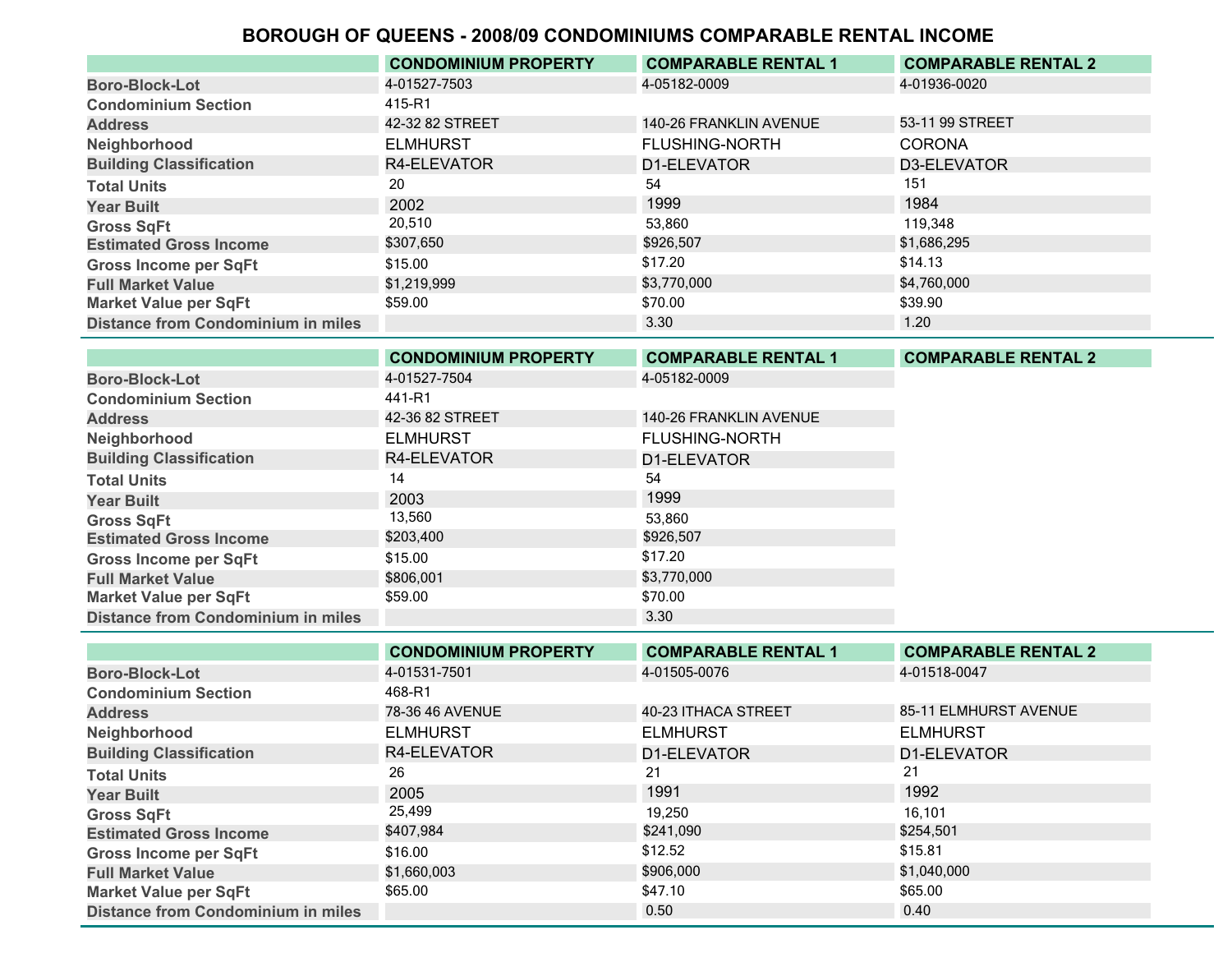# BOROUGH OF QUEENS - 2008/09 CONDOMINIUMS COMPARABLE RENTAL INCOME

| | CONDOMINIUM PROPERTY | COMPARABLE RENTAL 1 | COMPARABLE RENTAL 2 |
|---|---|---|---|
| Boro-Block-Lot | 4-01527-7503 | 4-05182-0009 | 4-01936-0020 |
| Condominium Section | 415-R1 | | |
| Address | 42-32 82 STREET | 140-26 FRANKLIN AVENUE | 53-11 99 STREET |
| Neighborhood | ELMHURST | FLUSHING-NORTH | CORONA |
| Building Classification | R4-ELEVATOR | D1-ELEVATOR | D3-ELEVATOR |
| Total Units | 20 | 54 | 151 |
| Year Built | 2002 | 1999 | 1984 |
| Gross SqFt | 20,510 | 53,860 | 119,348 |
| Estimated Gross Income | $307,650 | $926,507 | $1,686,295 |
| Gross Income per SqFt | $15.00 | $17.20 | $14.13 |
| Full Market Value | $1,219,999 | $3,770,000 | $4,760,000 |
| Market Value per SqFt | $59.00 | $70.00 | $39.90 |
| Distance from Condominium in miles | | 3.30 | 1.20 |

| | CONDOMINIUM PROPERTY | COMPARABLE RENTAL 1 | COMPARABLE RENTAL 2 |
|---|---|---|---|
| Boro-Block-Lot | 4-01527-7504 | 4-05182-0009 | |
| Condominium Section | 441-R1 | | |
| Address | 42-36 82 STREET | 140-26 FRANKLIN AVENUE | |
| Neighborhood | ELMHURST | FLUSHING-NORTH | |
| Building Classification | R4-ELEVATOR | D1-ELEVATOR | |
| Total Units | 14 | 54 | |
| Year Built | 2003 | 1999 | |
| Gross SqFt | 13,560 | 53,860 | |
| Estimated Gross Income | $203,400 | $926,507 | |
| Gross Income per SqFt | $15.00 | $17.20 | |
| Full Market Value | $806,001 | $3,770,000 | |
| Market Value per SqFt | $59.00 | $70.00 | |
| Distance from Condominium in miles | | 3.30 | |

| | CONDOMINIUM PROPERTY | COMPARABLE RENTAL 1 | COMPARABLE RENTAL 2 |
|---|---|---|---|
| Boro-Block-Lot | 4-01531-7501 | 4-01505-0076 | 4-01518-0047 |
| Condominium Section | 468-R1 | | |
| Address | 78-36 46 AVENUE | 40-23 ITHACA STREET | 85-11 ELMHURST AVENUE |
| Neighborhood | ELMHURST | ELMHURST | ELMHURST |
| Building Classification | R4-ELEVATOR | D1-ELEVATOR | D1-ELEVATOR |
| Total Units | 26 | 21 | 21 |
| Year Built | 2005 | 1991 | 1992 |
| Gross SqFt | 25,499 | 19,250 | 16,101 |
| Estimated Gross Income | $407,984 | $241,090 | $254,501 |
| Gross Income per SqFt | $16.00 | $12.52 | $15.81 |
| Full Market Value | $1,660,003 | $906,000 | $1,040,000 |
| Market Value per SqFt | $65.00 | $47.10 | $65.00 |
| Distance from Condominium in miles | | 0.50 | 0.40 |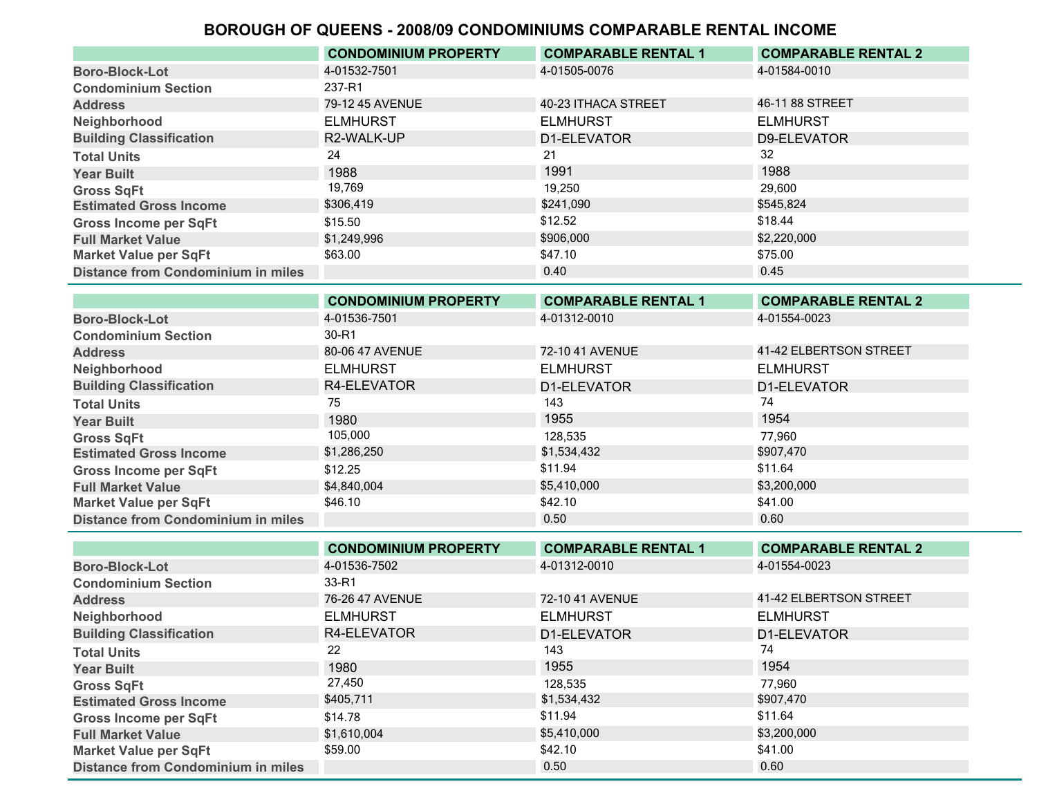# BOROUGH OF QUEENS - 2008/09 CONDOMINIUMS COMPARABLE RENTAL INCOME

| | CONDOMINIUM PROPERTY | COMPARABLE RENTAL 1 | COMPARABLE RENTAL 2 |
|---|---|---|---|
| Boro-Block-Lot | 4-01532-7501 | 4-01505-0076 | 4-01584-0010 |
| Condominium Section | 237-R1 | | |
| Address | 79-12 45 AVENUE | 40-23 ITHACA STREET | 46-11 88 STREET |
| Neighborhood | ELMHURST | ELMHURST | ELMHURST |
| Building Classification | R2-WALK-UP | D1-ELEVATOR | D9-ELEVATOR |
| Total Units | 24 | 21 | 32 |
| Year Built | 1988 | 1991 | 1988 |
| Gross SqFt | 19,769 | 19,250 | 29,600 |
| Estimated Gross Income | $306,419 | $241,090 | $545,824 |
| Gross Income per SqFt | $15.50 | $12.52 | $18.44 |
| Full Market Value | $1,249,996 | $906,000 | $2,220,000 |
| Market Value per SqFt | $63.00 | $47.10 | $75.00 |
| Distance from Condominium in miles | | 0.40 | 0.45 |

| | CONDOMINIUM PROPERTY | COMPARABLE RENTAL 1 | COMPARABLE RENTAL 2 |
|---|---|---|---|
| Boro-Block-Lot | 4-01536-7501 | 4-01312-0010 | 4-01554-0023 |
| Condominium Section | 30-R1 | | |
| Address | 80-06 47 AVENUE | 72-10 41 AVENUE | 41-42 ELBERTSON STREET |
| Neighborhood | ELMHURST | ELMHURST | ELMHURST |
| Building Classification | R4-ELEVATOR | D1-ELEVATOR | D1-ELEVATOR |
| Total Units | 75 | 143 | 74 |
| Year Built | 1980 | 1955 | 1954 |
| Gross SqFt | 105,000 | 128,535 | 77,960 |
| Estimated Gross Income | $1,286,250 | $1,534,432 | $907,470 |
| Gross Income per SqFt | $12.25 | $11.94 | $11.64 |
| Full Market Value | $4,840,004 | $5,410,000 | $3,200,000 |
| Market Value per SqFt | $46.10 | $42.10 | $41.00 |
| Distance from Condominium in miles | | 0.50 | 0.60 |

| | CONDOMINIUM PROPERTY | COMPARABLE RENTAL 1 | COMPARABLE RENTAL 2 |
|---|---|---|---|
| Boro-Block-Lot | 4-01536-7502 | 4-01312-0010 | 4-01554-0023 |
| Condominium Section | 33-R1 | | |
| Address | 76-26 47 AVENUE | 72-10 41 AVENUE | 41-42 ELBERTSON STREET |
| Neighborhood | ELMHURST | ELMHURST | ELMHURST |
| Building Classification | R4-ELEVATOR | D1-ELEVATOR | D1-ELEVATOR |
| Total Units | 22 | 143 | 74 |
| Year Built | 1980 | 1955 | 1954 |
| Gross SqFt | 27,450 | 128,535 | 77,960 |
| Estimated Gross Income | $405,711 | $1,534,432 | $907,470 |
| Gross Income per SqFt | $14.78 | $11.94 | $11.64 |
| Full Market Value | $1,610,004 | $5,410,000 | $3,200,000 |
| Market Value per SqFt | $59.00 | $42.10 | $41.00 |
| Distance from Condominium in miles | | 0.50 | 0.60 |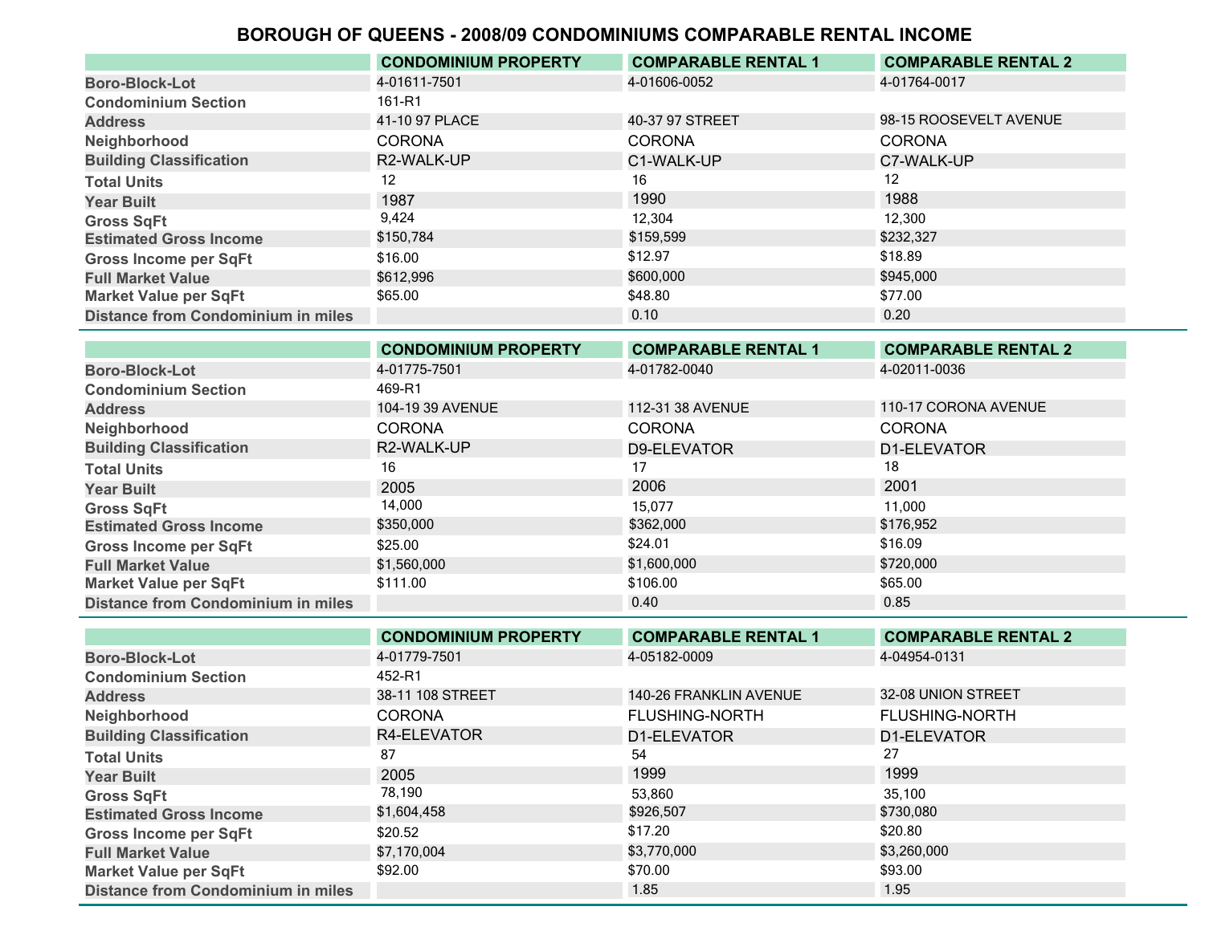# BOROUGH OF QUEENS - 2008/09 CONDOMINIUMS COMPARABLE RENTAL INCOME

| | CONDOMINIUM PROPERTY | COMPARABLE RENTAL 1 | COMPARABLE RENTAL 2 |
|---|---|---|---|
| Boro-Block-Lot | 4-01611-7501 | 4-01606-0052 | 4-01764-0017 |
| Condominium Section | 161-R1 | | |
| Address | 41-10 97 PLACE | 40-37 97 STREET | 98-15 ROOSEVELT AVENUE |
| Neighborhood | CORONA | CORONA | CORONA |
| Building Classification | R2-WALK-UP | C1-WALK-UP | C7-WALK-UP |
| Total Units | 12 | 16 | 12 |
| Year Built | 1987 | 1990 | 1988 |
| Gross SqFt | 9,424 | 12,304 | 12,300 |
| Estimated Gross Income | $150,784 | $159,599 | $232,327 |
| Gross Income per SqFt | $16.00 | $12.97 | $18.89 |
| Full Market Value | $612,996 | $600,000 | $945,000 |
| Market Value per SqFt | $65.00 | $48.80 | $77.00 |
| Distance from Condominium in miles | | 0.10 | 0.20 |

| | CONDOMINIUM PROPERTY | COMPARABLE RENTAL 1 | COMPARABLE RENTAL 2 |
|---|---|---|---|
| Boro-Block-Lot | 4-01775-7501 | 4-01782-0040 | 4-02011-0036 |
| Condominium Section | 469-R1 | | |
| Address | 104-19 39 AVENUE | 112-31 38 AVENUE | 110-17 CORONA AVENUE |
| Neighborhood | CORONA | CORONA | CORONA |
| Building Classification | R2-WALK-UP | D9-ELEVATOR | D1-ELEVATOR |
| Total Units | 16 | 17 | 18 |
| Year Built | 2005 | 2006 | 2001 |
| Gross SqFt | 14,000 | 15,077 | 11,000 |
| Estimated Gross Income | $350,000 | $362,000 | $176,952 |
| Gross Income per SqFt | $25.00 | $24.01 | $16.09 |
| Full Market Value | $1,560,000 | $1,600,000 | $720,000 |
| Market Value per SqFt | $111.00 | $106.00 | $65.00 |
| Distance from Condominium in miles | | 0.40 | 0.85 |

| | CONDOMINIUM PROPERTY | COMPARABLE RENTAL 1 | COMPARABLE RENTAL 2 |
|---|---|---|---|
| Boro-Block-Lot | 4-01779-7501 | 4-05182-0009 | 4-04954-0131 |
| Condominium Section | 452-R1 | | |
| Address | 38-11 108 STREET | 140-26 FRANKLIN AVENUE | 32-08 UNION STREET |
| Neighborhood | CORONA | FLUSHING-NORTH | FLUSHING-NORTH |
| Building Classification | R4-ELEVATOR | D1-ELEVATOR | D1-ELEVATOR |
| Total Units | 87 | 54 | 27 |
| Year Built | 2005 | 1999 | 1999 |
| Gross SqFt | 78,190 | 53,860 | 35,100 |
| Estimated Gross Income | $1,604,458 | $926,507 | $730,080 |
| Gross Income per SqFt | $20.52 | $17.20 | $20.80 |
| Full Market Value | $7,170,004 | $3,770,000 | $3,260,000 |
| Market Value per SqFt | $92.00 | $70.00 | $93.00 |
| Distance from Condominium in miles | | 1.85 | 1.95 |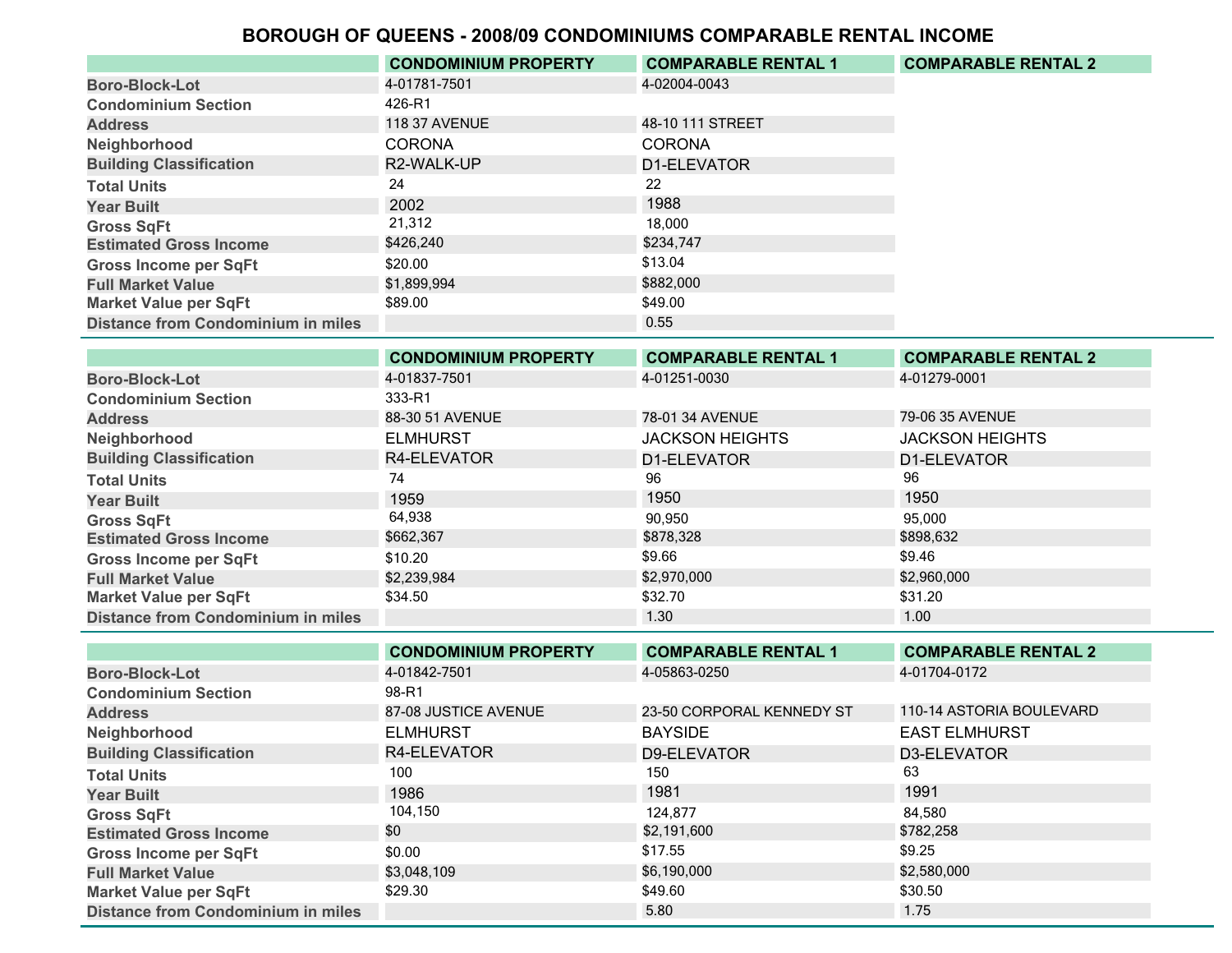# BOROUGH OF QUEENS - 2008/09 CONDOMINIUMS COMPARABLE RENTAL INCOME

| | CONDOMINIUM PROPERTY | COMPARABLE RENTAL 1 | COMPARABLE RENTAL 2 |
|---|---|---|---|
| Boro-Block-Lot | 4-01781-7501 | 4-02004-0043 | |
| Condominium Section | 426-R1 | | |
| Address | 118 37 AVENUE | 48-10 111 STREET | |
| Neighborhood | CORONA | CORONA | |
| Building Classification | R2-WALK-UP | D1-ELEVATOR | |
| Total Units | 24 | 22 | |
| Year Built | 2002 | 1988 | |
| Gross SqFt | 21,312 | 18,000 | |
| Estimated Gross Income | $426,240 | $234,747 | |
| Gross Income per SqFt | $20.00 | $13.04 | |
| Full Market Value | $1,899,994 | $882,000 | |
| Market Value per SqFt | $89.00 | $49.00 | |
| Distance from Condominium in miles | | 0.55 | |

| | CONDOMINIUM PROPERTY | COMPARABLE RENTAL 1 | COMPARABLE RENTAL 2 |
|---|---|---|---|
| Boro-Block-Lot | 4-01837-7501 | 4-01251-0030 | 4-01279-0001 |
| Condominium Section | 333-R1 | | |
| Address | 88-30 51 AVENUE | 78-01 34 AVENUE | 79-06 35 AVENUE |
| Neighborhood | ELMHURST | JACKSON HEIGHTS | JACKSON HEIGHTS |
| Building Classification | R4-ELEVATOR | D1-ELEVATOR | D1-ELEVATOR |
| Total Units | 74 | 96 | 96 |
| Year Built | 1959 | 1950 | 1950 |
| Gross SqFt | 64,938 | 90,950 | 95,000 |
| Estimated Gross Income | $662,367 | $878,328 | $898,632 |
| Gross Income per SqFt | $10.20 | $9.66 | $9.46 |
| Full Market Value | $2,239,984 | $2,970,000 | $2,960,000 |
| Market Value per SqFt | $34.50 | $32.70 | $31.20 |
| Distance from Condominium in miles | | 1.30 | 1.00 |

| | CONDOMINIUM PROPERTY | COMPARABLE RENTAL 1 | COMPARABLE RENTAL 2 |
|---|---|---|---|
| Boro-Block-Lot | 4-01842-7501 | 4-05863-0250 | 4-01704-0172 |
| Condominium Section | 98-R1 | | |
| Address | 87-08 JUSTICE AVENUE | 23-50 CORPORAL KENNEDY ST | 110-14 ASTORIA BOULEVARD |
| Neighborhood | ELMHURST | BAYSIDE | EAST ELMHURST |
| Building Classification | R4-ELEVATOR | D9-ELEVATOR | D3-ELEVATOR |
| Total Units | 100 | 150 | 63 |
| Year Built | 1986 | 1981 | 1991 |
| Gross SqFt | 104,150 | 124,877 | 84,580 |
| Estimated Gross Income | $0 | $2,191,600 | $782,258 |
| Gross Income per SqFt | $0.00 | $17.55 | $9.25 |
| Full Market Value | $3,048,109 | $6,190,000 | $2,580,000 |
| Market Value per SqFt | $29.30 | $49.60 | $30.50 |
| Distance from Condominium in miles | | 5.80 | 1.75 |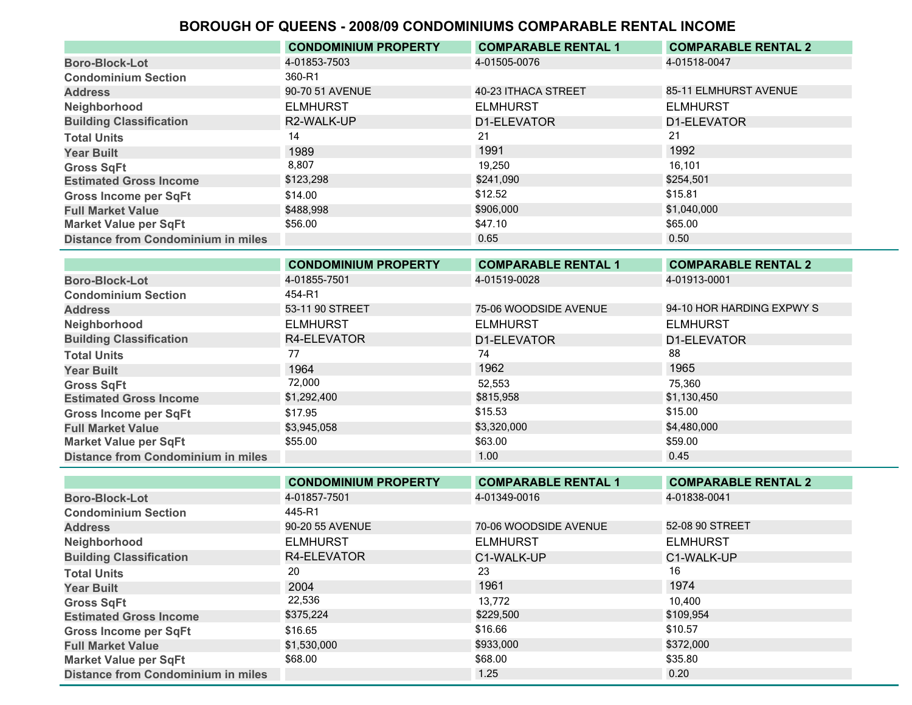# BOROUGH OF QUEENS - 2008/09 CONDOMINIUMS COMPARABLE RENTAL INCOME

| | CONDOMINIUM PROPERTY | COMPARABLE RENTAL 1 | COMPARABLE RENTAL 2 |
|---|---|---|---|
| Boro-Block-Lot | 4-01853-7503 | 4-01505-0076 | 4-01518-0047 |
| Condominium Section | 360-R1 | | |
| Address | 90-70 51 AVENUE | 40-23 ITHACA STREET | 85-11 ELMHURST AVENUE |
| Neighborhood | ELMHURST | ELMHURST | ELMHURST |
| Building Classification | R2-WALK-UP | D1-ELEVATOR | D1-ELEVATOR |
| Total Units | 14 | 21 | 21 |
| Year Built | 1989 | 1991 | 1992 |
| Gross SqFt | 8,807 | 19,250 | 16,101 |
| Estimated Gross Income | $123,298 | $241,090 | $254,501 |
| Gross Income per SqFt | $14.00 | $12.52 | $15.81 |
| Full Market Value | $488,998 | $906,000 | $1,040,000 |
| Market Value per SqFt | $56.00 | $47.10 | $65.00 |
| Distance from Condominium in miles | | 0.65 | 0.50 |

| | CONDOMINIUM PROPERTY | COMPARABLE RENTAL 1 | COMPARABLE RENTAL 2 |
|---|---|---|---|
| Boro-Block-Lot | 4-01855-7501 | 4-01519-0028 | 4-01913-0001 |
| Condominium Section | 454-R1 | | |
| Address | 53-11 90 STREET | 75-06 WOODSIDE AVENUE | 94-10 HOR HARDING EXPWY S |
| Neighborhood | ELMHURST | ELMHURST | ELMHURST |
| Building Classification | R4-ELEVATOR | D1-ELEVATOR | D1-ELEVATOR |
| Total Units | 77 | 74 | 88 |
| Year Built | 1964 | 1962 | 1965 |
| Gross SqFt | 72,000 | 52,553 | 75,360 |
| Estimated Gross Income | $1,292,400 | $815,958 | $1,130,450 |
| Gross Income per SqFt | $17.95 | $15.53 | $15.00 |
| Full Market Value | $3,945,058 | $3,320,000 | $4,480,000 |
| Market Value per SqFt | $55.00 | $63.00 | $59.00 |
| Distance from Condominium in miles | | 1.00 | 0.45 |

| | CONDOMINIUM PROPERTY | COMPARABLE RENTAL 1 | COMPARABLE RENTAL 2 |
|---|---|---|---|
| Boro-Block-Lot | 4-01857-7501 | 4-01349-0016 | 4-01838-0041 |
| Condominium Section | 445-R1 | | |
| Address | 90-20 55 AVENUE | 70-06 WOODSIDE AVENUE | 52-08 90 STREET |
| Neighborhood | ELMHURST | ELMHURST | ELMHURST |
| Building Classification | R4-ELEVATOR | C1-WALK-UP | C1-WALK-UP |
| Total Units | 20 | 23 | 16 |
| Year Built | 2004 | 1961 | 1974 |
| Gross SqFt | 22,536 | 13,772 | 10,400 |
| Estimated Gross Income | $375,224 | $229,500 | $109,954 |
| Gross Income per SqFt | $16.65 | $16.66 | $10.57 |
| Full Market Value | $1,530,000 | $933,000 | $372,000 |
| Market Value per SqFt | $68.00 | $68.00 | $35.80 |
| Distance from Condominium in miles | | 1.25 | 0.20 |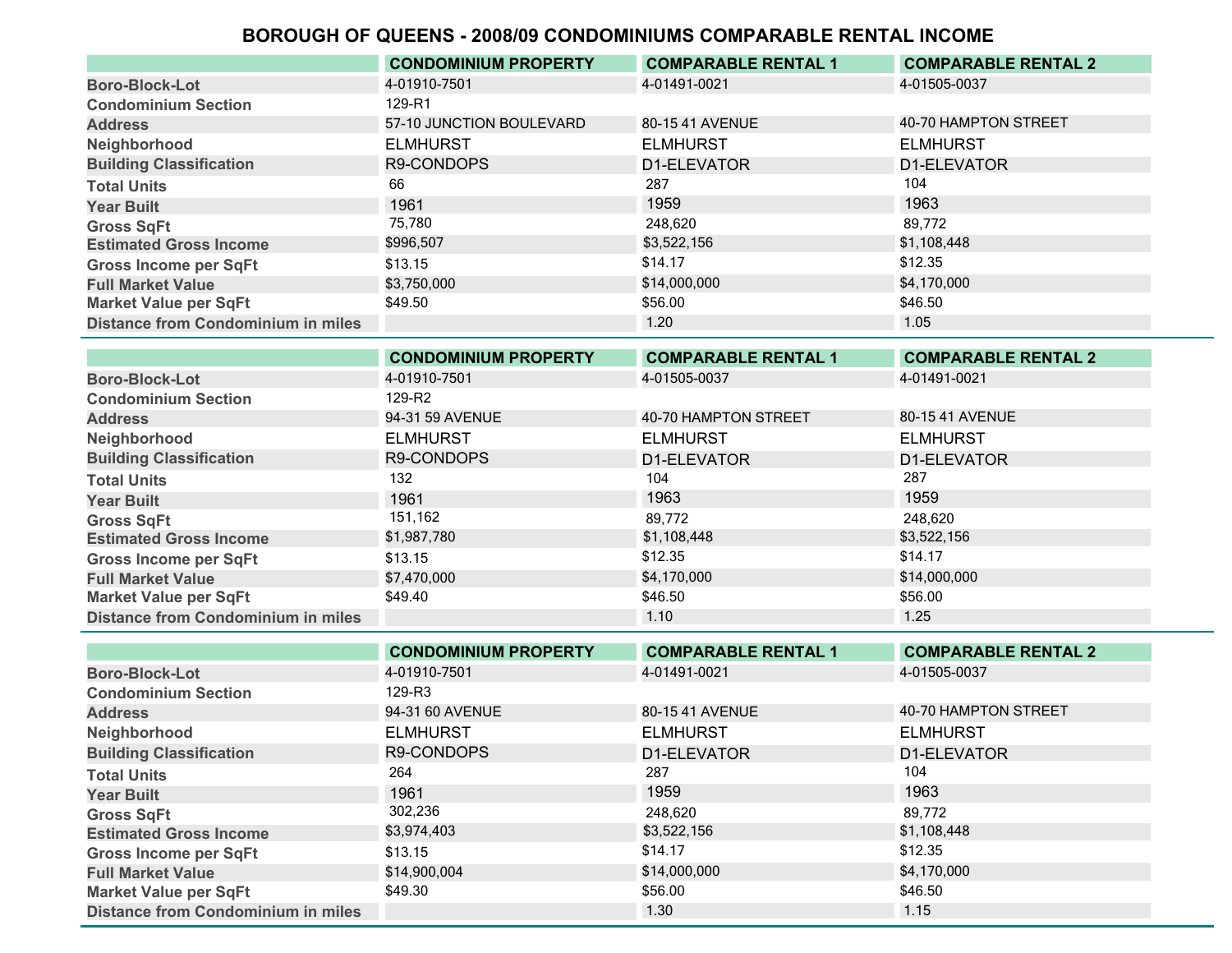# BOROUGH OF QUEENS - 2008/09 CONDOMINIUMS COMPARABLE RENTAL INCOME

| | CONDOMINIUM PROPERTY | COMPARABLE RENTAL 1 | COMPARABLE RENTAL 2 |
|---|---|---|---|
| Boro-Block-Lot | 4-01910-7501 | 4-01491-0021 | 4-01505-0037 |
| Condominium Section | 129-R1 | | |
| Address | 57-10 JUNCTION BOULEVARD | 80-15 41 AVENUE | 40-70 HAMPTON STREET |
| Neighborhood | ELMHURST | ELMHURST | ELMHURST |
| Building Classification | R9-CONDOPS | D1-ELEVATOR | D1-ELEVATOR |
| Total Units | 66 | 287 | 104 |
| Year Built | 1961 | 1959 | 1963 |
| Gross SqFt | 75,780 | 248,620 | 89,772 |
| Estimated Gross Income | $996,507 | $3,522,156 | $1,108,448 |
| Gross Income per SqFt | $13.15 | $14.17 | $12.35 |
| Full Market Value | $3,750,000 | $14,000,000 | $4,170,000 |
| Market Value per SqFt | $49.50 | $56.00 | $46.50 |
| Distance from Condominium in miles | | 1.20 | 1.05 |

| | CONDOMINIUM PROPERTY | COMPARABLE RENTAL 1 | COMPARABLE RENTAL 2 |
|---|---|---|---|
| Boro-Block-Lot | 4-01910-7501 | 4-01505-0037 | 4-01491-0021 |
| Condominium Section | 129-R2 | | |
| Address | 94-31 59 AVENUE | 40-70 HAMPTON STREET | 80-15 41 AVENUE |
| Neighborhood | ELMHURST | ELMHURST | ELMHURST |
| Building Classification | R9-CONDOPS | D1-ELEVATOR | D1-ELEVATOR |
| Total Units | 132 | 104 | 287 |
| Year Built | 1961 | 1963 | 1959 |
| Gross SqFt | 151,162 | 89,772 | 248,620 |
| Estimated Gross Income | $1,987,780 | $1,108,448 | $3,522,156 |
| Gross Income per SqFt | $13.15 | $12.35 | $14.17 |
| Full Market Value | $7,470,000 | $4,170,000 | $14,000,000 |
| Market Value per SqFt | $49.40 | $46.50 | $56.00 |
| Distance from Condominium in miles | | 1.10 | 1.25 |

| | CONDOMINIUM PROPERTY | COMPARABLE RENTAL 1 | COMPARABLE RENTAL 2 |
|---|---|---|---|
| Boro-Block-Lot | 4-01910-7501 | 4-01491-0021 | 4-01505-0037 |
| Condominium Section | 129-R3 | | |
| Address | 94-31 60 AVENUE | 80-15 41 AVENUE | 40-70 HAMPTON STREET |
| Neighborhood | ELMHURST | ELMHURST | ELMHURST |
| Building Classification | R9-CONDOPS | D1-ELEVATOR | D1-ELEVATOR |
| Total Units | 264 | 287 | 104 |
| Year Built | 1961 | 1959 | 1963 |
| Gross SqFt | 302,236 | 248,620 | 89,772 |
| Estimated Gross Income | $3,974,403 | $3,522,156 | $1,108,448 |
| Gross Income per SqFt | $13.15 | $14.17 | $12.35 |
| Full Market Value | $14,900,004 | $14,000,000 | $4,170,000 |
| Market Value per SqFt | $49.30 | $56.00 | $46.50 |
| Distance from Condominium in miles | | 1.30 | 1.15 |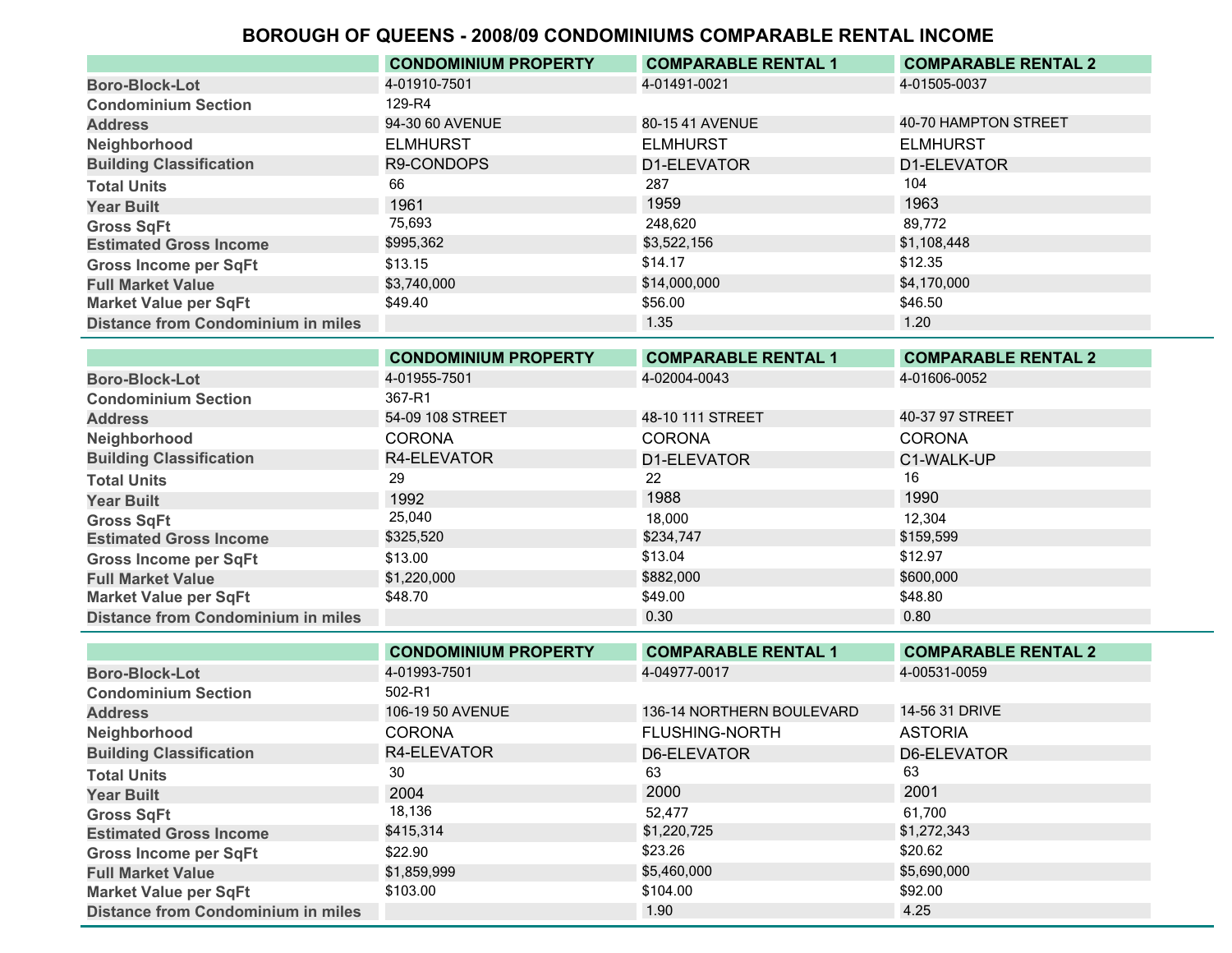# BOROUGH OF QUEENS - 2008/09 CONDOMINIUMS COMPARABLE RENTAL INCOME

| | CONDOMINIUM PROPERTY | COMPARABLE RENTAL 1 | COMPARABLE RENTAL 2 |
|---|---|---|---|
| Boro-Block-Lot | 4-01910-7501 | 4-01491-0021 | 4-01505-0037 |
| Condominium Section | 129-R4 | | |
| Address | 94-30 60 AVENUE | 80-15 41 AVENUE | 40-70 HAMPTON STREET |
| Neighborhood | ELMHURST | ELMHURST | ELMHURST |
| Building Classification | R9-CONDOPS | D1-ELEVATOR | D1-ELEVATOR |
| Total Units | 66 | 287 | 104 |
| Year Built | 1961 | 1959 | 1963 |
| Gross SqFt | 75,693 | 248,620 | 89,772 |
| Estimated Gross Income | $995,362 | $3,522,156 | $1,108,448 |
| Gross Income per SqFt | $13.15 | $14.17 | $12.35 |
| Full Market Value | $3,740,000 | $14,000,000 | $4,170,000 |
| Market Value per SqFt | $49.40 | $56.00 | $46.50 |
| Distance from Condominium in miles | | 1.35 | 1.20 |

| | CONDOMINIUM PROPERTY | COMPARABLE RENTAL 1 | COMPARABLE RENTAL 2 |
|---|---|---|---|
| Boro-Block-Lot | 4-01955-7501 | 4-02004-0043 | 4-01606-0052 |
| Condominium Section | 367-R1 | | |
| Address | 54-09 108 STREET | 48-10 111 STREET | 40-37 97 STREET |
| Neighborhood | CORONA | CORONA | CORONA |
| Building Classification | R4-ELEVATOR | D1-ELEVATOR | C1-WALK-UP |
| Total Units | 29 | 22 | 16 |
| Year Built | 1992 | 1988 | 1990 |
| Gross SqFt | 25,040 | 18,000 | 12,304 |
| Estimated Gross Income | $325,520 | $234,747 | $159,599 |
| Gross Income per SqFt | $13.00 | $13.04 | $12.97 |
| Full Market Value | $1,220,000 | $882,000 | $600,000 |
| Market Value per SqFt | $48.70 | $49.00 | $48.80 |
| Distance from Condominium in miles | | 0.30 | 0.80 |

| | CONDOMINIUM PROPERTY | COMPARABLE RENTAL 1 | COMPARABLE RENTAL 2 |
|---|---|---|---|
| Boro-Block-Lot | 4-01993-7501 | 4-04977-0017 | 4-00531-0059 |
| Condominium Section | 502-R1 | | |
| Address | 106-19 50 AVENUE | 136-14 NORTHERN BOULEVARD | 14-56 31 DRIVE |
| Neighborhood | CORONA | FLUSHING-NORTH | ASTORIA |
| Building Classification | R4-ELEVATOR | D6-ELEVATOR | D6-ELEVATOR |
| Total Units | 30 | 63 | 63 |
| Year Built | 2004 | 2000 | 2001 |
| Gross SqFt | 18,136 | 52,477 | 61,700 |
| Estimated Gross Income | $415,314 | $1,220,725 | $1,272,343 |
| Gross Income per SqFt | $22.90 | $23.26 | $20.62 |
| Full Market Value | $1,859,999 | $5,460,000 | $5,690,000 |
| Market Value per SqFt | $103.00 | $104.00 | $92.00 |
| Distance from Condominium in miles | | 1.90 | 4.25 |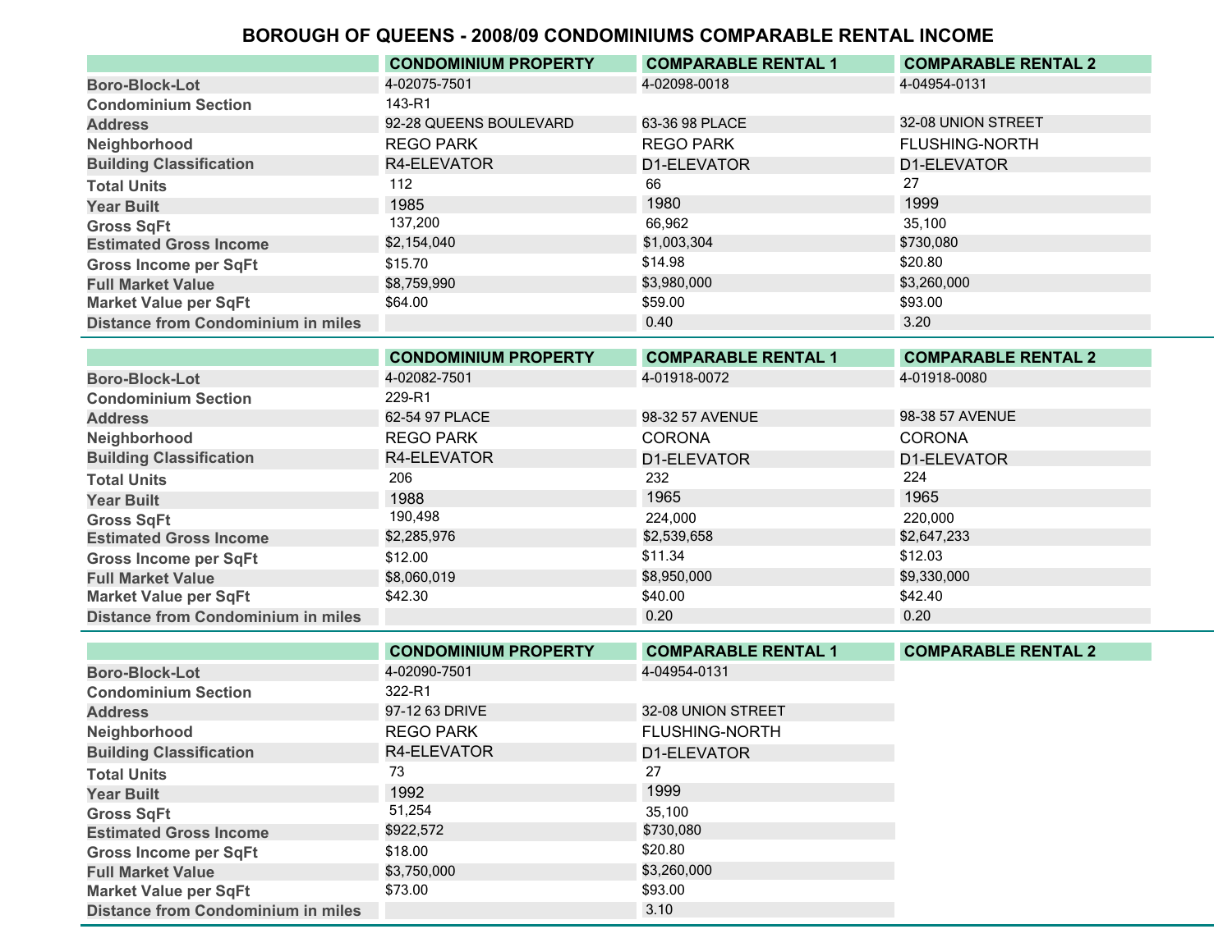# BOROUGH OF QUEENS - 2008/09 CONDOMINIUMS COMPARABLE RENTAL INCOME

| | CONDOMINIUM PROPERTY | COMPARABLE RENTAL 1 | COMPARABLE RENTAL 2 |
|---|---|---|---|
| Boro-Block-Lot | 4-02075-7501 | 4-02098-0018 | 4-04954-0131 |
| Condominium Section | 143-R1 | | |
| Address | 92-28 QUEENS BOULEVARD | 63-36 98 PLACE | 32-08 UNION STREET |
| Neighborhood | REGO PARK | REGO PARK | FLUSHING-NORTH |
| Building Classification | R4-ELEVATOR | D1-ELEVATOR | D1-ELEVATOR |
| Total Units | 112 | 66 | 27 |
| Year Built | 1985 | 1980 | 1999 |
| Gross SqFt | 137,200 | 66,962 | 35,100 |
| Estimated Gross Income | $2,154,040 | $1,003,304 | $730,080 |
| Gross Income per SqFt | $15.70 | $14.98 | $20.80 |
| Full Market Value | $8,759,990 | $3,980,000 | $3,260,000 |
| Market Value per SqFt | $64.00 | $59.00 | $93.00 |
| Distance from Condominium in miles | | 0.40 | 3.20 |

| | CONDOMINIUM PROPERTY | COMPARABLE RENTAL 1 | COMPARABLE RENTAL 2 |
|---|---|---|---|
| Boro-Block-Lot | 4-02082-7501 | 4-01918-0072 | 4-01918-0080 |
| Condominium Section | 229-R1 | | |
| Address | 62-54 97 PLACE | 98-32 57 AVENUE | 98-38 57 AVENUE |
| Neighborhood | REGO PARK | CORONA | CORONA |
| Building Classification | R4-ELEVATOR | D1-ELEVATOR | D1-ELEVATOR |
| Total Units | 206 | 232 | 224 |
| Year Built | 1988 | 1965 | 1965 |
| Gross SqFt | 190,498 | 224,000 | 220,000 |
| Estimated Gross Income | $2,285,976 | $2,539,658 | $2,647,233 |
| Gross Income per SqFt | $12.00 | $11.34 | $12.03 |
| Full Market Value | $8,060,019 | $8,950,000 | $9,330,000 |
| Market Value per SqFt | $42.30 | $40.00 | $42.40 |
| Distance from Condominium in miles | | 0.20 | 0.20 |

| | CONDOMINIUM PROPERTY | COMPARABLE RENTAL 1 | COMPARABLE RENTAL 2 |
|---|---|---|---|
| Boro-Block-Lot | 4-02090-7501 | 4-04954-0131 | |
| Condominium Section | 322-R1 | | |
| Address | 97-12 63 DRIVE | 32-08 UNION STREET | |
| Neighborhood | REGO PARK | FLUSHING-NORTH | |
| Building Classification | R4-ELEVATOR | D1-ELEVATOR | |
| Total Units | 73 | 27 | |
| Year Built | 1992 | 1999 | |
| Gross SqFt | 51,254 | 35,100 | |
| Estimated Gross Income | $922,572 | $730,080 | |
| Gross Income per SqFt | $18.00 | $20.80 | |
| Full Market Value | $3,750,000 | $3,260,000 | |
| Market Value per SqFt | $73.00 | $93.00 | |
| Distance from Condominium in miles | | 3.10 | |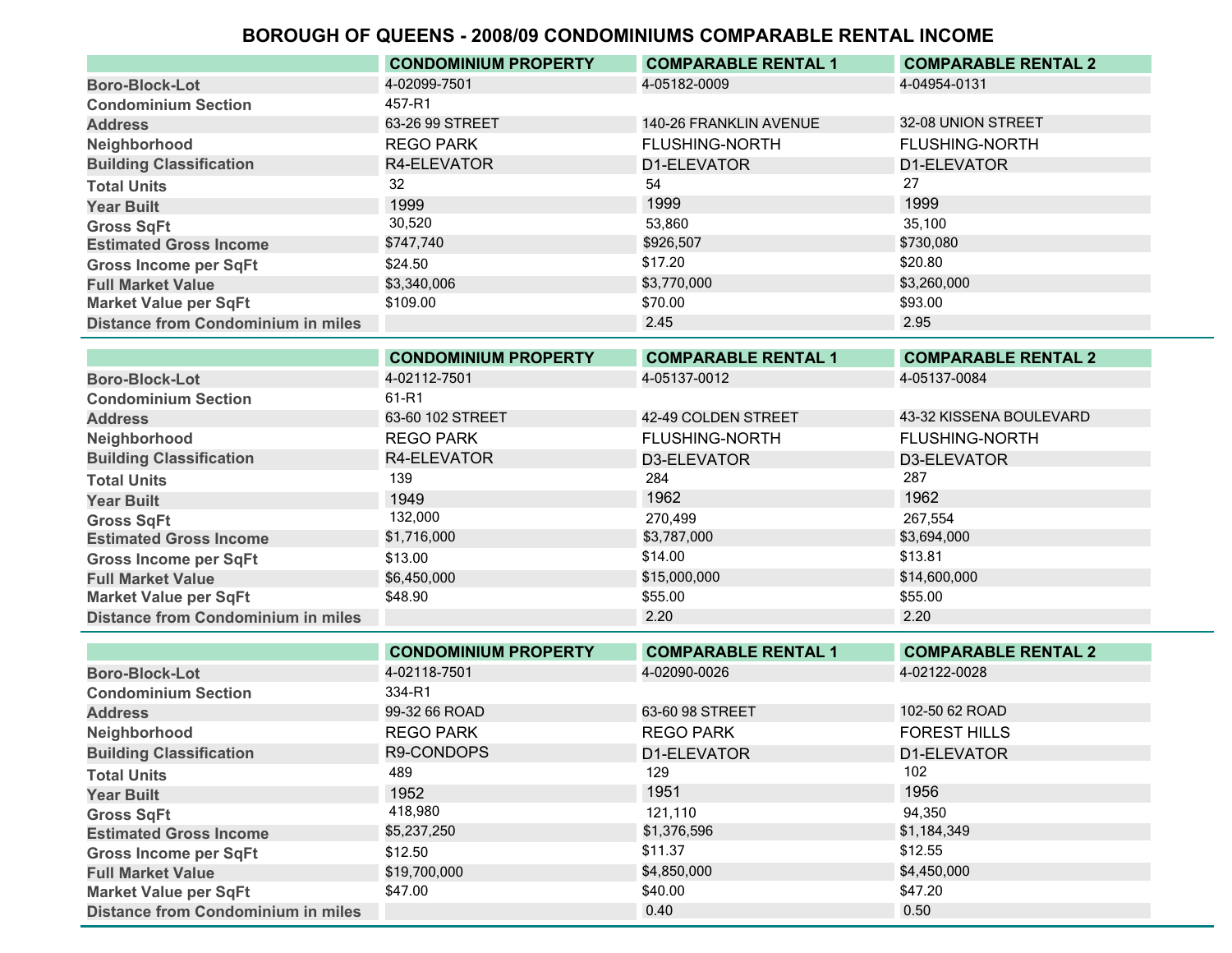# BOROUGH OF QUEENS - 2008/09 CONDOMINIUMS COMPARABLE RENTAL INCOME

| | CONDOMINIUM PROPERTY | COMPARABLE RENTAL 1 | COMPARABLE RENTAL 2 |
|---|---|---|---|
| Boro-Block-Lot | 4-02099-7501 | 4-05182-0009 | 4-04954-0131 |
| Condominium Section | 457-R1 | | |
| Address | 63-26 99 STREET | 140-26 FRANKLIN AVENUE | 32-08 UNION STREET |
| Neighborhood | REGO PARK | FLUSHING-NORTH | FLUSHING-NORTH |
| Building Classification | R4-ELEVATOR | D1-ELEVATOR | D1-ELEVATOR |
| Total Units | 32 | 54 | 27 |
| Year Built | 1999 | 1999 | 1999 |
| Gross SqFt | 30,520 | 53,860 | 35,100 |
| Estimated Gross Income | $747,740 | $926,507 | $730,080 |
| Gross Income per SqFt | $24.50 | $17.20 | $20.80 |
| Full Market Value | $3,340,006 | $3,770,000 | $3,260,000 |
| Market Value per SqFt | $109.00 | $70.00 | $93.00 |
| Distance from Condominium in miles | | 2.45 | 2.95 |

| | CONDOMINIUM PROPERTY | COMPARABLE RENTAL 1 | COMPARABLE RENTAL 2 |
|---|---|---|---|
| Boro-Block-Lot | 4-02112-7501 | 4-05137-0012 | 4-05137-0084 |
| Condominium Section | 61-R1 | | |
| Address | 63-60 102 STREET | 42-49 COLDEN STREET | 43-32 KISSENA BOULEVARD |
| Neighborhood | REGO PARK | FLUSHING-NORTH | FLUSHING-NORTH |
| Building Classification | R4-ELEVATOR | D3-ELEVATOR | D3-ELEVATOR |
| Total Units | 139 | 284 | 287 |
| Year Built | 1949 | 1962 | 1962 |
| Gross SqFt | 132,000 | 270,499 | 267,554 |
| Estimated Gross Income | $1,716,000 | $3,787,000 | $3,694,000 |
| Gross Income per SqFt | $13.00 | $14.00 | $13.81 |
| Full Market Value | $6,450,000 | $15,000,000 | $14,600,000 |
| Market Value per SqFt | $48.90 | $55.00 | $55.00 |
| Distance from Condominium in miles | | 2.20 | 2.20 |

| | CONDOMINIUM PROPERTY | COMPARABLE RENTAL 1 | COMPARABLE RENTAL 2 |
|---|---|---|---|
| Boro-Block-Lot | 4-02118-7501 | 4-02090-0026 | 4-02122-0028 |
| Condominium Section | 334-R1 | | |
| Address | 99-32 66 ROAD | 63-60 98 STREET | 102-50 62 ROAD |
| Neighborhood | REGO PARK | REGO PARK | FOREST HILLS |
| Building Classification | R9-CONDOPS | D1-ELEVATOR | D1-ELEVATOR |
| Total Units | 489 | 129 | 102 |
| Year Built | 1952 | 1951 | 1956 |
| Gross SqFt | 418,980 | 121,110 | 94,350 |
| Estimated Gross Income | $5,237,250 | $1,376,596 | $1,184,349 |
| Gross Income per SqFt | $12.50 | $11.37 | $12.55 |
| Full Market Value | $19,700,000 | $4,850,000 | $4,450,000 |
| Market Value per SqFt | $47.00 | $40.00 | $47.20 |
| Distance from Condominium in miles | | 0.40 | 0.50 |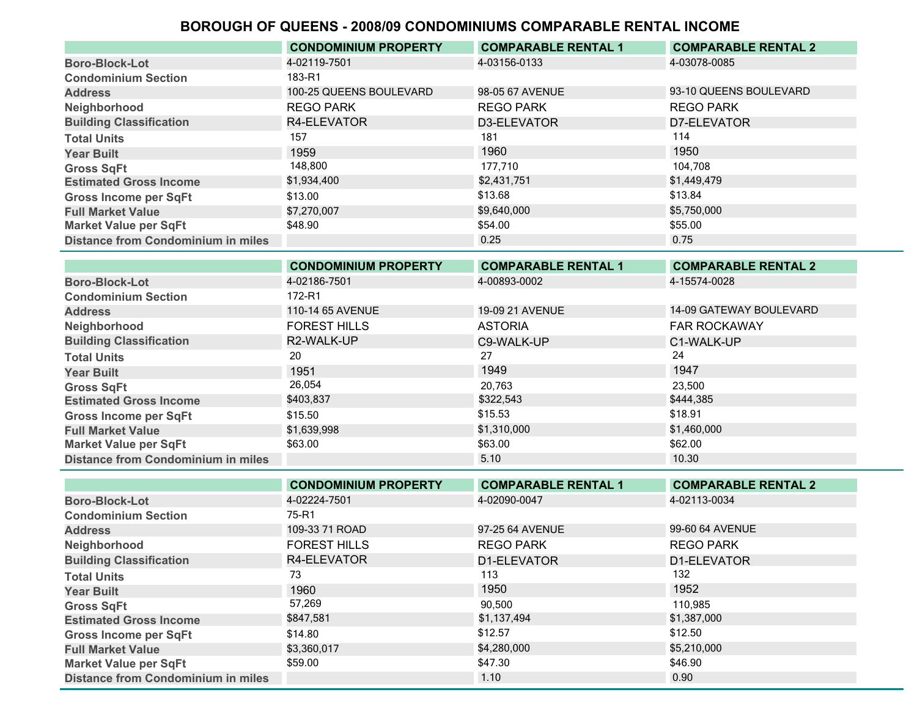# BOROUGH OF QUEENS - 2008/09 CONDOMINIUMS COMPARABLE RENTAL INCOME

| | CONDOMINIUM PROPERTY | COMPARABLE RENTAL 1 | COMPARABLE RENTAL 2 |
|---|---|---|---|
| Boro-Block-Lot | 4-02119-7501 | 4-03156-0133 | 4-03078-0085 |
| Condominium Section | 183-R1 | | |
| Address | 100-25 QUEENS BOULEVARD | 98-05 67 AVENUE | 93-10 QUEENS BOULEVARD |
| Neighborhood | REGO PARK | REGO PARK | REGO PARK |
| Building Classification | R4-ELEVATOR | D3-ELEVATOR | D7-ELEVATOR |
| Total Units | 157 | 181 | 114 |
| Year Built | 1959 | 1960 | 1950 |
| Gross SqFt | 148,800 | 177,710 | 104,708 |
| Estimated Gross Income | $1,934,400 | $2,431,751 | $1,449,479 |
| Gross Income per SqFt | $13.00 | $13.68 | $13.84 |
| Full Market Value | $7,270,007 | $9,640,000 | $5,750,000 |
| Market Value per SqFt | $48.90 | $54.00 | $55.00 |
| Distance from Condominium in miles | | 0.25 | 0.75 |

| | CONDOMINIUM PROPERTY | COMPARABLE RENTAL 1 | COMPARABLE RENTAL 2 |
|---|---|---|---|
| Boro-Block-Lot | 4-02186-7501 | 4-00893-0002 | 4-15574-0028 |
| Condominium Section | 172-R1 | | |
| Address | 110-14 65 AVENUE | 19-09 21 AVENUE | 14-09 GATEWAY BOULEVARD |
| Neighborhood | FOREST HILLS | ASTORIA | FAR ROCKAWAY |
| Building Classification | R2-WALK-UP | C9-WALK-UP | C1-WALK-UP |
| Total Units | 20 | 27 | 24 |
| Year Built | 1951 | 1949 | 1947 |
| Gross SqFt | 26,054 | 20,763 | 23,500 |
| Estimated Gross Income | $403,837 | $322,543 | $444,385 |
| Gross Income per SqFt | $15.50 | $15.53 | $18.91 |
| Full Market Value | $1,639,998 | $1,310,000 | $1,460,000 |
| Market Value per SqFt | $63.00 | $63.00 | $62.00 |
| Distance from Condominium in miles | | 5.10 | 10.30 |

| | CONDOMINIUM PROPERTY | COMPARABLE RENTAL 1 | COMPARABLE RENTAL 2 |
|---|---|---|---|
| Boro-Block-Lot | 4-02224-7501 | 4-02090-0047 | 4-02113-0034 |
| Condominium Section | 75-R1 | | |
| Address | 109-33 71 ROAD | 97-25 64 AVENUE | 99-60 64 AVENUE |
| Neighborhood | FOREST HILLS | REGO PARK | REGO PARK |
| Building Classification | R4-ELEVATOR | D1-ELEVATOR | D1-ELEVATOR |
| Total Units | 73 | 113 | 132 |
| Year Built | 1960 | 1950 | 1952 |
| Gross SqFt | 57,269 | 90,500 | 110,985 |
| Estimated Gross Income | $847,581 | $1,137,494 | $1,387,000 |
| Gross Income per SqFt | $14.80 | $12.57 | $12.50 |
| Full Market Value | $3,360,017 | $4,280,000 | $5,210,000 |
| Market Value per SqFt | $59.00 | $47.30 | $46.90 |
| Distance from Condominium in miles | | 1.10 | 0.90 |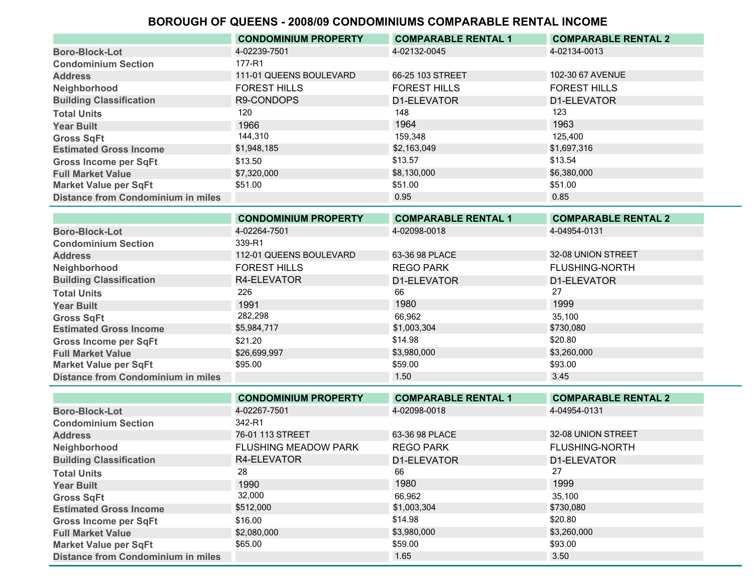# BOROUGH OF QUEENS - 2008/09 CONDOMINIUMS COMPARABLE RENTAL INCOME

| | CONDOMINIUM PROPERTY | COMPARABLE RENTAL 1 | COMPARABLE RENTAL 2 |
|---|---|---|---|
| Boro-Block-Lot | 4-02239-7501 | 4-02132-0045 | 4-02134-0013 |
| Condominium Section | 177-R1 | | |
| Address | 111-01 QUEENS BOULEVARD | 66-25 103 STREET | 102-30 67 AVENUE |
| Neighborhood | FOREST HILLS | FOREST HILLS | FOREST HILLS |
| Building Classification | R9-CONDOPS | D1-ELEVATOR | D1-ELEVATOR |
| Total Units | 120 | 148 | 123 |
| Year Built | 1966 | 1964 | 1963 |
| Gross SqFt | 144,310 | 159,348 | 125,400 |
| Estimated Gross Income | $1,948,185 | $2,163,049 | $1,697,316 |
| Gross Income per SqFt | $13.50 | $13.57 | $13.54 |
| Full Market Value | $7,320,000 | $8,130,000 | $6,380,000 |
| Market Value per SqFt | $51.00 | $51.00 | $51.00 |
| Distance from Condominium in miles | | 0.95 | 0.85 |

| | CONDOMINIUM PROPERTY | COMPARABLE RENTAL 1 | COMPARABLE RENTAL 2 |
|---|---|---|---|
| Boro-Block-Lot | 4-02264-7501 | 4-02098-0018 | 4-04954-0131 |
| Condominium Section | 339-R1 | | |
| Address | 112-01 QUEENS BOULEVARD | 63-36 98 PLACE | 32-08 UNION STREET |
| Neighborhood | FOREST HILLS | REGO PARK | FLUSHING-NORTH |
| Building Classification | R4-ELEVATOR | D1-ELEVATOR | D1-ELEVATOR |
| Total Units | 226 | 66 | 27 |
| Year Built | 1991 | 1980 | 1999 |
| Gross SqFt | 282,298 | 66,962 | 35,100 |
| Estimated Gross Income | $5,984,717 | $1,003,304 | $730,080 |
| Gross Income per SqFt | $21.20 | $14.98 | $20.80 |
| Full Market Value | $26,699,997 | $3,980,000 | $3,260,000 |
| Market Value per SqFt | $95.00 | $59.00 | $93.00 |
| Distance from Condominium in miles | | 1.50 | 3.45 |

| | CONDOMINIUM PROPERTY | COMPARABLE RENTAL 1 | COMPARABLE RENTAL 2 |
|---|---|---|---|
| Boro-Block-Lot | 4-02267-7501 | 4-02098-0018 | 4-04954-0131 |
| Condominium Section | 342-R1 | | |
| Address | 76-01 113 STREET | 63-36 98 PLACE | 32-08 UNION STREET |
| Neighborhood | FLUSHING MEADOW PARK | REGO PARK | FLUSHING-NORTH |
| Building Classification | R4-ELEVATOR | D1-ELEVATOR | D1-ELEVATOR |
| Total Units | 28 | 66 | 27 |
| Year Built | 1990 | 1980 | 1999 |
| Gross SqFt | 32,000 | 66,962 | 35,100 |
| Estimated Gross Income | $512,000 | $1,003,304 | $730,080 |
| Gross Income per SqFt | $16.00 | $14.98 | $20.80 |
| Full Market Value | $2,080,000 | $3,980,000 | $3,260,000 |
| Market Value per SqFt | $65.00 | $59.00 | $93.00 |
| Distance from Condominium in miles | | 1.65 | 3.50 |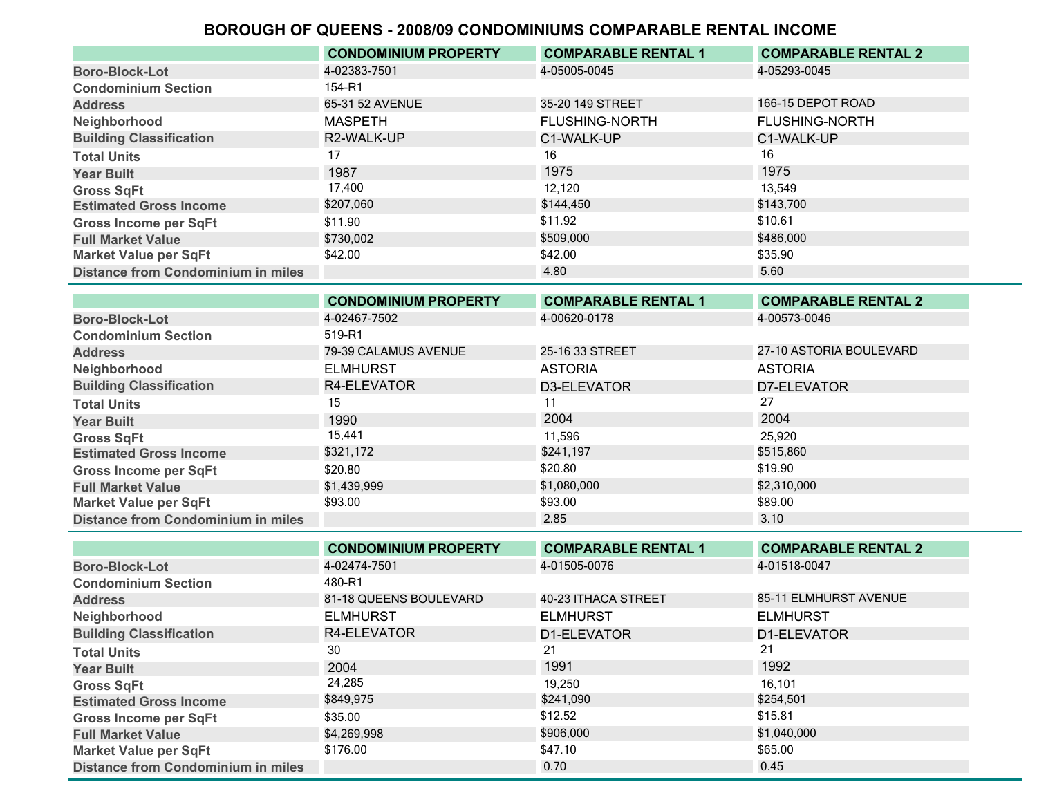# BOROUGH OF QUEENS - 2008/09 CONDOMINIUMS COMPARABLE RENTAL INCOME

| | CONDOMINIUM PROPERTY | COMPARABLE RENTAL 1 | COMPARABLE RENTAL 2 |
|---|---|---|---|
| Boro-Block-Lot | 4-02383-7501 | 4-05005-0045 | 4-05293-0045 |
| Condominium Section | 154-R1 | | |
| Address | 65-31 52 AVENUE | 35-20 149 STREET | 166-15 DEPOT ROAD |
| Neighborhood | MASPETH | FLUSHING-NORTH | FLUSHING-NORTH |
| Building Classification | R2-WALK-UP | C1-WALK-UP | C1-WALK-UP |
| Total Units | 17 | 16 | 16 |
| Year Built | 1987 | 1975 | 1975 |
| Gross SqFt | 17,400 | 12,120 | 13,549 |
| Estimated Gross Income | $207,060 | $144,450 | $143,700 |
| Gross Income per SqFt | $11.90 | $11.92 | $10.61 |
| Full Market Value | $730,002 | $509,000 | $486,000 |
| Market Value per SqFt | $42.00 | $42.00 | $35.90 |
| Distance from Condominium in miles | | 4.80 | 5.60 |

| | CONDOMINIUM PROPERTY | COMPARABLE RENTAL 1 | COMPARABLE RENTAL 2 |
|---|---|---|---|
| Boro-Block-Lot | 4-02467-7502 | 4-00620-0178 | 4-00573-0046 |
| Condominium Section | 519-R1 | | |
| Address | 79-39 CALAMUS AVENUE | 25-16 33 STREET | 27-10 ASTORIA BOULEVARD |
| Neighborhood | ELMHURST | ASTORIA | ASTORIA |
| Building Classification | R4-ELEVATOR | D3-ELEVATOR | D7-ELEVATOR |
| Total Units | 15 | 11 | 27 |
| Year Built | 1990 | 2004 | 2004 |
| Gross SqFt | 15,441 | 11,596 | 25,920 |
| Estimated Gross Income | $321,172 | $241,197 | $515,860 |
| Gross Income per SqFt | $20.80 | $20.80 | $19.90 |
| Full Market Value | $1,439,999 | $1,080,000 | $2,310,000 |
| Market Value per SqFt | $93.00 | $93.00 | $89.00 |
| Distance from Condominium in miles | | 2.85 | 3.10 |

| | CONDOMINIUM PROPERTY | COMPARABLE RENTAL 1 | COMPARABLE RENTAL 2 |
|---|---|---|---|
| Boro-Block-Lot | 4-02474-7501 | 4-01505-0076 | 4-01518-0047 |
| Condominium Section | 480-R1 | | |
| Address | 81-18 QUEENS BOULEVARD | 40-23 ITHACA STREET | 85-11 ELMHURST AVENUE |
| Neighborhood | ELMHURST | ELMHURST | ELMHURST |
| Building Classification | R4-ELEVATOR | D1-ELEVATOR | D1-ELEVATOR |
| Total Units | 30 | 21 | 21 |
| Year Built | 2004 | 1991 | 1992 |
| Gross SqFt | 24,285 | 19,250 | 16,101 |
| Estimated Gross Income | $849,975 | $241,090 | $254,501 |
| Gross Income per SqFt | $35.00 | $12.52 | $15.81 |
| Full Market Value | $4,269,998 | $906,000 | $1,040,000 |
| Market Value per SqFt | $176.00 | $47.10 | $65.00 |
| Distance from Condominium in miles | | 0.70 | 0.45 |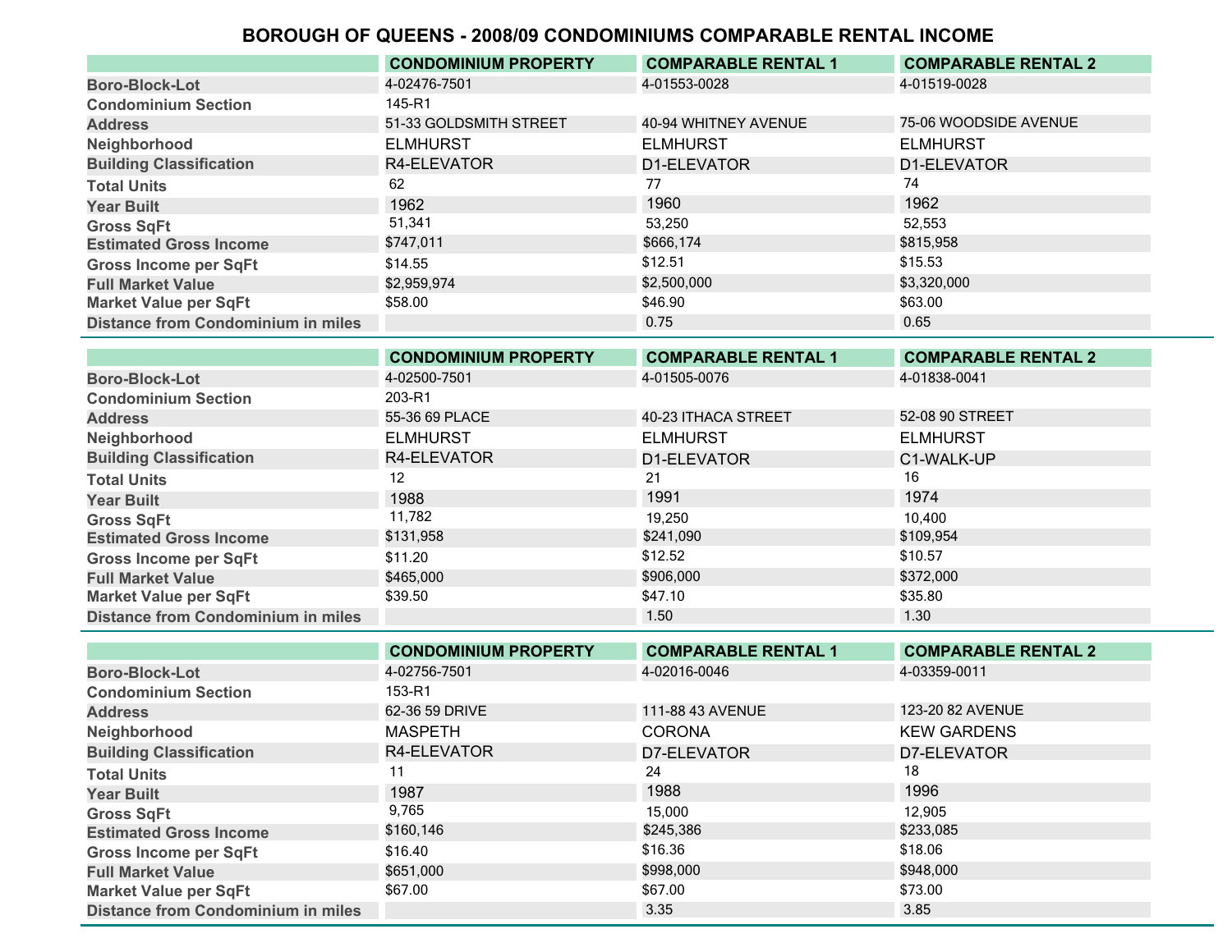# BOROUGH OF QUEENS - 2008/09 CONDOMINIUMS COMPARABLE RENTAL INCOME

| | CONDOMINIUM PROPERTY | COMPARABLE RENTAL 1 | COMPARABLE RENTAL 2 |
|---|---|---|---|
| Boro-Block-Lot | 4-02476-7501 | 4-01553-0028 | 4-01519-0028 |
| Condominium Section | 145-R1 | | |
| Address | 51-33 GOLDSMITH STREET | 40-94 WHITNEY AVENUE | 75-06 WOODSIDE AVENUE |
| Neighborhood | ELMHURST | ELMHURST | ELMHURST |
| Building Classification | R4-ELEVATOR | D1-ELEVATOR | D1-ELEVATOR |
| Total Units | 62 | 77 | 74 |
| Year Built | 1962 | 1960 | 1962 |
| Gross SqFt | 51,341 | 53,250 | 52,553 |
| Estimated Gross Income | $747,011 | $666,174 | $815,958 |
| Gross Income per SqFt | $14.55 | $12.51 | $15.53 |
| Full Market Value | $2,959,974 | $2,500,000 | $3,320,000 |
| Market Value per SqFt | $58.00 | $46.90 | $63.00 |
| Distance from Condominium in miles | | 0.75 | 0.65 |

| | CONDOMINIUM PROPERTY | COMPARABLE RENTAL 1 | COMPARABLE RENTAL 2 |
|---|---|---|---|
| Boro-Block-Lot | 4-02500-7501 | 4-01505-0076 | 4-01838-0041 |
| Condominium Section | 203-R1 | | |
| Address | 55-36 69 PLACE | 40-23 ITHACA STREET | 52-08 90 STREET |
| Neighborhood | ELMHURST | ELMHURST | ELMHURST |
| Building Classification | R4-ELEVATOR | D1-ELEVATOR | C1-WALK-UP |
| Total Units | 12 | 21 | 16 |
| Year Built | 1988 | 1991 | 1974 |
| Gross SqFt | 11,782 | 19,250 | 10,400 |
| Estimated Gross Income | $131,958 | $241,090 | $109,954 |
| Gross Income per SqFt | $11.20 | $12.52 | $10.57 |
| Full Market Value | $465,000 | $906,000 | $372,000 |
| Market Value per SqFt | $39.50 | $47.10 | $35.80 |
| Distance from Condominium in miles | | 1.50 | 1.30 |

| | CONDOMINIUM PROPERTY | COMPARABLE RENTAL 1 | COMPARABLE RENTAL 2 |
|---|---|---|---|
| Boro-Block-Lot | 4-02756-7501 | 4-02016-0046 | 4-03359-0011 |
| Condominium Section | 153-R1 | | |
| Address | 62-36 59 DRIVE | 111-88 43 AVENUE | 123-20 82 AVENUE |
| Neighborhood | MASPETH | CORONA | KEW GARDENS |
| Building Classification | R4-ELEVATOR | D7-ELEVATOR | D7-ELEVATOR |
| Total Units | 11 | 24 | 18 |
| Year Built | 1987 | 1988 | 1996 |
| Gross SqFt | 9,765 | 15,000 | 12,905 |
| Estimated Gross Income | $160,146 | $245,386 | $233,085 |
| Gross Income per SqFt | $16.40 | $16.36 | $18.06 |
| Full Market Value | $651,000 | $998,000 | $948,000 |
| Market Value per SqFt | $67.00 | $67.00 | $73.00 |
| Distance from Condominium in miles | | 3.35 | 3.85 |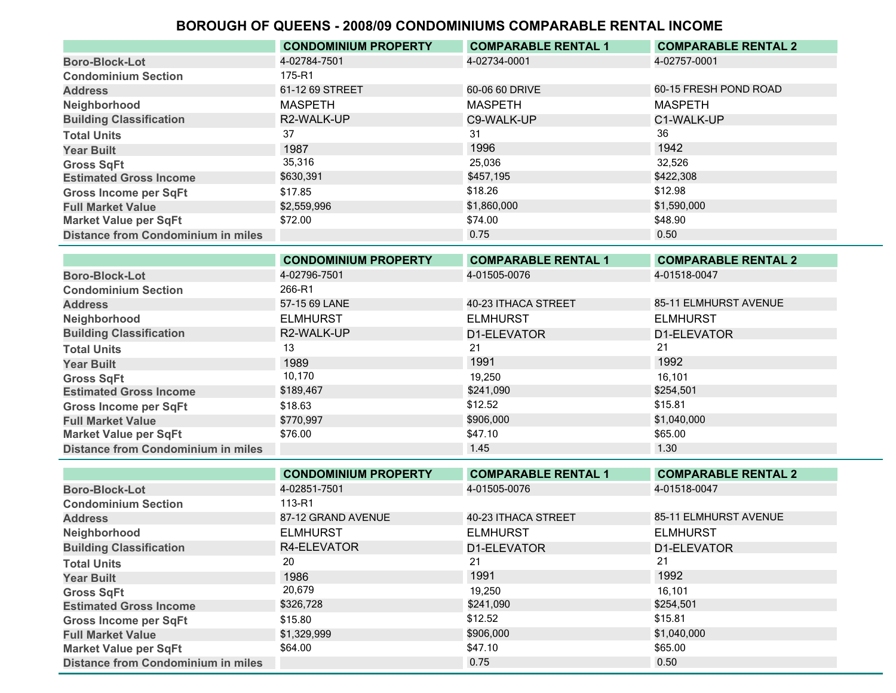# BOROUGH OF QUEENS - 2008/09 CONDOMINIUMS COMPARABLE RENTAL INCOME

| | CONDOMINIUM PROPERTY | COMPARABLE RENTAL 1 | COMPARABLE RENTAL 2 |
|---|---|---|---|
| Boro-Block-Lot | 4-02784-7501 | 4-02734-0001 | 4-02757-0001 |
| Condominium Section | 175-R1 | | |
| Address | 61-12 69 STREET | 60-06 60 DRIVE | 60-15 FRESH POND ROAD |
| Neighborhood | MASPETH | MASPETH | MASPETH |
| Building Classification | R2-WALK-UP | C9-WALK-UP | C1-WALK-UP |
| Total Units | 37 | 31 | 36 |
| Year Built | 1987 | 1996 | 1942 |
| Gross SqFt | 35,316 | 25,036 | 32,526 |
| Estimated Gross Income | $630,391 | $457,195 | $422,308 |
| Gross Income per SqFt | $17.85 | $18.26 | $12.98 |
| Full Market Value | $2,559,996 | $1,860,000 | $1,590,000 |
| Market Value per SqFt | $72.00 | $74.00 | $48.90 |
| Distance from Condominium in miles | | 0.75 | 0.50 |

| | CONDOMINIUM PROPERTY | COMPARABLE RENTAL 1 | COMPARABLE RENTAL 2 |
|---|---|---|---|
| Boro-Block-Lot | 4-02796-7501 | 4-01505-0076 | 4-01518-0047 |
| Condominium Section | 266-R1 | | |
| Address | 57-15 69 LANE | 40-23 ITHACA STREET | 85-11 ELMHURST AVENUE |
| Neighborhood | ELMHURST | ELMHURST | ELMHURST |
| Building Classification | R2-WALK-UP | D1-ELEVATOR | D1-ELEVATOR |
| Total Units | 13 | 21 | 21 |
| Year Built | 1989 | 1991 | 1992 |
| Gross SqFt | 10,170 | 19,250 | 16,101 |
| Estimated Gross Income | $189,467 | $241,090 | $254,501 |
| Gross Income per SqFt | $18.63 | $12.52 | $15.81 |
| Full Market Value | $770,997 | $906,000 | $1,040,000 |
| Market Value per SqFt | $76.00 | $47.10 | $65.00 |
| Distance from Condominium in miles | | 1.45 | 1.30 |

| | CONDOMINIUM PROPERTY | COMPARABLE RENTAL 1 | COMPARABLE RENTAL 2 |
|---|---|---|---|
| Boro-Block-Lot | 4-02851-7501 | 4-01505-0076 | 4-01518-0047 |
| Condominium Section | 113-R1 | | |
| Address | 87-12 GRAND AVENUE | 40-23 ITHACA STREET | 85-11 ELMHURST AVENUE |
| Neighborhood | ELMHURST | ELMHURST | ELMHURST |
| Building Classification | R4-ELEVATOR | D1-ELEVATOR | D1-ELEVATOR |
| Total Units | 20 | 21 | 21 |
| Year Built | 1986 | 1991 | 1992 |
| Gross SqFt | 20,679 | 19,250 | 16,101 |
| Estimated Gross Income | $326,728 | $241,090 | $254,501 |
| Gross Income per SqFt | $15.80 | $12.52 | $15.81 |
| Full Market Value | $1,329,999 | $906,000 | $1,040,000 |
| Market Value per SqFt | $64.00 | $47.10 | $65.00 |
| Distance from Condominium in miles | | 0.75 | 0.50 |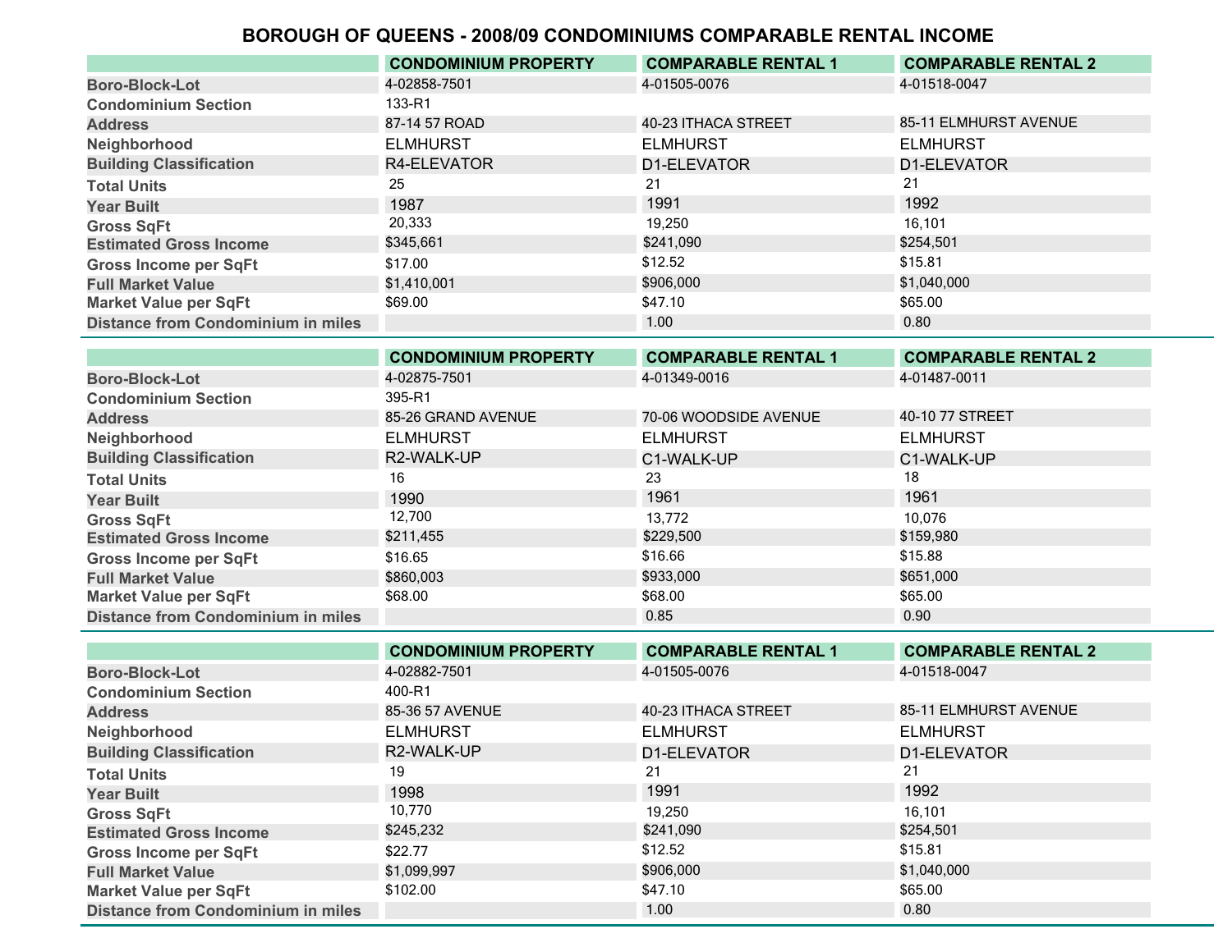# BOROUGH OF QUEENS - 2008/09 CONDOMINIUMS COMPARABLE RENTAL INCOME

| | CONDOMINIUM PROPERTY | COMPARABLE RENTAL 1 | COMPARABLE RENTAL 2 |
|---|---|---|---|
| Boro-Block-Lot | 4-02858-7501 | 4-01505-0076 | 4-01518-0047 |
| Condominium Section | 133-R1 | | |
| Address | 87-14 57 ROAD | 40-23 ITHACA STREET | 85-11 ELMHURST AVENUE |
| Neighborhood | ELMHURST | ELMHURST | ELMHURST |
| Building Classification | R4-ELEVATOR | D1-ELEVATOR | D1-ELEVATOR |
| Total Units | 25 | 21 | 21 |
| Year Built | 1987 | 1991 | 1992 |
| Gross SqFt | 20,333 | 19,250 | 16,101 |
| Estimated Gross Income | $345,661 | $241,090 | $254,501 |
| Gross Income per SqFt | $17.00 | $12.52 | $15.81 |
| Full Market Value | $1,410,001 | $906,000 | $1,040,000 |
| Market Value per SqFt | $69.00 | $47.10 | $65.00 |
| Distance from Condominium in miles | | 1.00 | 0.80 |

| | CONDOMINIUM PROPERTY | COMPARABLE RENTAL 1 | COMPARABLE RENTAL 2 |
|---|---|---|---|
| Boro-Block-Lot | 4-02875-7501 | 4-01349-0016 | 4-01487-0011 |
| Condominium Section | 395-R1 | | |
| Address | 85-26 GRAND AVENUE | 70-06 WOODSIDE AVENUE | 40-10 77 STREET |
| Neighborhood | ELMHURST | ELMHURST | ELMHURST |
| Building Classification | R2-WALK-UP | C1-WALK-UP | C1-WALK-UP |
| Total Units | 16 | 23 | 18 |
| Year Built | 1990 | 1961 | 1961 |
| Gross SqFt | 12,700 | 13,772 | 10,076 |
| Estimated Gross Income | $211,455 | $229,500 | $159,980 |
| Gross Income per SqFt | $16.65 | $16.66 | $15.88 |
| Full Market Value | $860,003 | $933,000 | $651,000 |
| Market Value per SqFt | $68.00 | $68.00 | $65.00 |
| Distance from Condominium in miles | | 0.85 | 0.90 |

| | CONDOMINIUM PROPERTY | COMPARABLE RENTAL 1 | COMPARABLE RENTAL 2 |
|---|---|---|---|
| Boro-Block-Lot | 4-02882-7501 | 4-01505-0076 | 4-01518-0047 |
| Condominium Section | 400-R1 | | |
| Address | 85-36 57 AVENUE | 40-23 ITHACA STREET | 85-11 ELMHURST AVENUE |
| Neighborhood | ELMHURST | ELMHURST | ELMHURST |
| Building Classification | R2-WALK-UP | D1-ELEVATOR | D1-ELEVATOR |
| Total Units | 19 | 21 | 21 |
| Year Built | 1998 | 1991 | 1992 |
| Gross SqFt | 10,770 | 19,250 | 16,101 |
| Estimated Gross Income | $245,232 | $241,090 | $254,501 |
| Gross Income per SqFt | $22.77 | $12.52 | $15.81 |
| Full Market Value | $1,099,997 | $906,000 | $1,040,000 |
| Market Value per SqFt | $102.00 | $47.10 | $65.00 |
| Distance from Condominium in miles | | 1.00 | 0.80 |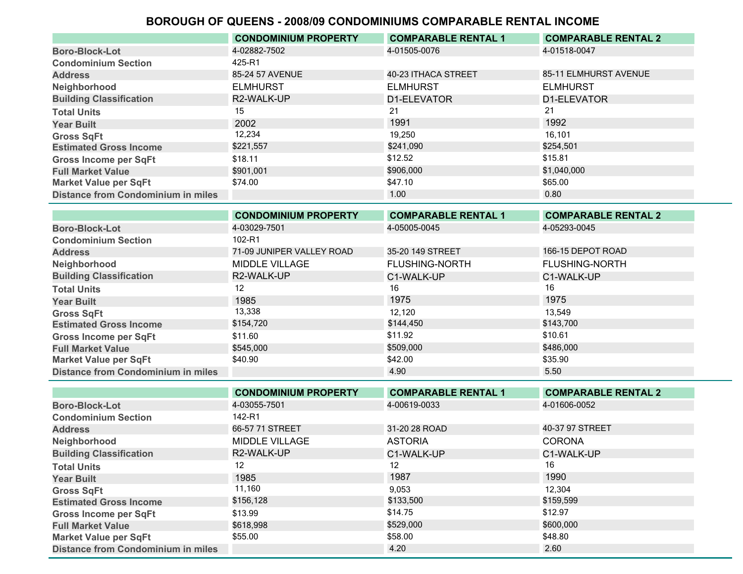# BOROUGH OF QUEENS - 2008/09 CONDOMINIUMS COMPARABLE RENTAL INCOME

| | CONDOMINIUM PROPERTY | COMPARABLE RENTAL 1 | COMPARABLE RENTAL 2 |
|---|---|---|---|
| Boro-Block-Lot | 4-02882-7502 | 4-01505-0076 | 4-01518-0047 |
| Condominium Section | 425-R1 | | |
| Address | 85-24 57 AVENUE | 40-23 ITHACA STREET | 85-11 ELMHURST AVENUE |
| Neighborhood | ELMHURST | ELMHURST | ELMHURST |
| Building Classification | R2-WALK-UP | D1-ELEVATOR | D1-ELEVATOR |
| Total Units | 15 | 21 | 21 |
| Year Built | 2002 | 1991 | 1992 |
| Gross SqFt | 12,234 | 19,250 | 16,101 |
| Estimated Gross Income | $221,557 | $241,090 | $254,501 |
| Gross Income per SqFt | $18.11 | $12.52 | $15.81 |
| Full Market Value | $901,001 | $906,000 | $1,040,000 |
| Market Value per SqFt | $74.00 | $47.10 | $65.00 |
| Distance from Condominium in miles | | 1.00 | 0.80 |

| | CONDOMINIUM PROPERTY | COMPARABLE RENTAL 1 | COMPARABLE RENTAL 2 |
|---|---|---|---|
| Boro-Block-Lot | 4-03029-7501 | 4-05005-0045 | 4-05293-0045 |
| Condominium Section | 102-R1 | | |
| Address | 71-09 JUNIPER VALLEY ROAD | 35-20 149 STREET | 166-15 DEPOT ROAD |
| Neighborhood | MIDDLE VILLAGE | FLUSHING-NORTH | FLUSHING-NORTH |
| Building Classification | R2-WALK-UP | C1-WALK-UP | C1-WALK-UP |
| Total Units | 12 | 16 | 16 |
| Year Built | 1985 | 1975 | 1975 |
| Gross SqFt | 13,338 | 12,120 | 13,549 |
| Estimated Gross Income | $154,720 | $144,450 | $143,700 |
| Gross Income per SqFt | $11.60 | $11.92 | $10.61 |
| Full Market Value | $545,000 | $509,000 | $486,000 |
| Market Value per SqFt | $40.90 | $42.00 | $35.90 |
| Distance from Condominium in miles | | 4.90 | 5.50 |

| | CONDOMINIUM PROPERTY | COMPARABLE RENTAL 1 | COMPARABLE RENTAL 2 |
|---|---|---|---|
| Boro-Block-Lot | 4-03055-7501 | 4-00619-0033 | 4-01606-0052 |
| Condominium Section | 142-R1 | | |
| Address | 66-57 71 STREET | 31-20 28 ROAD | 40-37 97 STREET |
| Neighborhood | MIDDLE VILLAGE | ASTORIA | CORONA |
| Building Classification | R2-WALK-UP | C1-WALK-UP | C1-WALK-UP |
| Total Units | 12 | 12 | 16 |
| Year Built | 1985 | 1987 | 1990 |
| Gross SqFt | 11,160 | 9,053 | 12,304 |
| Estimated Gross Income | $156,128 | $133,500 | $159,599 |
| Gross Income per SqFt | $13.99 | $14.75 | $12.97 |
| Full Market Value | $618,998 | $529,000 | $600,000 |
| Market Value per SqFt | $55.00 | $58.00 | $48.80 |
| Distance from Condominium in miles | | 4.20 | 2.60 |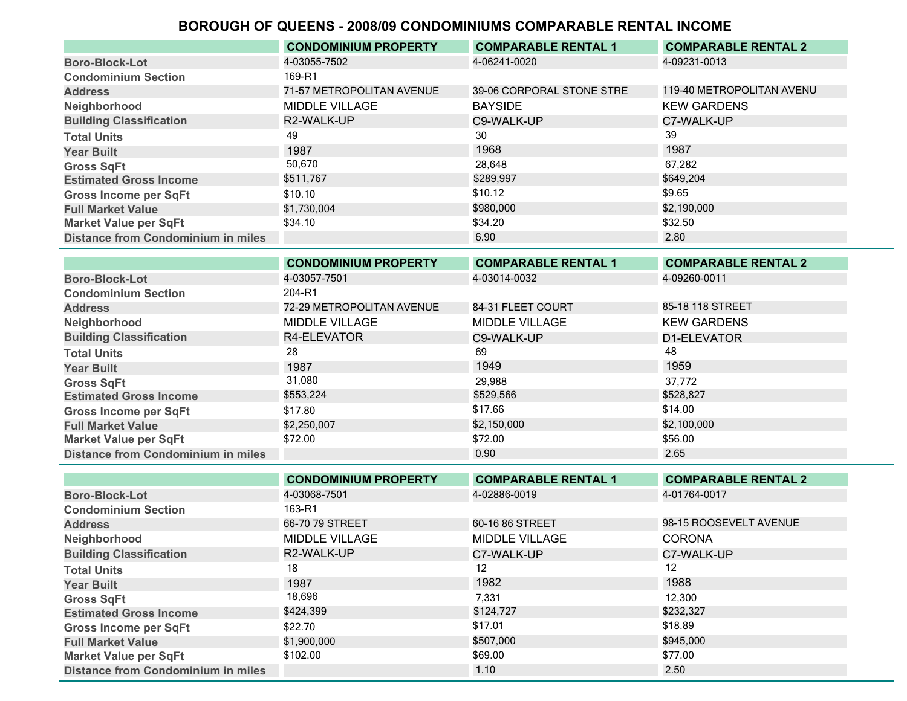# BOROUGH OF QUEENS - 2008/09 CONDOMINIUMS COMPARABLE RENTAL INCOME

| | CONDOMINIUM PROPERTY | COMPARABLE RENTAL 1 | COMPARABLE RENTAL 2 |
|---|---|---|---|
| Boro-Block-Lot | 4-03055-7502 | 4-06241-0020 | 4-09231-0013 |
| Condominium Section | 169-R1 | | |
| Address | 71-57 METROPOLITAN AVENUE | 39-06 CORPORAL STONE STRE | 119-40 METROPOLITAN AVENU |
| Neighborhood | MIDDLE VILLAGE | BAYSIDE | KEW GARDENS |
| Building Classification | R2-WALK-UP | C9-WALK-UP | C7-WALK-UP |
| Total Units | 49 | 30 | 39 |
| Year Built | 1987 | 1968 | 1987 |
| Gross SqFt | 50,670 | 28,648 | 67,282 |
| Estimated Gross Income | $511,767 | $289,997 | $649,204 |
| Gross Income per SqFt | $10.10 | $10.12 | $9.65 |
| Full Market Value | $1,730,004 | $980,000 | $2,190,000 |
| Market Value per SqFt | $34.10 | $34.20 | $32.50 |
| Distance from Condominium in miles | | 6.90 | 2.80 |

| | CONDOMINIUM PROPERTY | COMPARABLE RENTAL 1 | COMPARABLE RENTAL 2 |
|---|---|---|---|
| Boro-Block-Lot | 4-03057-7501 | 4-03014-0032 | 4-09260-0011 |
| Condominium Section | 204-R1 | | |
| Address | 72-29 METROPOLITAN AVENUE | 84-31 FLEET COURT | 85-18 118 STREET |
| Neighborhood | MIDDLE VILLAGE | MIDDLE VILLAGE | KEW GARDENS |
| Building Classification | R4-ELEVATOR | C9-WALK-UP | D1-ELEVATOR |
| Total Units | 28 | 69 | 48 |
| Year Built | 1987 | 1949 | 1959 |
| Gross SqFt | 31,080 | 29,988 | 37,772 |
| Estimated Gross Income | $553,224 | $529,566 | $528,827 |
| Gross Income per SqFt | $17.80 | $17.66 | $14.00 |
| Full Market Value | $2,250,007 | $2,150,000 | $2,100,000 |
| Market Value per SqFt | $72.00 | $72.00 | $56.00 |
| Distance from Condominium in miles | | 0.90 | 2.65 |

| | CONDOMINIUM PROPERTY | COMPARABLE RENTAL 1 | COMPARABLE RENTAL 2 |
|---|---|---|---|
| Boro-Block-Lot | 4-03068-7501 | 4-02886-0019 | 4-01764-0017 |
| Condominium Section | 163-R1 | | |
| Address | 66-70 79 STREET | 60-16 86 STREET | 98-15 ROOSEVELT AVENUE |
| Neighborhood | MIDDLE VILLAGE | MIDDLE VILLAGE | CORONA |
| Building Classification | R2-WALK-UP | C7-WALK-UP | C7-WALK-UP |
| Total Units | 18 | 12 | 12 |
| Year Built | 1987 | 1982 | 1988 |
| Gross SqFt | 18,696 | 7,331 | 12,300 |
| Estimated Gross Income | $424,399 | $124,727 | $232,327 |
| Gross Income per SqFt | $22.70 | $17.01 | $18.89 |
| Full Market Value | $1,900,000 | $507,000 | $945,000 |
| Market Value per SqFt | $102.00 | $69.00 | $77.00 |
| Distance from Condominium in miles | | 1.10 | 2.50 |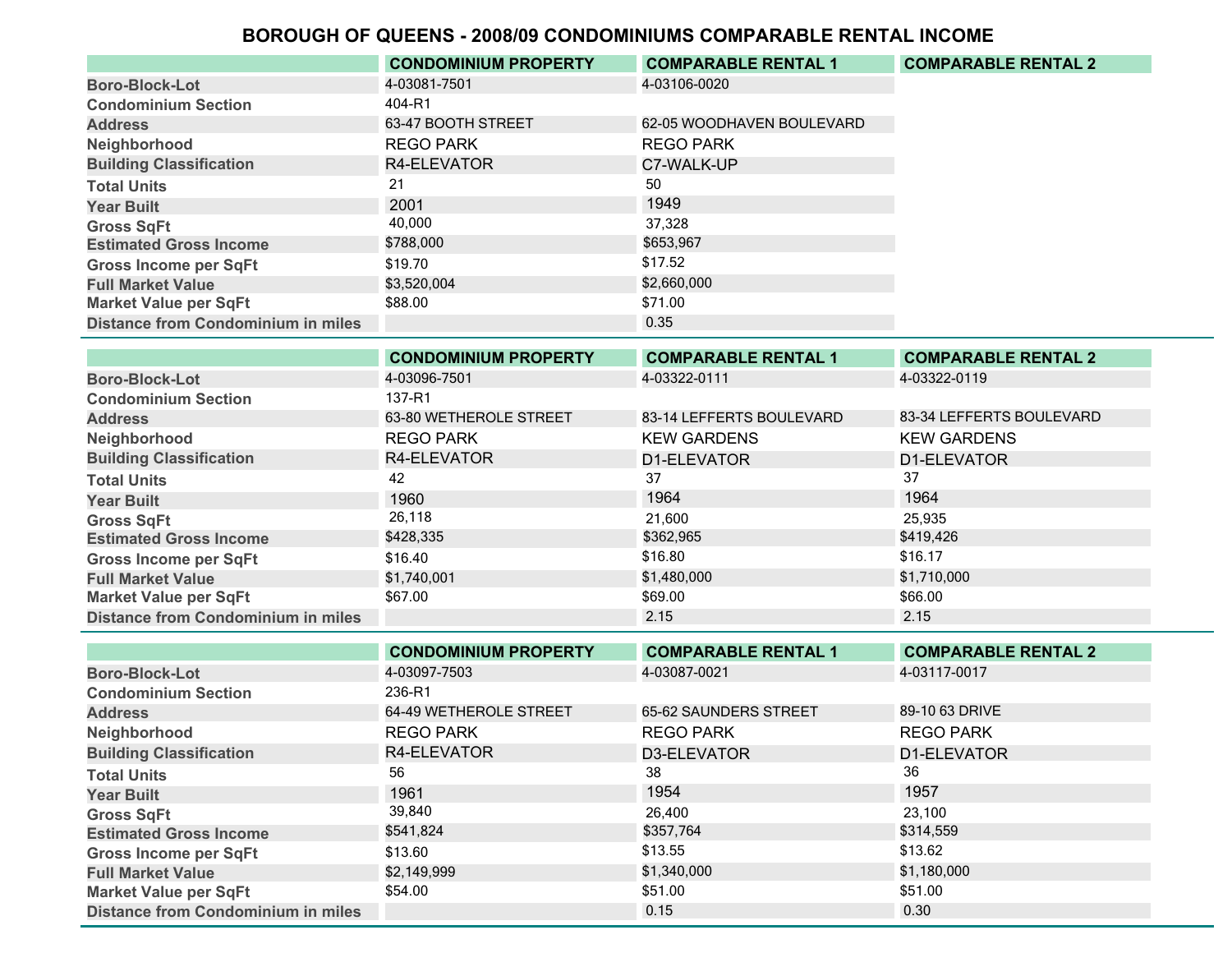# BOROUGH OF QUEENS - 2008/09 CONDOMINIUMS COMPARABLE RENTAL INCOME

| | CONDOMINIUM PROPERTY | COMPARABLE RENTAL 1 | COMPARABLE RENTAL 2 |
|---|---|---|---|
| Boro-Block-Lot | 4-03081-7501 | 4-03106-0020 | |
| Condominium Section | 404-R1 | | |
| Address | 63-47 BOOTH STREET | 62-05 WOODHAVEN BOULEVARD | |
| Neighborhood | REGO PARK | REGO PARK | |
| Building Classification | R4-ELEVATOR | C7-WALK-UP | |
| Total Units | 21 | 50 | |
| Year Built | 2001 | 1949 | |
| Gross SqFt | 40,000 | 37,328 | |
| Estimated Gross Income | $788,000 | $653,967 | |
| Gross Income per SqFt | $19.70 | $17.52 | |
| Full Market Value | $3,520,004 | $2,660,000 | |
| Market Value per SqFt | $88.00 | $71.00 | |
| Distance from Condominium in miles | | 0.35 | |

| | CONDOMINIUM PROPERTY | COMPARABLE RENTAL 1 | COMPARABLE RENTAL 2 |
|---|---|---|---|
| Boro-Block-Lot | 4-03096-7501 | 4-03322-0111 | 4-03322-0119 |
| Condominium Section | 137-R1 | | |
| Address | 63-80 WETHEROLE STREET | 83-14 LEFFERTS BOULEVARD | 83-34 LEFFERTS BOULEVARD |
| Neighborhood | REGO PARK | KEW GARDENS | KEW GARDENS |
| Building Classification | R4-ELEVATOR | D1-ELEVATOR | D1-ELEVATOR |
| Total Units | 42 | 37 | 37 |
| Year Built | 1960 | 1964 | 1964 |
| Gross SqFt | 26,118 | 21,600 | 25,935 |
| Estimated Gross Income | $428,335 | $362,965 | $419,426 |
| Gross Income per SqFt | $16.40 | $16.80 | $16.17 |
| Full Market Value | $1,740,001 | $1,480,000 | $1,710,000 |
| Market Value per SqFt | $67.00 | $69.00 | $66.00 |
| Distance from Condominium in miles | | 2.15 | 2.15 |

| | CONDOMINIUM PROPERTY | COMPARABLE RENTAL 1 | COMPARABLE RENTAL 2 |
|---|---|---|---|
| Boro-Block-Lot | 4-03097-7503 | 4-03087-0021 | 4-03117-0017 |
| Condominium Section | 236-R1 | | |
| Address | 64-49 WETHEROLE STREET | 65-62 SAUNDERS STREET | 89-10 63 DRIVE |
| Neighborhood | REGO PARK | REGO PARK | REGO PARK |
| Building Classification | R4-ELEVATOR | D3-ELEVATOR | D1-ELEVATOR |
| Total Units | 56 | 38 | 36 |
| Year Built | 1961 | 1954 | 1957 |
| Gross SqFt | 39,840 | 26,400 | 23,100 |
| Estimated Gross Income | $541,824 | $357,764 | $314,559 |
| Gross Income per SqFt | $13.60 | $13.55 | $13.62 |
| Full Market Value | $2,149,999 | $1,340,000 | $1,180,000 |
| Market Value per SqFt | $54.00 | $51.00 | $51.00 |
| Distance from Condominium in miles | | 0.15 | 0.30 |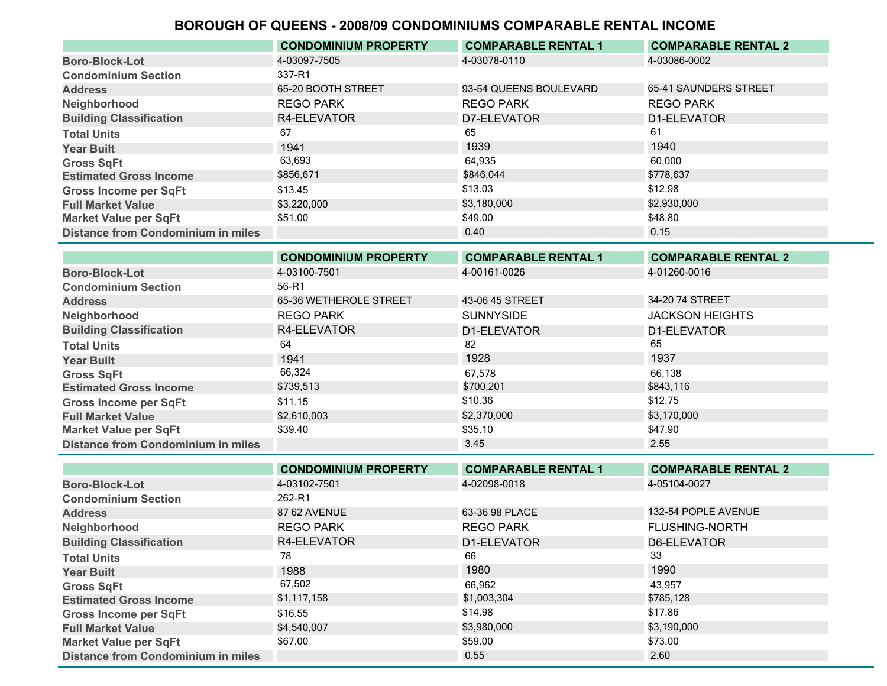# BOROUGH OF QUEENS - 2008/09 CONDOMINIUMS COMPARABLE RENTAL INCOME

| | CONDOMINIUM PROPERTY | COMPARABLE RENTAL 1 | COMPARABLE RENTAL 2 |
|---|---|---|---|
| Boro-Block-Lot | 4-03097-7505 | 4-03078-0110 | 4-03086-0002 |
| Condominium Section | 337-R1 | | |
| Address | 65-20 BOOTH STREET | 93-54 QUEENS BOULEVARD | 65-41 SAUNDERS STREET |
| Neighborhood | REGO PARK | REGO PARK | REGO PARK |
| Building Classification | R4-ELEVATOR | D7-ELEVATOR | D1-ELEVATOR |
| Total Units | 67 | 65 | 61 |
| Year Built | 1941 | 1939 | 1940 |
| Gross SqFt | 63,693 | 64,935 | 60,000 |
| Estimated Gross Income | $856,671 | $846,044 | $778,637 |
| Gross Income per SqFt | $13.45 | $13.03 | $12.98 |
| Full Market Value | $3,220,000 | $3,180,000 | $2,930,000 |
| Market Value per SqFt | $51.00 | $49.00 | $48.80 |
| Distance from Condominium in miles | | 0.40 | 0.15 |

| | CONDOMINIUM PROPERTY | COMPARABLE RENTAL 1 | COMPARABLE RENTAL 2 |
|---|---|---|---|
| Boro-Block-Lot | 4-03100-7501 | 4-00161-0026 | 4-01260-0016 |
| Condominium Section | 56-R1 | | |
| Address | 65-36 WETHEROLE STREET | 43-06 45 STREET | 34-20 74 STREET |
| Neighborhood | REGO PARK | SUNNYSIDE | JACKSON HEIGHTS |
| Building Classification | R4-ELEVATOR | D1-ELEVATOR | D1-ELEVATOR |
| Total Units | 64 | 82 | 65 |
| Year Built | 1941 | 1928 | 1937 |
| Gross SqFt | 66,324 | 67,578 | 66,138 |
| Estimated Gross Income | $739,513 | $700,201 | $843,116 |
| Gross Income per SqFt | $11.15 | $10.36 | $12.75 |
| Full Market Value | $2,610,003 | $2,370,000 | $3,170,000 |
| Market Value per SqFt | $39.40 | $35.10 | $47.90 |
| Distance from Condominium in miles | | 3.45 | 2.55 |

| | CONDOMINIUM PROPERTY | COMPARABLE RENTAL 1 | COMPARABLE RENTAL 2 |
|---|---|---|---|
| Boro-Block-Lot | 4-03102-7501 | 4-02098-0018 | 4-05104-0027 |
| Condominium Section | 262-R1 | | |
| Address | 87 62 AVENUE | 63-36 98 PLACE | 132-54 POPLE AVENUE |
| Neighborhood | REGO PARK | REGO PARK | FLUSHING-NORTH |
| Building Classification | R4-ELEVATOR | D1-ELEVATOR | D6-ELEVATOR |
| Total Units | 78 | 66 | 33 |
| Year Built | 1988 | 1980 | 1990 |
| Gross SqFt | 67,502 | 66,962 | 43,957 |
| Estimated Gross Income | $1,117,158 | $1,003,304 | $785,128 |
| Gross Income per SqFt | $16.55 | $14.98 | $17.86 |
| Full Market Value | $4,540,007 | $3,980,000 | $3,190,000 |
| Market Value per SqFt | $67.00 | $59.00 | $73.00 |
| Distance from Condominium in miles | | 0.55 | 2.60 |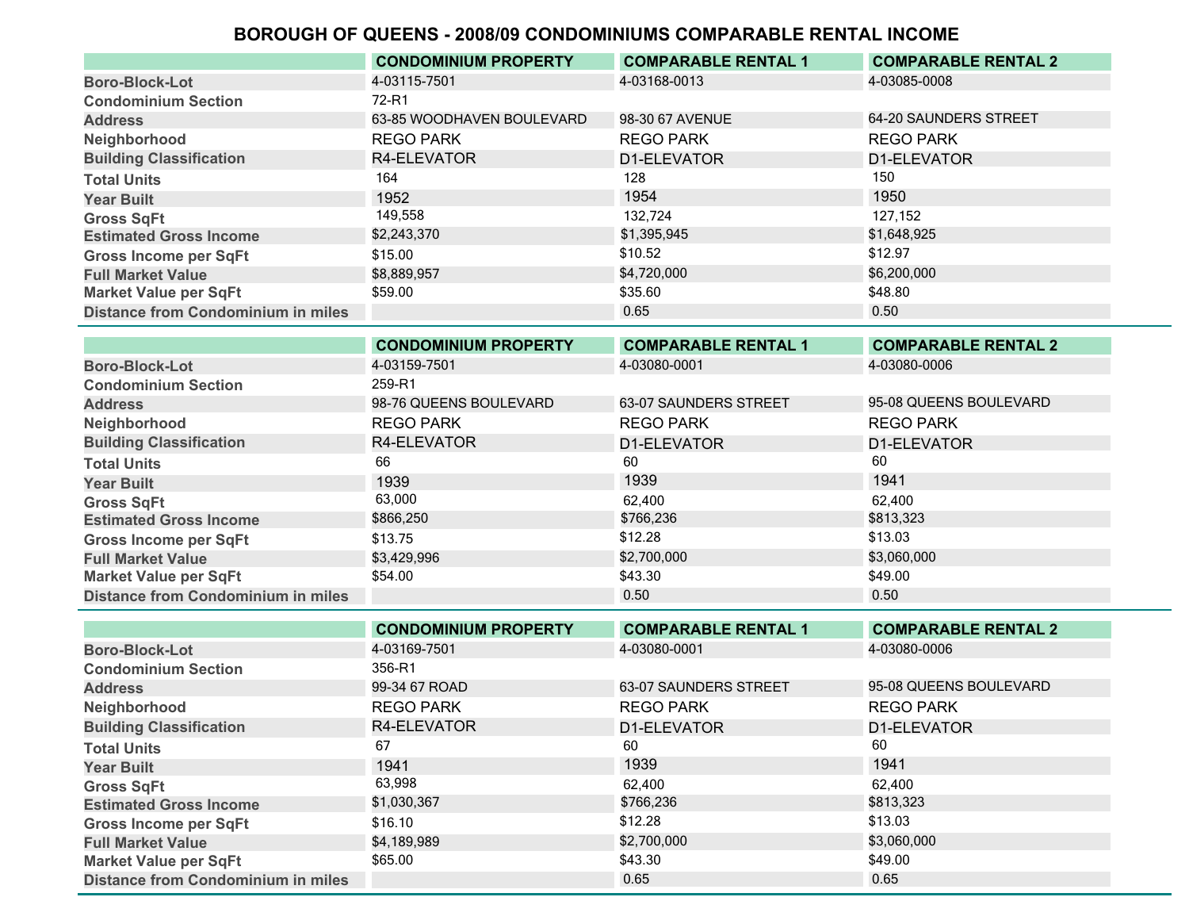# BOROUGH OF QUEENS - 2008/09 CONDOMINIUMS COMPARABLE RENTAL INCOME

| | CONDOMINIUM PROPERTY | COMPARABLE RENTAL 1 | COMPARABLE RENTAL 2 |
|---|---|---|---|
| Boro-Block-Lot | 4-03115-7501 | 4-03168-0013 | 4-03085-0008 |
| Condominium Section | 72-R1 | | |
| Address | 63-85 WOODHAVEN BOULEVARD | 98-30 67 AVENUE | 64-20 SAUNDERS STREET |
| Neighborhood | REGO PARK | REGO PARK | REGO PARK |
| Building Classification | R4-ELEVATOR | D1-ELEVATOR | D1-ELEVATOR |
| Total Units | 164 | 128 | 150 |
| Year Built | 1952 | 1954 | 1950 |
| Gross SqFt | 149,558 | 132,724 | 127,152 |
| Estimated Gross Income | $2,243,370 | $1,395,945 | $1,648,925 |
| Gross Income per SqFt | $15.00 | $10.52 | $12.97 |
| Full Market Value | $8,889,957 | $4,720,000 | $6,200,000 |
| Market Value per SqFt | $59.00 | $35.60 | $48.80 |
| Distance from Condominium in miles | | 0.65 | 0.50 |

| | CONDOMINIUM PROPERTY | COMPARABLE RENTAL 1 | COMPARABLE RENTAL 2 |
|---|---|---|---|
| Boro-Block-Lot | 4-03159-7501 | 4-03080-0001 | 4-03080-0006 |
| Condominium Section | 259-R1 | | |
| Address | 98-76 QUEENS BOULEVARD | 63-07 SAUNDERS STREET | 95-08 QUEENS BOULEVARD |
| Neighborhood | REGO PARK | REGO PARK | REGO PARK |
| Building Classification | R4-ELEVATOR | D1-ELEVATOR | D1-ELEVATOR |
| Total Units | 66 | 60 | 60 |
| Year Built | 1939 | 1939 | 1941 |
| Gross SqFt | 63,000 | 62,400 | 62,400 |
| Estimated Gross Income | $866,250 | $766,236 | $813,323 |
| Gross Income per SqFt | $13.75 | $12.28 | $13.03 |
| Full Market Value | $3,429,996 | $2,700,000 | $3,060,000 |
| Market Value per SqFt | $54.00 | $43.30 | $49.00 |
| Distance from Condominium in miles | | 0.50 | 0.50 |

| | CONDOMINIUM PROPERTY | COMPARABLE RENTAL 1 | COMPARABLE RENTAL 2 |
|---|---|---|---|
| Boro-Block-Lot | 4-03169-7501 | 4-03080-0001 | 4-03080-0006 |
| Condominium Section | 356-R1 | | |
| Address | 99-34 67 ROAD | 63-07 SAUNDERS STREET | 95-08 QUEENS BOULEVARD |
| Neighborhood | REGO PARK | REGO PARK | REGO PARK |
| Building Classification | R4-ELEVATOR | D1-ELEVATOR | D1-ELEVATOR |
| Total Units | 67 | 60 | 60 |
| Year Built | 1941 | 1939 | 1941 |
| Gross SqFt | 63,998 | 62,400 | 62,400 |
| Estimated Gross Income | $1,030,367 | $766,236 | $813,323 |
| Gross Income per SqFt | $16.10 | $12.28 | $13.03 |
| Full Market Value | $4,189,989 | $2,700,000 | $3,060,000 |
| Market Value per SqFt | $65.00 | $43.30 | $49.00 |
| Distance from Condominium in miles | | 0.65 | 0.65 |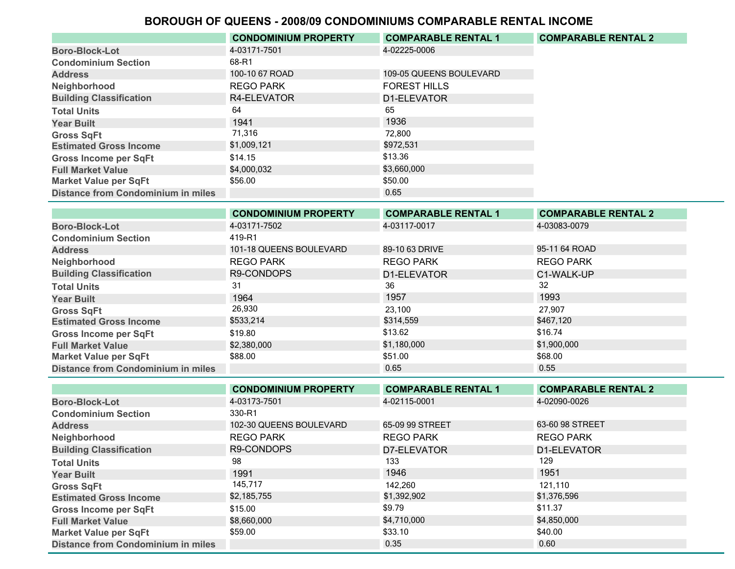# BOROUGH OF QUEENS - 2008/09 CONDOMINIUMS COMPARABLE RENTAL INCOME

| | CONDOMINIUM PROPERTY | COMPARABLE RENTAL 1 | COMPARABLE RENTAL 2 |
|---|---|---|---|
| Boro-Block-Lot | 4-03171-7501 | 4-02225-0006 | |
| Condominium Section | 68-R1 | | |
| Address | 100-10 67 ROAD | 109-05 QUEENS BOULEVARD | |
| Neighborhood | REGO PARK | FOREST HILLS | |
| Building Classification | R4-ELEVATOR | D1-ELEVATOR | |
| Total Units | 64 | 65 | |
| Year Built | 1941 | 1936 | |
| Gross SqFt | 71,316 | 72,800 | |
| Estimated Gross Income | $1,009,121 | $972,531 | |
| Gross Income per SqFt | $14.15 | $13.36 | |
| Full Market Value | $4,000,032 | $3,660,000 | |
| Market Value per SqFt | $56.00 | $50.00 | |
| Distance from Condominium in miles | | 0.65 | |

| | CONDOMINIUM PROPERTY | COMPARABLE RENTAL 1 | COMPARABLE RENTAL 2 |
|---|---|---|---|
| Boro-Block-Lot | 4-03171-7502 | 4-03117-0017 | 4-03083-0079 |
| Condominium Section | 419-R1 | | |
| Address | 101-18 QUEENS BOULEVARD | 89-10 63 DRIVE | 95-11 64 ROAD |
| Neighborhood | REGO PARK | REGO PARK | REGO PARK |
| Building Classification | R9-CONDOPS | D1-ELEVATOR | C1-WALK-UP |
| Total Units | 31 | 36 | 32 |
| Year Built | 1964 | 1957 | 1993 |
| Gross SqFt | 26,930 | 23,100 | 27,907 |
| Estimated Gross Income | $533,214 | $314,559 | $467,120 |
| Gross Income per SqFt | $19.80 | $13.62 | $16.74 |
| Full Market Value | $2,380,000 | $1,180,000 | $1,900,000 |
| Market Value per SqFt | $88.00 | $51.00 | $68.00 |
| Distance from Condominium in miles | | 0.65 | 0.55 |

| | CONDOMINIUM PROPERTY | COMPARABLE RENTAL 1 | COMPARABLE RENTAL 2 |
|---|---|---|---|
| Boro-Block-Lot | 4-03173-7501 | 4-02115-0001 | 4-02090-0026 |
| Condominium Section | 330-R1 | | |
| Address | 102-30 QUEENS BOULEVARD | 65-09 99 STREET | 63-60 98 STREET |
| Neighborhood | REGO PARK | REGO PARK | REGO PARK |
| Building Classification | R9-CONDOPS | D7-ELEVATOR | D1-ELEVATOR |
| Total Units | 98 | 133 | 129 |
| Year Built | 1991 | 1946 | 1951 |
| Gross SqFt | 145,717 | 142,260 | 121,110 |
| Estimated Gross Income | $2,185,755 | $1,392,902 | $1,376,596 |
| Gross Income per SqFt | $15.00 | $9.79 | $11.37 |
| Full Market Value | $8,660,000 | $4,710,000 | $4,850,000 |
| Market Value per SqFt | $59.00 | $33.10 | $40.00 |
| Distance from Condominium in miles | | 0.35 | 0.60 |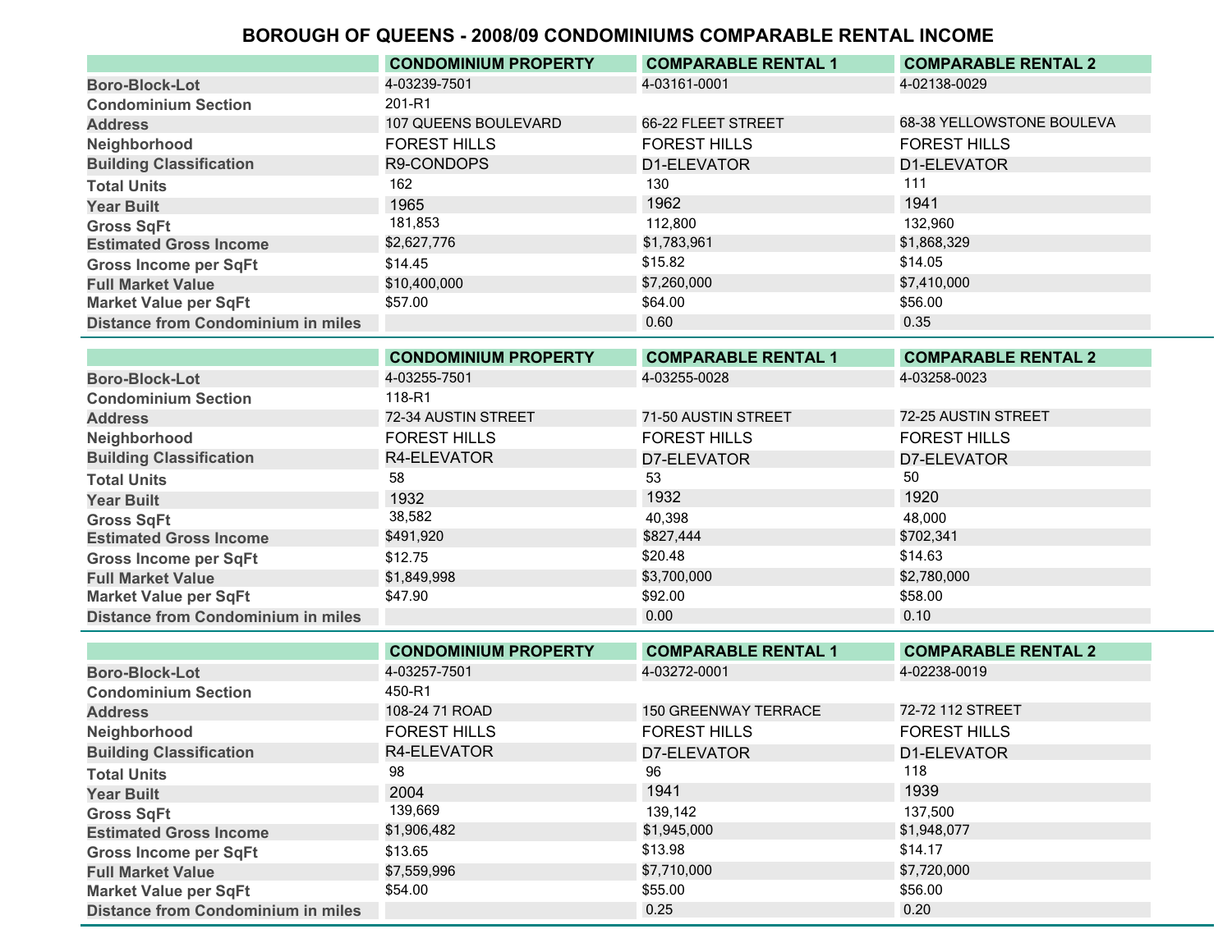# BOROUGH OF QUEENS - 2008/09 CONDOMINIUMS COMPARABLE RENTAL INCOME

| | CONDOMINIUM PROPERTY | COMPARABLE RENTAL 1 | COMPARABLE RENTAL 2 |
|---|---|---|---|
| Boro-Block-Lot | 4-03239-7501 | 4-03161-0001 | 4-02138-0029 |
| Condominium Section | 201-R1 | | |
| Address | 107 QUEENS BOULEVARD | 66-22 FLEET STREET | 68-38 YELLOWSTONE BOULEVA |
| Neighborhood | FOREST HILLS | FOREST HILLS | FOREST HILLS |
| Building Classification | R9-CONDOPS | D1-ELEVATOR | D1-ELEVATOR |
| Total Units | 162 | 130 | 111 |
| Year Built | 1965 | 1962 | 1941 |
| Gross SqFt | 181,853 | 112,800 | 132,960 |
| Estimated Gross Income | $2,627,776 | $1,783,961 | $1,868,329 |
| Gross Income per SqFt | $14.45 | $15.82 | $14.05 |
| Full Market Value | $10,400,000 | $7,260,000 | $7,410,000 |
| Market Value per SqFt | $57.00 | $64.00 | $56.00 |
| Distance from Condominium in miles | | 0.60 | 0.35 |

| | CONDOMINIUM PROPERTY | COMPARABLE RENTAL 1 | COMPARABLE RENTAL 2 |
|---|---|---|---|
| Boro-Block-Lot | 4-03255-7501 | 4-03255-0028 | 4-03258-0023 |
| Condominium Section | 118-R1 | | |
| Address | 72-34 AUSTIN STREET | 71-50 AUSTIN STREET | 72-25 AUSTIN STREET |
| Neighborhood | FOREST HILLS | FOREST HILLS | FOREST HILLS |
| Building Classification | R4-ELEVATOR | D7-ELEVATOR | D7-ELEVATOR |
| Total Units | 58 | 53 | 50 |
| Year Built | 1932 | 1932 | 1920 |
| Gross SqFt | 38,582 | 40,398 | 48,000 |
| Estimated Gross Income | $491,920 | $827,444 | $702,341 |
| Gross Income per SqFt | $12.75 | $20.48 | $14.63 |
| Full Market Value | $1,849,998 | $3,700,000 | $2,780,000 |
| Market Value per SqFt | $47.90 | $92.00 | $58.00 |
| Distance from Condominium in miles | | 0.00 | 0.10 |

| | CONDOMINIUM PROPERTY | COMPARABLE RENTAL 1 | COMPARABLE RENTAL 2 |
|---|---|---|---|
| Boro-Block-Lot | 4-03257-7501 | 4-03272-0001 | 4-02238-0019 |
| Condominium Section | 450-R1 | | |
| Address | 108-24 71 ROAD | 150 GREENWAY TERRACE | 72-72 112 STREET |
| Neighborhood | FOREST HILLS | FOREST HILLS | FOREST HILLS |
| Building Classification | R4-ELEVATOR | D7-ELEVATOR | D1-ELEVATOR |
| Total Units | 98 | 96 | 118 |
| Year Built | 2004 | 1941 | 1939 |
| Gross SqFt | 139,669 | 139,142 | 137,500 |
| Estimated Gross Income | $1,906,482 | $1,945,000 | $1,948,077 |
| Gross Income per SqFt | $13.65 | $13.98 | $14.17 |
| Full Market Value | $7,559,996 | $7,710,000 | $7,720,000 |
| Market Value per SqFt | $54.00 | $55.00 | $56.00 |
| Distance from Condominium in miles | | 0.25 | 0.20 |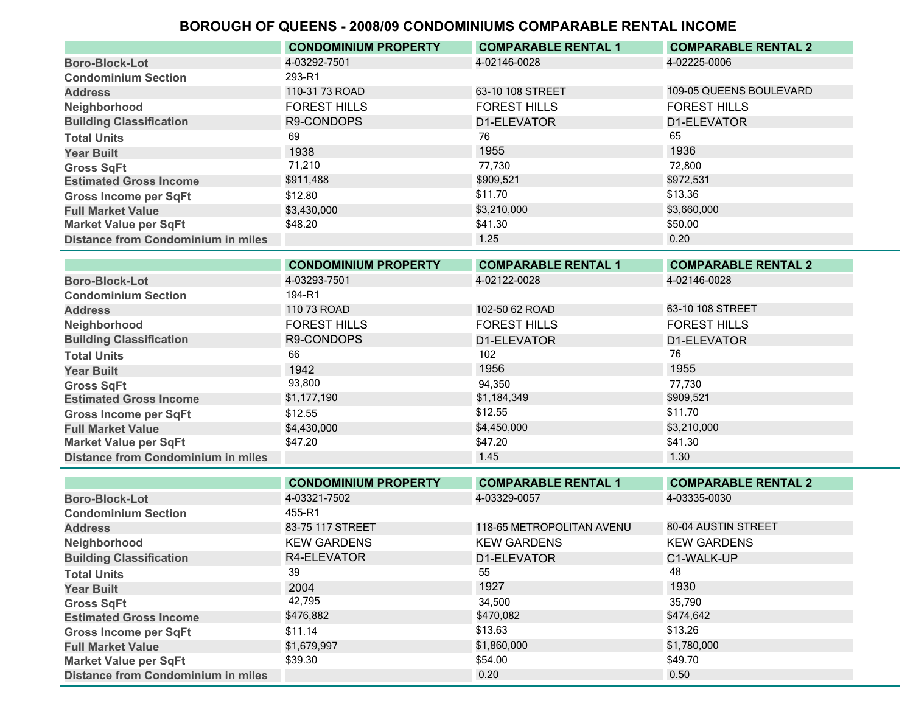# BOROUGH OF QUEENS - 2008/09 CONDOMINIUMS COMPARABLE RENTAL INCOME

| | CONDOMINIUM PROPERTY | COMPARABLE RENTAL 1 | COMPARABLE RENTAL 2 |
|---|---|---|---|
| Boro-Block-Lot | 4-03292-7501 | 4-02146-0028 | 4-02225-0006 |
| Condominium Section | 293-R1 | | |
| Address | 110-31 73 ROAD | 63-10 108 STREET | 109-05 QUEENS BOULEVARD |
| Neighborhood | FOREST HILLS | FOREST HILLS | FOREST HILLS |
| Building Classification | R9-CONDOPS | D1-ELEVATOR | D1-ELEVATOR |
| Total Units | 69 | 76 | 65 |
| Year Built | 1938 | 1955 | 1936 |
| Gross SqFt | 71,210 | 77,730 | 72,800 |
| Estimated Gross Income | $911,488 | $909,521 | $972,531 |
| Gross Income per SqFt | $12.80 | $11.70 | $13.36 |
| Full Market Value | $3,430,000 | $3,210,000 | $3,660,000 |
| Market Value per SqFt | $48.20 | $41.30 | $50.00 |
| Distance from Condominium in miles | | 1.25 | 0.20 |

| | CONDOMINIUM PROPERTY | COMPARABLE RENTAL 1 | COMPARABLE RENTAL 2 |
|---|---|---|---|
| Boro-Block-Lot | 4-03293-7501 | 4-02122-0028 | 4-02146-0028 |
| Condominium Section | 194-R1 | | |
| Address | 110 73 ROAD | 102-50 62 ROAD | 63-10 108 STREET |
| Neighborhood | FOREST HILLS | FOREST HILLS | FOREST HILLS |
| Building Classification | R9-CONDOPS | D1-ELEVATOR | D1-ELEVATOR |
| Total Units | 66 | 102 | 76 |
| Year Built | 1942 | 1956 | 1955 |
| Gross SqFt | 93,800 | 94,350 | 77,730 |
| Estimated Gross Income | $1,177,190 | $1,184,349 | $909,521 |
| Gross Income per SqFt | $12.55 | $12.55 | $11.70 |
| Full Market Value | $4,430,000 | $4,450,000 | $3,210,000 |
| Market Value per SqFt | $47.20 | $47.20 | $41.30 |
| Distance from Condominium in miles | | 1.45 | 1.30 |

| | CONDOMINIUM PROPERTY | COMPARABLE RENTAL 1 | COMPARABLE RENTAL 2 |
|---|---|---|---|
| Boro-Block-Lot | 4-03321-7502 | 4-03329-0057 | 4-03335-0030 |
| Condominium Section | 455-R1 | | |
| Address | 83-75 117 STREET | 118-65 METROPOLITAN AVENU | 80-04 AUSTIN STREET |
| Neighborhood | KEW GARDENS | KEW GARDENS | KEW GARDENS |
| Building Classification | R4-ELEVATOR | D1-ELEVATOR | C1-WALK-UP |
| Total Units | 39 | 55 | 48 |
| Year Built | 2004 | 1927 | 1930 |
| Gross SqFt | 42,795 | 34,500 | 35,790 |
| Estimated Gross Income | $476,882 | $470,082 | $474,642 |
| Gross Income per SqFt | $11.14 | $13.63 | $13.26 |
| Full Market Value | $1,679,997 | $1,860,000 | $1,780,000 |
| Market Value per SqFt | $39.30 | $54.00 | $49.70 |
| Distance from Condominium in miles | | 0.20 | 0.50 |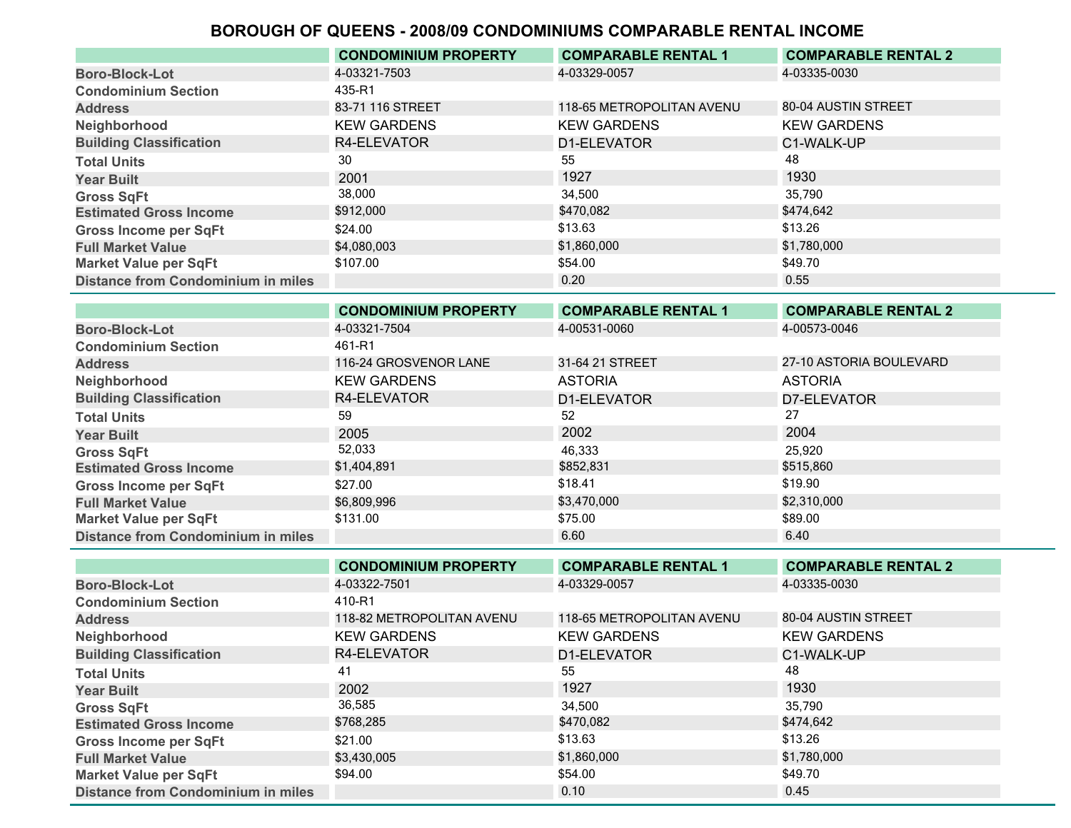# BOROUGH OF QUEENS - 2008/09 CONDOMINIUMS COMPARABLE RENTAL INCOME

| | CONDOMINIUM PROPERTY | COMPARABLE RENTAL 1 | COMPARABLE RENTAL 2 |
|---|---|---|---|
| Boro-Block-Lot | 4-03321-7503 | 4-03329-0057 | 4-03335-0030 |
| Condominium Section | 435-R1 | | |
| Address | 83-71 116 STREET | 118-65 METROPOLITAN AVENU | 80-04 AUSTIN STREET |
| Neighborhood | KEW GARDENS | KEW GARDENS | KEW GARDENS |
| Building Classification | R4-ELEVATOR | D1-ELEVATOR | C1-WALK-UP |
| Total Units | 30 | 55 | 48 |
| Year Built | 2001 | 1927 | 1930 |
| Gross SqFt | 38,000 | 34,500 | 35,790 |
| Estimated Gross Income | $912,000 | $470,082 | $474,642 |
| Gross Income per SqFt | $24.00 | $13.63 | $13.26 |
| Full Market Value | $4,080,003 | $1,860,000 | $1,780,000 |
| Market Value per SqFt | $107.00 | $54.00 | $49.70 |
| Distance from Condominium in miles | | 0.20 | 0.55 |

| | CONDOMINIUM PROPERTY | COMPARABLE RENTAL 1 | COMPARABLE RENTAL 2 |
|---|---|---|---|
| Boro-Block-Lot | 4-03321-7504 | 4-00531-0060 | 4-00573-0046 |
| Condominium Section | 461-R1 | | |
| Address | 116-24 GROSVENOR LANE | 31-64 21 STREET | 27-10 ASTORIA BOULEVARD |
| Neighborhood | KEW GARDENS | ASTORIA | ASTORIA |
| Building Classification | R4-ELEVATOR | D1-ELEVATOR | D7-ELEVATOR |
| Total Units | 59 | 52 | 27 |
| Year Built | 2005 | 2002 | 2004 |
| Gross SqFt | 52,033 | 46,333 | 25,920 |
| Estimated Gross Income | $1,404,891 | $852,831 | $515,860 |
| Gross Income per SqFt | $27.00 | $18.41 | $19.90 |
| Full Market Value | $6,809,996 | $3,470,000 | $2,310,000 |
| Market Value per SqFt | $131.00 | $75.00 | $89.00 |
| Distance from Condominium in miles | | 6.60 | 6.40 |

| | CONDOMINIUM PROPERTY | COMPARABLE RENTAL 1 | COMPARABLE RENTAL 2 |
|---|---|---|---|
| Boro-Block-Lot | 4-03322-7501 | 4-03329-0057 | 4-03335-0030 |
| Condominium Section | 410-R1 | | |
| Address | 118-82 METROPOLITAN AVENU | 118-65 METROPOLITAN AVENU | 80-04 AUSTIN STREET |
| Neighborhood | KEW GARDENS | KEW GARDENS | KEW GARDENS |
| Building Classification | R4-ELEVATOR | D1-ELEVATOR | C1-WALK-UP |
| Total Units | 41 | 55 | 48 |
| Year Built | 2002 | 1927 | 1930 |
| Gross SqFt | 36,585 | 34,500 | 35,790 |
| Estimated Gross Income | $768,285 | $470,082 | $474,642 |
| Gross Income per SqFt | $21.00 | $13.63 | $13.26 |
| Full Market Value | $3,430,005 | $1,860,000 | $1,780,000 |
| Market Value per SqFt | $94.00 | $54.00 | $49.70 |
| Distance from Condominium in miles | | 0.10 | 0.45 |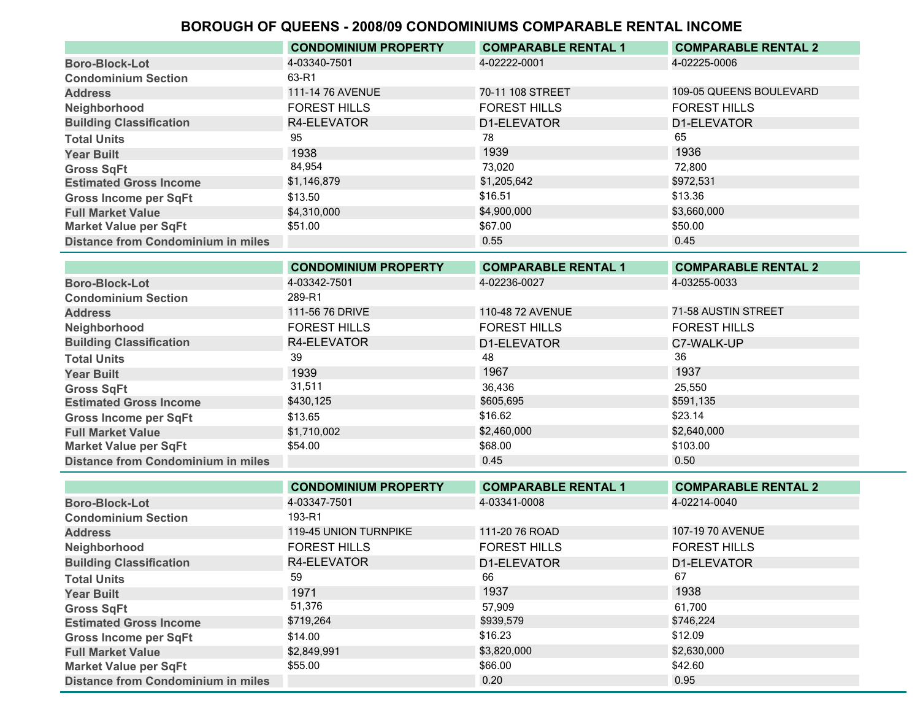# BOROUGH OF QUEENS - 2008/09 CONDOMINIUMS COMPARABLE RENTAL INCOME

| | CONDOMINIUM PROPERTY | COMPARABLE RENTAL 1 | COMPARABLE RENTAL 2 |
|---|---|---|---|
| Boro-Block-Lot | 4-03340-7501 | 4-02222-0001 | 4-02225-0006 |
| Condominium Section | 63-R1 | | |
| Address | 111-14 76 AVENUE | 70-11 108 STREET | 109-05 QUEENS BOULEVARD |
| Neighborhood | FOREST HILLS | FOREST HILLS | FOREST HILLS |
| Building Classification | R4-ELEVATOR | D1-ELEVATOR | D1-ELEVATOR |
| Total Units | 95 | 78 | 65 |
| Year Built | 1938 | 1939 | 1936 |
| Gross SqFt | 84,954 | 73,020 | 72,800 |
| Estimated Gross Income | $1,146,879 | $1,205,642 | $972,531 |
| Gross Income per SqFt | $13.50 | $16.51 | $13.36 |
| Full Market Value | $4,310,000 | $4,900,000 | $3,660,000 |
| Market Value per SqFt | $51.00 | $67.00 | $50.00 |
| Distance from Condominium in miles | | 0.55 | 0.45 |

| | CONDOMINIUM PROPERTY | COMPARABLE RENTAL 1 | COMPARABLE RENTAL 2 |
|---|---|---|---|
| Boro-Block-Lot | 4-03342-7501 | 4-02236-0027 | 4-03255-0033 |
| Condominium Section | 289-R1 | | |
| Address | 111-56 76 DRIVE | 110-48 72 AVENUE | 71-58 AUSTIN STREET |
| Neighborhood | FOREST HILLS | FOREST HILLS | FOREST HILLS |
| Building Classification | R4-ELEVATOR | D1-ELEVATOR | C7-WALK-UP |
| Total Units | 39 | 48 | 36 |
| Year Built | 1939 | 1967 | 1937 |
| Gross SqFt | 31,511 | 36,436 | 25,550 |
| Estimated Gross Income | $430,125 | $605,695 | $591,135 |
| Gross Income per SqFt | $13.65 | $16.62 | $23.14 |
| Full Market Value | $1,710,002 | $2,460,000 | $2,640,000 |
| Market Value per SqFt | $54.00 | $68.00 | $103.00 |
| Distance from Condominium in miles | | 0.45 | 0.50 |

| | CONDOMINIUM PROPERTY | COMPARABLE RENTAL 1 | COMPARABLE RENTAL 2 |
|---|---|---|---|
| Boro-Block-Lot | 4-03347-7501 | 4-03341-0008 | 4-02214-0040 |
| Condominium Section | 193-R1 | | |
| Address | 119-45 UNION TURNPIKE | 111-20 76 ROAD | 107-19 70 AVENUE |
| Neighborhood | FOREST HILLS | FOREST HILLS | FOREST HILLS |
| Building Classification | R4-ELEVATOR | D1-ELEVATOR | D1-ELEVATOR |
| Total Units | 59 | 66 | 67 |
| Year Built | 1971 | 1937 | 1938 |
| Gross SqFt | 51,376 | 57,909 | 61,700 |
| Estimated Gross Income | $719,264 | $939,579 | $746,224 |
| Gross Income per SqFt | $14.00 | $16.23 | $12.09 |
| Full Market Value | $2,849,991 | $3,820,000 | $2,630,000 |
| Market Value per SqFt | $55.00 | $66.00 | $42.60 |
| Distance from Condominium in miles | | 0.20 | 0.95 |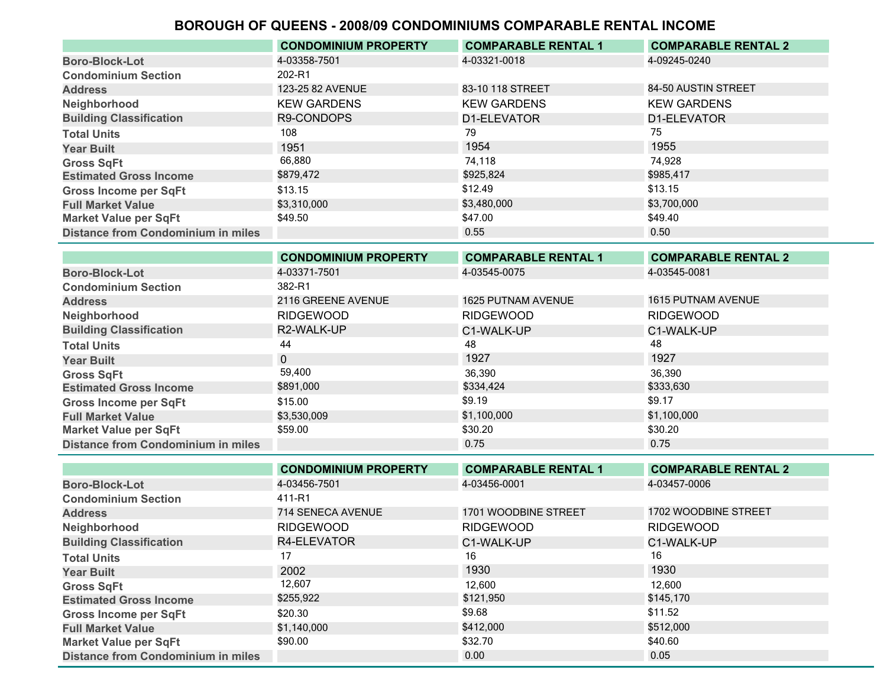# BOROUGH OF QUEENS - 2008/09 CONDOMINIUMS COMPARABLE RENTAL INCOME

| | CONDOMINIUM PROPERTY | COMPARABLE RENTAL 1 | COMPARABLE RENTAL 2 |
|---|---|---|---|
| Boro-Block-Lot | 4-03358-7501 | 4-03321-0018 | 4-09245-0240 |
| Condominium Section | 202-R1 | | |
| Address | 123-25 82 AVENUE | 83-10 118 STREET | 84-50 AUSTIN STREET |
| Neighborhood | KEW GARDENS | KEW GARDENS | KEW GARDENS |
| Building Classification | R9-CONDOPS | D1-ELEVATOR | D1-ELEVATOR |
| Total Units | 108 | 79 | 75 |
| Year Built | 1951 | 1954 | 1955 |
| Gross SqFt | 66,880 | 74,118 | 74,928 |
| Estimated Gross Income | $879,472 | $925,824 | $985,417 |
| Gross Income per SqFt | $13.15 | $12.49 | $13.15 |
| Full Market Value | $3,310,000 | $3,480,000 | $3,700,000 |
| Market Value per SqFt | $49.50 | $47.00 | $49.40 |
| Distance from Condominium in miles | | 0.55 | 0.50 |

| | CONDOMINIUM PROPERTY | COMPARABLE RENTAL 1 | COMPARABLE RENTAL 2 |
|---|---|---|---|
| Boro-Block-Lot | 4-03371-7501 | 4-03545-0075 | 4-03545-0081 |
| Condominium Section | 382-R1 | | |
| Address | 2116 GREENE AVENUE | 1625 PUTNAM AVENUE | 1615 PUTNAM AVENUE |
| Neighborhood | RIDGEWOOD | RIDGEWOOD | RIDGEWOOD |
| Building Classification | R2-WALK-UP | C1-WALK-UP | C1-WALK-UP |
| Total Units | 44 | 48 | 48 |
| Year Built | 0 | 1927 | 1927 |
| Gross SqFt | 59,400 | 36,390 | 36,390 |
| Estimated Gross Income | $891,000 | $334,424 | $333,630 |
| Gross Income per SqFt | $15.00 | $9.19 | $9.17 |
| Full Market Value | $3,530,009 | $1,100,000 | $1,100,000 |
| Market Value per SqFt | $59.00 | $30.20 | $30.20 |
| Distance from Condominium in miles | | 0.75 | 0.75 |

| | CONDOMINIUM PROPERTY | COMPARABLE RENTAL 1 | COMPARABLE RENTAL 2 |
|---|---|---|---|
| Boro-Block-Lot | 4-03456-7501 | 4-03456-0001 | 4-03457-0006 |
| Condominium Section | 411-R1 | | |
| Address | 714 SENECA AVENUE | 1701 WOODBINE STREET | 1702 WOODBINE STREET |
| Neighborhood | RIDGEWOOD | RIDGEWOOD | RIDGEWOOD |
| Building Classification | R4-ELEVATOR | C1-WALK-UP | C1-WALK-UP |
| Total Units | 17 | 16 | 16 |
| Year Built | 2002 | 1930 | 1930 |
| Gross SqFt | 12,607 | 12,600 | 12,600 |
| Estimated Gross Income | $255,922 | $121,950 | $145,170 |
| Gross Income per SqFt | $20.30 | $9.68 | $11.52 |
| Full Market Value | $1,140,000 | $412,000 | $512,000 |
| Market Value per SqFt | $90.00 | $32.70 | $40.60 |
| Distance from Condominium in miles | | 0.00 | 0.05 |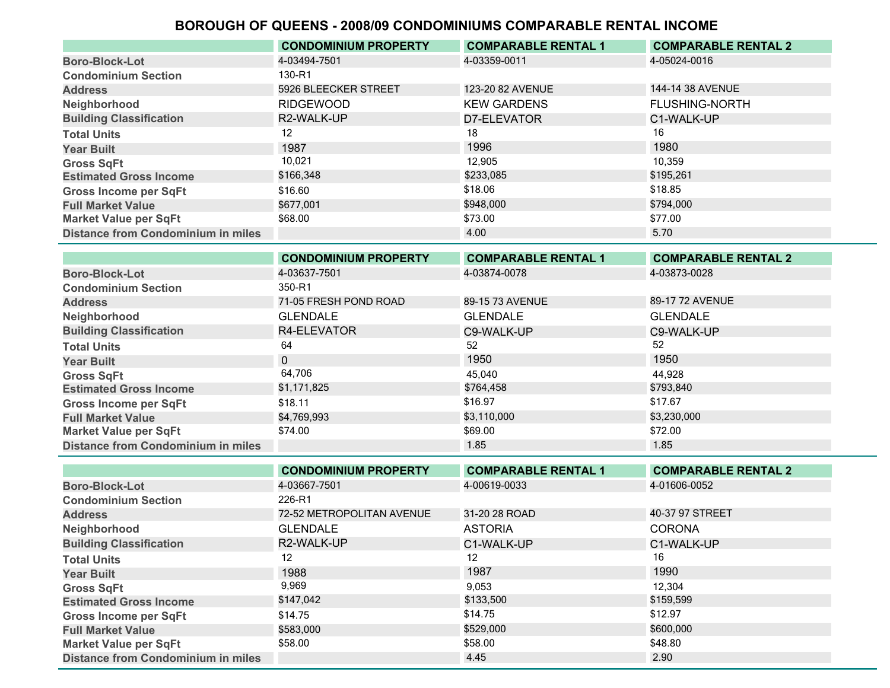# BOROUGH OF QUEENS - 2008/09 CONDOMINIUMS COMPARABLE RENTAL INCOME

| | CONDOMINIUM PROPERTY | COMPARABLE RENTAL 1 | COMPARABLE RENTAL 2 |
|---|---|---|---|
| Boro-Block-Lot | 4-03494-7501 | 4-03359-0011 | 4-05024-0016 |
| Condominium Section | 130-R1 | | |
| Address | 5926 BLEECKER STREET | 123-20 82 AVENUE | 144-14 38 AVENUE |
| Neighborhood | RIDGEWOOD | KEW GARDENS | FLUSHING-NORTH |
| Building Classification | R2-WALK-UP | D7-ELEVATOR | C1-WALK-UP |
| Total Units | 12 | 18 | 16 |
| Year Built | 1987 | 1996 | 1980 |
| Gross SqFt | 10,021 | 12,905 | 10,359 |
| Estimated Gross Income | $166,348 | $233,085 | $195,261 |
| Gross Income per SqFt | $16.60 | $18.06 | $18.85 |
| Full Market Value | $677,001 | $948,000 | $794,000 |
| Market Value per SqFt | $68.00 | $73.00 | $77.00 |
| Distance from Condominium in miles | | 4.00 | 5.70 |

| | CONDOMINIUM PROPERTY | COMPARABLE RENTAL 1 | COMPARABLE RENTAL 2 |
|---|---|---|---|
| Boro-Block-Lot | 4-03637-7501 | 4-03874-0078 | 4-03873-0028 |
| Condominium Section | 350-R1 | | |
| Address | 71-05 FRESH POND ROAD | 89-15 73 AVENUE | 89-17 72 AVENUE |
| Neighborhood | GLENDALE | GLENDALE | GLENDALE |
| Building Classification | R4-ELEVATOR | C9-WALK-UP | C9-WALK-UP |
| Total Units | 64 | 52 | 52 |
| Year Built | 0 | 1950 | 1950 |
| Gross SqFt | 64,706 | 45,040 | 44,928 |
| Estimated Gross Income | $1,171,825 | $764,458 | $793,840 |
| Gross Income per SqFt | $18.11 | $16.97 | $17.67 |
| Full Market Value | $4,769,993 | $3,110,000 | $3,230,000 |
| Market Value per SqFt | $74.00 | $69.00 | $72.00 |
| Distance from Condominium in miles | | 1.85 | 1.85 |

| | CONDOMINIUM PROPERTY | COMPARABLE RENTAL 1 | COMPARABLE RENTAL 2 |
|---|---|---|---|
| Boro-Block-Lot | 4-03667-7501 | 4-00619-0033 | 4-01606-0052 |
| Condominium Section | 226-R1 | | |
| Address | 72-52 METROPOLITAN AVENUE | 31-20 28 ROAD | 40-37 97 STREET |
| Neighborhood | GLENDALE | ASTORIA | CORONA |
| Building Classification | R2-WALK-UP | C1-WALK-UP | C1-WALK-UP |
| Total Units | 12 | 12 | 16 |
| Year Built | 1988 | 1987 | 1990 |
| Gross SqFt | 9,969 | 9,053 | 12,304 |
| Estimated Gross Income | $147,042 | $133,500 | $159,599 |
| Gross Income per SqFt | $14.75 | $14.75 | $12.97 |
| Full Market Value | $583,000 | $529,000 | $600,000 |
| Market Value per SqFt | $58.00 | $58.00 | $48.80 |
| Distance from Condominium in miles | | 4.45 | 2.90 |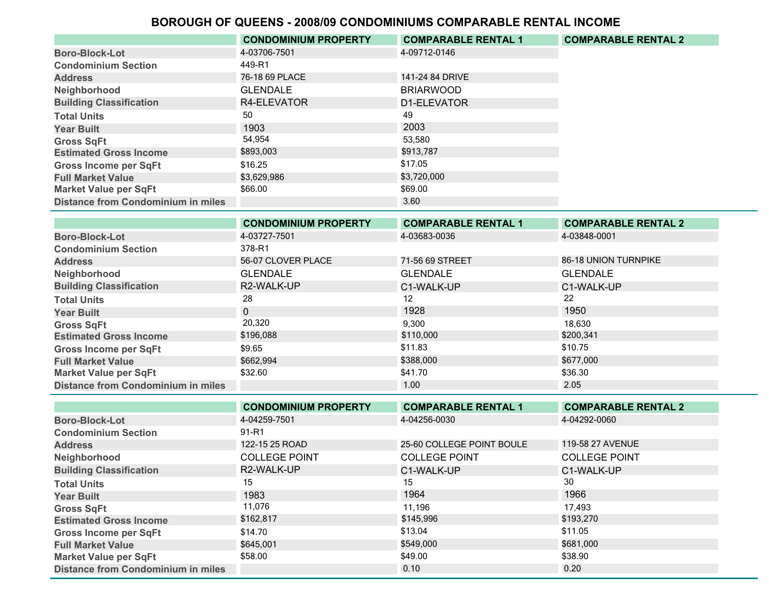# BOROUGH OF QUEENS - 2008/09 CONDOMINIUMS COMPARABLE RENTAL INCOME

| | CONDOMINIUM PROPERTY | COMPARABLE RENTAL 1 | COMPARABLE RENTAL 2 |
|---|---|---|---|
| Boro-Block-Lot | 4-03706-7501 | 4-09712-0146 | |
| Condominium Section | 449-R1 | | |
| Address | 76-18 69 PLACE | 141-24 84 DRIVE | |
| Neighborhood | GLENDALE | BRIARWOOD | |
| Building Classification | R4-ELEVATOR | D1-ELEVATOR | |
| Total Units | 50 | 49 | |
| Year Built | 1903 | 2003 | |
| Gross SqFt | 54,954 | 53,580 | |
| Estimated Gross Income | $893,003 | $913,787 | |
| Gross Income per SqFt | $16.25 | $17.05 | |
| Full Market Value | $3,629,986 | $3,720,000 | |
| Market Value per SqFt | $66.00 | $69.00 | |
| Distance from Condominium in miles | | 3.60 | |

| | CONDOMINIUM PROPERTY | COMPARABLE RENTAL 1 | COMPARABLE RENTAL 2 |
|---|---|---|---|
| Boro-Block-Lot | 4-03727-7501 | 4-03683-0036 | 4-03848-0001 |
| Condominium Section | 378-R1 | | |
| Address | 56-07 CLOVER PLACE | 71-56 69 STREET | 86-18 UNION TURNPIKE |
| Neighborhood | GLENDALE | GLENDALE | GLENDALE |
| Building Classification | R2-WALK-UP | C1-WALK-UP | C1-WALK-UP |
| Total Units | 28 | 12 | 22 |
| Year Built | 0 | 1928 | 1950 |
| Gross SqFt | 20,320 | 9,300 | 18,630 |
| Estimated Gross Income | $196,088 | $110,000 | $200,341 |
| Gross Income per SqFt | $9.65 | $11.83 | $10.75 |
| Full Market Value | $662,994 | $388,000 | $677,000 |
| Market Value per SqFt | $32.60 | $41.70 | $36.30 |
| Distance from Condominium in miles | | 1.00 | 2.05 |

| | CONDOMINIUM PROPERTY | COMPARABLE RENTAL 1 | COMPARABLE RENTAL 2 |
|---|---|---|---|
| Boro-Block-Lot | 4-04259-7501 | 4-04256-0030 | 4-04292-0060 |
| Condominium Section | 91-R1 | | |
| Address | 122-15 25 ROAD | 25-60 COLLEGE POINT BOULE | 119-58 27 AVENUE |
| Neighborhood | COLLEGE POINT | COLLEGE POINT | COLLEGE POINT |
| Building Classification | R2-WALK-UP | C1-WALK-UP | C1-WALK-UP |
| Total Units | 15 | 15 | 30 |
| Year Built | 1983 | 1964 | 1966 |
| Gross SqFt | 11,076 | 11,196 | 17,493 |
| Estimated Gross Income | $162,817 | $145,996 | $193,270 |
| Gross Income per SqFt | $14.70 | $13.04 | $11.05 |
| Full Market Value | $645,001 | $549,000 | $681,000 |
| Market Value per SqFt | $58.00 | $49.00 | $38.90 |
| Distance from Condominium in miles | | 0.10 | 0.20 |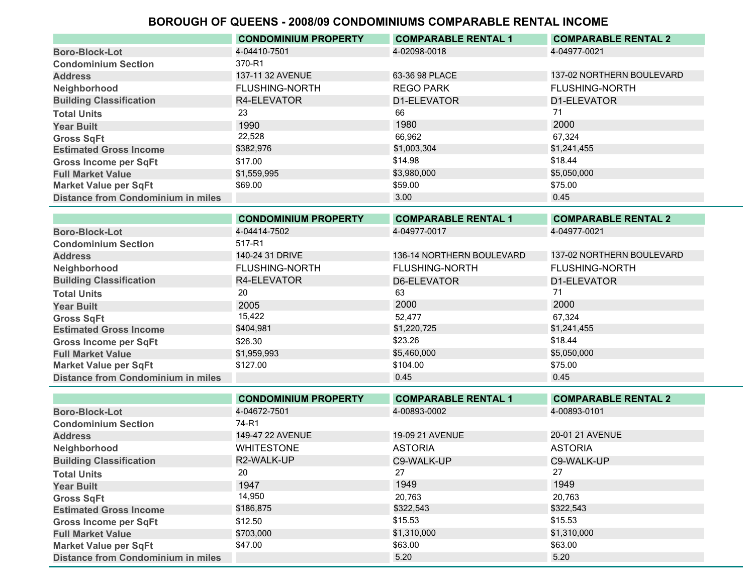# BOROUGH OF QUEENS - 2008/09 CONDOMINIUMS COMPARABLE RENTAL INCOME

| | CONDOMINIUM PROPERTY | COMPARABLE RENTAL 1 | COMPARABLE RENTAL 2 |
|---|---|---|---|
| Boro-Block-Lot | 4-04410-7501 | 4-02098-0018 | 4-04977-0021 |
| Condominium Section | 370-R1 | | |
| Address | 137-11 32 AVENUE | 63-36 98 PLACE | 137-02 NORTHERN BOULEVARD |
| Neighborhood | FLUSHING-NORTH | REGO PARK | FLUSHING-NORTH |
| Building Classification | R4-ELEVATOR | D1-ELEVATOR | D1-ELEVATOR |
| Total Units | 23 | 66 | 71 |
| Year Built | 1990 | 1980 | 2000 |
| Gross SqFt | 22,528 | 66,962 | 67,324 |
| Estimated Gross Income | $382,976 | $1,003,304 | $1,241,455 |
| Gross Income per SqFt | $17.00 | $14.98 | $18.44 |
| Full Market Value | $1,559,995 | $3,980,000 | $5,050,000 |
| Market Value per SqFt | $69.00 | $59.00 | $75.00 |
| Distance from Condominium in miles | | 3.00 | 0.45 |

| | CONDOMINIUM PROPERTY | COMPARABLE RENTAL 1 | COMPARABLE RENTAL 2 |
|---|---|---|---|
| Boro-Block-Lot | 4-04414-7502 | 4-04977-0017 | 4-04977-0021 |
| Condominium Section | 517-R1 | | |
| Address | 140-24 31 DRIVE | 136-14 NORTHERN BOULEVARD | 137-02 NORTHERN BOULEVARD |
| Neighborhood | FLUSHING-NORTH | FLUSHING-NORTH | FLUSHING-NORTH |
| Building Classification | R4-ELEVATOR | D6-ELEVATOR | D1-ELEVATOR |
| Total Units | 20 | 63 | 71 |
| Year Built | 2005 | 2000 | 2000 |
| Gross SqFt | 15,422 | 52,477 | 67,324 |
| Estimated Gross Income | $404,981 | $1,220,725 | $1,241,455 |
| Gross Income per SqFt | $26.30 | $23.26 | $18.44 |
| Full Market Value | $1,959,993 | $5,460,000 | $5,050,000 |
| Market Value per SqFt | $127.00 | $104.00 | $75.00 |
| Distance from Condominium in miles | | 0.45 | 0.45 |

| | CONDOMINIUM PROPERTY | COMPARABLE RENTAL 1 | COMPARABLE RENTAL 2 |
|---|---|---|---|
| Boro-Block-Lot | 4-04672-7501 | 4-00893-0002 | 4-00893-0101 |
| Condominium Section | 74-R1 | | |
| Address | 149-47 22 AVENUE | 19-09 21 AVENUE | 20-01 21 AVENUE |
| Neighborhood | WHITESTONE | ASTORIA | ASTORIA |
| Building Classification | R2-WALK-UP | C9-WALK-UP | C9-WALK-UP |
| Total Units | 20 | 27 | 27 |
| Year Built | 1947 | 1949 | 1949 |
| Gross SqFt | 14,950 | 20,763 | 20,763 |
| Estimated Gross Income | $186,875 | $322,543 | $322,543 |
| Gross Income per SqFt | $12.50 | $15.53 | $15.53 |
| Full Market Value | $703,000 | $1,310,000 | $1,310,000 |
| Market Value per SqFt | $47.00 | $63.00 | $63.00 |
| Distance from Condominium in miles | | 5.20 | 5.20 |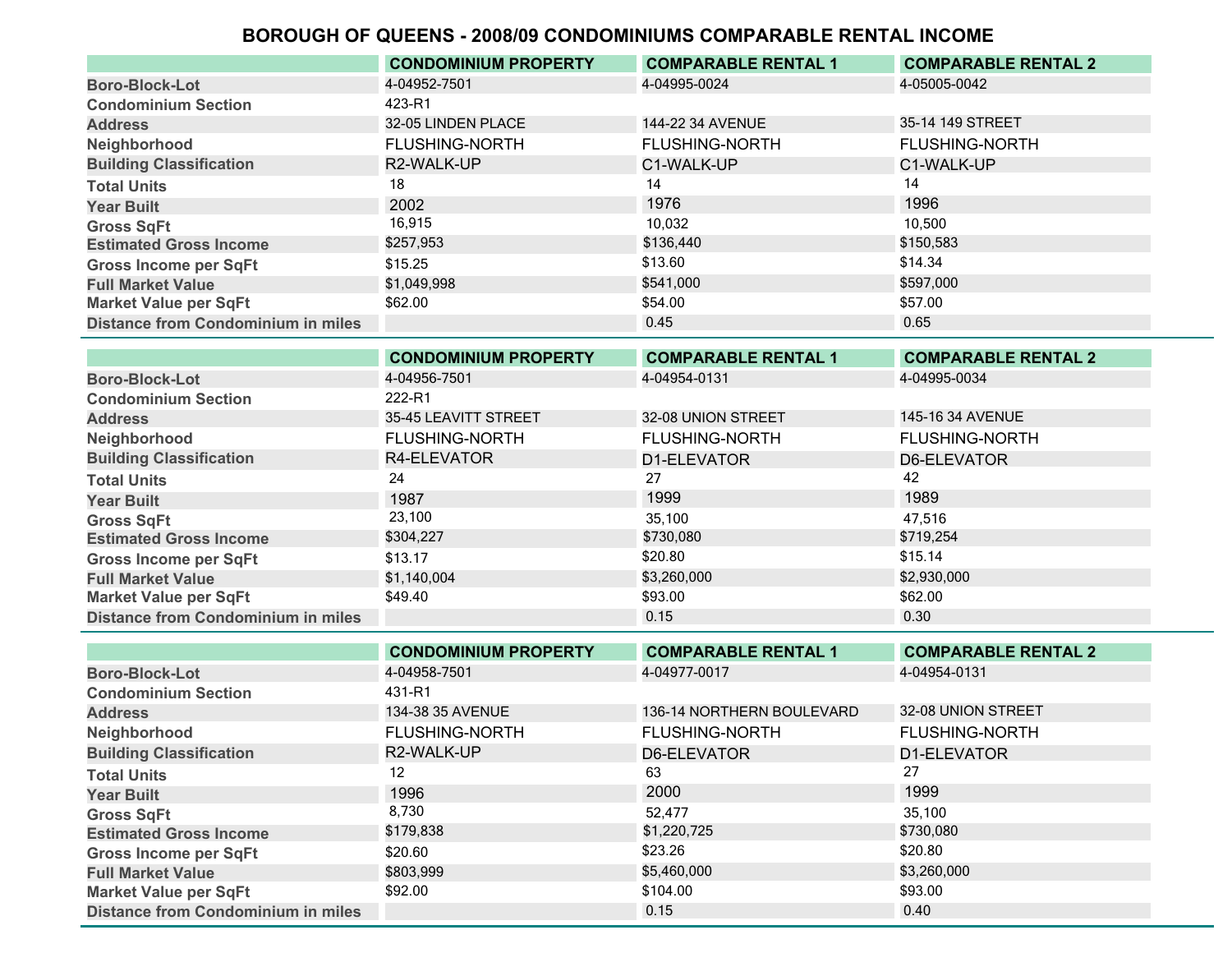# BOROUGH OF QUEENS - 2008/09 CONDOMINIUMS COMPARABLE RENTAL INCOME

| | CONDOMINIUM PROPERTY | COMPARABLE RENTAL 1 | COMPARABLE RENTAL 2 |
|---|---|---|---|
| Boro-Block-Lot | 4-04952-7501 | 4-04995-0024 | 4-05005-0042 |
| Condominium Section | 423-R1 | | |
| Address | 32-05 LINDEN PLACE | 144-22 34 AVENUE | 35-14 149 STREET |
| Neighborhood | FLUSHING-NORTH | FLUSHING-NORTH | FLUSHING-NORTH |
| Building Classification | R2-WALK-UP | C1-WALK-UP | C1-WALK-UP |
| Total Units | 18 | 14 | 14 |
| Year Built | 2002 | 1976 | 1996 |
| Gross SqFt | 16,915 | 10,032 | 10,500 |
| Estimated Gross Income | $257,953 | $136,440 | $150,583 |
| Gross Income per SqFt | $15.25 | $13.60 | $14.34 |
| Full Market Value | $1,049,998 | $541,000 | $597,000 |
| Market Value per SqFt | $62.00 | $54.00 | $57.00 |
| Distance from Condominium in miles | | 0.45 | 0.65 |

| | CONDOMINIUM PROPERTY | COMPARABLE RENTAL 1 | COMPARABLE RENTAL 2 |
|---|---|---|---|
| Boro-Block-Lot | 4-04956-7501 | 4-04954-0131 | 4-04995-0034 |
| Condominium Section | 222-R1 | | |
| Address | 35-45 LEAVITT STREET | 32-08 UNION STREET | 145-16 34 AVENUE |
| Neighborhood | FLUSHING-NORTH | FLUSHING-NORTH | FLUSHING-NORTH |
| Building Classification | R4-ELEVATOR | D1-ELEVATOR | D6-ELEVATOR |
| Total Units | 24 | 27 | 42 |
| Year Built | 1987 | 1999 | 1989 |
| Gross SqFt | 23,100 | 35,100 | 47,516 |
| Estimated Gross Income | $304,227 | $730,080 | $719,254 |
| Gross Income per SqFt | $13.17 | $20.80 | $15.14 |
| Full Market Value | $1,140,004 | $3,260,000 | $2,930,000 |
| Market Value per SqFt | $49.40 | $93.00 | $62.00 |
| Distance from Condominium in miles | | 0.15 | 0.30 |

| | CONDOMINIUM PROPERTY | COMPARABLE RENTAL 1 | COMPARABLE RENTAL 2 |
|---|---|---|---|
| Boro-Block-Lot | 4-04958-7501 | 4-04977-0017 | 4-04954-0131 |
| Condominium Section | 431-R1 | | |
| Address | 134-38 35 AVENUE | 136-14 NORTHERN BOULEVARD | 32-08 UNION STREET |
| Neighborhood | FLUSHING-NORTH | FLUSHING-NORTH | FLUSHING-NORTH |
| Building Classification | R2-WALK-UP | D6-ELEVATOR | D1-ELEVATOR |
| Total Units | 12 | 63 | 27 |
| Year Built | 1996 | 2000 | 1999 |
| Gross SqFt | 8,730 | 52,477 | 35,100 |
| Estimated Gross Income | $179,838 | $1,220,725 | $730,080 |
| Gross Income per SqFt | $20.60 | $23.26 | $20.80 |
| Full Market Value | $803,999 | $5,460,000 | $3,260,000 |
| Market Value per SqFt | $92.00 | $104.00 | $93.00 |
| Distance from Condominium in miles | | 0.15 | 0.40 |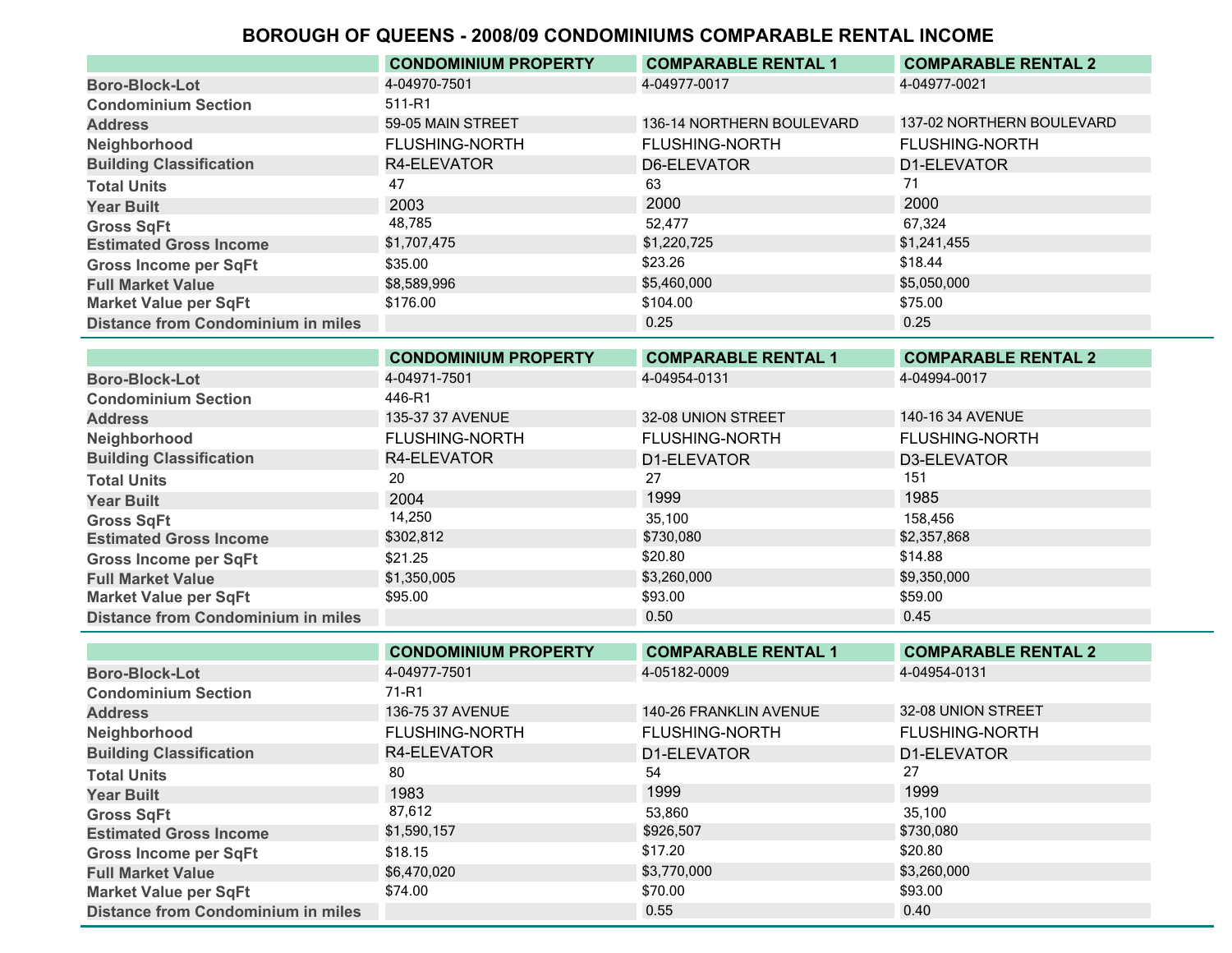# BOROUGH OF QUEENS - 2008/09 CONDOMINIUMS COMPARABLE RENTAL INCOME

| | CONDOMINIUM PROPERTY | COMPARABLE RENTAL 1 | COMPARABLE RENTAL 2 |
|---|---|---|---|
| Boro-Block-Lot | 4-04970-7501 | 4-04977-0017 | 4-04977-0021 |
| Condominium Section | 511-R1 | | |
| Address | 59-05 MAIN STREET | 136-14 NORTHERN BOULEVARD | 137-02 NORTHERN BOULEVARD |
| Neighborhood | FLUSHING-NORTH | FLUSHING-NORTH | FLUSHING-NORTH |
| Building Classification | R4-ELEVATOR | D6-ELEVATOR | D1-ELEVATOR |
| Total Units | 47 | 63 | 71 |
| Year Built | 2003 | 2000 | 2000 |
| Gross SqFt | 48,785 | 52,477 | 67,324 |
| Estimated Gross Income | $1,707,475 | $1,220,725 | $1,241,455 |
| Gross Income per SqFt | $35.00 | $23.26 | $18.44 |
| Full Market Value | $8,589,996 | $5,460,000 | $5,050,000 |
| Market Value per SqFt | $176.00 | $104.00 | $75.00 |
| Distance from Condominium in miles | | 0.25 | 0.25 |

| | CONDOMINIUM PROPERTY | COMPARABLE RENTAL 1 | COMPARABLE RENTAL 2 |
|---|---|---|---|
| Boro-Block-Lot | 4-04971-7501 | 4-04954-0131 | 4-04994-0017 |
| Condominium Section | 446-R1 | | |
| Address | 135-37 37 AVENUE | 32-08 UNION STREET | 140-16 34 AVENUE |
| Neighborhood | FLUSHING-NORTH | FLUSHING-NORTH | FLUSHING-NORTH |
| Building Classification | R4-ELEVATOR | D1-ELEVATOR | D3-ELEVATOR |
| Total Units | 20 | 27 | 151 |
| Year Built | 2004 | 1999 | 1985 |
| Gross SqFt | 14,250 | 35,100 | 158,456 |
| Estimated Gross Income | $302,812 | $730,080 | $2,357,868 |
| Gross Income per SqFt | $21.25 | $20.80 | $14.88 |
| Full Market Value | $1,350,005 | $3,260,000 | $9,350,000 |
| Market Value per SqFt | $95.00 | $93.00 | $59.00 |
| Distance from Condominium in miles | | 0.50 | 0.45 |

| | CONDOMINIUM PROPERTY | COMPARABLE RENTAL 1 | COMPARABLE RENTAL 2 |
|---|---|---|---|
| Boro-Block-Lot | 4-04977-7501 | 4-05182-0009 | 4-04954-0131 |
| Condominium Section | 71-R1 | | |
| Address | 136-75 37 AVENUE | 140-26 FRANKLIN AVENUE | 32-08 UNION STREET |
| Neighborhood | FLUSHING-NORTH | FLUSHING-NORTH | FLUSHING-NORTH |
| Building Classification | R4-ELEVATOR | D1-ELEVATOR | D1-ELEVATOR |
| Total Units | 80 | 54 | 27 |
| Year Built | 1983 | 1999 | 1999 |
| Gross SqFt | 87,612 | 53,860 | 35,100 |
| Estimated Gross Income | $1,590,157 | $926,507 | $730,080 |
| Gross Income per SqFt | $18.15 | $17.20 | $20.80 |
| Full Market Value | $6,470,020 | $3,770,000 | $3,260,000 |
| Market Value per SqFt | $74.00 | $70.00 | $93.00 |
| Distance from Condominium in miles | | 0.55 | 0.40 |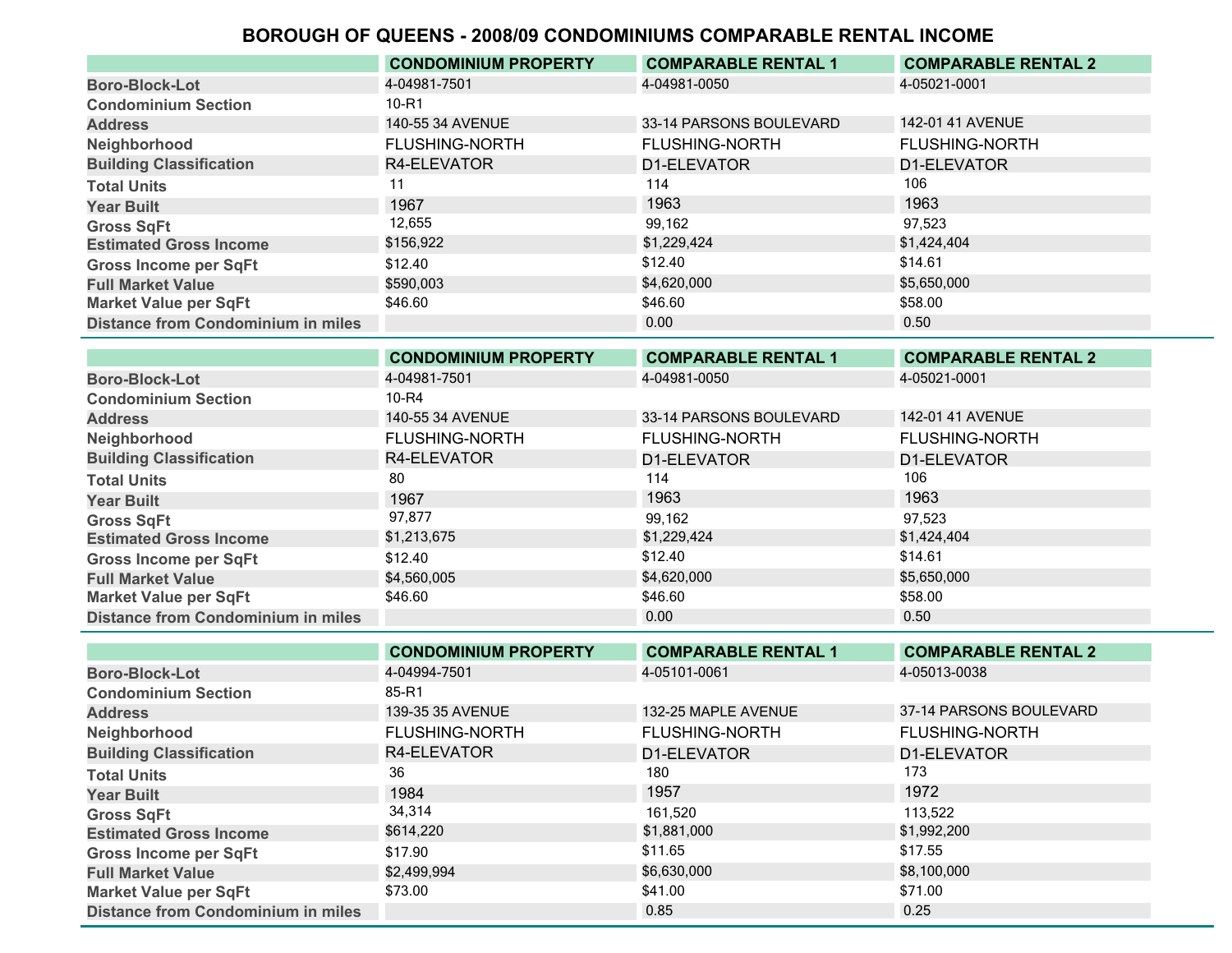# BOROUGH OF QUEENS - 2008/09 CONDOMINIUMS COMPARABLE RENTAL INCOME

| | CONDOMINIUM PROPERTY | COMPARABLE RENTAL 1 | COMPARABLE RENTAL 2 |
|---|---|---|---|
| Boro-Block-Lot | 4-04981-7501 | 4-04981-0050 | 4-05021-0001 |
| Condominium Section | 10-R1 | | |
| Address | 140-55 34 AVENUE | 33-14 PARSONS BOULEVARD | 142-01 41 AVENUE |
| Neighborhood | FLUSHING-NORTH | FLUSHING-NORTH | FLUSHING-NORTH |
| Building Classification | R4-ELEVATOR | D1-ELEVATOR | D1-ELEVATOR |
| Total Units | 11 | 114 | 106 |
| Year Built | 1967 | 1963 | 1963 |
| Gross SqFt | 12,655 | 99,162 | 97,523 |
| Estimated Gross Income | $156,922 | $1,229,424 | $1,424,404 |
| Gross Income per SqFt | $12.40 | $12.40 | $14.61 |
| Full Market Value | $590,003 | $4,620,000 | $5,650,000 |
| Market Value per SqFt | $46.60 | $46.60 | $58.00 |
| Distance from Condominium in miles | | 0.00 | 0.50 |

| | CONDOMINIUM PROPERTY | COMPARABLE RENTAL 1 | COMPARABLE RENTAL 2 |
|---|---|---|---|
| Boro-Block-Lot | 4-04981-7501 | 4-04981-0050 | 4-05021-0001 |
| Condominium Section | 10-R4 | | |
| Address | 140-55 34 AVENUE | 33-14 PARSONS BOULEVARD | 142-01 41 AVENUE |
| Neighborhood | FLUSHING-NORTH | FLUSHING-NORTH | FLUSHING-NORTH |
| Building Classification | R4-ELEVATOR | D1-ELEVATOR | D1-ELEVATOR |
| Total Units | 80 | 114 | 106 |
| Year Built | 1967 | 1963 | 1963 |
| Gross SqFt | 97,877 | 99,162 | 97,523 |
| Estimated Gross Income | $1,213,675 | $1,229,424 | $1,424,404 |
| Gross Income per SqFt | $12.40 | $12.40 | $14.61 |
| Full Market Value | $4,560,005 | $4,620,000 | $5,650,000 |
| Market Value per SqFt | $46.60 | $46.60 | $58.00 |
| Distance from Condominium in miles | | 0.00 | 0.50 |

| | CONDOMINIUM PROPERTY | COMPARABLE RENTAL 1 | COMPARABLE RENTAL 2 |
|---|---|---|---|
| Boro-Block-Lot | 4-04994-7501 | 4-05101-0061 | 4-05013-0038 |
| Condominium Section | 85-R1 | | |
| Address | 139-35 35 AVENUE | 132-25 MAPLE AVENUE | 37-14 PARSONS BOULEVARD |
| Neighborhood | FLUSHING-NORTH | FLUSHING-NORTH | FLUSHING-NORTH |
| Building Classification | R4-ELEVATOR | D1-ELEVATOR | D1-ELEVATOR |
| Total Units | 36 | 180 | 173 |
| Year Built | 1984 | 1957 | 1972 |
| Gross SqFt | 34,314 | 161,520 | 113,522 |
| Estimated Gross Income | $614,220 | $1,881,000 | $1,992,200 |
| Gross Income per SqFt | $17.90 | $11.65 | $17.55 |
| Full Market Value | $2,499,994 | $6,630,000 | $8,100,000 |
| Market Value per SqFt | $73.00 | $41.00 | $71.00 |
| Distance from Condominium in miles | | 0.85 | 0.25 |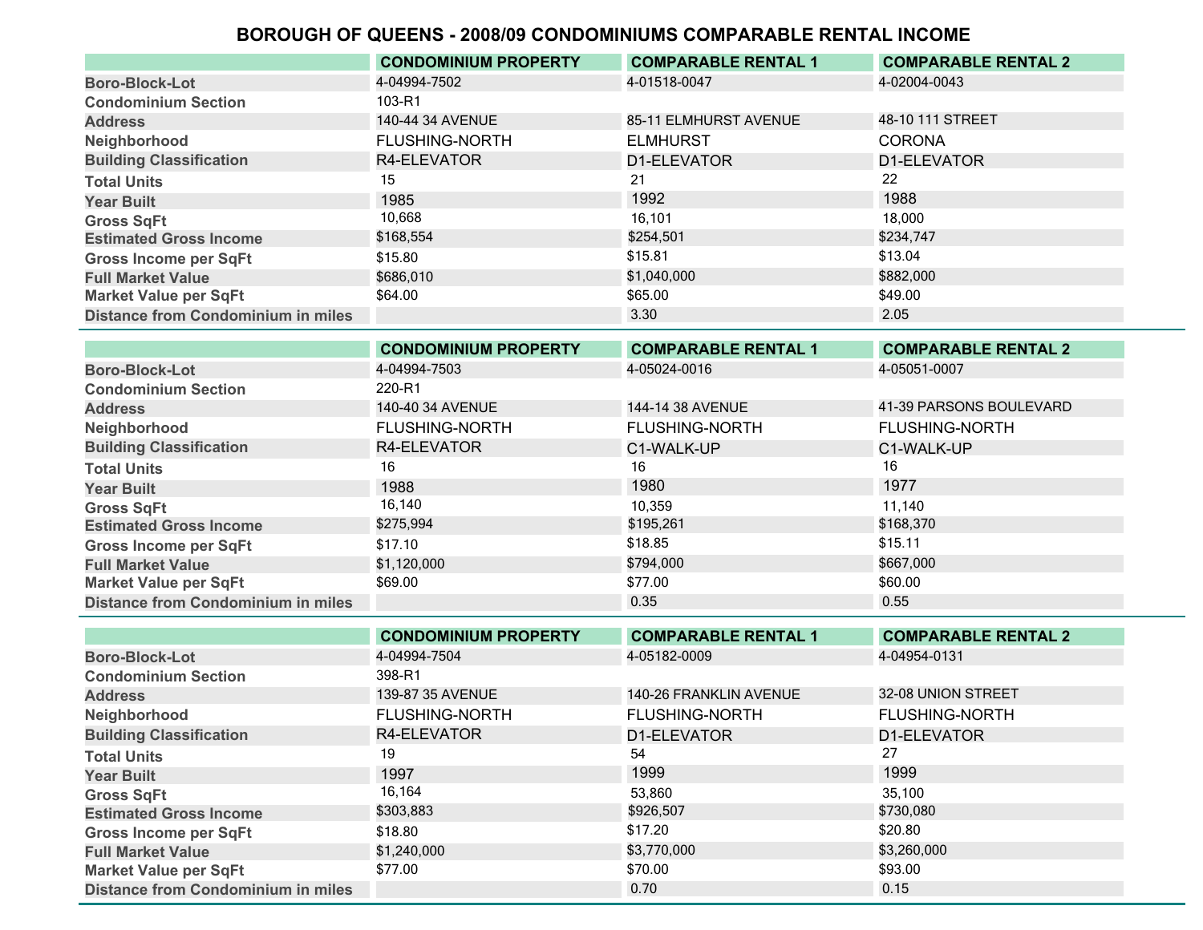# BOROUGH OF QUEENS - 2008/09 CONDOMINIUMS COMPARABLE RENTAL INCOME

| | CONDOMINIUM PROPERTY | COMPARABLE RENTAL 1 | COMPARABLE RENTAL 2 |
|---|---|---|---|
| Boro-Block-Lot | 4-04994-7502 | 4-01518-0047 | 4-02004-0043 |
| Condominium Section | 103-R1 | | |
| Address | 140-44 34 AVENUE | 85-11 ELMHURST AVENUE | 48-10 111 STREET |
| Neighborhood | FLUSHING-NORTH | ELMHURST | CORONA |
| Building Classification | R4-ELEVATOR | D1-ELEVATOR | D1-ELEVATOR |
| Total Units | 15 | 21 | 22 |
| Year Built | 1985 | 1992 | 1988 |
| Gross SqFt | 10,668 | 16,101 | 18,000 |
| Estimated Gross Income | $168,554 | $254,501 | $234,747 |
| Gross Income per SqFt | $15.80 | $15.81 | $13.04 |
| Full Market Value | $686,010 | $1,040,000 | $882,000 |
| Market Value per SqFt | $64.00 | $65.00 | $49.00 |
| Distance from Condominium in miles | | 3.30 | 2.05 |

| | CONDOMINIUM PROPERTY | COMPARABLE RENTAL 1 | COMPARABLE RENTAL 2 |
|---|---|---|---|
| Boro-Block-Lot | 4-04994-7503 | 4-05024-0016 | 4-05051-0007 |
| Condominium Section | 220-R1 | | |
| Address | 140-40 34 AVENUE | 144-14 38 AVENUE | 41-39 PARSONS BOULEVARD |
| Neighborhood | FLUSHING-NORTH | FLUSHING-NORTH | FLUSHING-NORTH |
| Building Classification | R4-ELEVATOR | C1-WALK-UP | C1-WALK-UP |
| Total Units | 16 | 16 | 16 |
| Year Built | 1988 | 1980 | 1977 |
| Gross SqFt | 16,140 | 10,359 | 11,140 |
| Estimated Gross Income | $275,994 | $195,261 | $168,370 |
| Gross Income per SqFt | $17.10 | $18.85 | $15.11 |
| Full Market Value | $1,120,000 | $794,000 | $667,000 |
| Market Value per SqFt | $69.00 | $77.00 | $60.00 |
| Distance from Condominium in miles | | 0.35 | 0.55 |

| | CONDOMINIUM PROPERTY | COMPARABLE RENTAL 1 | COMPARABLE RENTAL 2 |
|---|---|---|---|
| Boro-Block-Lot | 4-04994-7504 | 4-05182-0009 | 4-04954-0131 |
| Condominium Section | 398-R1 | | |
| Address | 139-87 35 AVENUE | 140-26 FRANKLIN AVENUE | 32-08 UNION STREET |
| Neighborhood | FLUSHING-NORTH | FLUSHING-NORTH | FLUSHING-NORTH |
| Building Classification | R4-ELEVATOR | D1-ELEVATOR | D1-ELEVATOR |
| Total Units | 19 | 54 | 27 |
| Year Built | 1997 | 1999 | 1999 |
| Gross SqFt | 16,164 | 53,860 | 35,100 |
| Estimated Gross Income | $303,883 | $926,507 | $730,080 |
| Gross Income per SqFt | $18.80 | $17.20 | $20.80 |
| Full Market Value | $1,240,000 | $3,770,000 | $3,260,000 |
| Market Value per SqFt | $77.00 | $70.00 | $93.00 |
| Distance from Condominium in miles | | 0.70 | 0.15 |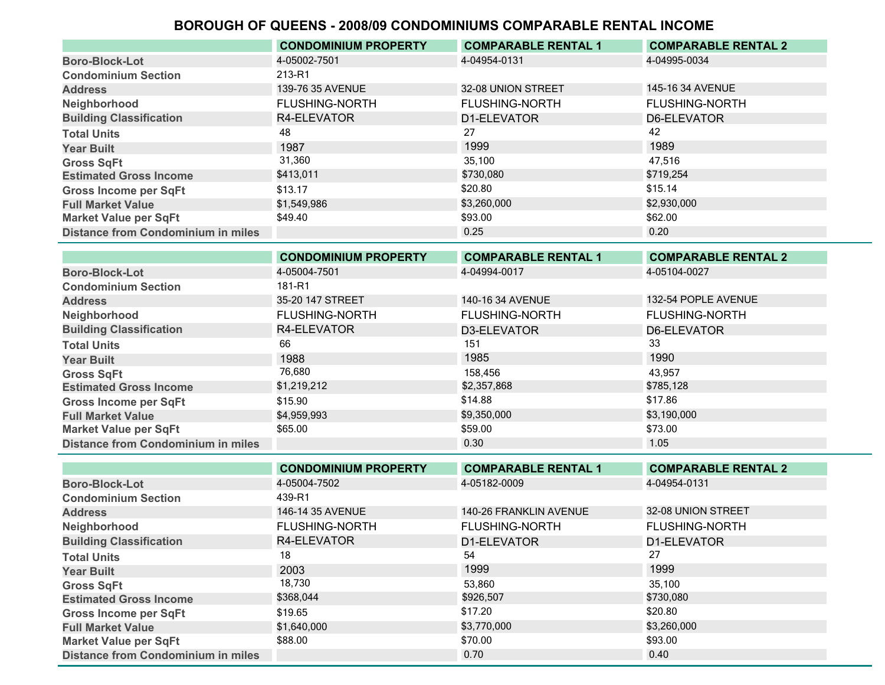# BOROUGH OF QUEENS - 2008/09 CONDOMINIUMS COMPARABLE RENTAL INCOME

| | CONDOMINIUM PROPERTY | COMPARABLE RENTAL 1 | COMPARABLE RENTAL 2 |
|---|---|---|---|
| Boro-Block-Lot | 4-05002-7501 | 4-04954-0131 | 4-04995-0034 |
| Condominium Section | 213-R1 | | |
| Address | 139-76 35 AVENUE | 32-08 UNION STREET | 145-16 34 AVENUE |
| Neighborhood | FLUSHING-NORTH | FLUSHING-NORTH | FLUSHING-NORTH |
| Building Classification | R4-ELEVATOR | D1-ELEVATOR | D6-ELEVATOR |
| Total Units | 48 | 27 | 42 |
| Year Built | 1987 | 1999 | 1989 |
| Gross SqFt | 31,360 | 35,100 | 47,516 |
| Estimated Gross Income | $413,011 | $730,080 | $719,254 |
| Gross Income per SqFt | $13.17 | $20.80 | $15.14 |
| Full Market Value | $1,549,986 | $3,260,000 | $2,930,000 |
| Market Value per SqFt | $49.40 | $93.00 | $62.00 |
| Distance from Condominium in miles | | 0.25 | 0.20 |

| | CONDOMINIUM PROPERTY | COMPARABLE RENTAL 1 | COMPARABLE RENTAL 2 |
|---|---|---|---|
| Boro-Block-Lot | 4-05004-7501 | 4-04994-0017 | 4-05104-0027 |
| Condominium Section | 181-R1 | | |
| Address | 35-20 147 STREET | 140-16 34 AVENUE | 132-54 POPLE AVENUE |
| Neighborhood | FLUSHING-NORTH | FLUSHING-NORTH | FLUSHING-NORTH |
| Building Classification | R4-ELEVATOR | D3-ELEVATOR | D6-ELEVATOR |
| Total Units | 66 | 151 | 33 |
| Year Built | 1988 | 1985 | 1990 |
| Gross SqFt | 76,680 | 158,456 | 43,957 |
| Estimated Gross Income | $1,219,212 | $2,357,868 | $785,128 |
| Gross Income per SqFt | $15.90 | $14.88 | $17.86 |
| Full Market Value | $4,959,993 | $9,350,000 | $3,190,000 |
| Market Value per SqFt | $65.00 | $59.00 | $73.00 |
| Distance from Condominium in miles | | 0.30 | 1.05 |

| | CONDOMINIUM PROPERTY | COMPARABLE RENTAL 1 | COMPARABLE RENTAL 2 |
|---|---|---|---|
| Boro-Block-Lot | 4-05004-7502 | 4-05182-0009 | 4-04954-0131 |
| Condominium Section | 439-R1 | | |
| Address | 146-14 35 AVENUE | 140-26 FRANKLIN AVENUE | 32-08 UNION STREET |
| Neighborhood | FLUSHING-NORTH | FLUSHING-NORTH | FLUSHING-NORTH |
| Building Classification | R4-ELEVATOR | D1-ELEVATOR | D1-ELEVATOR |
| Total Units | 18 | 54 | 27 |
| Year Built | 2003 | 1999 | 1999 |
| Gross SqFt | 18,730 | 53,860 | 35,100 |
| Estimated Gross Income | $368,044 | $926,507 | $730,080 |
| Gross Income per SqFt | $19.65 | $17.20 | $20.80 |
| Full Market Value | $1,640,000 | $3,770,000 | $3,260,000 |
| Market Value per SqFt | $88.00 | $70.00 | $93.00 |
| Distance from Condominium in miles | | 0.70 | 0.40 |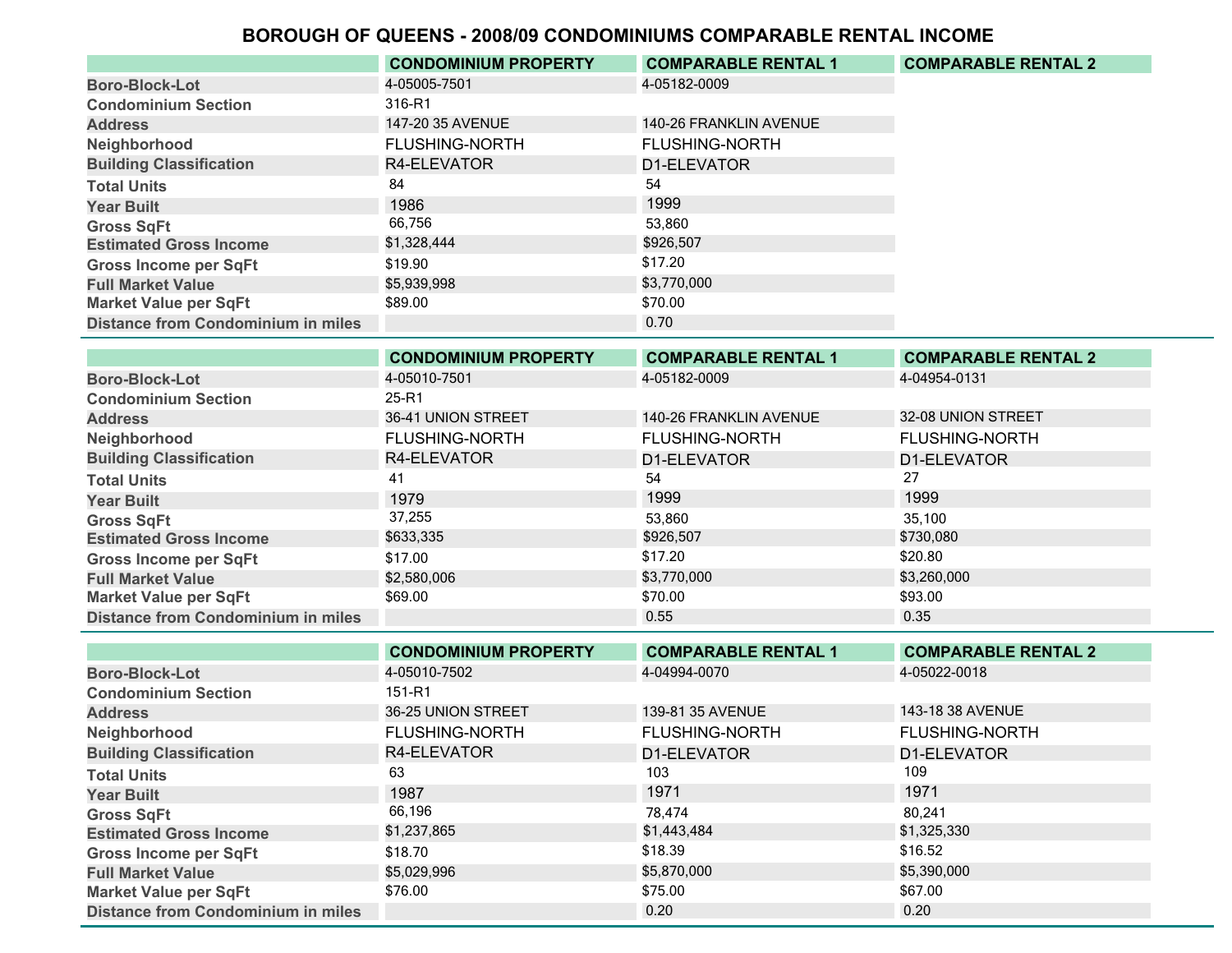# BOROUGH OF QUEENS - 2008/09 CONDOMINIUMS COMPARABLE RENTAL INCOME

| | CONDOMINIUM PROPERTY | COMPARABLE RENTAL 1 | COMPARABLE RENTAL 2 |
|---|---|---|---|
| Boro-Block-Lot | 4-05005-7501 | 4-05182-0009 | |
| Condominium Section | 316-R1 | | |
| Address | 147-20 35 AVENUE | 140-26 FRANKLIN AVENUE | |
| Neighborhood | FLUSHING-NORTH | FLUSHING-NORTH | |
| Building Classification | R4-ELEVATOR | D1-ELEVATOR | |
| Total Units | 84 | 54 | |
| Year Built | 1986 | 1999 | |
| Gross SqFt | 66,756 | 53,860 | |
| Estimated Gross Income | $1,328,444 | $926,507 | |
| Gross Income per SqFt | $19.90 | $17.20 | |
| Full Market Value | $5,939,998 | $3,770,000 | |
| Market Value per SqFt | $89.00 | $70.00 | |
| Distance from Condominium in miles | | 0.70 | |

| | CONDOMINIUM PROPERTY | COMPARABLE RENTAL 1 | COMPARABLE RENTAL 2 |
|---|---|---|---|
| Boro-Block-Lot | 4-05010-7501 | 4-05182-0009 | 4-04954-0131 |
| Condominium Section | 25-R1 | | |
| Address | 36-41 UNION STREET | 140-26 FRANKLIN AVENUE | 32-08 UNION STREET |
| Neighborhood | FLUSHING-NORTH | FLUSHING-NORTH | FLUSHING-NORTH |
| Building Classification | R4-ELEVATOR | D1-ELEVATOR | D1-ELEVATOR |
| Total Units | 41 | 54 | 27 |
| Year Built | 1979 | 1999 | 1999 |
| Gross SqFt | 37,255 | 53,860 | 35,100 |
| Estimated Gross Income | $633,335 | $926,507 | $730,080 |
| Gross Income per SqFt | $17.00 | $17.20 | $20.80 |
| Full Market Value | $2,580,006 | $3,770,000 | $3,260,000 |
| Market Value per SqFt | $69.00 | $70.00 | $93.00 |
| Distance from Condominium in miles | | 0.55 | 0.35 |

| | CONDOMINIUM PROPERTY | COMPARABLE RENTAL 1 | COMPARABLE RENTAL 2 |
|---|---|---|---|
| Boro-Block-Lot | 4-05010-7502 | 4-04994-0070 | 4-05022-0018 |
| Condominium Section | 151-R1 | | |
| Address | 36-25 UNION STREET | 139-81 35 AVENUE | 143-18 38 AVENUE |
| Neighborhood | FLUSHING-NORTH | FLUSHING-NORTH | FLUSHING-NORTH |
| Building Classification | R4-ELEVATOR | D1-ELEVATOR | D1-ELEVATOR |
| Total Units | 63 | 103 | 109 |
| Year Built | 1987 | 1971 | 1971 |
| Gross SqFt | 66,196 | 78,474 | 80,241 |
| Estimated Gross Income | $1,237,865 | $1,443,484 | $1,325,330 |
| Gross Income per SqFt | $18.70 | $18.39 | $16.52 |
| Full Market Value | $5,029,996 | $5,870,000 | $5,390,000 |
| Market Value per SqFt | $76.00 | $75.00 | $67.00 |
| Distance from Condominium in miles | | 0.20 | 0.20 |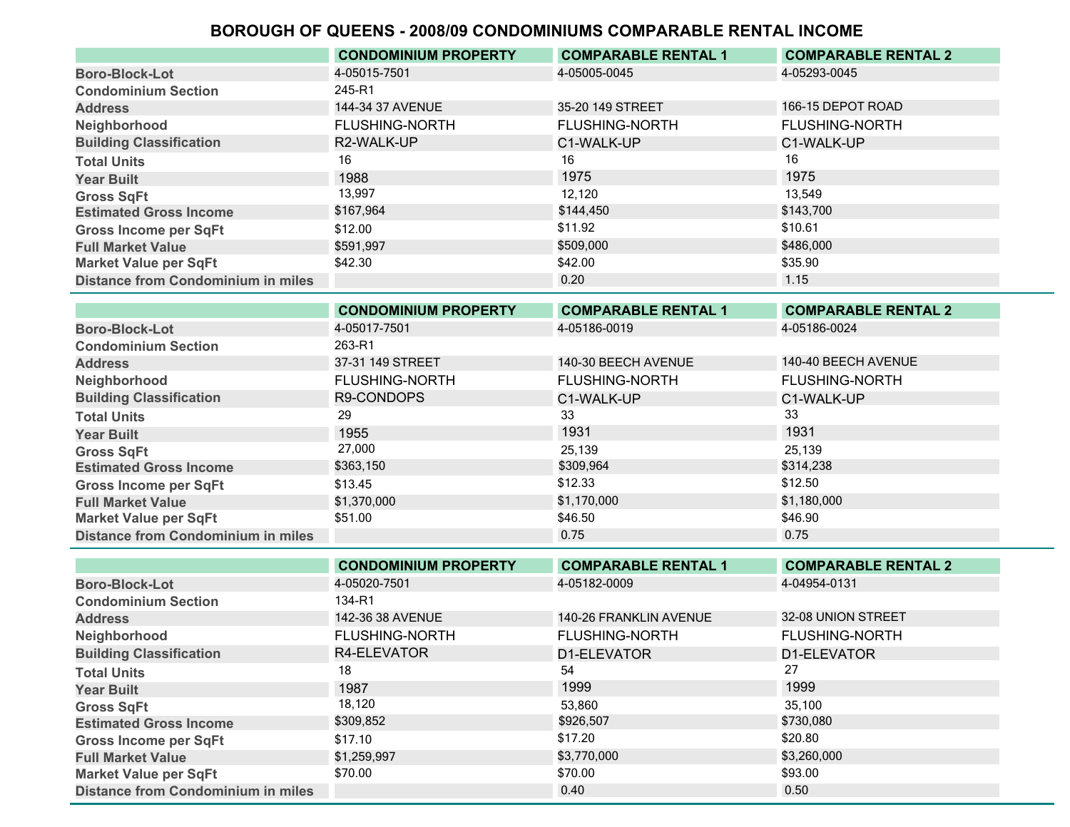# BOROUGH OF QUEENS - 2008/09 CONDOMINIUMS COMPARABLE RENTAL INCOME

| | CONDOMINIUM PROPERTY | COMPARABLE RENTAL 1 | COMPARABLE RENTAL 2 |
|---|---|---|---|
| Boro-Block-Lot | 4-05015-7501 | 4-05005-0045 | 4-05293-0045 |
| Condominium Section | 245-R1 | | |
| Address | 144-34 37 AVENUE | 35-20 149 STREET | 166-15 DEPOT ROAD |
| Neighborhood | FLUSHING-NORTH | FLUSHING-NORTH | FLUSHING-NORTH |
| Building Classification | R2-WALK-UP | C1-WALK-UP | C1-WALK-UP |
| Total Units | 16 | 16 | 16 |
| Year Built | 1988 | 1975 | 1975 |
| Gross SqFt | 13,997 | 12,120 | 13,549 |
| Estimated Gross Income | $167,964 | $144,450 | $143,700 |
| Gross Income per SqFt | $12.00 | $11.92 | $10.61 |
| Full Market Value | $591,997 | $509,000 | $486,000 |
| Market Value per SqFt | $42.30 | $42.00 | $35.90 |
| Distance from Condominium in miles | | 0.20 | 1.15 |

| | CONDOMINIUM PROPERTY | COMPARABLE RENTAL 1 | COMPARABLE RENTAL 2 |
|---|---|---|---|
| Boro-Block-Lot | 4-05017-7501 | 4-05186-0019 | 4-05186-0024 |
| Condominium Section | 263-R1 | | |
| Address | 37-31 149 STREET | 140-30 BEECH AVENUE | 140-40 BEECH AVENUE |
| Neighborhood | FLUSHING-NORTH | FLUSHING-NORTH | FLUSHING-NORTH |
| Building Classification | R9-CONDOPS | C1-WALK-UP | C1-WALK-UP |
| Total Units | 29 | 33 | 33 |
| Year Built | 1955 | 1931 | 1931 |
| Gross SqFt | 27,000 | 25,139 | 25,139 |
| Estimated Gross Income | $363,150 | $309,964 | $314,238 |
| Gross Income per SqFt | $13.45 | $12.33 | $12.50 |
| Full Market Value | $1,370,000 | $1,170,000 | $1,180,000 |
| Market Value per SqFt | $51.00 | $46.50 | $46.90 |
| Distance from Condominium in miles | | 0.75 | 0.75 |

| | CONDOMINIUM PROPERTY | COMPARABLE RENTAL 1 | COMPARABLE RENTAL 2 |
|---|---|---|---|
| Boro-Block-Lot | 4-05020-7501 | 4-05182-0009 | 4-04954-0131 |
| Condominium Section | 134-R1 | | |
| Address | 142-36 38 AVENUE | 140-26 FRANKLIN AVENUE | 32-08 UNION STREET |
| Neighborhood | FLUSHING-NORTH | FLUSHING-NORTH | FLUSHING-NORTH |
| Building Classification | R4-ELEVATOR | D1-ELEVATOR | D1-ELEVATOR |
| Total Units | 18 | 54 | 27 |
| Year Built | 1987 | 1999 | 1999 |
| Gross SqFt | 18,120 | 53,860 | 35,100 |
| Estimated Gross Income | $309,852 | $926,507 | $730,080 |
| Gross Income per SqFt | $17.10 | $17.20 | $20.80 |
| Full Market Value | $1,259,997 | $3,770,000 | $3,260,000 |
| Market Value per SqFt | $70.00 | $70.00 | $93.00 |
| Distance from Condominium in miles | | 0.40 | 0.50 |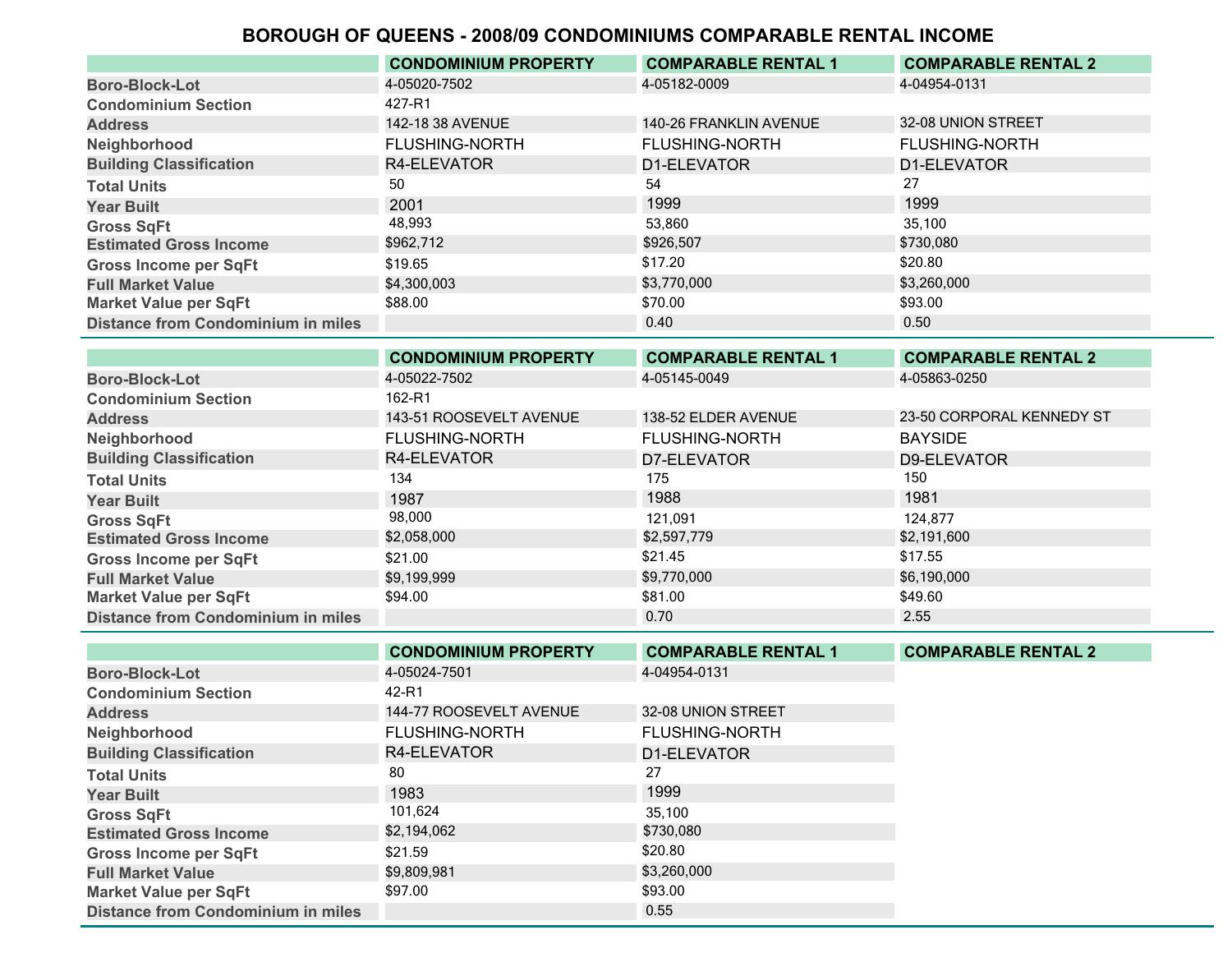# BOROUGH OF QUEENS - 2008/09 CONDOMINIUMS COMPARABLE RENTAL INCOME

| | CONDOMINIUM PROPERTY | COMPARABLE RENTAL 1 | COMPARABLE RENTAL 2 |
|---|---|---|---|
| Boro-Block-Lot | 4-05020-7502 | 4-05182-0009 | 4-04954-0131 |
| Condominium Section | 427-R1 | | |
| Address | 142-18 38 AVENUE | 140-26 FRANKLIN AVENUE | 32-08 UNION STREET |
| Neighborhood | FLUSHING-NORTH | FLUSHING-NORTH | FLUSHING-NORTH |
| Building Classification | R4-ELEVATOR | D1-ELEVATOR | D1-ELEVATOR |
| Total Units | 50 | 54 | 27 |
| Year Built | 2001 | 1999 | 1999 |
| Gross SqFt | 48,993 | 53,860 | 35,100 |
| Estimated Gross Income | $962,712 | $926,507 | $730,080 |
| Gross Income per SqFt | $19.65 | $17.20 | $20.80 |
| Full Market Value | $4,300,003 | $3,770,000 | $3,260,000 |
| Market Value per SqFt | $88.00 | $70.00 | $93.00 |
| Distance from Condominium in miles | | 0.40 | 0.50 |

| | CONDOMINIUM PROPERTY | COMPARABLE RENTAL 1 | COMPARABLE RENTAL 2 |
|---|---|---|---|
| Boro-Block-Lot | 4-05022-7502 | 4-05145-0049 | 4-05863-0250 |
| Condominium Section | 162-R1 | | |
| Address | 143-51 ROOSEVELT AVENUE | 138-52 ELDER AVENUE | 23-50 CORPORAL KENNEDY ST |
| Neighborhood | FLUSHING-NORTH | FLUSHING-NORTH | BAYSIDE |
| Building Classification | R4-ELEVATOR | D7-ELEVATOR | D9-ELEVATOR |
| Total Units | 134 | 175 | 150 |
| Year Built | 1987 | 1988 | 1981 |
| Gross SqFt | 98,000 | 121,091 | 124,877 |
| Estimated Gross Income | $2,058,000 | $2,597,779 | $2,191,600 |
| Gross Income per SqFt | $21.00 | $21.45 | $17.55 |
| Full Market Value | $9,199,999 | $9,770,000 | $6,190,000 |
| Market Value per SqFt | $94.00 | $81.00 | $49.60 |
| Distance from Condominium in miles | | 0.70 | 2.55 |

| | CONDOMINIUM PROPERTY | COMPARABLE RENTAL 1 | COMPARABLE RENTAL 2 |
|---|---|---|---|
| Boro-Block-Lot | 4-05024-7501 | 4-04954-0131 | |
| Condominium Section | 42-R1 | | |
| Address | 144-77 ROOSEVELT AVENUE | 32-08 UNION STREET | |
| Neighborhood | FLUSHING-NORTH | FLUSHING-NORTH | |
| Building Classification | R4-ELEVATOR | D1-ELEVATOR | |
| Total Units | 80 | 27 | |
| Year Built | 1983 | 1999 | |
| Gross SqFt | 101,624 | 35,100 | |
| Estimated Gross Income | $2,194,062 | $730,080 | |
| Gross Income per SqFt | $21.59 | $20.80 | |
| Full Market Value | $9,809,981 | $3,260,000 | |
| Market Value per SqFt | $97.00 | $93.00 | |
| Distance from Condominium in miles | | 0.55 | |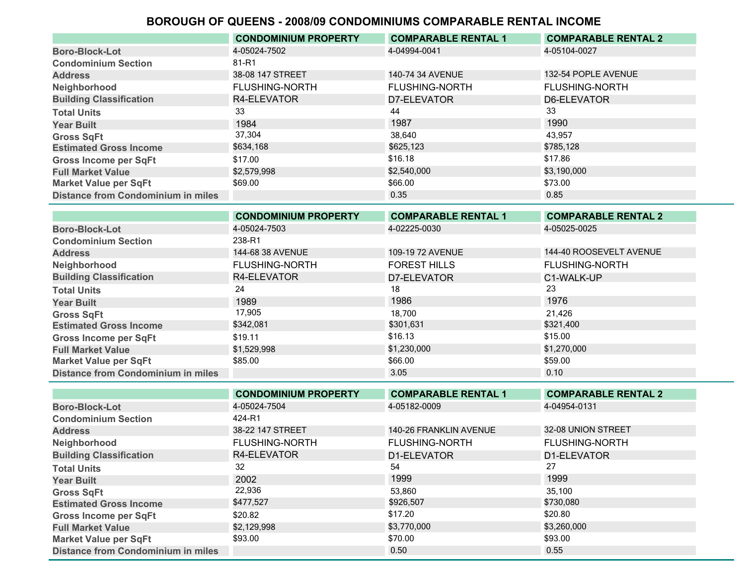# BOROUGH OF QUEENS - 2008/09 CONDOMINIUMS COMPARABLE RENTAL INCOME

| | CONDOMINIUM PROPERTY | COMPARABLE RENTAL 1 | COMPARABLE RENTAL 2 |
|---|---|---|---|
| Boro-Block-Lot | 4-05024-7502 | 4-04994-0041 | 4-05104-0027 |
| Condominium Section | 81-R1 | | |
| Address | 38-08 147 STREET | 140-74 34 AVENUE | 132-54 POPLE AVENUE |
| Neighborhood | FLUSHING-NORTH | FLUSHING-NORTH | FLUSHING-NORTH |
| Building Classification | R4-ELEVATOR | D7-ELEVATOR | D6-ELEVATOR |
| Total Units | 33 | 44 | 33 |
| Year Built | 1984 | 1987 | 1990 |
| Gross SqFt | 37,304 | 38,640 | 43,957 |
| Estimated Gross Income | $634,168 | $625,123 | $785,128 |
| Gross Income per SqFt | $17.00 | $16.18 | $17.86 |
| Full Market Value | $2,579,998 | $2,540,000 | $3,190,000 |
| Market Value per SqFt | $69.00 | $66.00 | $73.00 |
| Distance from Condominium in miles | | 0.35 | 0.85 |

| | CONDOMINIUM PROPERTY | COMPARABLE RENTAL 1 | COMPARABLE RENTAL 2 |
|---|---|---|---|
| Boro-Block-Lot | 4-05024-7503 | 4-02225-0030 | 4-05025-0025 |
| Condominium Section | 238-R1 | | |
| Address | 144-68 38 AVENUE | 109-19 72 AVENUE | 144-40 ROOSEVELT AVENUE |
| Neighborhood | FLUSHING-NORTH | FOREST HILLS | FLUSHING-NORTH |
| Building Classification | R4-ELEVATOR | D7-ELEVATOR | C1-WALK-UP |
| Total Units | 24 | 18 | 23 |
| Year Built | 1989 | 1986 | 1976 |
| Gross SqFt | 17,905 | 18,700 | 21,426 |
| Estimated Gross Income | $342,081 | $301,631 | $321,400 |
| Gross Income per SqFt | $19.11 | $16.13 | $15.00 |
| Full Market Value | $1,529,998 | $1,230,000 | $1,270,000 |
| Market Value per SqFt | $85.00 | $66.00 | $59.00 |
| Distance from Condominium in miles | | 3.05 | 0.10 |

| | CONDOMINIUM PROPERTY | COMPARABLE RENTAL 1 | COMPARABLE RENTAL 2 |
|---|---|---|---|
| Boro-Block-Lot | 4-05024-7504 | 4-05182-0009 | 4-04954-0131 |
| Condominium Section | 424-R1 | | |
| Address | 38-22 147 STREET | 140-26 FRANKLIN AVENUE | 32-08 UNION STREET |
| Neighborhood | FLUSHING-NORTH | FLUSHING-NORTH | FLUSHING-NORTH |
| Building Classification | R4-ELEVATOR | D1-ELEVATOR | D1-ELEVATOR |
| Total Units | 32 | 54 | 27 |
| Year Built | 2002 | 1999 | 1999 |
| Gross SqFt | 22,936 | 53,860 | 35,100 |
| Estimated Gross Income | $477,527 | $926,507 | $730,080 |
| Gross Income per SqFt | $20.82 | $17.20 | $20.80 |
| Full Market Value | $2,129,998 | $3,770,000 | $3,260,000 |
| Market Value per SqFt | $93.00 | $70.00 | $93.00 |
| Distance from Condominium in miles | | 0.50 | 0.55 |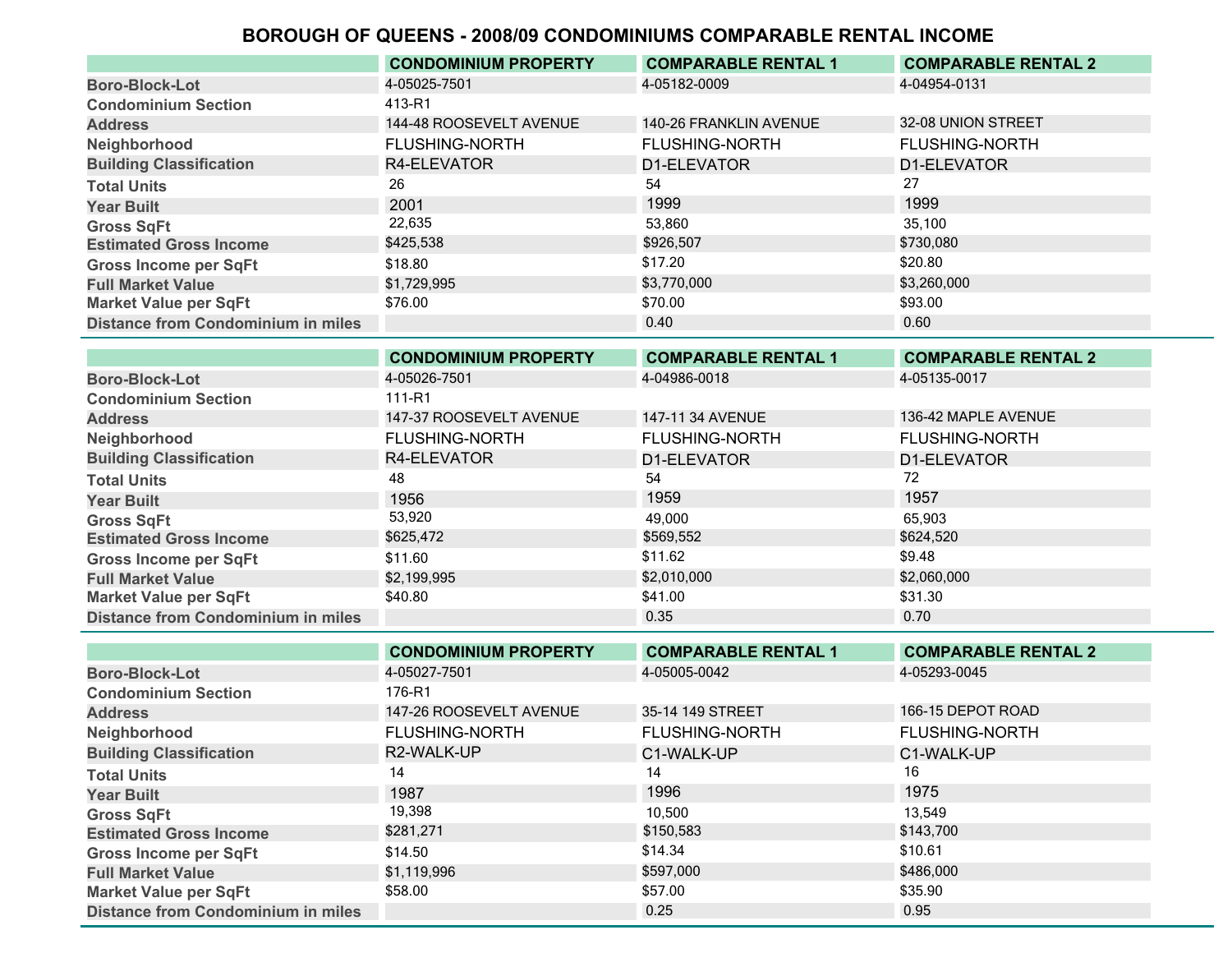# BOROUGH OF QUEENS - 2008/09 CONDOMINIUMS COMPARABLE RENTAL INCOME

| | CONDOMINIUM PROPERTY | COMPARABLE RENTAL 1 | COMPARABLE RENTAL 2 |
|---|---|---|---|
| Boro-Block-Lot | 4-05025-7501 | 4-05182-0009 | 4-04954-0131 |
| Condominium Section | 413-R1 | | |
| Address | 144-48 ROOSEVELT AVENUE | 140-26 FRANKLIN AVENUE | 32-08 UNION STREET |
| Neighborhood | FLUSHING-NORTH | FLUSHING-NORTH | FLUSHING-NORTH |
| Building Classification | R4-ELEVATOR | D1-ELEVATOR | D1-ELEVATOR |
| Total Units | 26 | 54 | 27 |
| Year Built | 2001 | 1999 | 1999 |
| Gross SqFt | 22,635 | 53,860 | 35,100 |
| Estimated Gross Income | $425,538 | $926,507 | $730,080 |
| Gross Income per SqFt | $18.80 | $17.20 | $20.80 |
| Full Market Value | $1,729,995 | $3,770,000 | $3,260,000 |
| Market Value per SqFt | $76.00 | $70.00 | $93.00 |
| Distance from Condominium in miles | | 0.40 | 0.60 |

| | CONDOMINIUM PROPERTY | COMPARABLE RENTAL 1 | COMPARABLE RENTAL 2 |
|---|---|---|---|
| Boro-Block-Lot | 4-05026-7501 | 4-04986-0018 | 4-05135-0017 |
| Condominium Section | 111-R1 | | |
| Address | 147-37 ROOSEVELT AVENUE | 147-11 34 AVENUE | 136-42 MAPLE AVENUE |
| Neighborhood | FLUSHING-NORTH | FLUSHING-NORTH | FLUSHING-NORTH |
| Building Classification | R4-ELEVATOR | D1-ELEVATOR | D1-ELEVATOR |
| Total Units | 48 | 54 | 72 |
| Year Built | 1956 | 1959 | 1957 |
| Gross SqFt | 53,920 | 49,000 | 65,903 |
| Estimated Gross Income | $625,472 | $569,552 | $624,520 |
| Gross Income per SqFt | $11.60 | $11.62 | $9.48 |
| Full Market Value | $2,199,995 | $2,010,000 | $2,060,000 |
| Market Value per SqFt | $40.80 | $41.00 | $31.30 |
| Distance from Condominium in miles | | 0.35 | 0.70 |

| | CONDOMINIUM PROPERTY | COMPARABLE RENTAL 1 | COMPARABLE RENTAL 2 |
|---|---|---|---|
| Boro-Block-Lot | 4-05027-7501 | 4-05005-0042 | 4-05293-0045 |
| Condominium Section | 176-R1 | | |
| Address | 147-26 ROOSEVELT AVENUE | 35-14 149 STREET | 166-15 DEPOT ROAD |
| Neighborhood | FLUSHING-NORTH | FLUSHING-NORTH | FLUSHING-NORTH |
| Building Classification | R2-WALK-UP | C1-WALK-UP | C1-WALK-UP |
| Total Units | 14 | 14 | 16 |
| Year Built | 1987 | 1996 | 1975 |
| Gross SqFt | 19,398 | 10,500 | 13,549 |
| Estimated Gross Income | $281,271 | $150,583 | $143,700 |
| Gross Income per SqFt | $14.50 | $14.34 | $10.61 |
| Full Market Value | $1,119,996 | $597,000 | $486,000 |
| Market Value per SqFt | $58.00 | $57.00 | $35.90 |
| Distance from Condominium in miles | | 0.25 | 0.95 |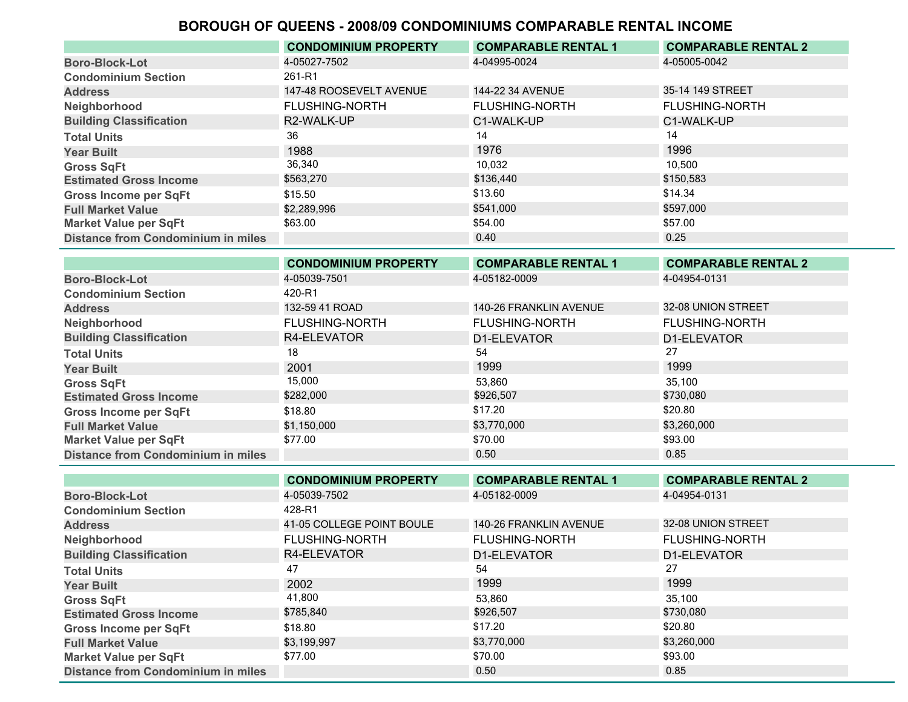# BOROUGH OF QUEENS - 2008/09 CONDOMINIUMS COMPARABLE RENTAL INCOME

| | CONDOMINIUM PROPERTY | COMPARABLE RENTAL 1 | COMPARABLE RENTAL 2 |
|---|---|---|---|
| Boro-Block-Lot | 4-05027-7502 | 4-04995-0024 | 4-05005-0042 |
| Condominium Section | 261-R1 | | |
| Address | 147-48 ROOSEVELT AVENUE | 144-22 34 AVENUE | 35-14 149 STREET |
| Neighborhood | FLUSHING-NORTH | FLUSHING-NORTH | FLUSHING-NORTH |
| Building Classification | R2-WALK-UP | C1-WALK-UP | C1-WALK-UP |
| Total Units | 36 | 14 | 14 |
| Year Built | 1988 | 1976 | 1996 |
| Gross SqFt | 36,340 | 10,032 | 10,500 |
| Estimated Gross Income | $563,270 | $136,440 | $150,583 |
| Gross Income per SqFt | $15.50 | $13.60 | $14.34 |
| Full Market Value | $2,289,996 | $541,000 | $597,000 |
| Market Value per SqFt | $63.00 | $54.00 | $57.00 |
| Distance from Condominium in miles | | 0.40 | 0.25 |

| | CONDOMINIUM PROPERTY | COMPARABLE RENTAL 1 | COMPARABLE RENTAL 2 |
|---|---|---|---|
| Boro-Block-Lot | 4-05039-7501 | 4-05182-0009 | 4-04954-0131 |
| Condominium Section | 420-R1 | | |
| Address | 132-59 41 ROAD | 140-26 FRANKLIN AVENUE | 32-08 UNION STREET |
| Neighborhood | FLUSHING-NORTH | FLUSHING-NORTH | FLUSHING-NORTH |
| Building Classification | R4-ELEVATOR | D1-ELEVATOR | D1-ELEVATOR |
| Total Units | 18 | 54 | 27 |
| Year Built | 2001 | 1999 | 1999 |
| Gross SqFt | 15,000 | 53,860 | 35,100 |
| Estimated Gross Income | $282,000 | $926,507 | $730,080 |
| Gross Income per SqFt | $18.80 | $17.20 | $20.80 |
| Full Market Value | $1,150,000 | $3,770,000 | $3,260,000 |
| Market Value per SqFt | $77.00 | $70.00 | $93.00 |
| Distance from Condominium in miles | | 0.50 | 0.85 |

| | CONDOMINIUM PROPERTY | COMPARABLE RENTAL 1 | COMPARABLE RENTAL 2 |
|---|---|---|---|
| Boro-Block-Lot | 4-05039-7502 | 4-05182-0009 | 4-04954-0131 |
| Condominium Section | 428-R1 | | |
| Address | 41-05 COLLEGE POINT BOULE | 140-26 FRANKLIN AVENUE | 32-08 UNION STREET |
| Neighborhood | FLUSHING-NORTH | FLUSHING-NORTH | FLUSHING-NORTH |
| Building Classification | R4-ELEVATOR | D1-ELEVATOR | D1-ELEVATOR |
| Total Units | 47 | 54 | 27 |
| Year Built | 2002 | 1999 | 1999 |
| Gross SqFt | 41,800 | 53,860 | 35,100 |
| Estimated Gross Income | $785,840 | $926,507 | $730,080 |
| Gross Income per SqFt | $18.80 | $17.20 | $20.80 |
| Full Market Value | $3,199,997 | $3,770,000 | $3,260,000 |
| Market Value per SqFt | $77.00 | $70.00 | $93.00 |
| Distance from Condominium in miles | | 0.50 | 0.85 |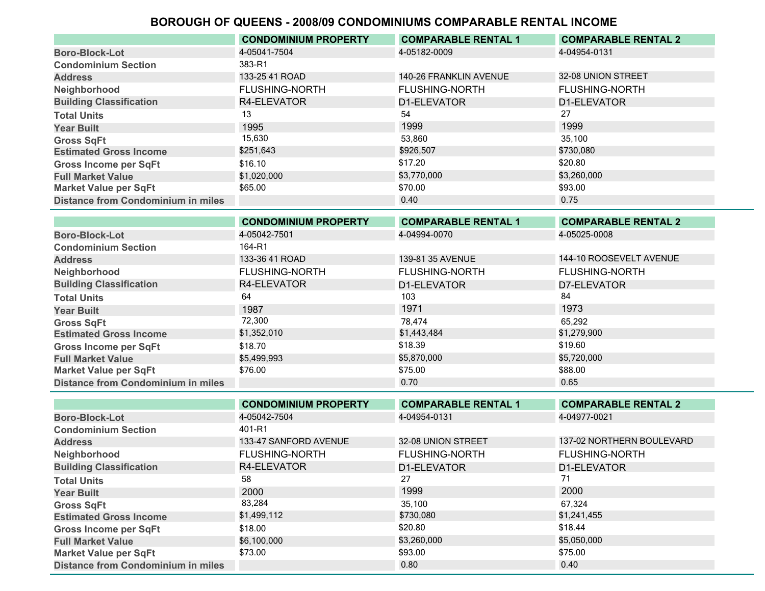# BOROUGH OF QUEENS - 2008/09 CONDOMINIUMS COMPARABLE RENTAL INCOME

| | CONDOMINIUM PROPERTY | COMPARABLE RENTAL 1 | COMPARABLE RENTAL 2 |
|---|---|---|---|
| Boro-Block-Lot | 4-05041-7504 | 4-05182-0009 | 4-04954-0131 |
| Condominium Section | 383-R1 | | |
| Address | 133-25 41 ROAD | 140-26 FRANKLIN AVENUE | 32-08 UNION STREET |
| Neighborhood | FLUSHING-NORTH | FLUSHING-NORTH | FLUSHING-NORTH |
| Building Classification | R4-ELEVATOR | D1-ELEVATOR | D1-ELEVATOR |
| Total Units | 13 | 54 | 27 |
| Year Built | 1995 | 1999 | 1999 |
| Gross SqFt | 15,630 | 53,860 | 35,100 |
| Estimated Gross Income | $251,643 | $926,507 | $730,080 |
| Gross Income per SqFt | $16.10 | $17.20 | $20.80 |
| Full Market Value | $1,020,000 | $3,770,000 | $3,260,000 |
| Market Value per SqFt | $65.00 | $70.00 | $93.00 |
| Distance from Condominium in miles | | 0.40 | 0.75 |

| | CONDOMINIUM PROPERTY | COMPARABLE RENTAL 1 | COMPARABLE RENTAL 2 |
|---|---|---|---|
| Boro-Block-Lot | 4-05042-7501 | 4-04994-0070 | 4-05025-0008 |
| Condominium Section | 164-R1 | | |
| Address | 133-36 41 ROAD | 139-81 35 AVENUE | 144-10 ROOSEVELT AVENUE |
| Neighborhood | FLUSHING-NORTH | FLUSHING-NORTH | FLUSHING-NORTH |
| Building Classification | R4-ELEVATOR | D1-ELEVATOR | D7-ELEVATOR |
| Total Units | 64 | 103 | 84 |
| Year Built | 1987 | 1971 | 1973 |
| Gross SqFt | 72,300 | 78,474 | 65,292 |
| Estimated Gross Income | $1,352,010 | $1,443,484 | $1,279,900 |
| Gross Income per SqFt | $18.70 | $18.39 | $19.60 |
| Full Market Value | $5,499,993 | $5,870,000 | $5,720,000 |
| Market Value per SqFt | $76.00 | $75.00 | $88.00 |
| Distance from Condominium in miles | | 0.70 | 0.65 |

| | CONDOMINIUM PROPERTY | COMPARABLE RENTAL 1 | COMPARABLE RENTAL 2 |
|---|---|---|---|
| Boro-Block-Lot | 4-05042-7504 | 4-04954-0131 | 4-04977-0021 |
| Condominium Section | 401-R1 | | |
| Address | 133-47 SANFORD AVENUE | 32-08 UNION STREET | 137-02 NORTHERN BOULEVARD |
| Neighborhood | FLUSHING-NORTH | FLUSHING-NORTH | FLUSHING-NORTH |
| Building Classification | R4-ELEVATOR | D1-ELEVATOR | D1-ELEVATOR |
| Total Units | 58 | 27 | 71 |
| Year Built | 2000 | 1999 | 2000 |
| Gross SqFt | 83,284 | 35,100 | 67,324 |
| Estimated Gross Income | $1,499,112 | $730,080 | $1,241,455 |
| Gross Income per SqFt | $18.00 | $20.80 | $18.44 |
| Full Market Value | $6,100,000 | $3,260,000 | $5,050,000 |
| Market Value per SqFt | $73.00 | $93.00 | $75.00 |
| Distance from Condominium in miles | | 0.80 | 0.40 |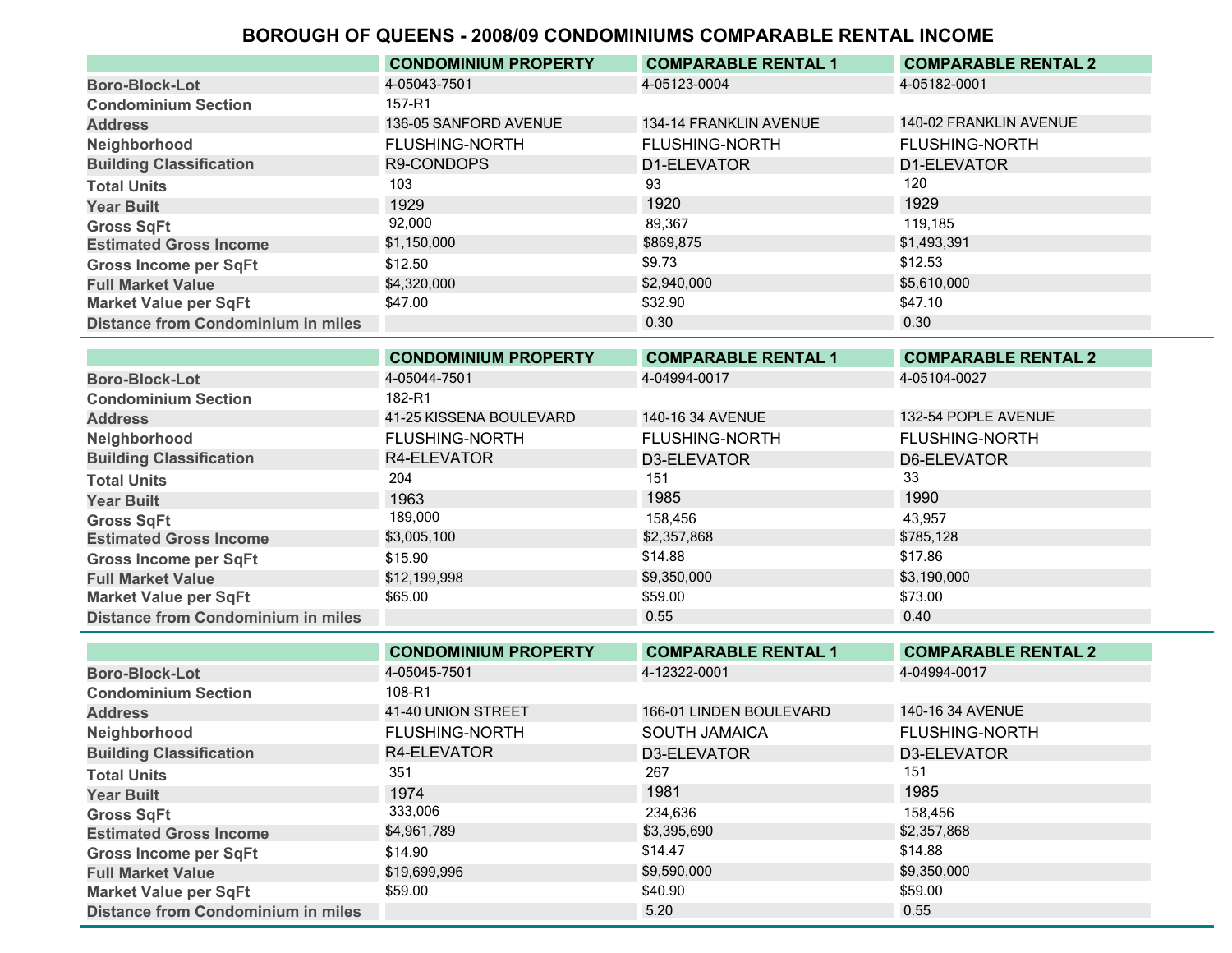# BOROUGH OF QUEENS - 2008/09 CONDOMINIUMS COMPARABLE RENTAL INCOME

| | CONDOMINIUM PROPERTY | COMPARABLE RENTAL 1 | COMPARABLE RENTAL 2 |
|---|---|---|---|
| Boro-Block-Lot | 4-05043-7501 | 4-05123-0004 | 4-05182-0001 |
| Condominium Section | 157-R1 | | |
| Address | 136-05 SANFORD AVENUE | 134-14 FRANKLIN AVENUE | 140-02 FRANKLIN AVENUE |
| Neighborhood | FLUSHING-NORTH | FLUSHING-NORTH | FLUSHING-NORTH |
| Building Classification | R9-CONDOPS | D1-ELEVATOR | D1-ELEVATOR |
| Total Units | 103 | 93 | 120 |
| Year Built | 1929 | 1920 | 1929 |
| Gross SqFt | 92,000 | 89,367 | 119,185 |
| Estimated Gross Income | $1,150,000 | $869,875 | $1,493,391 |
| Gross Income per SqFt | $12.50 | $9.73 | $12.53 |
| Full Market Value | $4,320,000 | $2,940,000 | $5,610,000 |
| Market Value per SqFt | $47.00 | $32.90 | $47.10 |
| Distance from Condominium in miles | | 0.30 | 0.30 |

| | CONDOMINIUM PROPERTY | COMPARABLE RENTAL 1 | COMPARABLE RENTAL 2 |
|---|---|---|---|
| Boro-Block-Lot | 4-05044-7501 | 4-04994-0017 | 4-05104-0027 |
| Condominium Section | 182-R1 | | |
| Address | 41-25 KISSENA BOULEVARD | 140-16 34 AVENUE | 132-54 POPLE AVENUE |
| Neighborhood | FLUSHING-NORTH | FLUSHING-NORTH | FLUSHING-NORTH |
| Building Classification | R4-ELEVATOR | D3-ELEVATOR | D6-ELEVATOR |
| Total Units | 204 | 151 | 33 |
| Year Built | 1963 | 1985 | 1990 |
| Gross SqFt | 189,000 | 158,456 | 43,957 |
| Estimated Gross Income | $3,005,100 | $2,357,868 | $785,128 |
| Gross Income per SqFt | $15.90 | $14.88 | $17.86 |
| Full Market Value | $12,199,998 | $9,350,000 | $3,190,000 |
| Market Value per SqFt | $65.00 | $59.00 | $73.00 |
| Distance from Condominium in miles | | 0.55 | 0.40 |

| | CONDOMINIUM PROPERTY | COMPARABLE RENTAL 1 | COMPARABLE RENTAL 2 |
|---|---|---|---|
| Boro-Block-Lot | 4-05045-7501 | 4-12322-0001 | 4-04994-0017 |
| Condominium Section | 108-R1 | | |
| Address | 41-40 UNION STREET | 166-01 LINDEN BOULEVARD | 140-16 34 AVENUE |
| Neighborhood | FLUSHING-NORTH | SOUTH JAMAICA | FLUSHING-NORTH |
| Building Classification | R4-ELEVATOR | D3-ELEVATOR | D3-ELEVATOR |
| Total Units | 351 | 267 | 151 |
| Year Built | 1974 | 1981 | 1985 |
| Gross SqFt | 333,006 | 234,636 | 158,456 |
| Estimated Gross Income | $4,961,789 | $3,395,690 | $2,357,868 |
| Gross Income per SqFt | $14.90 | $14.47 | $14.88 |
| Full Market Value | $19,699,996 | $9,590,000 | $9,350,000 |
| Market Value per SqFt | $59.00 | $40.90 | $59.00 |
| Distance from Condominium in miles | | 5.20 | 0.55 |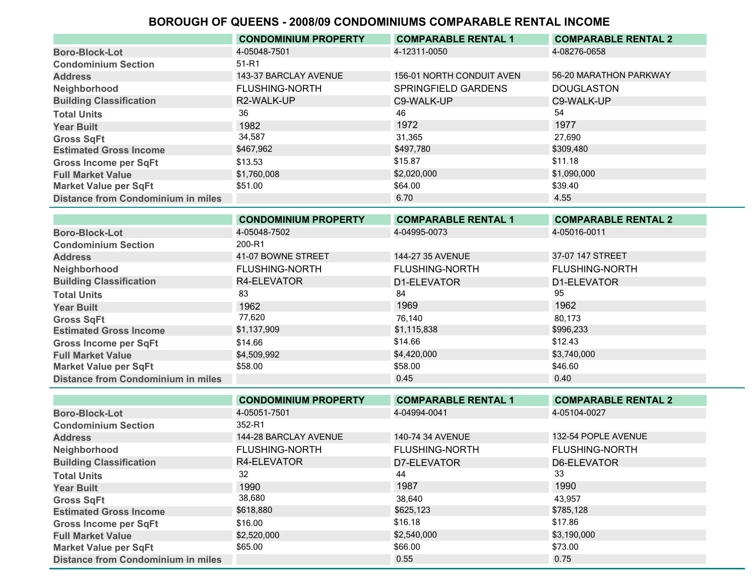# BOROUGH OF QUEENS - 2008/09 CONDOMINIUMS COMPARABLE RENTAL INCOME

| | CONDOMINIUM PROPERTY | COMPARABLE RENTAL 1 | COMPARABLE RENTAL 2 |
|---|---|---|---|
| Boro-Block-Lot | 4-05048-7501 | 4-12311-0050 | 4-08276-0658 |
| Condominium Section | 51-R1 | | |
| Address | 143-37 BARCLAY AVENUE | 156-01 NORTH CONDUIT AVEN | 56-20 MARATHON PARKWAY |
| Neighborhood | FLUSHING-NORTH | SPRINGFIELD GARDENS | DOUGLASTON |
| Building Classification | R2-WALK-UP | C9-WALK-UP | C9-WALK-UP |
| Total Units | 36 | 46 | 54 |
| Year Built | 1982 | 1972 | 1977 |
| Gross SqFt | 34,587 | 31,365 | 27,690 |
| Estimated Gross Income | $467,962 | $497,780 | $309,480 |
| Gross Income per SqFt | $13.53 | $15.87 | $11.18 |
| Full Market Value | $1,760,008 | $2,020,000 | $1,090,000 |
| Market Value per SqFt | $51.00 | $64.00 | $39.40 |
| Distance from Condominium in miles | | 6.70 | 4.55 |

| | CONDOMINIUM PROPERTY | COMPARABLE RENTAL 1 | COMPARABLE RENTAL 2 |
|---|---|---|---|
| Boro-Block-Lot | 4-05048-7502 | 4-04995-0073 | 4-05016-0011 |
| Condominium Section | 200-R1 | | |
| Address | 41-07 BOWNE STREET | 144-27 35 AVENUE | 37-07 147 STREET |
| Neighborhood | FLUSHING-NORTH | FLUSHING-NORTH | FLUSHING-NORTH |
| Building Classification | R4-ELEVATOR | D1-ELEVATOR | D1-ELEVATOR |
| Total Units | 83 | 84 | 95 |
| Year Built | 1962 | 1969 | 1962 |
| Gross SqFt | 77,620 | 76,140 | 80,173 |
| Estimated Gross Income | $1,137,909 | $1,115,838 | $996,233 |
| Gross Income per SqFt | $14.66 | $14.66 | $12.43 |
| Full Market Value | $4,509,992 | $4,420,000 | $3,740,000 |
| Market Value per SqFt | $58.00 | $58.00 | $46.60 |
| Distance from Condominium in miles | | 0.45 | 0.40 |

| | CONDOMINIUM PROPERTY | COMPARABLE RENTAL 1 | COMPARABLE RENTAL 2 |
|---|---|---|---|
| Boro-Block-Lot | 4-05051-7501 | 4-04994-0041 | 4-05104-0027 |
| Condominium Section | 352-R1 | | |
| Address | 144-28 BARCLAY AVENUE | 140-74 34 AVENUE | 132-54 POPLE AVENUE |
| Neighborhood | FLUSHING-NORTH | FLUSHING-NORTH | FLUSHING-NORTH |
| Building Classification | R4-ELEVATOR | D7-ELEVATOR | D6-ELEVATOR |
| Total Units | 32 | 44 | 33 |
| Year Built | 1990 | 1987 | 1990 |
| Gross SqFt | 38,680 | 38,640 | 43,957 |
| Estimated Gross Income | $618,880 | $625,123 | $785,128 |
| Gross Income per SqFt | $16.00 | $16.18 | $17.86 |
| Full Market Value | $2,520,000 | $2,540,000 | $3,190,000 |
| Market Value per SqFt | $65.00 | $66.00 | $73.00 |
| Distance from Condominium in miles | | 0.55 | 0.75 |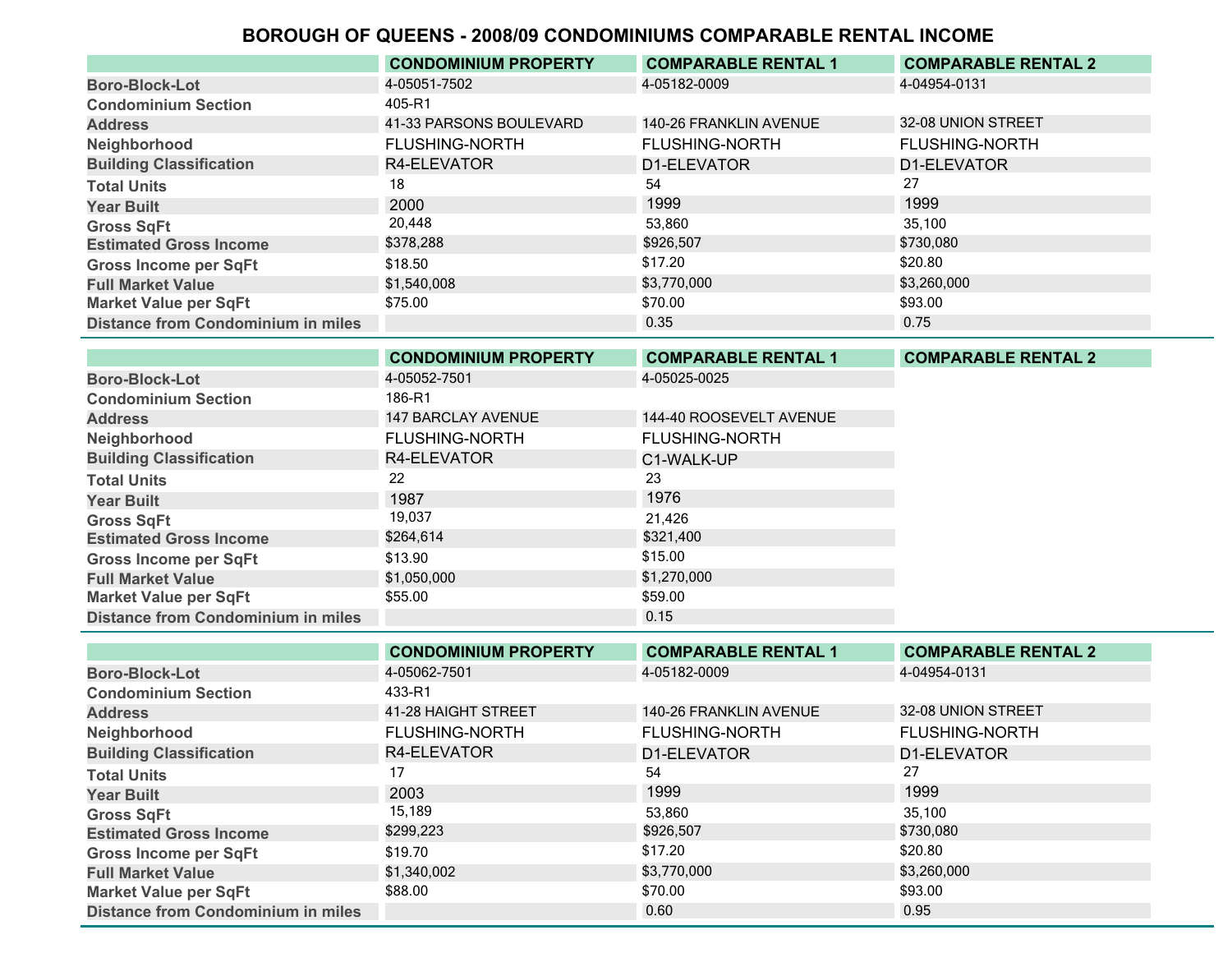# BOROUGH OF QUEENS - 2008/09 CONDOMINIUMS COMPARABLE RENTAL INCOME

| | CONDOMINIUM PROPERTY | COMPARABLE RENTAL 1 | COMPARABLE RENTAL 2 |
|---|---|---|---|
| Boro-Block-Lot | 4-05051-7502 | 4-05182-0009 | 4-04954-0131 |
| Condominium Section | 405-R1 | | |
| Address | 41-33 PARSONS BOULEVARD | 140-26 FRANKLIN AVENUE | 32-08 UNION STREET |
| Neighborhood | FLUSHING-NORTH | FLUSHING-NORTH | FLUSHING-NORTH |
| Building Classification | R4-ELEVATOR | D1-ELEVATOR | D1-ELEVATOR |
| Total Units | 18 | 54 | 27 |
| Year Built | 2000 | 1999 | 1999 |
| Gross SqFt | 20,448 | 53,860 | 35,100 |
| Estimated Gross Income | $378,288 | $926,507 | $730,080 |
| Gross Income per SqFt | $18.50 | $17.20 | $20.80 |
| Full Market Value | $1,540,008 | $3,770,000 | $3,260,000 |
| Market Value per SqFt | $75.00 | $70.00 | $93.00 |
| Distance from Condominium in miles | | 0.35 | 0.75 |

| | CONDOMINIUM PROPERTY | COMPARABLE RENTAL 1 | COMPARABLE RENTAL 2 |
|---|---|---|---|
| Boro-Block-Lot | 4-05052-7501 | 4-05025-0025 | |
| Condominium Section | 186-R1 | | |
| Address | 147 BARCLAY AVENUE | 144-40 ROOSEVELT AVENUE | |
| Neighborhood | FLUSHING-NORTH | FLUSHING-NORTH | |
| Building Classification | R4-ELEVATOR | C1-WALK-UP | |
| Total Units | 22 | 23 | |
| Year Built | 1987 | 1976 | |
| Gross SqFt | 19,037 | 21,426 | |
| Estimated Gross Income | $264,614 | $321,400 | |
| Gross Income per SqFt | $13.90 | $15.00 | |
| Full Market Value | $1,050,000 | $1,270,000 | |
| Market Value per SqFt | $55.00 | $59.00 | |
| Distance from Condominium in miles | | 0.15 | |

| | CONDOMINIUM PROPERTY | COMPARABLE RENTAL 1 | COMPARABLE RENTAL 2 |
|---|---|---|---|
| Boro-Block-Lot | 4-05062-7501 | 4-05182-0009 | 4-04954-0131 |
| Condominium Section | 433-R1 | | |
| Address | 41-28 HAIGHT STREET | 140-26 FRANKLIN AVENUE | 32-08 UNION STREET |
| Neighborhood | FLUSHING-NORTH | FLUSHING-NORTH | FLUSHING-NORTH |
| Building Classification | R4-ELEVATOR | D1-ELEVATOR | D1-ELEVATOR |
| Total Units | 17 | 54 | 27 |
| Year Built | 2003 | 1999 | 1999 |
| Gross SqFt | 15,189 | 53,860 | 35,100 |
| Estimated Gross Income | $299,223 | $926,507 | $730,080 |
| Gross Income per SqFt | $19.70 | $17.20 | $20.80 |
| Full Market Value | $1,340,002 | $3,770,000 | $3,260,000 |
| Market Value per SqFt | $88.00 | $70.00 | $93.00 |
| Distance from Condominium in miles | | 0.60 | 0.95 |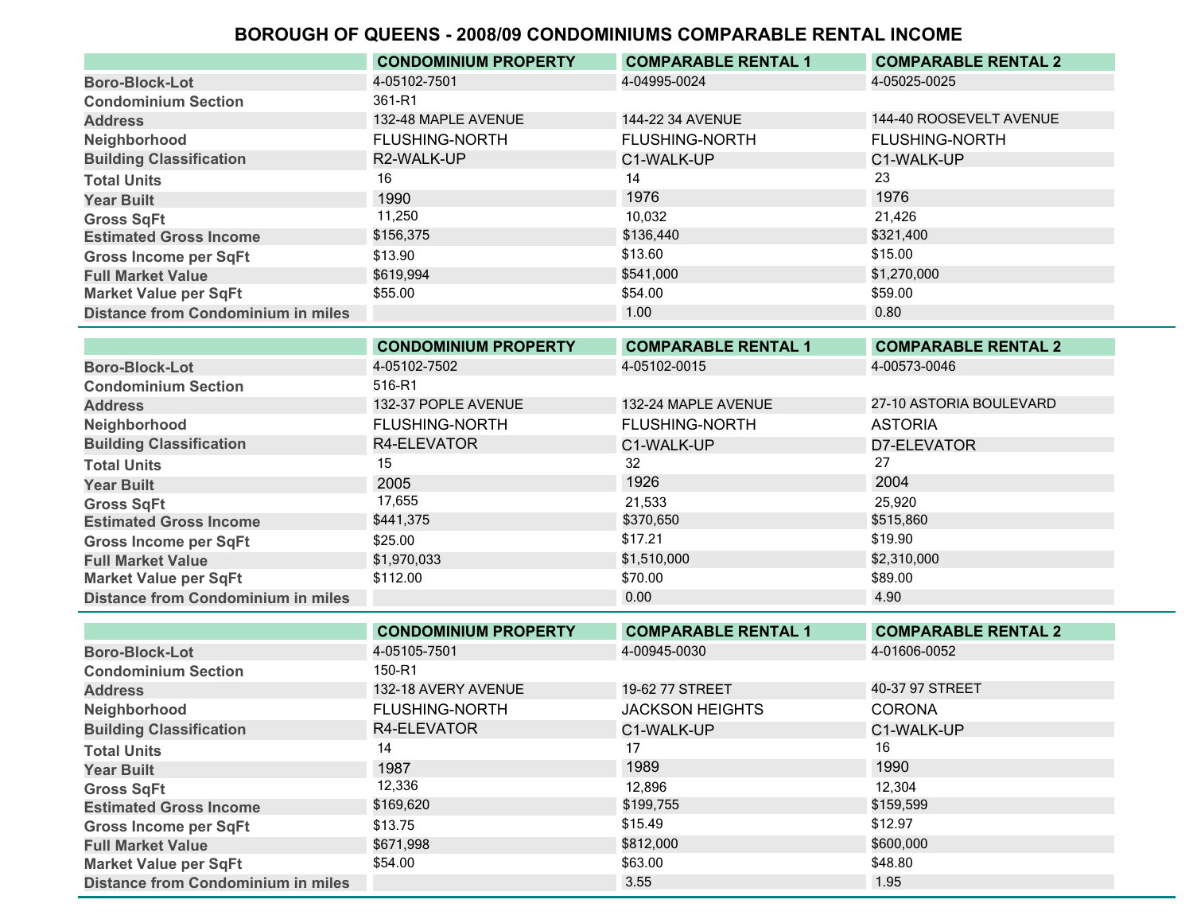# BOROUGH OF QUEENS - 2008/09 CONDOMINIUMS COMPARABLE RENTAL INCOME

| | CONDOMINIUM PROPERTY | COMPARABLE RENTAL 1 | COMPARABLE RENTAL 2 |
|---|---|---|---|
| Boro-Block-Lot | 4-05102-7501 | 4-04995-0024 | 4-05025-0025 |
| Condominium Section | 361-R1 | | |
| Address | 132-48 MAPLE AVENUE | 144-22 34 AVENUE | 144-40 ROOSEVELT AVENUE |
| Neighborhood | FLUSHING-NORTH | FLUSHING-NORTH | FLUSHING-NORTH |
| Building Classification | R2-WALK-UP | C1-WALK-UP | C1-WALK-UP |
| Total Units | 16 | 14 | 23 |
| Year Built | 1990 | 1976 | 1976 |
| Gross SqFt | 11,250 | 10,032 | 21,426 |
| Estimated Gross Income | $156,375 | $136,440 | $321,400 |
| Gross Income per SqFt | $13.90 | $13.60 | $15.00 |
| Full Market Value | $619,994 | $541,000 | $1,270,000 |
| Market Value per SqFt | $55.00 | $54.00 | $59.00 |
| Distance from Condominium in miles | | 1.00 | 0.80 |

| | CONDOMINIUM PROPERTY | COMPARABLE RENTAL 1 | COMPARABLE RENTAL 2 |
|---|---|---|---|
| Boro-Block-Lot | 4-05102-7502 | 4-05102-0015 | 4-00573-0046 |
| Condominium Section | 516-R1 | | |
| Address | 132-37 POPLE AVENUE | 132-24 MAPLE AVENUE | 27-10 ASTORIA BOULEVARD |
| Neighborhood | FLUSHING-NORTH | FLUSHING-NORTH | ASTORIA |
| Building Classification | R4-ELEVATOR | C1-WALK-UP | D7-ELEVATOR |
| Total Units | 15 | 32 | 27 |
| Year Built | 2005 | 1926 | 2004 |
| Gross SqFt | 17,655 | 21,533 | 25,920 |
| Estimated Gross Income | $441,375 | $370,650 | $515,860 |
| Gross Income per SqFt | $25.00 | $17.21 | $19.90 |
| Full Market Value | $1,970,033 | $1,510,000 | $2,310,000 |
| Market Value per SqFt | $112.00 | $70.00 | $89.00 |
| Distance from Condominium in miles | | 0.00 | 4.90 |

| | CONDOMINIUM PROPERTY | COMPARABLE RENTAL 1 | COMPARABLE RENTAL 2 |
|---|---|---|---|
| Boro-Block-Lot | 4-05105-7501 | 4-00945-0030 | 4-01606-0052 |
| Condominium Section | 150-R1 | | |
| Address | 132-18 AVERY AVENUE | 19-62 77 STREET | 40-37 97 STREET |
| Neighborhood | FLUSHING-NORTH | JACKSON HEIGHTS | CORONA |
| Building Classification | R4-ELEVATOR | C1-WALK-UP | C1-WALK-UP |
| Total Units | 14 | 17 | 16 |
| Year Built | 1987 | 1989 | 1990 |
| Gross SqFt | 12,336 | 12,896 | 12,304 |
| Estimated Gross Income | $169,620 | $199,755 | $159,599 |
| Gross Income per SqFt | $13.75 | $15.49 | $12.97 |
| Full Market Value | $671,998 | $812,000 | $600,000 |
| Market Value per SqFt | $54.00 | $63.00 | $48.80 |
| Distance from Condominium in miles | | 3.55 | 1.95 |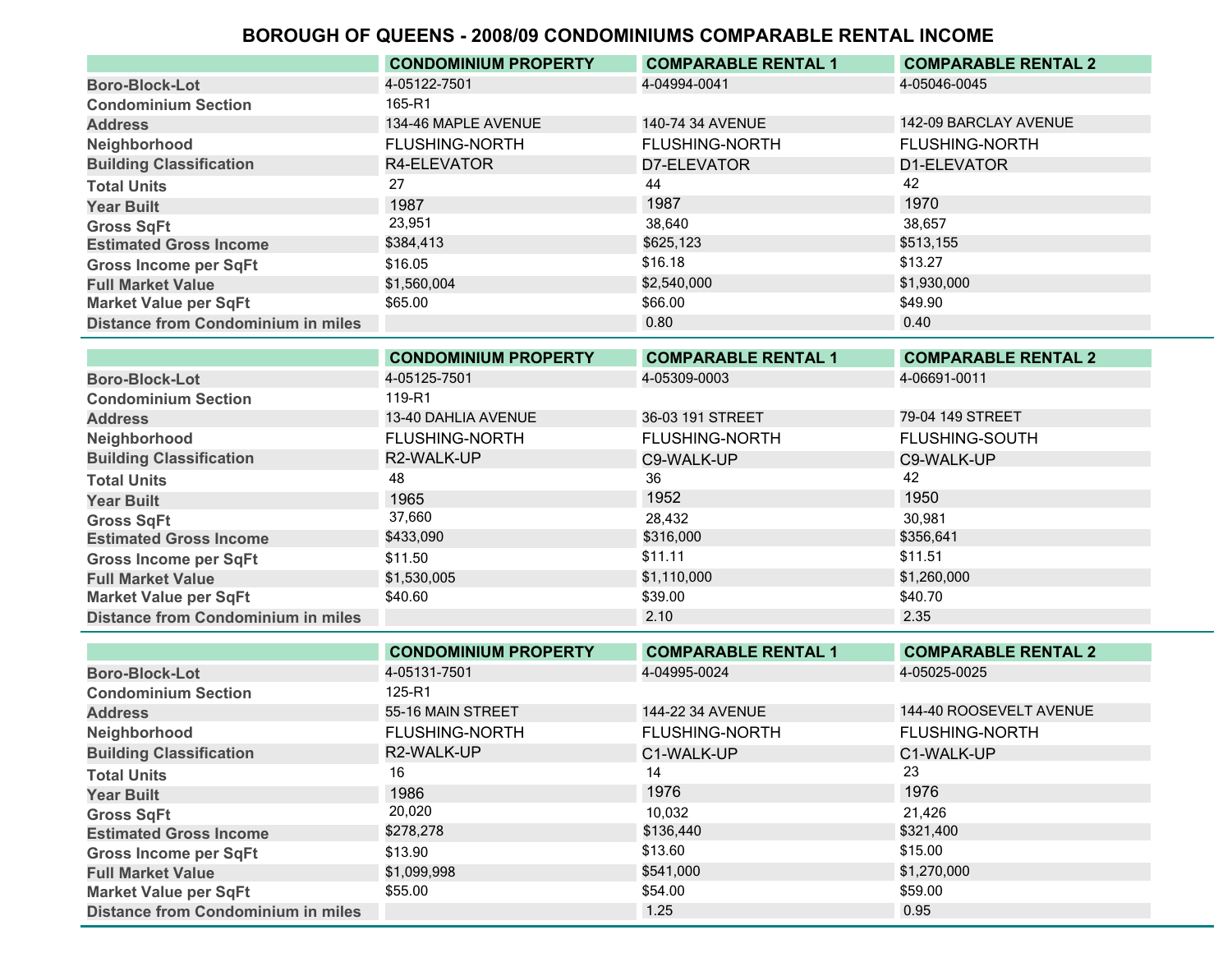# BOROUGH OF QUEENS - 2008/09 CONDOMINIUMS COMPARABLE RENTAL INCOME

| | CONDOMINIUM PROPERTY | COMPARABLE RENTAL 1 | COMPARABLE RENTAL 2 |
|---|---|---|---|
| Boro-Block-Lot | 4-05122-7501 | 4-04994-0041 | 4-05046-0045 |
| Condominium Section | 165-R1 | | |
| Address | 134-46 MAPLE AVENUE | 140-74 34 AVENUE | 142-09 BARCLAY AVENUE |
| Neighborhood | FLUSHING-NORTH | FLUSHING-NORTH | FLUSHING-NORTH |
| Building Classification | R4-ELEVATOR | D7-ELEVATOR | D1-ELEVATOR |
| Total Units | 27 | 44 | 42 |
| Year Built | 1987 | 1987 | 1970 |
| Gross SqFt | 23,951 | 38,640 | 38,657 |
| Estimated Gross Income | $384,413 | $625,123 | $513,155 |
| Gross Income per SqFt | $16.05 | $16.18 | $13.27 |
| Full Market Value | $1,560,004 | $2,540,000 | $1,930,000 |
| Market Value per SqFt | $65.00 | $66.00 | $49.90 |
| Distance from Condominium in miles | | 0.80 | 0.40 |

| | CONDOMINIUM PROPERTY | COMPARABLE RENTAL 1 | COMPARABLE RENTAL 2 |
|---|---|---|---|
| Boro-Block-Lot | 4-05125-7501 | 4-05309-0003 | 4-06691-0011 |
| Condominium Section | 119-R1 | | |
| Address | 13-40 DAHLIA AVENUE | 36-03 191 STREET | 79-04 149 STREET |
| Neighborhood | FLUSHING-NORTH | FLUSHING-NORTH | FLUSHING-SOUTH |
| Building Classification | R2-WALK-UP | C9-WALK-UP | C9-WALK-UP |
| Total Units | 48 | 36 | 42 |
| Year Built | 1965 | 1952 | 1950 |
| Gross SqFt | 37,660 | 28,432 | 30,981 |
| Estimated Gross Income | $433,090 | $316,000 | $356,641 |
| Gross Income per SqFt | $11.50 | $11.11 | $11.51 |
| Full Market Value | $1,530,005 | $1,110,000 | $1,260,000 |
| Market Value per SqFt | $40.60 | $39.00 | $40.70 |
| Distance from Condominium in miles | | 2.10 | 2.35 |

| | CONDOMINIUM PROPERTY | COMPARABLE RENTAL 1 | COMPARABLE RENTAL 2 |
|---|---|---|---|
| Boro-Block-Lot | 4-05131-7501 | 4-04995-0024 | 4-05025-0025 |
| Condominium Section | 125-R1 | | |
| Address | 55-16 MAIN STREET | 144-22 34 AVENUE | 144-40 ROOSEVELT AVENUE |
| Neighborhood | FLUSHING-NORTH | FLUSHING-NORTH | FLUSHING-NORTH |
| Building Classification | R2-WALK-UP | C1-WALK-UP | C1-WALK-UP |
| Total Units | 16 | 14 | 23 |
| Year Built | 1986 | 1976 | 1976 |
| Gross SqFt | 20,020 | 10,032 | 21,426 |
| Estimated Gross Income | $278,278 | $136,440 | $321,400 |
| Gross Income per SqFt | $13.90 | $13.60 | $15.00 |
| Full Market Value | $1,099,998 | $541,000 | $1,270,000 |
| Market Value per SqFt | $55.00 | $54.00 | $59.00 |
| Distance from Condominium in miles | | 1.25 | 0.95 |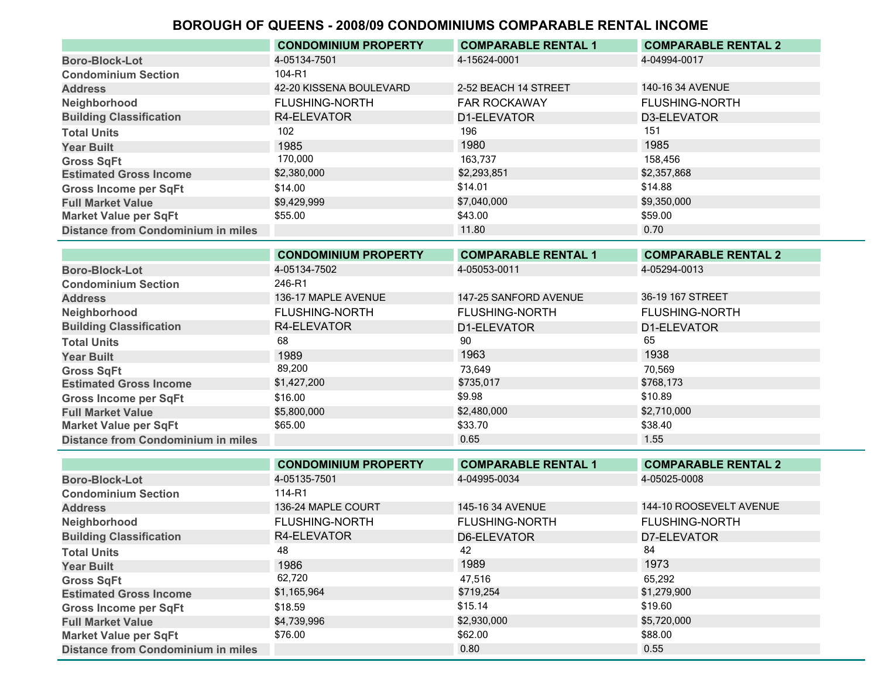# BOROUGH OF QUEENS - 2008/09 CONDOMINIUMS COMPARABLE RENTAL INCOME

| | CONDOMINIUM PROPERTY | COMPARABLE RENTAL 1 | COMPARABLE RENTAL 2 |
|---|---|---|---|
| Boro-Block-Lot | 4-05134-7501 | 4-15624-0001 | 4-04994-0017 |
| Condominium Section | 104-R1 | | |
| Address | 42-20 KISSENA BOULEVARD | 2-52 BEACH 14 STREET | 140-16 34 AVENUE |
| Neighborhood | FLUSHING-NORTH | FAR ROCKAWAY | FLUSHING-NORTH |
| Building Classification | R4-ELEVATOR | D1-ELEVATOR | D3-ELEVATOR |
| Total Units | 102 | 196 | 151 |
| Year Built | 1985 | 1980 | 1985 |
| Gross SqFt | 170,000 | 163,737 | 158,456 |
| Estimated Gross Income | $2,380,000 | $2,293,851 | $2,357,868 |
| Gross Income per SqFt | $14.00 | $14.01 | $14.88 |
| Full Market Value | $9,429,999 | $7,040,000 | $9,350,000 |
| Market Value per SqFt | $55.00 | $43.00 | $59.00 |
| Distance from Condominium in miles | | 11.80 | 0.70 |

| | CONDOMINIUM PROPERTY | COMPARABLE RENTAL 1 | COMPARABLE RENTAL 2 |
|---|---|---|---|
| Boro-Block-Lot | 4-05134-7502 | 4-05053-0011 | 4-05294-0013 |
| Condominium Section | 246-R1 | | |
| Address | 136-17 MAPLE AVENUE | 147-25 SANFORD AVENUE | 36-19 167 STREET |
| Neighborhood | FLUSHING-NORTH | FLUSHING-NORTH | FLUSHING-NORTH |
| Building Classification | R4-ELEVATOR | D1-ELEVATOR | D1-ELEVATOR |
| Total Units | 68 | 90 | 65 |
| Year Built | 1989 | 1963 | 1938 |
| Gross SqFt | 89,200 | 73,649 | 70,569 |
| Estimated Gross Income | $1,427,200 | $735,017 | $768,173 |
| Gross Income per SqFt | $16.00 | $9.98 | $10.89 |
| Full Market Value | $5,800,000 | $2,480,000 | $2,710,000 |
| Market Value per SqFt | $65.00 | $33.70 | $38.40 |
| Distance from Condominium in miles | | 0.65 | 1.55 |

| | CONDOMINIUM PROPERTY | COMPARABLE RENTAL 1 | COMPARABLE RENTAL 2 |
|---|---|---|---|
| Boro-Block-Lot | 4-05135-7501 | 4-04995-0034 | 4-05025-0008 |
| Condominium Section | 114-R1 | | |
| Address | 136-24 MAPLE COURT | 145-16 34 AVENUE | 144-10 ROOSEVELT AVENUE |
| Neighborhood | FLUSHING-NORTH | FLUSHING-NORTH | FLUSHING-NORTH |
| Building Classification | R4-ELEVATOR | D6-ELEVATOR | D7-ELEVATOR |
| Total Units | 48 | 42 | 84 |
| Year Built | 1986 | 1989 | 1973 |
| Gross SqFt | 62,720 | 47,516 | 65,292 |
| Estimated Gross Income | $1,165,964 | $719,254 | $1,279,900 |
| Gross Income per SqFt | $18.59 | $15.14 | $19.60 |
| Full Market Value | $4,739,996 | $2,930,000 | $5,720,000 |
| Market Value per SqFt | $76.00 | $62.00 | $88.00 |
| Distance from Condominium in miles | | 0.80 | 0.55 |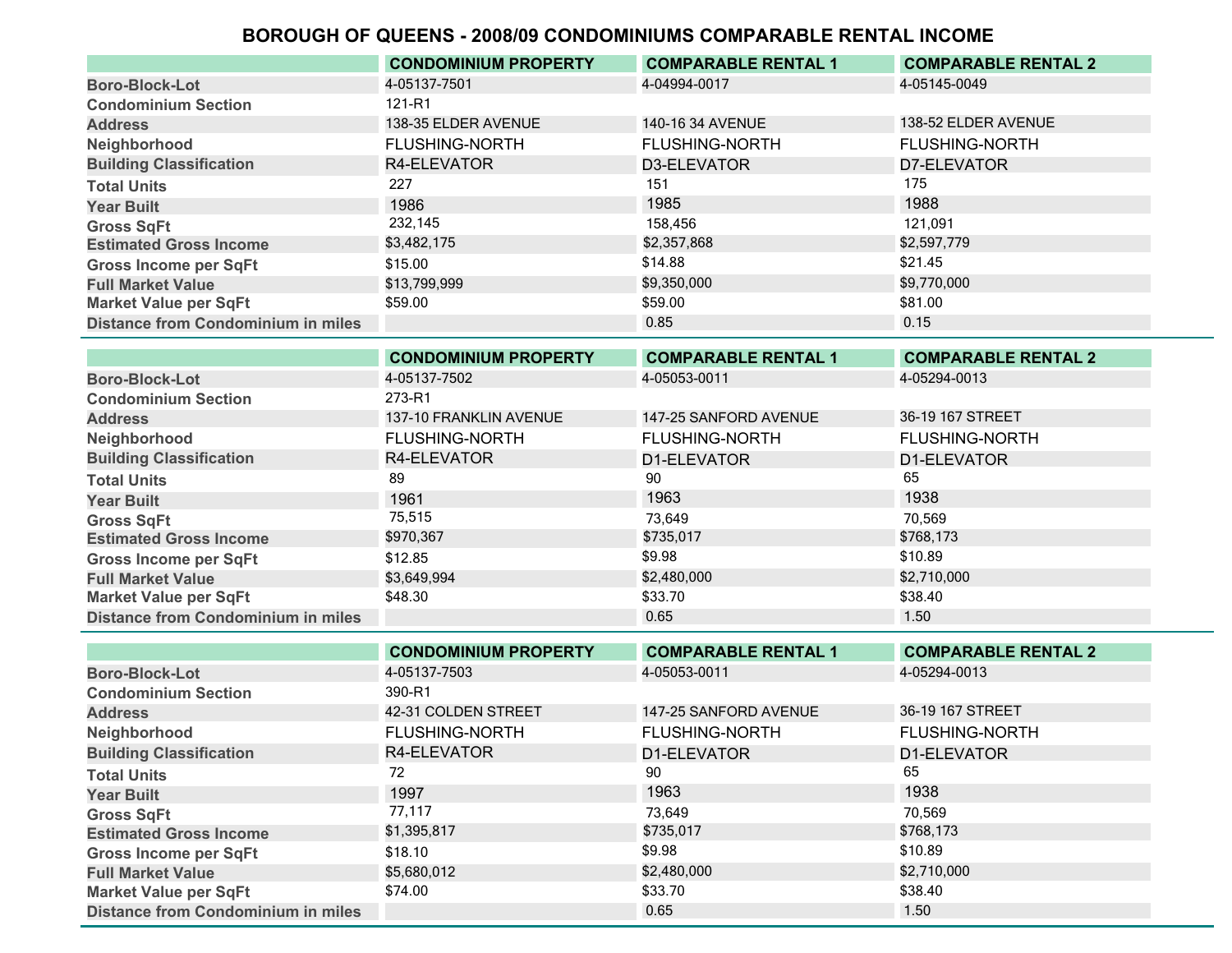# BOROUGH OF QUEENS - 2008/09 CONDOMINIUMS COMPARABLE RENTAL INCOME

| | CONDOMINIUM PROPERTY | COMPARABLE RENTAL 1 | COMPARABLE RENTAL 2 |
|---|---|---|---|
| Boro-Block-Lot | 4-05137-7501 | 4-04994-0017 | 4-05145-0049 |
| Condominium Section | 121-R1 | | |
| Address | 138-35 ELDER AVENUE | 140-16 34 AVENUE | 138-52 ELDER AVENUE |
| Neighborhood | FLUSHING-NORTH | FLUSHING-NORTH | FLUSHING-NORTH |
| Building Classification | R4-ELEVATOR | D3-ELEVATOR | D7-ELEVATOR |
| Total Units | 227 | 151 | 175 |
| Year Built | 1986 | 1985 | 1988 |
| Gross SqFt | 232,145 | 158,456 | 121,091 |
| Estimated Gross Income | $3,482,175 | $2,357,868 | $2,597,779 |
| Gross Income per SqFt | $15.00 | $14.88 | $21.45 |
| Full Market Value | $13,799,999 | $9,350,000 | $9,770,000 |
| Market Value per SqFt | $59.00 | $59.00 | $81.00 |
| Distance from Condominium in miles | | 0.85 | 0.15 |

| | CONDOMINIUM PROPERTY | COMPARABLE RENTAL 1 | COMPARABLE RENTAL 2 |
|---|---|---|---|
| Boro-Block-Lot | 4-05137-7502 | 4-05053-0011 | 4-05294-0013 |
| Condominium Section | 273-R1 | | |
| Address | 137-10 FRANKLIN AVENUE | 147-25 SANFORD AVENUE | 36-19 167 STREET |
| Neighborhood | FLUSHING-NORTH | FLUSHING-NORTH | FLUSHING-NORTH |
| Building Classification | R4-ELEVATOR | D1-ELEVATOR | D1-ELEVATOR |
| Total Units | 89 | 90 | 65 |
| Year Built | 1961 | 1963 | 1938 |
| Gross SqFt | 75,515 | 73,649 | 70,569 |
| Estimated Gross Income | $970,367 | $735,017 | $768,173 |
| Gross Income per SqFt | $12.85 | $9.98 | $10.89 |
| Full Market Value | $3,649,994 | $2,480,000 | $2,710,000 |
| Market Value per SqFt | $48.30 | $33.70 | $38.40 |
| Distance from Condominium in miles | | 0.65 | 1.50 |

| | CONDOMINIUM PROPERTY | COMPARABLE RENTAL 1 | COMPARABLE RENTAL 2 |
|---|---|---|---|
| Boro-Block-Lot | 4-05137-7503 | 4-05053-0011 | 4-05294-0013 |
| Condominium Section | 390-R1 | | |
| Address | 42-31 COLDEN STREET | 147-25 SANFORD AVENUE | 36-19 167 STREET |
| Neighborhood | FLUSHING-NORTH | FLUSHING-NORTH | FLUSHING-NORTH |
| Building Classification | R4-ELEVATOR | D1-ELEVATOR | D1-ELEVATOR |
| Total Units | 72 | 90 | 65 |
| Year Built | 1997 | 1963 | 1938 |
| Gross SqFt | 77,117 | 73,649 | 70,569 |
| Estimated Gross Income | $1,395,817 | $735,017 | $768,173 |
| Gross Income per SqFt | $18.10 | $9.98 | $10.89 |
| Full Market Value | $5,680,012 | $2,480,000 | $2,710,000 |
| Market Value per SqFt | $74.00 | $33.70 | $38.40 |
| Distance from Condominium in miles | | 0.65 | 1.50 |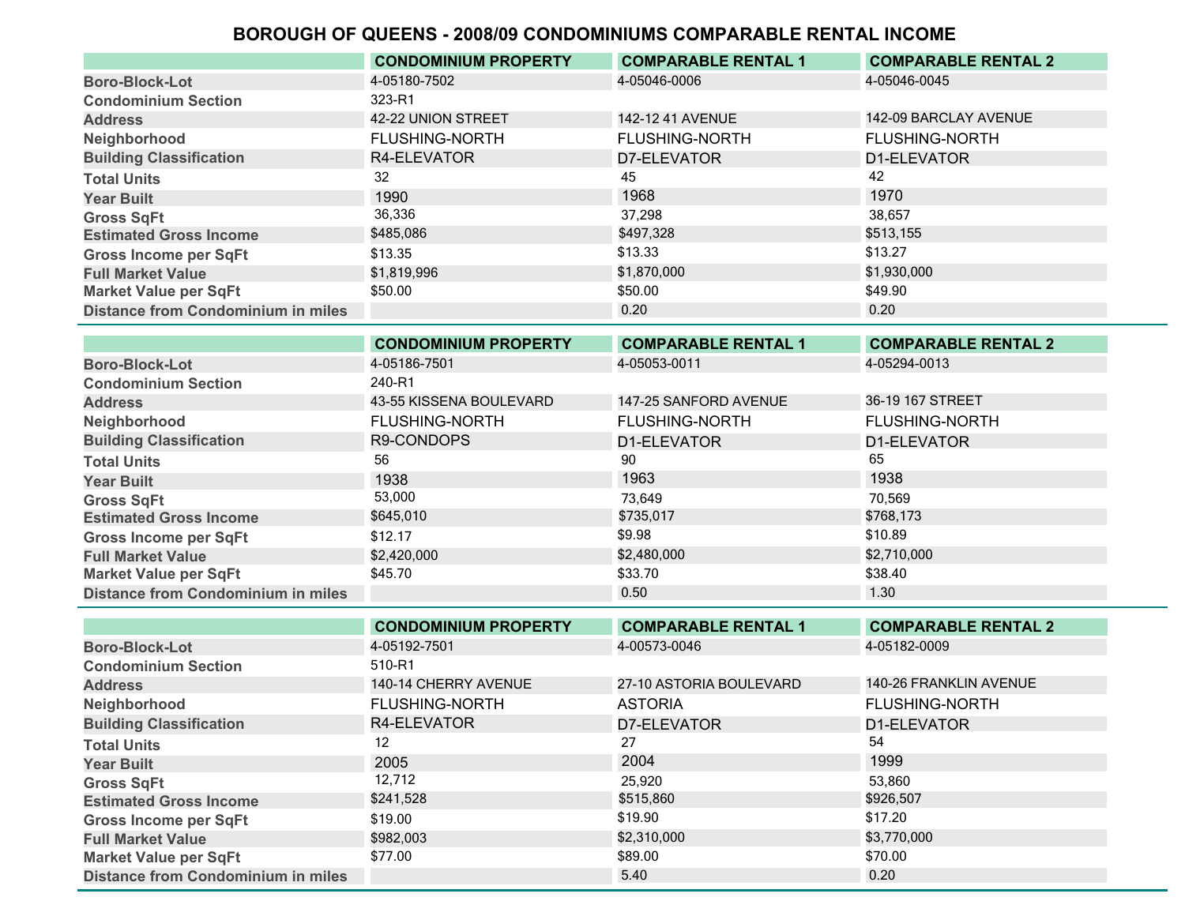# BOROUGH OF QUEENS - 2008/09 CONDOMINIUMS COMPARABLE RENTAL INCOME

| | CONDOMINIUM PROPERTY | COMPARABLE RENTAL 1 | COMPARABLE RENTAL 2 |
|---|---|---|---|
| Boro-Block-Lot | 4-05180-7502 | 4-05046-0006 | 4-05046-0045 |
| Condominium Section | 323-R1 | | |
| Address | 42-22 UNION STREET | 142-12 41 AVENUE | 142-09 BARCLAY AVENUE |
| Neighborhood | FLUSHING-NORTH | FLUSHING-NORTH | FLUSHING-NORTH |
| Building Classification | R4-ELEVATOR | D7-ELEVATOR | D1-ELEVATOR |
| Total Units | 32 | 45 | 42 |
| Year Built | 1990 | 1968 | 1970 |
| Gross SqFt | 36,336 | 37,298 | 38,657 |
| Estimated Gross Income | $485,086 | $497,328 | $513,155 |
| Gross Income per SqFt | $13.35 | $13.33 | $13.27 |
| Full Market Value | $1,819,996 | $1,870,000 | $1,930,000 |
| Market Value per SqFt | $50.00 | $50.00 | $49.90 |
| Distance from Condominium in miles | | 0.20 | 0.20 |

| | CONDOMINIUM PROPERTY | COMPARABLE RENTAL 1 | COMPARABLE RENTAL 2 |
|---|---|---|---|
| Boro-Block-Lot | 4-05186-7501 | 4-05053-0011 | 4-05294-0013 |
| Condominium Section | 240-R1 | | |
| Address | 43-55 KISSENA BOULEVARD | 147-25 SANFORD AVENUE | 36-19 167 STREET |
| Neighborhood | FLUSHING-NORTH | FLUSHING-NORTH | FLUSHING-NORTH |
| Building Classification | R9-CONDOPS | D1-ELEVATOR | D1-ELEVATOR |
| Total Units | 56 | 90 | 65 |
| Year Built | 1938 | 1963 | 1938 |
| Gross SqFt | 53,000 | 73,649 | 70,569 |
| Estimated Gross Income | $645,010 | $735,017 | $768,173 |
| Gross Income per SqFt | $12.17 | $9.98 | $10.89 |
| Full Market Value | $2,420,000 | $2,480,000 | $2,710,000 |
| Market Value per SqFt | $45.70 | $33.70 | $38.40 |
| Distance from Condominium in miles | | 0.50 | 1.30 |

| | CONDOMINIUM PROPERTY | COMPARABLE RENTAL 1 | COMPARABLE RENTAL 2 |
|---|---|---|---|
| Boro-Block-Lot | 4-05192-7501 | 4-00573-0046 | 4-05182-0009 |
| Condominium Section | 510-R1 | | |
| Address | 140-14 CHERRY AVENUE | 27-10 ASTORIA BOULEVARD | 140-26 FRANKLIN AVENUE |
| Neighborhood | FLUSHING-NORTH | ASTORIA | FLUSHING-NORTH |
| Building Classification | R4-ELEVATOR | D7-ELEVATOR | D1-ELEVATOR |
| Total Units | 12 | 27 | 54 |
| Year Built | 2005 | 2004 | 1999 |
| Gross SqFt | 12,712 | 25,920 | 53,860 |
| Estimated Gross Income | $241,528 | $515,860 | $926,507 |
| Gross Income per SqFt | $19.00 | $19.90 | $17.20 |
| Full Market Value | $982,003 | $2,310,000 | $3,770,000 |
| Market Value per SqFt | $77.00 | $89.00 | $70.00 |
| Distance from Condominium in miles | | 5.40 | 0.20 |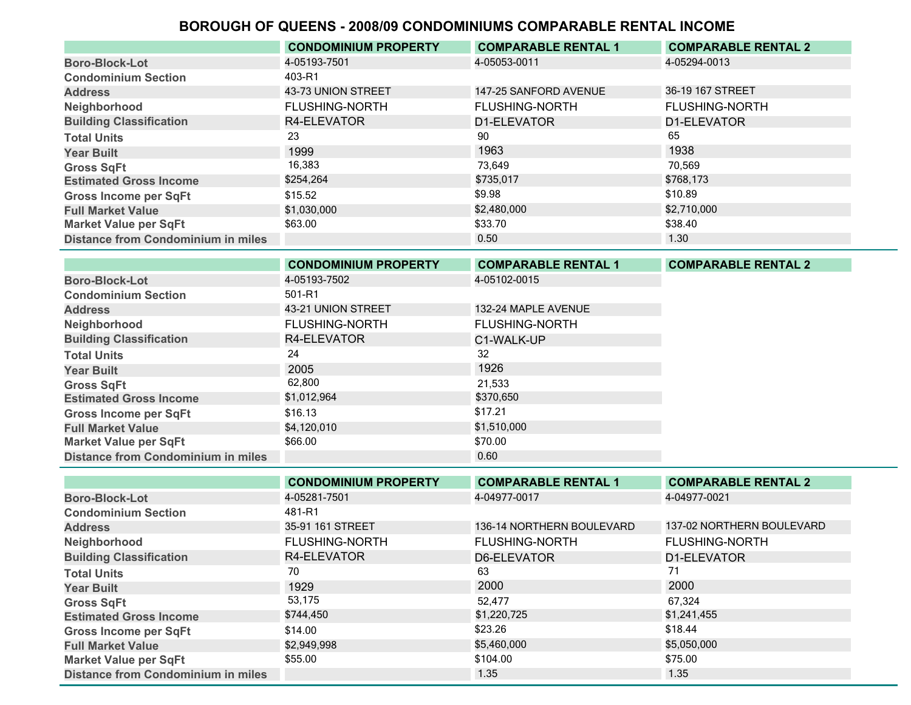# BOROUGH OF QUEENS - 2008/09 CONDOMINIUMS COMPARABLE RENTAL INCOME

| | CONDOMINIUM PROPERTY | COMPARABLE RENTAL 1 | COMPARABLE RENTAL 2 |
|---|---|---|---|
| Boro-Block-Lot | 4-05193-7501 | 4-05053-0011 | 4-05294-0013 |
| Condominium Section | 403-R1 | | |
| Address | 43-73 UNION STREET | 147-25 SANFORD AVENUE | 36-19 167 STREET |
| Neighborhood | FLUSHING-NORTH | FLUSHING-NORTH | FLUSHING-NORTH |
| Building Classification | R4-ELEVATOR | D1-ELEVATOR | D1-ELEVATOR |
| Total Units | 23 | 90 | 65 |
| Year Built | 1999 | 1963 | 1938 |
| Gross SqFt | 16,383 | 73,649 | 70,569 |
| Estimated Gross Income | $254,264 | $735,017 | $768,173 |
| Gross Income per SqFt | $15.52 | $9.98 | $10.89 |
| Full Market Value | $1,030,000 | $2,480,000 | $2,710,000 |
| Market Value per SqFt | $63.00 | $33.70 | $38.40 |
| Distance from Condominium in miles | | 0.50 | 1.30 |

| | CONDOMINIUM PROPERTY | COMPARABLE RENTAL 1 | COMPARABLE RENTAL 2 |
|---|---|---|---|
| Boro-Block-Lot | 4-05193-7502 | 4-05102-0015 | |
| Condominium Section | 501-R1 | | |
| Address | 43-21 UNION STREET | 132-24 MAPLE AVENUE | |
| Neighborhood | FLUSHING-NORTH | FLUSHING-NORTH | |
| Building Classification | R4-ELEVATOR | C1-WALK-UP | |
| Total Units | 24 | 32 | |
| Year Built | 2005 | 1926 | |
| Gross SqFt | 62,800 | 21,533 | |
| Estimated Gross Income | $1,012,964 | $370,650 | |
| Gross Income per SqFt | $16.13 | $17.21 | |
| Full Market Value | $4,120,010 | $1,510,000 | |
| Market Value per SqFt | $66.00 | $70.00 | |
| Distance from Condominium in miles | | 0.60 | |

| | CONDOMINIUM PROPERTY | COMPARABLE RENTAL 1 | COMPARABLE RENTAL 2 |
|---|---|---|---|
| Boro-Block-Lot | 4-05281-7501 | 4-04977-0017 | 4-04977-0021 |
| Condominium Section | 481-R1 | | |
| Address | 35-91 161 STREET | 136-14 NORTHERN BOULEVARD | 137-02 NORTHERN BOULEVARD |
| Neighborhood | FLUSHING-NORTH | FLUSHING-NORTH | FLUSHING-NORTH |
| Building Classification | R4-ELEVATOR | D6-ELEVATOR | D1-ELEVATOR |
| Total Units | 70 | 63 | 71 |
| Year Built | 1929 | 2000 | 2000 |
| Gross SqFt | 53,175 | 52,477 | 67,324 |
| Estimated Gross Income | $744,450 | $1,220,725 | $1,241,455 |
| Gross Income per SqFt | $14.00 | $23.26 | $18.44 |
| Full Market Value | $2,949,998 | $5,460,000 | $5,050,000 |
| Market Value per SqFt | $55.00 | $104.00 | $75.00 |
| Distance from Condominium in miles | | 1.35 | 1.35 |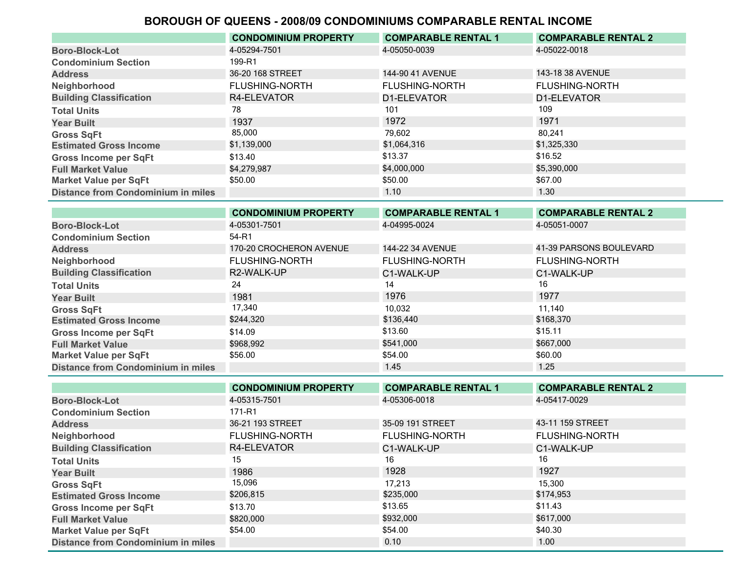# BOROUGH OF QUEENS - 2008/09 CONDOMINIUMS COMPARABLE RENTAL INCOME

| | CONDOMINIUM PROPERTY | COMPARABLE RENTAL 1 | COMPARABLE RENTAL 2 |
|---|---|---|---|
| Boro-Block-Lot | 4-05294-7501 | 4-05050-0039 | 4-05022-0018 |
| Condominium Section | 199-R1 | | |
| Address | 36-20 168 STREET | 144-90 41 AVENUE | 143-18 38 AVENUE |
| Neighborhood | FLUSHING-NORTH | FLUSHING-NORTH | FLUSHING-NORTH |
| Building Classification | R4-ELEVATOR | D1-ELEVATOR | D1-ELEVATOR |
| Total Units | 78 | 101 | 109 |
| Year Built | 1937 | 1972 | 1971 |
| Gross SqFt | 85,000 | 79,602 | 80,241 |
| Estimated Gross Income | $1,139,000 | $1,064,316 | $1,325,330 |
| Gross Income per SqFt | $13.40 | $13.37 | $16.52 |
| Full Market Value | $4,279,987 | $4,000,000 | $5,390,000 |
| Market Value per SqFt | $50.00 | $50.00 | $67.00 |
| Distance from Condominium in miles | | 1.10 | 1.30 |

| | CONDOMINIUM PROPERTY | COMPARABLE RENTAL 1 | COMPARABLE RENTAL 2 |
|---|---|---|---|
| Boro-Block-Lot | 4-05301-7501 | 4-04995-0024 | 4-05051-0007 |
| Condominium Section | 54-R1 | | |
| Address | 170-20 CROCHERON AVENUE | 144-22 34 AVENUE | 41-39 PARSONS BOULEVARD |
| Neighborhood | FLUSHING-NORTH | FLUSHING-NORTH | FLUSHING-NORTH |
| Building Classification | R2-WALK-UP | C1-WALK-UP | C1-WALK-UP |
| Total Units | 24 | 14 | 16 |
| Year Built | 1981 | 1976 | 1977 |
| Gross SqFt | 17,340 | 10,032 | 11,140 |
| Estimated Gross Income | $244,320 | $136,440 | $168,370 |
| Gross Income per SqFt | $14.09 | $13.60 | $15.11 |
| Full Market Value | $968,992 | $541,000 | $667,000 |
| Market Value per SqFt | $56.00 | $54.00 | $60.00 |
| Distance from Condominium in miles | | 1.45 | 1.25 |

| | CONDOMINIUM PROPERTY | COMPARABLE RENTAL 1 | COMPARABLE RENTAL 2 |
|---|---|---|---|
| Boro-Block-Lot | 4-05315-7501 | 4-05306-0018 | 4-05417-0029 |
| Condominium Section | 171-R1 | | |
| Address | 36-21 193 STREET | 35-09 191 STREET | 43-11 159 STREET |
| Neighborhood | FLUSHING-NORTH | FLUSHING-NORTH | FLUSHING-NORTH |
| Building Classification | R4-ELEVATOR | C1-WALK-UP | C1-WALK-UP |
| Total Units | 15 | 16 | 16 |
| Year Built | 1986 | 1928 | 1927 |
| Gross SqFt | 15,096 | 17,213 | 15,300 |
| Estimated Gross Income | $206,815 | $235,000 | $174,953 |
| Gross Income per SqFt | $13.70 | $13.65 | $11.43 |
| Full Market Value | $820,000 | $932,000 | $617,000 |
| Market Value per SqFt | $54.00 | $54.00 | $40.30 |
| Distance from Condominium in miles | | 0.10 | 1.00 |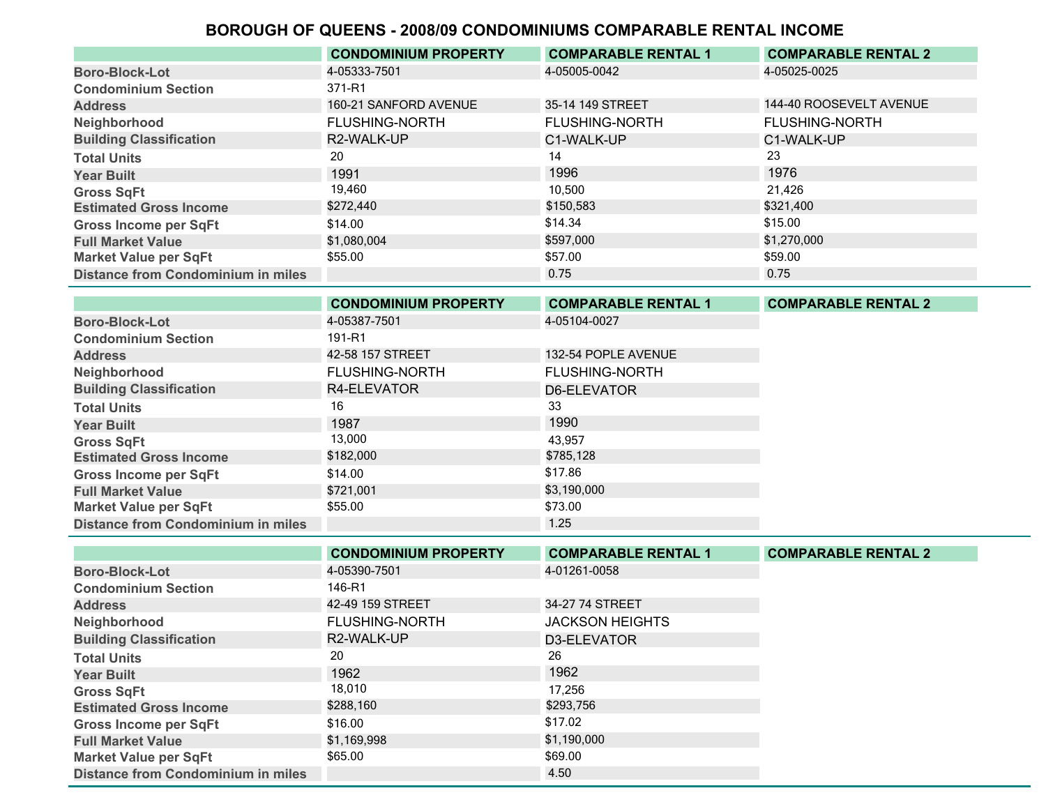# BOROUGH OF QUEENS - 2008/09 CONDOMINIUMS COMPARABLE RENTAL INCOME

| | CONDOMINIUM PROPERTY | COMPARABLE RENTAL 1 | COMPARABLE RENTAL 2 |
|---|---|---|---|
| Boro-Block-Lot | 4-05333-7501 | 4-05005-0042 | 4-05025-0025 |
| Condominium Section | 371-R1 | | |
| Address | 160-21 SANFORD AVENUE | 35-14 149 STREET | 144-40 ROOSEVELT AVENUE |
| Neighborhood | FLUSHING-NORTH | FLUSHING-NORTH | FLUSHING-NORTH |
| Building Classification | R2-WALK-UP | C1-WALK-UP | C1-WALK-UP |
| Total Units | 20 | 14 | 23 |
| Year Built | 1991 | 1996 | 1976 |
| Gross SqFt | 19,460 | 10,500 | 21,426 |
| Estimated Gross Income | $272,440 | $150,583 | $321,400 |
| Gross Income per SqFt | $14.00 | $14.34 | $15.00 |
| Full Market Value | $1,080,004 | $597,000 | $1,270,000 |
| Market Value per SqFt | $55.00 | $57.00 | $59.00 |
| Distance from Condominium in miles | | 0.75 | 0.75 |

| | CONDOMINIUM PROPERTY | COMPARABLE RENTAL 1 | COMPARABLE RENTAL 2 |
|---|---|---|---|
| Boro-Block-Lot | 4-05387-7501 | 4-05104-0027 | |
| Condominium Section | 191-R1 | | |
| Address | 42-58 157 STREET | 132-54 POPLE AVENUE | |
| Neighborhood | FLUSHING-NORTH | FLUSHING-NORTH | |
| Building Classification | R4-ELEVATOR | D6-ELEVATOR | |
| Total Units | 16 | 33 | |
| Year Built | 1987 | 1990 | |
| Gross SqFt | 13,000 | 43,957 | |
| Estimated Gross Income | $182,000 | $785,128 | |
| Gross Income per SqFt | $14.00 | $17.86 | |
| Full Market Value | $721,001 | $3,190,000 | |
| Market Value per SqFt | $55.00 | $73.00 | |
| Distance from Condominium in miles | | 1.25 | |

| | CONDOMINIUM PROPERTY | COMPARABLE RENTAL 1 | COMPARABLE RENTAL 2 |
|---|---|---|---|
| Boro-Block-Lot | 4-05390-7501 | 4-01261-0058 | |
| Condominium Section | 146-R1 | | |
| Address | 42-49 159 STREET | 34-27 74 STREET | |
| Neighborhood | FLUSHING-NORTH | JACKSON HEIGHTS | |
| Building Classification | R2-WALK-UP | D3-ELEVATOR | |
| Total Units | 20 | 26 | |
| Year Built | 1962 | 1962 | |
| Gross SqFt | 18,010 | 17,256 | |
| Estimated Gross Income | $288,160 | $293,756 | |
| Gross Income per SqFt | $16.00 | $17.02 | |
| Full Market Value | $1,169,998 | $1,190,000 | |
| Market Value per SqFt | $65.00 | $69.00 | |
| Distance from Condominium in miles | | 4.50 | |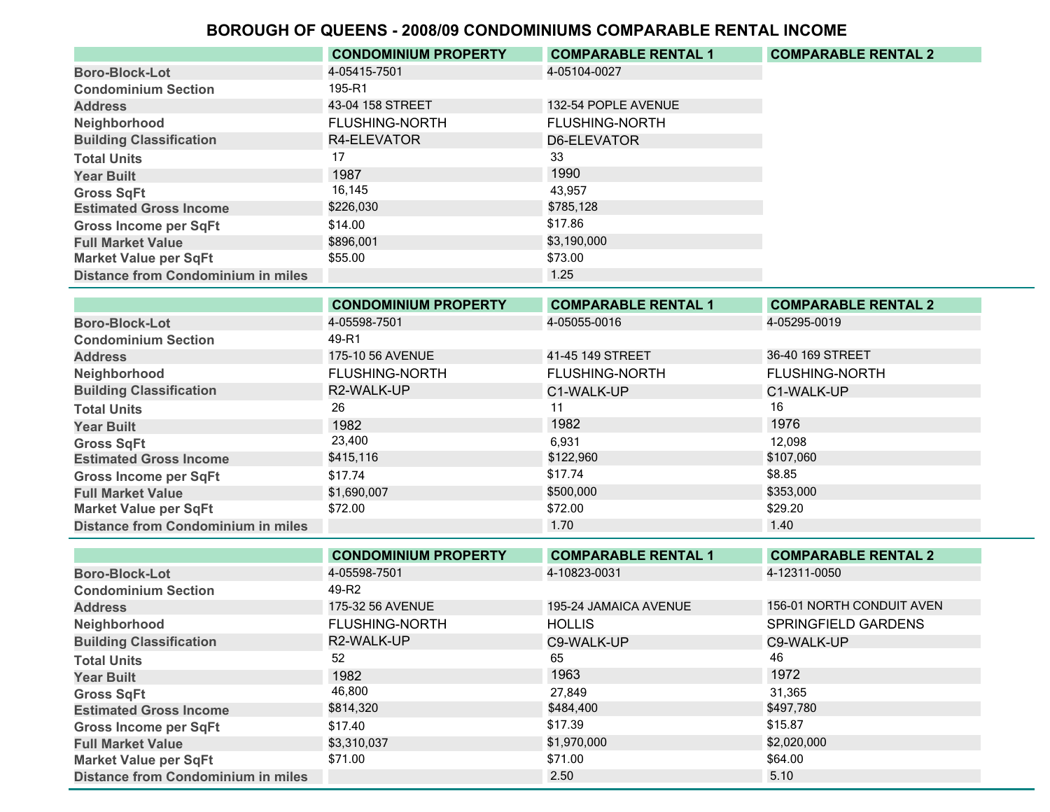# BOROUGH OF QUEENS - 2008/09 CONDOMINIUMS COMPARABLE RENTAL INCOME

| | CONDOMINIUM PROPERTY | COMPARABLE RENTAL 1 | COMPARABLE RENTAL 2 |
|---|---|---|---|
| Boro-Block-Lot | 4-05415-7501 | 4-05104-0027 | |
| Condominium Section | 195-R1 | | |
| Address | 43-04 158 STREET | 132-54 POPLE AVENUE | |
| Neighborhood | FLUSHING-NORTH | FLUSHING-NORTH | |
| Building Classification | R4-ELEVATOR | D6-ELEVATOR | |
| Total Units | 17 | 33 | |
| Year Built | 1987 | 1990 | |
| Gross SqFt | 16,145 | 43,957 | |
| Estimated Gross Income | $226,030 | $785,128 | |
| Gross Income per SqFt | $14.00 | $17.86 | |
| Full Market Value | $896,001 | $3,190,000 | |
| Market Value per SqFt | $55.00 | $73.00 | |
| Distance from Condominium in miles | | 1.25 | |

| | CONDOMINIUM PROPERTY | COMPARABLE RENTAL 1 | COMPARABLE RENTAL 2 |
|---|---|---|---|
| Boro-Block-Lot | 4-05598-7501 | 4-05055-0016 | 4-05295-0019 |
| Condominium Section | 49-R1 | | |
| Address | 175-10 56 AVENUE | 41-45 149 STREET | 36-40 169 STREET |
| Neighborhood | FLUSHING-NORTH | FLUSHING-NORTH | FLUSHING-NORTH |
| Building Classification | R2-WALK-UP | C1-WALK-UP | C1-WALK-UP |
| Total Units | 26 | 11 | 16 |
| Year Built | 1982 | 1982 | 1976 |
| Gross SqFt | 23,400 | 6,931 | 12,098 |
| Estimated Gross Income | $415,116 | $122,960 | $107,060 |
| Gross Income per SqFt | $17.74 | $17.74 | $8.85 |
| Full Market Value | $1,690,007 | $500,000 | $353,000 |
| Market Value per SqFt | $72.00 | $72.00 | $29.20 |
| Distance from Condominium in miles | | 1.70 | 1.40 |

| | CONDOMINIUM PROPERTY | COMPARABLE RENTAL 1 | COMPARABLE RENTAL 2 |
|---|---|---|---|
| Boro-Block-Lot | 4-05598-7501 | 4-10823-0031 | 4-12311-0050 |
| Condominium Section | 49-R2 | | |
| Address | 175-32 56 AVENUE | 195-24 JAMAICA AVENUE | 156-01 NORTH CONDUIT AVEN |
| Neighborhood | FLUSHING-NORTH | HOLLIS | SPRINGFIELD GARDENS |
| Building Classification | R2-WALK-UP | C9-WALK-UP | C9-WALK-UP |
| Total Units | 52 | 65 | 46 |
| Year Built | 1982 | 1963 | 1972 |
| Gross SqFt | 46,800 | 27,849 | 31,365 |
| Estimated Gross Income | $814,320 | $484,400 | $497,780 |
| Gross Income per SqFt | $17.40 | $17.39 | $15.87 |
| Full Market Value | $3,310,037 | $1,970,000 | $2,020,000 |
| Market Value per SqFt | $71.00 | $71.00 | $64.00 |
| Distance from Condominium in miles | | 2.50 | 5.10 |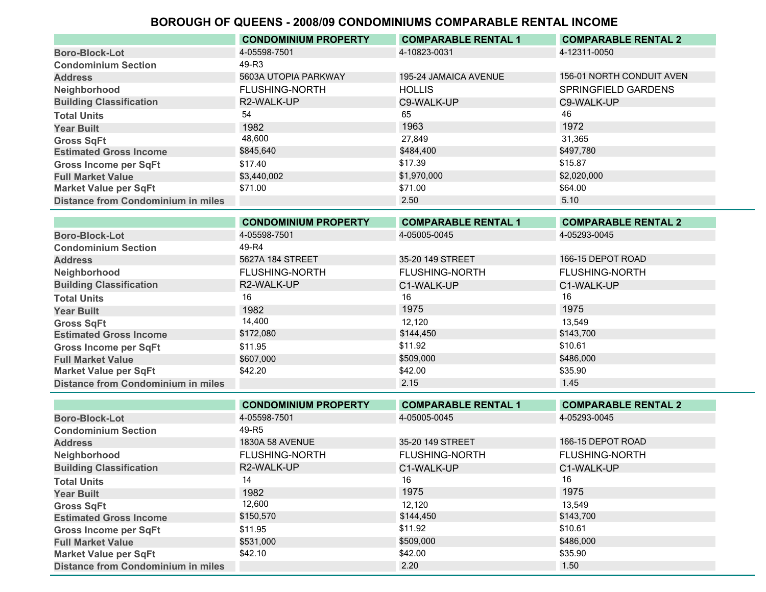# BOROUGH OF QUEENS - 2008/09 CONDOMINIUMS COMPARABLE RENTAL INCOME

| | CONDOMINIUM PROPERTY | COMPARABLE RENTAL 1 | COMPARABLE RENTAL 2 |
|---|---|---|---|
| Boro-Block-Lot | 4-05598-7501 | 4-10823-0031 | 4-12311-0050 |
| Condominium Section | 49-R3 | | |
| Address | 5603A UTOPIA PARKWAY | 195-24 JAMAICA AVENUE | 156-01 NORTH CONDUIT AVEN |
| Neighborhood | FLUSHING-NORTH | HOLLIS | SPRINGFIELD GARDENS |
| Building Classification | R2-WALK-UP | C9-WALK-UP | C9-WALK-UP |
| Total Units | 54 | 65 | 46 |
| Year Built | 1982 | 1963 | 1972 |
| Gross SqFt | 48,600 | 27,849 | 31,365 |
| Estimated Gross Income | $845,640 | $484,400 | $497,780 |
| Gross Income per SqFt | $17.40 | $17.39 | $15.87 |
| Full Market Value | $3,440,002 | $1,970,000 | $2,020,000 |
| Market Value per SqFt | $71.00 | $71.00 | $64.00 |
| Distance from Condominium in miles | | 2.50 | 5.10 |

| | CONDOMINIUM PROPERTY | COMPARABLE RENTAL 1 | COMPARABLE RENTAL 2 |
|---|---|---|---|
| Boro-Block-Lot | 4-05598-7501 | 4-05005-0045 | 4-05293-0045 |
| Condominium Section | 49-R4 | | |
| Address | 5627A 184 STREET | 35-20 149 STREET | 166-15 DEPOT ROAD |
| Neighborhood | FLUSHING-NORTH | FLUSHING-NORTH | FLUSHING-NORTH |
| Building Classification | R2-WALK-UP | C1-WALK-UP | C1-WALK-UP |
| Total Units | 16 | 16 | 16 |
| Year Built | 1982 | 1975 | 1975 |
| Gross SqFt | 14,400 | 12,120 | 13,549 |
| Estimated Gross Income | $172,080 | $144,450 | $143,700 |
| Gross Income per SqFt | $11.95 | $11.92 | $10.61 |
| Full Market Value | $607,000 | $509,000 | $486,000 |
| Market Value per SqFt | $42.20 | $42.00 | $35.90 |
| Distance from Condominium in miles | | 2.15 | 1.45 |

| | CONDOMINIUM PROPERTY | COMPARABLE RENTAL 1 | COMPARABLE RENTAL 2 |
|---|---|---|---|
| Boro-Block-Lot | 4-05598-7501 | 4-05005-0045 | 4-05293-0045 |
| Condominium Section | 49-R5 | | |
| Address | 1830A 58 AVENUE | 35-20 149 STREET | 166-15 DEPOT ROAD |
| Neighborhood | FLUSHING-NORTH | FLUSHING-NORTH | FLUSHING-NORTH |
| Building Classification | R2-WALK-UP | C1-WALK-UP | C1-WALK-UP |
| Total Units | 14 | 16 | 16 |
| Year Built | 1982 | 1975 | 1975 |
| Gross SqFt | 12,600 | 12,120 | 13,549 |
| Estimated Gross Income | $150,570 | $144,450 | $143,700 |
| Gross Income per SqFt | $11.95 | $11.92 | $10.61 |
| Full Market Value | $531,000 | $509,000 | $486,000 |
| Market Value per SqFt | $42.10 | $42.00 | $35.90 |
| Distance from Condominium in miles | | 2.20 | 1.50 |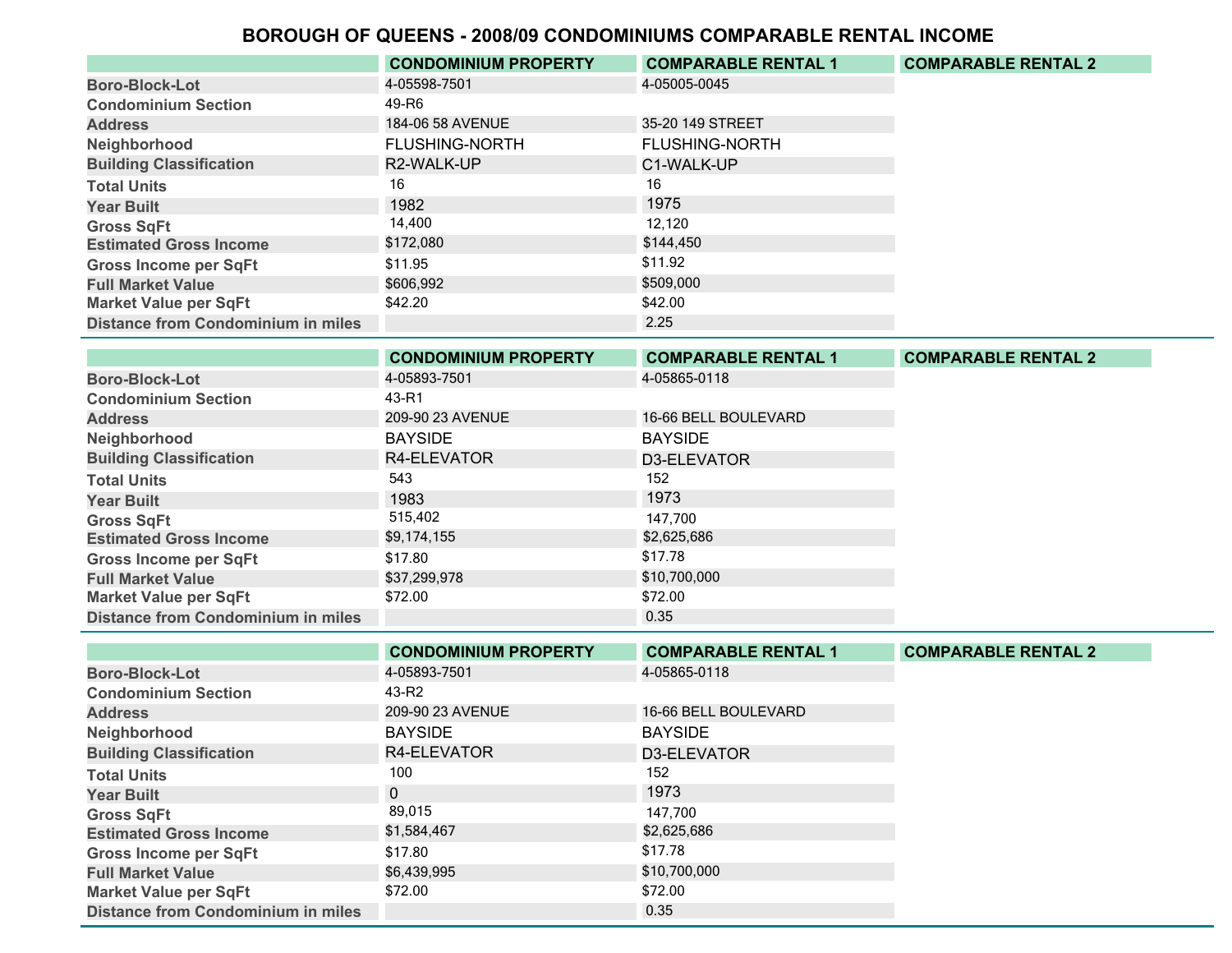# BOROUGH OF QUEENS - 2008/09 CONDOMINIUMS COMPARABLE RENTAL INCOME

| | CONDOMINIUM PROPERTY | COMPARABLE RENTAL 1 | COMPARABLE RENTAL 2 |
|---|---|---|---|
| Boro-Block-Lot | 4-05598-7501 | 4-05005-0045 | |
| Condominium Section | 49-R6 | | |
| Address | 184-06 58 AVENUE | 35-20 149 STREET | |
| Neighborhood | FLUSHING-NORTH | FLUSHING-NORTH | |
| Building Classification | R2-WALK-UP | C1-WALK-UP | |
| Total Units | 16 | 16 | |
| Year Built | 1982 | 1975 | |
| Gross SqFt | 14,400 | 12,120 | |
| Estimated Gross Income | $172,080 | $144,450 | |
| Gross Income per SqFt | $11.95 | $11.92 | |
| Full Market Value | $606,992 | $509,000 | |
| Market Value per SqFt | $42.20 | $42.00 | |
| Distance from Condominium in miles | | 2.25 | |

| | CONDOMINIUM PROPERTY | COMPARABLE RENTAL 1 | COMPARABLE RENTAL 2 |
|---|---|---|---|
| Boro-Block-Lot | 4-05893-7501 | 4-05865-0118 | |
| Condominium Section | 43-R1 | | |
| Address | 209-90 23 AVENUE | 16-66 BELL BOULEVARD | |
| Neighborhood | BAYSIDE | BAYSIDE | |
| Building Classification | R4-ELEVATOR | D3-ELEVATOR | |
| Total Units | 543 | 152 | |
| Year Built | 1983 | 1973 | |
| Gross SqFt | 515,402 | 147,700 | |
| Estimated Gross Income | $9,174,155 | $2,625,686 | |
| Gross Income per SqFt | $17.80 | $17.78 | |
| Full Market Value | $37,299,978 | $10,700,000 | |
| Market Value per SqFt | $72.00 | $72.00 | |
| Distance from Condominium in miles | | 0.35 | |

| | CONDOMINIUM PROPERTY | COMPARABLE RENTAL 1 | COMPARABLE RENTAL 2 |
|---|---|---|---|
| Boro-Block-Lot | 4-05893-7501 | 4-05865-0118 | |
| Condominium Section | 43-R2 | | |
| Address | 209-90 23 AVENUE | 16-66 BELL BOULEVARD | |
| Neighborhood | BAYSIDE | BAYSIDE | |
| Building Classification | R4-ELEVATOR | D3-ELEVATOR | |
| Total Units | 100 | 152 | |
| Year Built | 0 | 1973 | |
| Gross SqFt | 89,015 | 147,700 | |
| Estimated Gross Income | $1,584,467 | $2,625,686 | |
| Gross Income per SqFt | $17.80 | $17.78 | |
| Full Market Value | $6,439,995 | $10,700,000 | |
| Market Value per SqFt | $72.00 | $72.00 | |
| Distance from Condominium in miles | | 0.35 | |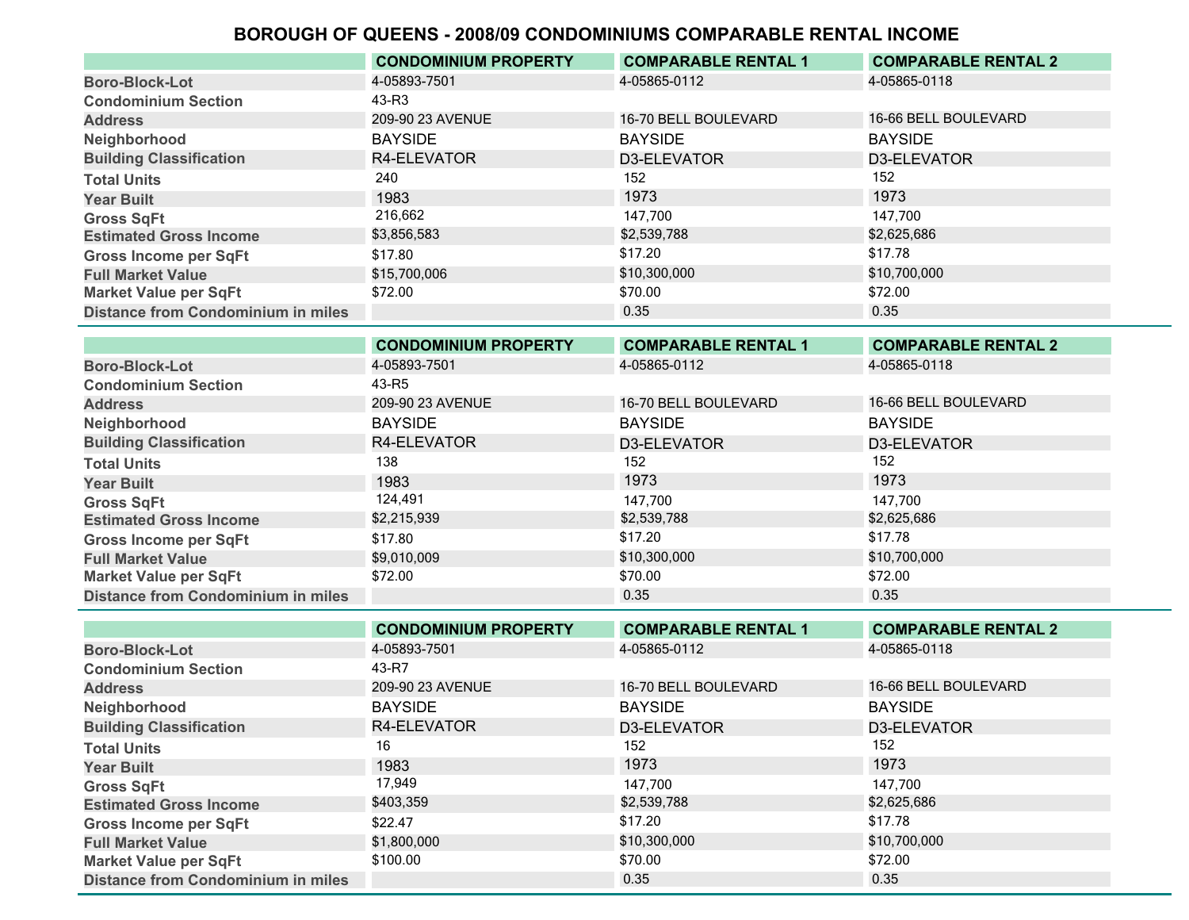# BOROUGH OF QUEENS - 2008/09 CONDOMINIUMS COMPARABLE RENTAL INCOME

| | CONDOMINIUM PROPERTY | COMPARABLE RENTAL 1 | COMPARABLE RENTAL 2 |
|---|---|---|---|
| Boro-Block-Lot | 4-05893-7501 | 4-05865-0112 | 4-05865-0118 |
| Condominium Section | 43-R3 | | |
| Address | 209-90 23 AVENUE | 16-70 BELL BOULEVARD | 16-66 BELL BOULEVARD |
| Neighborhood | BAYSIDE | BAYSIDE | BAYSIDE |
| Building Classification | R4-ELEVATOR | D3-ELEVATOR | D3-ELEVATOR |
| Total Units | 240 | 152 | 152 |
| Year Built | 1983 | 1973 | 1973 |
| Gross SqFt | 216,662 | 147,700 | 147,700 |
| Estimated Gross Income | $3,856,583 | $2,539,788 | $2,625,686 |
| Gross Income per SqFt | $17.80 | $17.20 | $17.78 |
| Full Market Value | $15,700,006 | $10,300,000 | $10,700,000 |
| Market Value per SqFt | $72.00 | $70.00 | $72.00 |
| Distance from Condominium in miles | | 0.35 | 0.35 |

| | CONDOMINIUM PROPERTY | COMPARABLE RENTAL 1 | COMPARABLE RENTAL 2 |
|---|---|---|---|
| Boro-Block-Lot | 4-05893-7501 | 4-05865-0112 | 4-05865-0118 |
| Condominium Section | 43-R5 | | |
| Address | 209-90 23 AVENUE | 16-70 BELL BOULEVARD | 16-66 BELL BOULEVARD |
| Neighborhood | BAYSIDE | BAYSIDE | BAYSIDE |
| Building Classification | R4-ELEVATOR | D3-ELEVATOR | D3-ELEVATOR |
| Total Units | 138 | 152 | 152 |
| Year Built | 1983 | 1973 | 1973 |
| Gross SqFt | 124,491 | 147,700 | 147,700 |
| Estimated Gross Income | $2,215,939 | $2,539,788 | $2,625,686 |
| Gross Income per SqFt | $17.80 | $17.20 | $17.78 |
| Full Market Value | $9,010,009 | $10,300,000 | $10,700,000 |
| Market Value per SqFt | $72.00 | $70.00 | $72.00 |
| Distance from Condominium in miles | | 0.35 | 0.35 |

| | CONDOMINIUM PROPERTY | COMPARABLE RENTAL 1 | COMPARABLE RENTAL 2 |
|---|---|---|---|
| Boro-Block-Lot | 4-05893-7501 | 4-05865-0112 | 4-05865-0118 |
| Condominium Section | 43-R7 | | |
| Address | 209-90 23 AVENUE | 16-70 BELL BOULEVARD | 16-66 BELL BOULEVARD |
| Neighborhood | BAYSIDE | BAYSIDE | BAYSIDE |
| Building Classification | R4-ELEVATOR | D3-ELEVATOR | D3-ELEVATOR |
| Total Units | 16 | 152 | 152 |
| Year Built | 1983 | 1973 | 1973 |
| Gross SqFt | 17,949 | 147,700 | 147,700 |
| Estimated Gross Income | $403,359 | $2,539,788 | $2,625,686 |
| Gross Income per SqFt | $22.47 | $17.20 | $17.78 |
| Full Market Value | $1,800,000 | $10,300,000 | $10,700,000 |
| Market Value per SqFt | $100.00 | $70.00 | $72.00 |
| Distance from Condominium in miles | | 0.35 | 0.35 |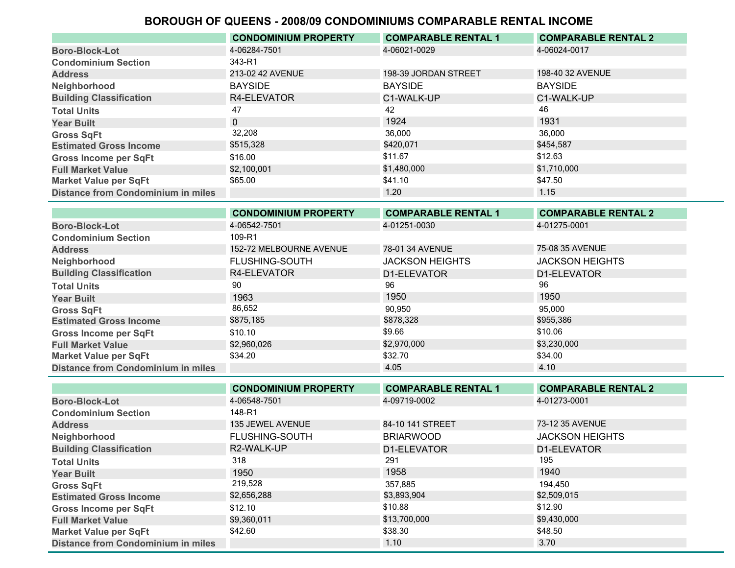# BOROUGH OF QUEENS - 2008/09 CONDOMINIUMS COMPARABLE RENTAL INCOME

| | CONDOMINIUM PROPERTY | COMPARABLE RENTAL 1 | COMPARABLE RENTAL 2 |
|---|---|---|---|
| Boro-Block-Lot | 4-06284-7501 | 4-06021-0029 | 4-06024-0017 |
| Condominium Section | 343-R1 | | |
| Address | 213-02 42 AVENUE | 198-39 JORDAN STREET | 198-40 32 AVENUE |
| Neighborhood | BAYSIDE | BAYSIDE | BAYSIDE |
| Building Classification | R4-ELEVATOR | C1-WALK-UP | C1-WALK-UP |
| Total Units | 47 | 42 | 46 |
| Year Built | 0 | 1924 | 1931 |
| Gross SqFt | 32,208 | 36,000 | 36,000 |
| Estimated Gross Income | $515,328 | $420,071 | $454,587 |
| Gross Income per SqFt | $16.00 | $11.67 | $12.63 |
| Full Market Value | $2,100,001 | $1,480,000 | $1,710,000 |
| Market Value per SqFt | $65.00 | $41.10 | $47.50 |
| Distance from Condominium in miles | | 1.20 | 1.15 |

| | CONDOMINIUM PROPERTY | COMPARABLE RENTAL 1 | COMPARABLE RENTAL 2 |
|---|---|---|---|
| Boro-Block-Lot | 4-06542-7501 | 4-01251-0030 | 4-01275-0001 |
| Condominium Section | 109-R1 | | |
| Address | 152-72 MELBOURNE AVENUE | 78-01 34 AVENUE | 75-08 35 AVENUE |
| Neighborhood | FLUSHING-SOUTH | JACKSON HEIGHTS | JACKSON HEIGHTS |
| Building Classification | R4-ELEVATOR | D1-ELEVATOR | D1-ELEVATOR |
| Total Units | 90 | 96 | 96 |
| Year Built | 1963 | 1950 | 1950 |
| Gross SqFt | 86,652 | 90,950 | 95,000 |
| Estimated Gross Income | $875,185 | $878,328 | $955,386 |
| Gross Income per SqFt | $10.10 | $9.66 | $10.06 |
| Full Market Value | $2,960,026 | $2,970,000 | $3,230,000 |
| Market Value per SqFt | $34.20 | $32.70 | $34.00 |
| Distance from Condominium in miles | | 4.05 | 4.10 |

| | CONDOMINIUM PROPERTY | COMPARABLE RENTAL 1 | COMPARABLE RENTAL 2 |
|---|---|---|---|
| Boro-Block-Lot | 4-06548-7501 | 4-09719-0002 | 4-01273-0001 |
| Condominium Section | 148-R1 | | |
| Address | 135 JEWEL AVENUE | 84-10 141 STREET | 73-12 35 AVENUE |
| Neighborhood | FLUSHING-SOUTH | BRIARWOOD | JACKSON HEIGHTS |
| Building Classification | R2-WALK-UP | D1-ELEVATOR | D1-ELEVATOR |
| Total Units | 318 | 291 | 195 |
| Year Built | 1950 | 1958 | 1940 |
| Gross SqFt | 219,528 | 357,885 | 194,450 |
| Estimated Gross Income | $2,656,288 | $3,893,904 | $2,509,015 |
| Gross Income per SqFt | $12.10 | $10.88 | $12.90 |
| Full Market Value | $9,360,011 | $13,700,000 | $9,430,000 |
| Market Value per SqFt | $42.60 | $38.30 | $48.50 |
| Distance from Condominium in miles | | 1.10 | 3.70 |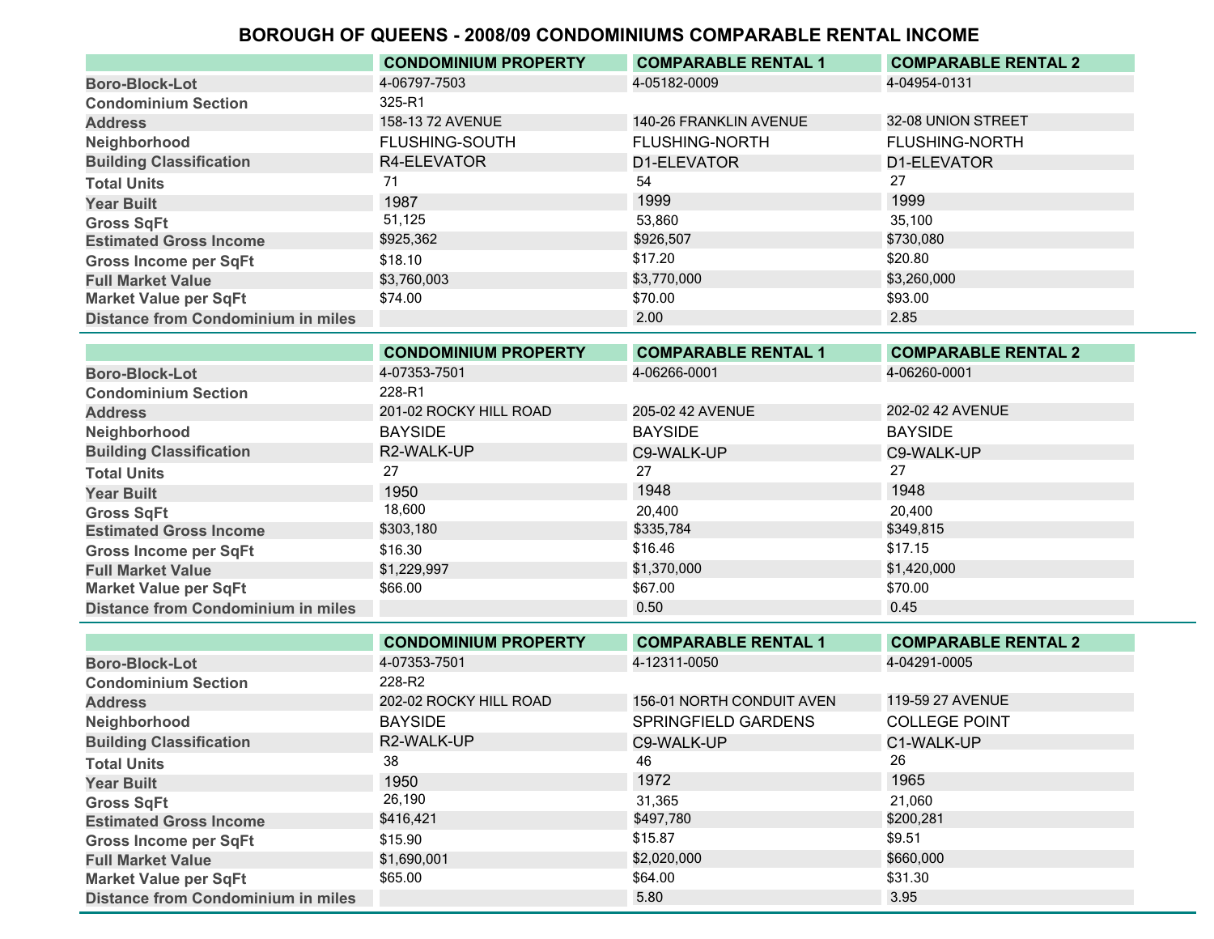# BOROUGH OF QUEENS - 2008/09 CONDOMINIUMS COMPARABLE RENTAL INCOME

| | CONDOMINIUM PROPERTY | COMPARABLE RENTAL 1 | COMPARABLE RENTAL 2 |
|---|---|---|---|
| Boro-Block-Lot | 4-06797-7503 | 4-05182-0009 | 4-04954-0131 |
| Condominium Section | 325-R1 | | |
| Address | 158-13 72 AVENUE | 140-26 FRANKLIN AVENUE | 32-08 UNION STREET |
| Neighborhood | FLUSHING-SOUTH | FLUSHING-NORTH | FLUSHING-NORTH |
| Building Classification | R4-ELEVATOR | D1-ELEVATOR | D1-ELEVATOR |
| Total Units | 71 | 54 | 27 |
| Year Built | 1987 | 1999 | 1999 |
| Gross SqFt | 51,125 | 53,860 | 35,100 |
| Estimated Gross Income | $925,362 | $926,507 | $730,080 |
| Gross Income per SqFt | $18.10 | $17.20 | $20.80 |
| Full Market Value | $3,760,003 | $3,770,000 | $3,260,000 |
| Market Value per SqFt | $74.00 | $70.00 | $93.00 |
| Distance from Condominium in miles | | 2.00 | 2.85 |

| | CONDOMINIUM PROPERTY | COMPARABLE RENTAL 1 | COMPARABLE RENTAL 2 |
|---|---|---|---|
| Boro-Block-Lot | 4-07353-7501 | 4-06266-0001 | 4-06260-0001 |
| Condominium Section | 228-R1 | | |
| Address | 201-02 ROCKY HILL ROAD | 205-02 42 AVENUE | 202-02 42 AVENUE |
| Neighborhood | BAYSIDE | BAYSIDE | BAYSIDE |
| Building Classification | R2-WALK-UP | C9-WALK-UP | C9-WALK-UP |
| Total Units | 27 | 27 | 27 |
| Year Built | 1950 | 1948 | 1948 |
| Gross SqFt | 18,600 | 20,400 | 20,400 |
| Estimated Gross Income | $303,180 | $335,784 | $349,815 |
| Gross Income per SqFt | $16.30 | $16.46 | $17.15 |
| Full Market Value | $1,229,997 | $1,370,000 | $1,420,000 |
| Market Value per SqFt | $66.00 | $67.00 | $70.00 |
| Distance from Condominium in miles | | 0.50 | 0.45 |

| | CONDOMINIUM PROPERTY | COMPARABLE RENTAL 1 | COMPARABLE RENTAL 2 |
|---|---|---|---|
| Boro-Block-Lot | 4-07353-7501 | 4-12311-0050 | 4-04291-0005 |
| Condominium Section | 228-R2 | | |
| Address | 202-02 ROCKY HILL ROAD | 156-01 NORTH CONDUIT AVEN | 119-59 27 AVENUE |
| Neighborhood | BAYSIDE | SPRINGFIELD GARDENS | COLLEGE POINT |
| Building Classification | R2-WALK-UP | C9-WALK-UP | C1-WALK-UP |
| Total Units | 38 | 46 | 26 |
| Year Built | 1950 | 1972 | 1965 |
| Gross SqFt | 26,190 | 31,365 | 21,060 |
| Estimated Gross Income | $416,421 | $497,780 | $200,281 |
| Gross Income per SqFt | $15.90 | $15.87 | $9.51 |
| Full Market Value | $1,690,001 | $2,020,000 | $660,000 |
| Market Value per SqFt | $65.00 | $64.00 | $31.30 |
| Distance from Condominium in miles | | 5.80 | 3.95 |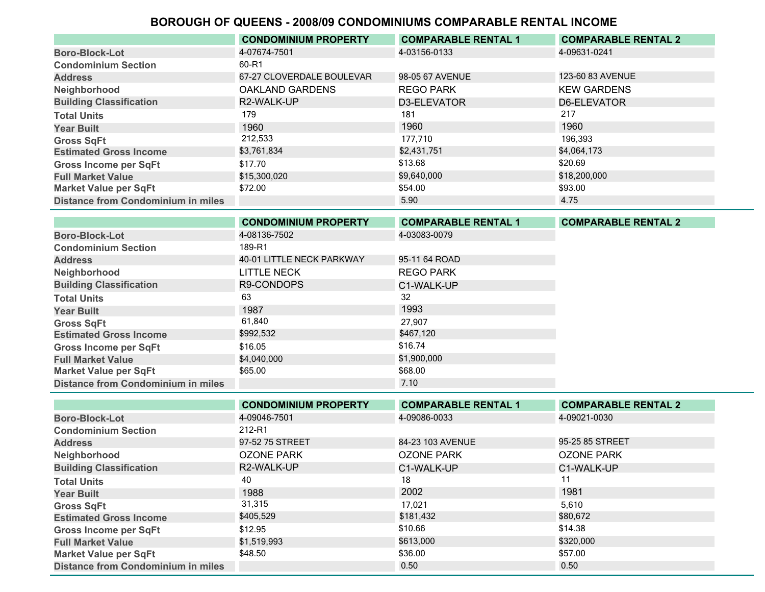# BOROUGH OF QUEENS - 2008/09 CONDOMINIUMS COMPARABLE RENTAL INCOME

| | CONDOMINIUM PROPERTY | COMPARABLE RENTAL 1 | COMPARABLE RENTAL 2 |
|---|---|---|---|
| Boro-Block-Lot | 4-07674-7501 | 4-03156-0133 | 4-09631-0241 |
| Condominium Section | 60-R1 | | |
| Address | 67-27 CLOVERDALE BOULEVAR | 98-05 67 AVENUE | 123-60 83 AVENUE |
| Neighborhood | OAKLAND GARDENS | REGO PARK | KEW GARDENS |
| Building Classification | R2-WALK-UP | D3-ELEVATOR | D6-ELEVATOR |
| Total Units | 179 | 181 | 217 |
| Year Built | 1960 | 1960 | 1960 |
| Gross SqFt | 212,533 | 177,710 | 196,393 |
| Estimated Gross Income | $3,761,834 | $2,431,751 | $4,064,173 |
| Gross Income per SqFt | $17.70 | $13.68 | $20.69 |
| Full Market Value | $15,300,020 | $9,640,000 | $18,200,000 |
| Market Value per SqFt | $72.00 | $54.00 | $93.00 |
| Distance from Condominium in miles | | 5.90 | 4.75 |

| | CONDOMINIUM PROPERTY | COMPARABLE RENTAL 1 | COMPARABLE RENTAL 2 |
|---|---|---|---|
| Boro-Block-Lot | 4-08136-7502 | 4-03083-0079 | |
| Condominium Section | 189-R1 | | |
| Address | 40-01 LITTLE NECK PARKWAY | 95-11 64 ROAD | |
| Neighborhood | LITTLE NECK | REGO PARK | |
| Building Classification | R9-CONDOPS | C1-WALK-UP | |
| Total Units | 63 | 32 | |
| Year Built | 1987 | 1993 | |
| Gross SqFt | 61,840 | 27,907 | |
| Estimated Gross Income | $992,532 | $467,120 | |
| Gross Income per SqFt | $16.05 | $16.74 | |
| Full Market Value | $4,040,000 | $1,900,000 | |
| Market Value per SqFt | $65.00 | $68.00 | |
| Distance from Condominium in miles | | 7.10 | |

| | CONDOMINIUM PROPERTY | COMPARABLE RENTAL 1 | COMPARABLE RENTAL 2 |
|---|---|---|---|
| Boro-Block-Lot | 4-09046-7501 | 4-09086-0033 | 4-09021-0030 |
| Condominium Section | 212-R1 | | |
| Address | 97-52 75 STREET | 84-23 103 AVENUE | 95-25 85 STREET |
| Neighborhood | OZONE PARK | OZONE PARK | OZONE PARK |
| Building Classification | R2-WALK-UP | C1-WALK-UP | C1-WALK-UP |
| Total Units | 40 | 18 | 11 |
| Year Built | 1988 | 2002 | 1981 |
| Gross SqFt | 31,315 | 17,021 | 5,610 |
| Estimated Gross Income | $405,529 | $181,432 | $80,672 |
| Gross Income per SqFt | $12.95 | $10.66 | $14.38 |
| Full Market Value | $1,519,993 | $613,000 | $320,000 |
| Market Value per SqFt | $48.50 | $36.00 | $57.00 |
| Distance from Condominium in miles | | 0.50 | 0.50 |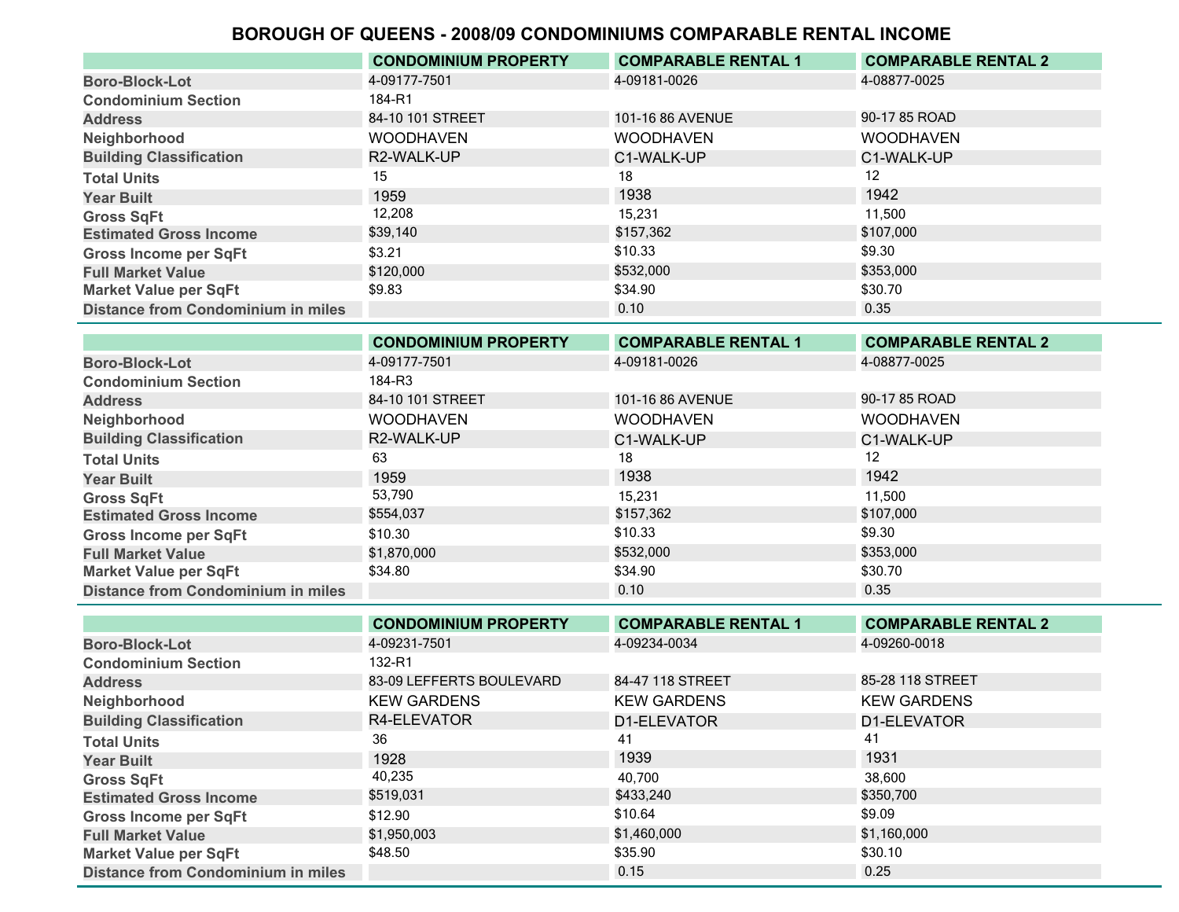# BOROUGH OF QUEENS - 2008/09 CONDOMINIUMS COMPARABLE RENTAL INCOME

| | CONDOMINIUM PROPERTY | COMPARABLE RENTAL 1 | COMPARABLE RENTAL 2 |
|---|---|---|---|
| Boro-Block-Lot | 4-09177-7501 | 4-09181-0026 | 4-08877-0025 |
| Condominium Section | 184-R1 | | |
| Address | 84-10 101 STREET | 101-16 86 AVENUE | 90-17 85 ROAD |
| Neighborhood | WOODHAVEN | WOODHAVEN | WOODHAVEN |
| Building Classification | R2-WALK-UP | C1-WALK-UP | C1-WALK-UP |
| Total Units | 15 | 18 | 12 |
| Year Built | 1959 | 1938 | 1942 |
| Gross SqFt | 12,208 | 15,231 | 11,500 |
| Estimated Gross Income | $39,140 | $157,362 | $107,000 |
| Gross Income per SqFt | $3.21 | $10.33 | $9.30 |
| Full Market Value | $120,000 | $532,000 | $353,000 |
| Market Value per SqFt | $9.83 | $34.90 | $30.70 |
| Distance from Condominium in miles | | 0.10 | 0.35 |

| | CONDOMINIUM PROPERTY | COMPARABLE RENTAL 1 | COMPARABLE RENTAL 2 |
|---|---|---|---|
| Boro-Block-Lot | 4-09177-7501 | 4-09181-0026 | 4-08877-0025 |
| Condominium Section | 184-R3 | | |
| Address | 84-10 101 STREET | 101-16 86 AVENUE | 90-17 85 ROAD |
| Neighborhood | WOODHAVEN | WOODHAVEN | WOODHAVEN |
| Building Classification | R2-WALK-UP | C1-WALK-UP | C1-WALK-UP |
| Total Units | 63 | 18 | 12 |
| Year Built | 1959 | 1938 | 1942 |
| Gross SqFt | 53,790 | 15,231 | 11,500 |
| Estimated Gross Income | $554,037 | $157,362 | $107,000 |
| Gross Income per SqFt | $10.30 | $10.33 | $9.30 |
| Full Market Value | $1,870,000 | $532,000 | $353,000 |
| Market Value per SqFt | $34.80 | $34.90 | $30.70 |
| Distance from Condominium in miles | | 0.10 | 0.35 |

| | CONDOMINIUM PROPERTY | COMPARABLE RENTAL 1 | COMPARABLE RENTAL 2 |
|---|---|---|---|
| Boro-Block-Lot | 4-09231-7501 | 4-09234-0034 | 4-09260-0018 |
| Condominium Section | 132-R1 | | |
| Address | 83-09 LEFFERTS BOULEVARD | 84-47 118 STREET | 85-28 118 STREET |
| Neighborhood | KEW GARDENS | KEW GARDENS | KEW GARDENS |
| Building Classification | R4-ELEVATOR | D1-ELEVATOR | D1-ELEVATOR |
| Total Units | 36 | 41 | 41 |
| Year Built | 1928 | 1939 | 1931 |
| Gross SqFt | 40,235 | 40,700 | 38,600 |
| Estimated Gross Income | $519,031 | $433,240 | $350,700 |
| Gross Income per SqFt | $12.90 | $10.64 | $9.09 |
| Full Market Value | $1,950,003 | $1,460,000 | $1,160,000 |
| Market Value per SqFt | $48.50 | $35.90 | $30.10 |
| Distance from Condominium in miles | | 0.15 | 0.25 |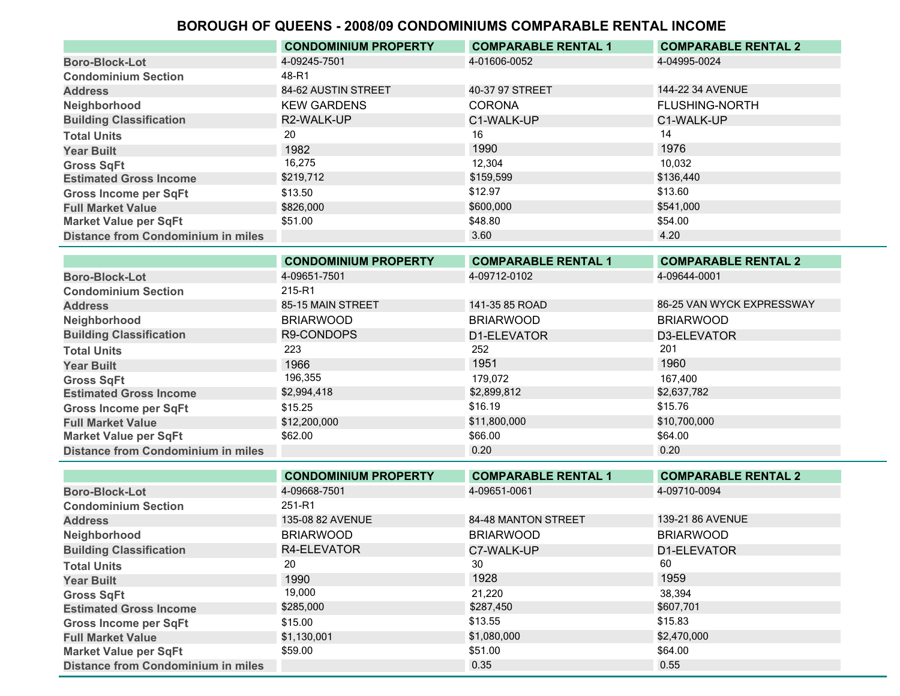# BOROUGH OF QUEENS - 2008/09 CONDOMINIUMS COMPARABLE RENTAL INCOME

| | CONDOMINIUM PROPERTY | COMPARABLE RENTAL 1 | COMPARABLE RENTAL 2 |
|---|---|---|---|
| Boro-Block-Lot | 4-09245-7501 | 4-01606-0052 | 4-04995-0024 |
| Condominium Section | 48-R1 | | |
| Address | 84-62 AUSTIN STREET | 40-37 97 STREET | 144-22 34 AVENUE |
| Neighborhood | KEW GARDENS | CORONA | FLUSHING-NORTH |
| Building Classification | R2-WALK-UP | C1-WALK-UP | C1-WALK-UP |
| Total Units | 20 | 16 | 14 |
| Year Built | 1982 | 1990 | 1976 |
| Gross SqFt | 16,275 | 12,304 | 10,032 |
| Estimated Gross Income | $219,712 | $159,599 | $136,440 |
| Gross Income per SqFt | $13.50 | $12.97 | $13.60 |
| Full Market Value | $826,000 | $600,000 | $541,000 |
| Market Value per SqFt | $51.00 | $48.80 | $54.00 |
| Distance from Condominium in miles | | 3.60 | 4.20 |

| | CONDOMINIUM PROPERTY | COMPARABLE RENTAL 1 | COMPARABLE RENTAL 2 |
|---|---|---|---|
| Boro-Block-Lot | 4-09651-7501 | 4-09712-0102 | 4-09644-0001 |
| Condominium Section | 215-R1 | | |
| Address | 85-15 MAIN STREET | 141-35 85 ROAD | 86-25 VAN WYCK EXPRESSWAY |
| Neighborhood | BRIARWOOD | BRIARWOOD | BRIARWOOD |
| Building Classification | R9-CONDOPS | D1-ELEVATOR | D3-ELEVATOR |
| Total Units | 223 | 252 | 201 |
| Year Built | 1966 | 1951 | 1960 |
| Gross SqFt | 196,355 | 179,072 | 167,400 |
| Estimated Gross Income | $2,994,418 | $2,899,812 | $2,637,782 |
| Gross Income per SqFt | $15.25 | $16.19 | $15.76 |
| Full Market Value | $12,200,000 | $11,800,000 | $10,700,000 |
| Market Value per SqFt | $62.00 | $66.00 | $64.00 |
| Distance from Condominium in miles | | 0.20 | 0.20 |

| | CONDOMINIUM PROPERTY | COMPARABLE RENTAL 1 | COMPARABLE RENTAL 2 |
|---|---|---|---|
| Boro-Block-Lot | 4-09668-7501 | 4-09651-0061 | 4-09710-0094 |
| Condominium Section | 251-R1 | | |
| Address | 135-08 82 AVENUE | 84-48 MANTON STREET | 139-21 86 AVENUE |
| Neighborhood | BRIARWOOD | BRIARWOOD | BRIARWOOD |
| Building Classification | R4-ELEVATOR | C7-WALK-UP | D1-ELEVATOR |
| Total Units | 20 | 30 | 60 |
| Year Built | 1990 | 1928 | 1959 |
| Gross SqFt | 19,000 | 21,220 | 38,394 |
| Estimated Gross Income | $285,000 | $287,450 | $607,701 |
| Gross Income per SqFt | $15.00 | $13.55 | $15.83 |
| Full Market Value | $1,130,001 | $1,080,000 | $2,470,000 |
| Market Value per SqFt | $59.00 | $51.00 | $64.00 |
| Distance from Condominium in miles | | 0.35 | 0.55 |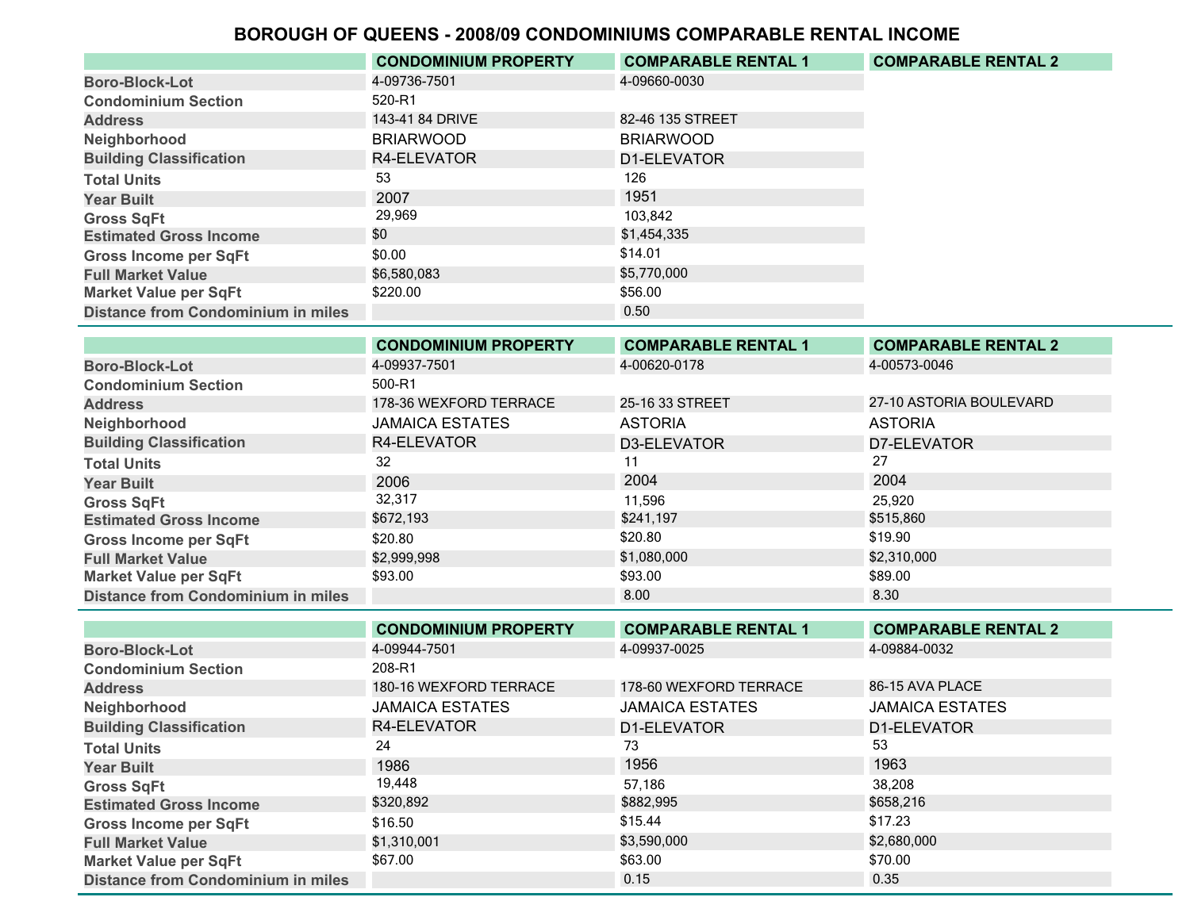# BOROUGH OF QUEENS - 2008/09 CONDOMINIUMS COMPARABLE RENTAL INCOME

| | CONDOMINIUM PROPERTY | COMPARABLE RENTAL 1 | COMPARABLE RENTAL 2 |
|---|---|---|---|
| Boro-Block-Lot | 4-09736-7501 | 4-09660-0030 | |
| Condominium Section | 520-R1 | | |
| Address | 143-41 84 DRIVE | 82-46 135 STREET | |
| Neighborhood | BRIARWOOD | BRIARWOOD | |
| Building Classification | R4-ELEVATOR | D1-ELEVATOR | |
| Total Units | 53 | 126 | |
| Year Built | 2007 | 1951 | |
| Gross SqFt | 29,969 | 103,842 | |
| Estimated Gross Income | $0 | $1,454,335 | |
| Gross Income per SqFt | $0.00 | $14.01 | |
| Full Market Value | $6,580,083 | $5,770,000 | |
| Market Value per SqFt | $220.00 | $56.00 | |
| Distance from Condominium in miles | | 0.50 | |

| | CONDOMINIUM PROPERTY | COMPARABLE RENTAL 1 | COMPARABLE RENTAL 2 |
|---|---|---|---|
| Boro-Block-Lot | 4-09937-7501 | 4-00620-0178 | 4-00573-0046 |
| Condominium Section | 500-R1 | | |
| Address | 178-36 WEXFORD TERRACE | 25-16 33 STREET | 27-10 ASTORIA BOULEVARD |
| Neighborhood | JAMAICA ESTATES | ASTORIA | ASTORIA |
| Building Classification | R4-ELEVATOR | D3-ELEVATOR | D7-ELEVATOR |
| Total Units | 32 | 11 | 27 |
| Year Built | 2006 | 2004 | 2004 |
| Gross SqFt | 32,317 | 11,596 | 25,920 |
| Estimated Gross Income | $672,193 | $241,197 | $515,860 |
| Gross Income per SqFt | $20.80 | $20.80 | $19.90 |
| Full Market Value | $2,999,998 | $1,080,000 | $2,310,000 |
| Market Value per SqFt | $93.00 | $93.00 | $89.00 |
| Distance from Condominium in miles | | 8.00 | 8.30 |

| | CONDOMINIUM PROPERTY | COMPARABLE RENTAL 1 | COMPARABLE RENTAL 2 |
|---|---|---|---|
| Boro-Block-Lot | 4-09944-7501 | 4-09937-0025 | 4-09884-0032 |
| Condominium Section | 208-R1 | | |
| Address | 180-16 WEXFORD TERRACE | 178-60 WEXFORD TERRACE | 86-15 AVA PLACE |
| Neighborhood | JAMAICA ESTATES | JAMAICA ESTATES | JAMAICA ESTATES |
| Building Classification | R4-ELEVATOR | D1-ELEVATOR | D1-ELEVATOR |
| Total Units | 24 | 73 | 53 |
| Year Built | 1986 | 1956 | 1963 |
| Gross SqFt | 19,448 | 57,186 | 38,208 |
| Estimated Gross Income | $320,892 | $882,995 | $658,216 |
| Gross Income per SqFt | $16.50 | $15.44 | $17.23 |
| Full Market Value | $1,310,001 | $3,590,000 | $2,680,000 |
| Market Value per SqFt | $67.00 | $63.00 | $70.00 |
| Distance from Condominium in miles | | 0.15 | 0.35 |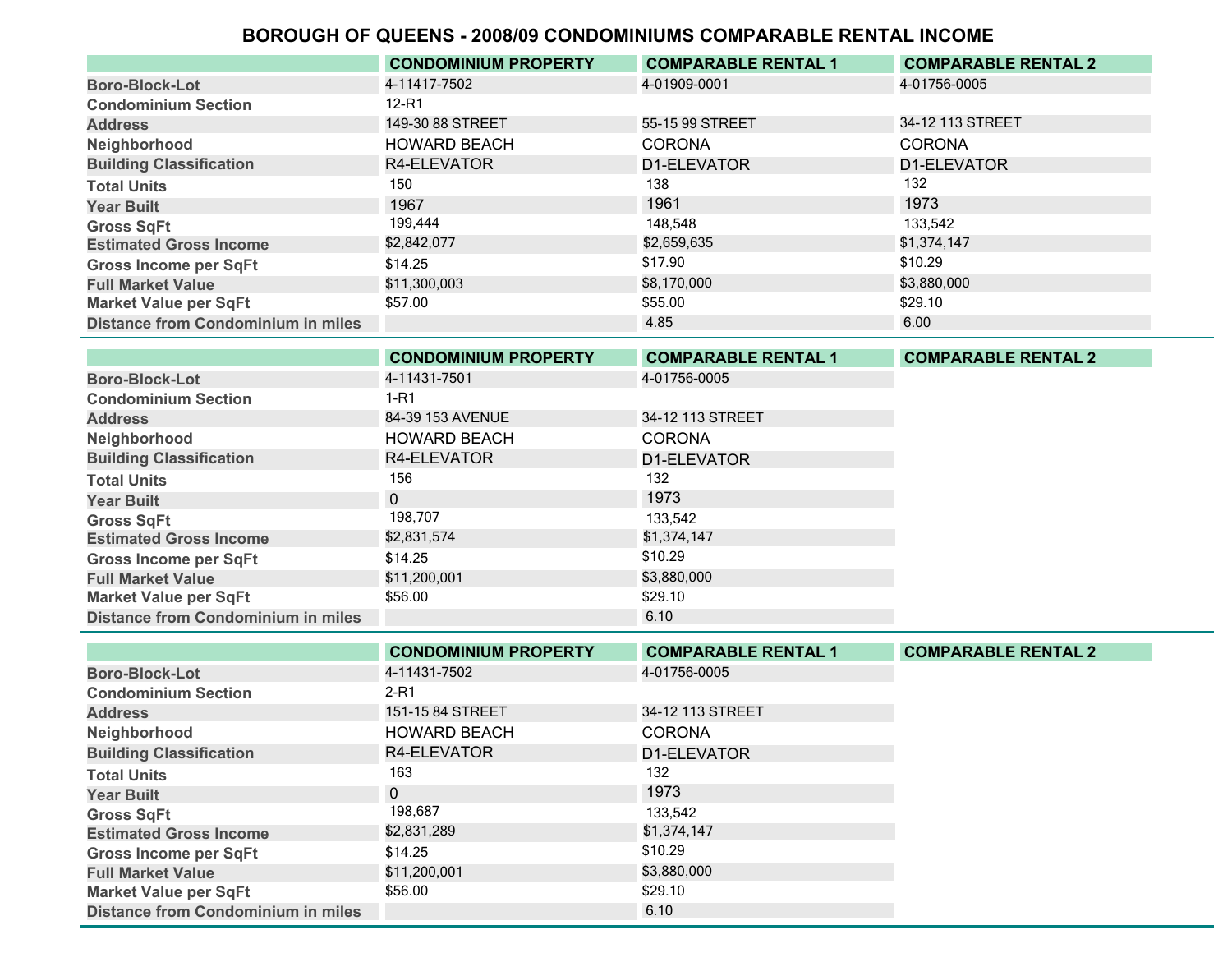# BOROUGH OF QUEENS - 2008/09 CONDOMINIUMS COMPARABLE RENTAL INCOME

| | CONDOMINIUM PROPERTY | COMPARABLE RENTAL 1 | COMPARABLE RENTAL 2 |
|---|---|---|---|
| Boro-Block-Lot | 4-11417-7502 | 4-01909-0001 | 4-01756-0005 |
| Condominium Section | 12-R1 | | |
| Address | 149-30 88 STREET | 55-15 99 STREET | 34-12 113 STREET |
| Neighborhood | HOWARD BEACH | CORONA | CORONA |
| Building Classification | R4-ELEVATOR | D1-ELEVATOR | D1-ELEVATOR |
| Total Units | 150 | 138 | 132 |
| Year Built | 1967 | 1961 | 1973 |
| Gross SqFt | 199,444 | 148,548 | 133,542 |
| Estimated Gross Income | $2,842,077 | $2,659,635 | $1,374,147 |
| Gross Income per SqFt | $14.25 | $17.90 | $10.29 |
| Full Market Value | $11,300,003 | $8,170,000 | $3,880,000 |
| Market Value per SqFt | $57.00 | $55.00 | $29.10 |
| Distance from Condominium in miles | | 4.85 | 6.00 |

| | CONDOMINIUM PROPERTY | COMPARABLE RENTAL 1 | COMPARABLE RENTAL 2 |
|---|---|---|---|
| Boro-Block-Lot | 4-11431-7501 | 4-01756-0005 | |
| Condominium Section | 1-R1 | | |
| Address | 84-39 153 AVENUE | 34-12 113 STREET | |
| Neighborhood | HOWARD BEACH | CORONA | |
| Building Classification | R4-ELEVATOR | D1-ELEVATOR | |
| Total Units | 156 | 132 | |
| Year Built | 0 | 1973 | |
| Gross SqFt | 198,707 | 133,542 | |
| Estimated Gross Income | $2,831,574 | $1,374,147 | |
| Gross Income per SqFt | $14.25 | $10.29 | |
| Full Market Value | $11,200,001 | $3,880,000 | |
| Market Value per SqFt | $56.00 | $29.10 | |
| Distance from Condominium in miles | | 6.10 | |

| | CONDOMINIUM PROPERTY | COMPARABLE RENTAL 1 | COMPARABLE RENTAL 2 |
|---|---|---|---|
| Boro-Block-Lot | 4-11431-7502 | 4-01756-0005 | |
| Condominium Section | 2-R1 | | |
| Address | 151-15 84 STREET | 34-12 113 STREET | |
| Neighborhood | HOWARD BEACH | CORONA | |
| Building Classification | R4-ELEVATOR | D1-ELEVATOR | |
| Total Units | 163 | 132 | |
| Year Built | 0 | 1973 | |
| Gross SqFt | 198,687 | 133,542 | |
| Estimated Gross Income | $2,831,289 | $1,374,147 | |
| Gross Income per SqFt | $14.25 | $10.29 | |
| Full Market Value | $11,200,001 | $3,880,000 | |
| Market Value per SqFt | $56.00 | $29.10 | |
| Distance from Condominium in miles | | 6.10 | |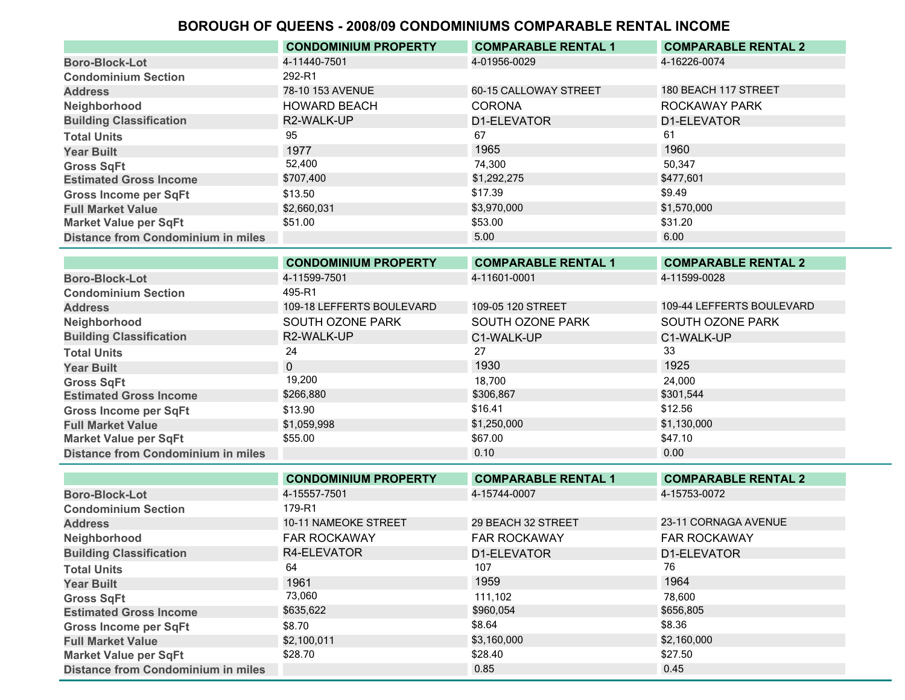# BOROUGH OF QUEENS - 2008/09 CONDOMINIUMS COMPARABLE RENTAL INCOME

| | CONDOMINIUM PROPERTY | COMPARABLE RENTAL 1 | COMPARABLE RENTAL 2 |
|---|---|---|---|
| Boro-Block-Lot | 4-11440-7501 | 4-01956-0029 | 4-16226-0074 |
| Condominium Section | 292-R1 | | |
| Address | 78-10 153 AVENUE | 60-15 CALLOWAY STREET | 180 BEACH 117 STREET |
| Neighborhood | HOWARD BEACH | CORONA | ROCKAWAY PARK |
| Building Classification | R2-WALK-UP | D1-ELEVATOR | D1-ELEVATOR |
| Total Units | 95 | 67 | 61 |
| Year Built | 1977 | 1965 | 1960 |
| Gross SqFt | 52,400 | 74,300 | 50,347 |
| Estimated Gross Income | $707,400 | $1,292,275 | $477,601 |
| Gross Income per SqFt | $13.50 | $17.39 | $9.49 |
| Full Market Value | $2,660,031 | $3,970,000 | $1,570,000 |
| Market Value per SqFt | $51.00 | $53.00 | $31.20 |
| Distance from Condominium in miles | | 5.00 | 6.00 |

| | CONDOMINIUM PROPERTY | COMPARABLE RENTAL 1 | COMPARABLE RENTAL 2 |
|---|---|---|---|
| Boro-Block-Lot | 4-11599-7501 | 4-11601-0001 | 4-11599-0028 |
| Condominium Section | 495-R1 | | |
| Address | 109-18 LEFFERTS BOULEVARD | 109-05 120 STREET | 109-44 LEFFERTS BOULEVARD |
| Neighborhood | SOUTH OZONE PARK | SOUTH OZONE PARK | SOUTH OZONE PARK |
| Building Classification | R2-WALK-UP | C1-WALK-UP | C1-WALK-UP |
| Total Units | 24 | 27 | 33 |
| Year Built | 0 | 1930 | 1925 |
| Gross SqFt | 19,200 | 18,700 | 24,000 |
| Estimated Gross Income | $266,880 | $306,867 | $301,544 |
| Gross Income per SqFt | $13.90 | $16.41 | $12.56 |
| Full Market Value | $1,059,998 | $1,250,000 | $1,130,000 |
| Market Value per SqFt | $55.00 | $67.00 | $47.10 |
| Distance from Condominium in miles | | 0.10 | 0.00 |

| | CONDOMINIUM PROPERTY | COMPARABLE RENTAL 1 | COMPARABLE RENTAL 2 |
|---|---|---|---|
| Boro-Block-Lot | 4-15557-7501 | 4-15744-0007 | 4-15753-0072 |
| Condominium Section | 179-R1 | | |
| Address | 10-11 NAMEOKE STREET | 29 BEACH 32 STREET | 23-11 CORNAGA AVENUE |
| Neighborhood | FAR ROCKAWAY | FAR ROCKAWAY | FAR ROCKAWAY |
| Building Classification | R4-ELEVATOR | D1-ELEVATOR | D1-ELEVATOR |
| Total Units | 64 | 107 | 76 |
| Year Built | 1961 | 1959 | 1964 |
| Gross SqFt | 73,060 | 111,102 | 78,600 |
| Estimated Gross Income | $635,622 | $960,054 | $656,805 |
| Gross Income per SqFt | $8.70 | $8.64 | $8.36 |
| Full Market Value | $2,100,011 | $3,160,000 | $2,160,000 |
| Market Value per SqFt | $28.70 | $28.40 | $27.50 |
| Distance from Condominium in miles | | 0.85 | 0.45 |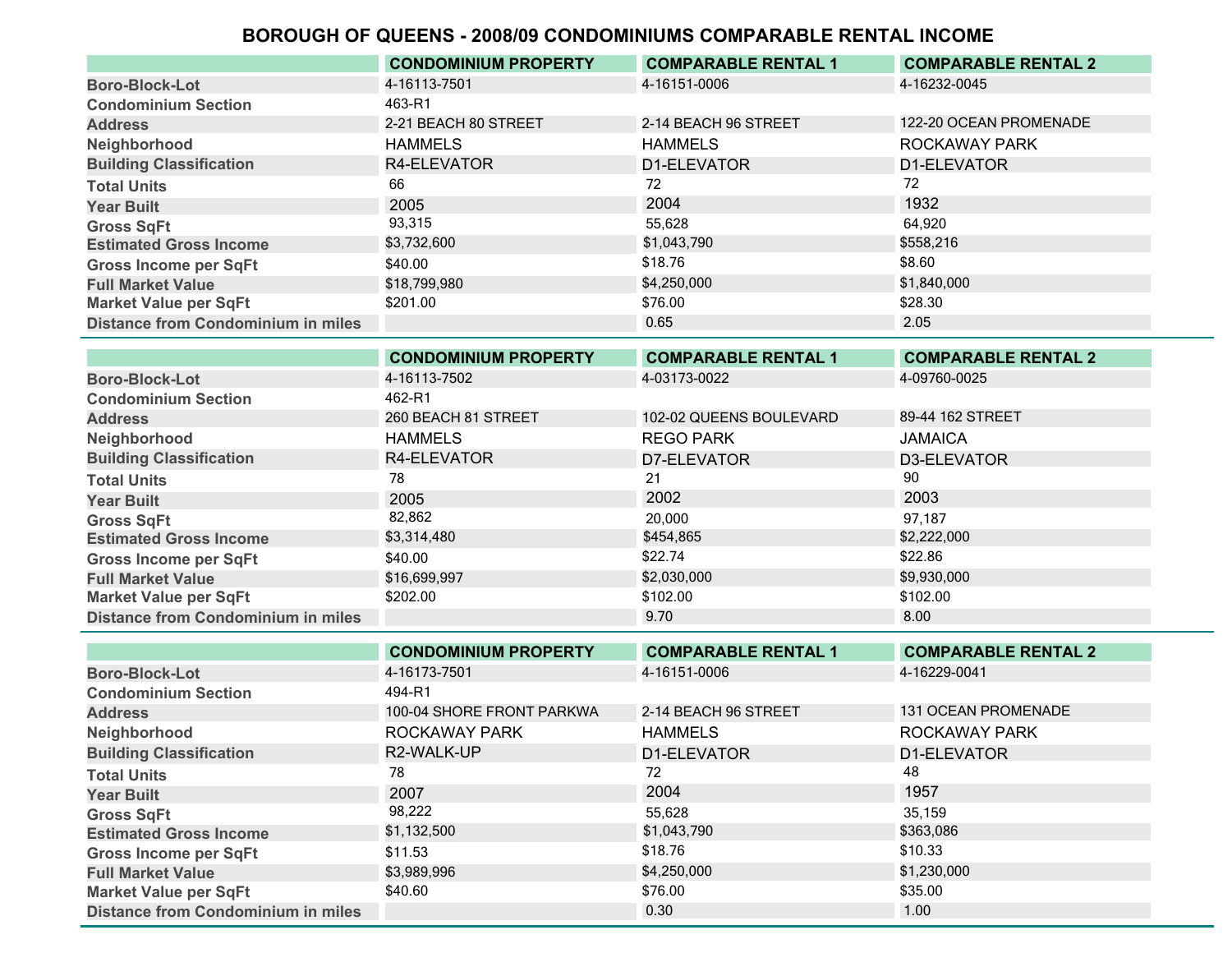# BOROUGH OF QUEENS - 2008/09 CONDOMINIUMS COMPARABLE RENTAL INCOME

| | CONDOMINIUM PROPERTY | COMPARABLE RENTAL 1 | COMPARABLE RENTAL 2 |
|---|---|---|---|
| Boro-Block-Lot | 4-16113-7501 | 4-16151-0006 | 4-16232-0045 |
| Condominium Section | 463-R1 | | |
| Address | 2-21 BEACH 80 STREET | 2-14 BEACH 96 STREET | 122-20 OCEAN PROMENADE |
| Neighborhood | HAMMELS | HAMMELS | ROCKAWAY PARK |
| Building Classification | R4-ELEVATOR | D1-ELEVATOR | D1-ELEVATOR |
| Total Units | 66 | 72 | 72 |
| Year Built | 2005 | 2004 | 1932 |
| Gross SqFt | 93,315 | 55,628 | 64,920 |
| Estimated Gross Income | $3,732,600 | $1,043,790 | $558,216 |
| Gross Income per SqFt | $40.00 | $18.76 | $8.60 |
| Full Market Value | $18,799,980 | $4,250,000 | $1,840,000 |
| Market Value per SqFt | $201.00 | $76.00 | $28.30 |
| Distance from Condominium in miles | | 0.65 | 2.05 |

| | CONDOMINIUM PROPERTY | COMPARABLE RENTAL 1 | COMPARABLE RENTAL 2 |
|---|---|---|---|
| Boro-Block-Lot | 4-16113-7502 | 4-03173-0022 | 4-09760-0025 |
| Condominium Section | 462-R1 | | |
| Address | 260 BEACH 81 STREET | 102-02 QUEENS BOULEVARD | 89-44 162 STREET |
| Neighborhood | HAMMELS | REGO PARK | JAMAICA |
| Building Classification | R4-ELEVATOR | D7-ELEVATOR | D3-ELEVATOR |
| Total Units | 78 | 21 | 90 |
| Year Built | 2005 | 2002 | 2003 |
| Gross SqFt | 82,862 | 20,000 | 97,187 |
| Estimated Gross Income | $3,314,480 | $454,865 | $2,222,000 |
| Gross Income per SqFt | $40.00 | $22.74 | $22.86 |
| Full Market Value | $16,699,997 | $2,030,000 | $9,930,000 |
| Market Value per SqFt | $202.00 | $102.00 | $102.00 |
| Distance from Condominium in miles | | 9.70 | 8.00 |

| | CONDOMINIUM PROPERTY | COMPARABLE RENTAL 1 | COMPARABLE RENTAL 2 |
|---|---|---|---|
| Boro-Block-Lot | 4-16173-7501 | 4-16151-0006 | 4-16229-0041 |
| Condominium Section | 494-R1 | | |
| Address | 100-04 SHORE FRONT PARKWA | 2-14 BEACH 96 STREET | 131 OCEAN PROMENADE |
| Neighborhood | ROCKAWAY PARK | HAMMELS | ROCKAWAY PARK |
| Building Classification | R2-WALK-UP | D1-ELEVATOR | D1-ELEVATOR |
| Total Units | 78 | 72 | 48 |
| Year Built | 2007 | 2004 | 1957 |
| Gross SqFt | 98,222 | 55,628 | 35,159 |
| Estimated Gross Income | $1,132,500 | $1,043,790 | $363,086 |
| Gross Income per SqFt | $11.53 | $18.76 | $10.33 |
| Full Market Value | $3,989,996 | $4,250,000 | $1,230,000 |
| Market Value per SqFt | $40.60 | $76.00 | $35.00 |
| Distance from Condominium in miles | | 0.30 | 1.00 |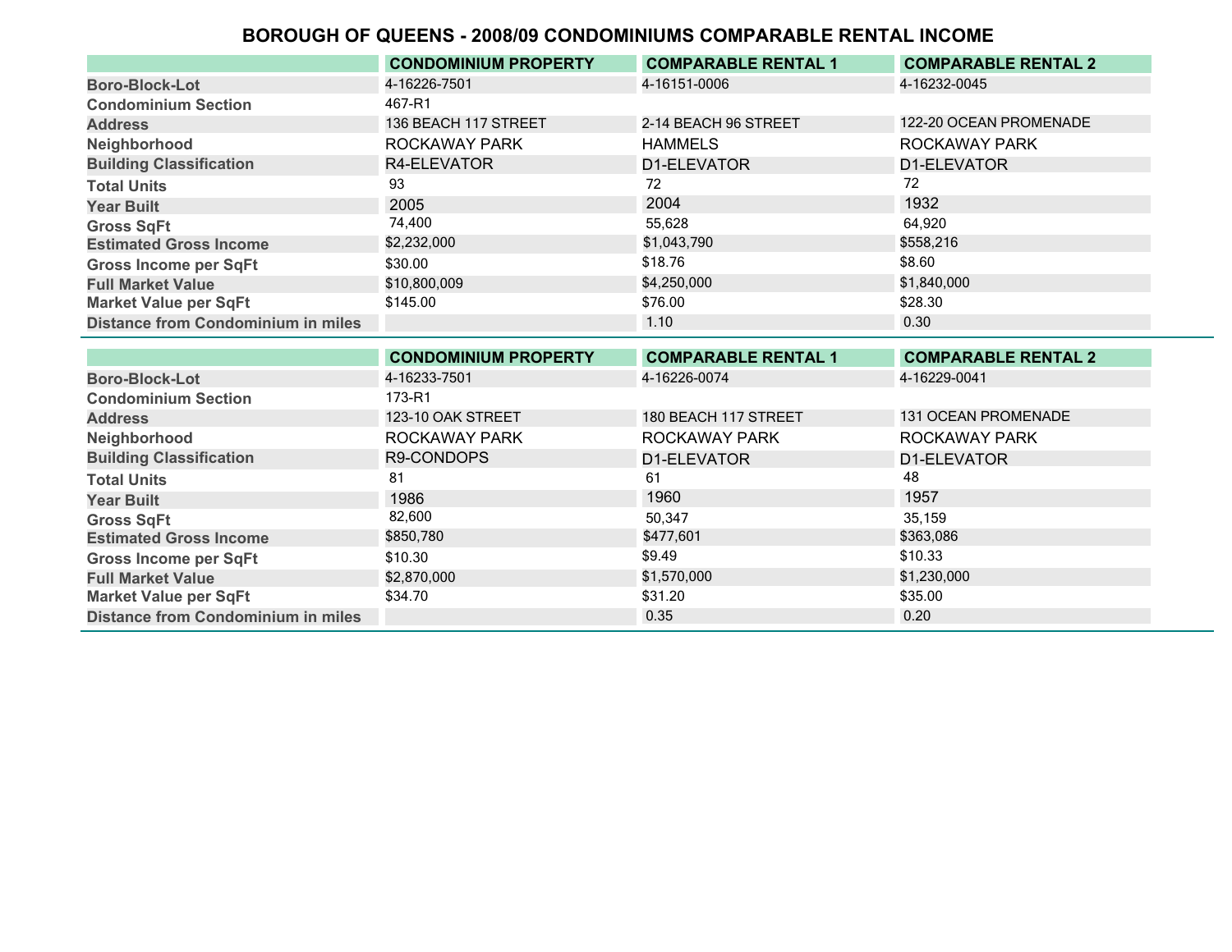# BOROUGH OF QUEENS - 2008/09 CONDOMINIUMS COMPARABLE RENTAL INCOME

| | CONDOMINIUM PROPERTY | COMPARABLE RENTAL 1 | COMPARABLE RENTAL 2 |
|---|---|---|---|
| Boro-Block-Lot | 4-16226-7501 | 4-16151-0006 | 4-16232-0045 |
| Condominium Section | 467-R1 | | |
| Address | 136 BEACH 117 STREET | 2-14 BEACH 96 STREET | 122-20 OCEAN PROMENADE |
| Neighborhood | ROCKAWAY PARK | HAMMELS | ROCKAWAY PARK |
| Building Classification | R4-ELEVATOR | D1-ELEVATOR | D1-ELEVATOR |
| Total Units | 93 | 72 | 72 |
| Year Built | 2005 | 2004 | 1932 |
| Gross SqFt | 74,400 | 55,628 | 64,920 |
| Estimated Gross Income | $2,232,000 | $1,043,790 | $558,216 |
| Gross Income per SqFt | $30.00 | $18.76 | $8.60 |
| Full Market Value | $10,800,009 | $4,250,000 | $1,840,000 |
| Market Value per SqFt | $145.00 | $76.00 | $28.30 |
| Distance from Condominium in miles | | 1.10 | 0.30 |

| | CONDOMINIUM PROPERTY | COMPARABLE RENTAL 1 | COMPARABLE RENTAL 2 |
|---|---|---|---|
| Boro-Block-Lot | 4-16233-7501 | 4-16226-0074 | 4-16229-0041 |
| Condominium Section | 173-R1 | | |
| Address | 123-10 OAK STREET | 180 BEACH 117 STREET | 131 OCEAN PROMENADE |
| Neighborhood | ROCKAWAY PARK | ROCKAWAY PARK | ROCKAWAY PARK |
| Building Classification | R9-CONDOPS | D1-ELEVATOR | D1-ELEVATOR |
| Total Units | 81 | 61 | 48 |
| Year Built | 1986 | 1960 | 1957 |
| Gross SqFt | 82,600 | 50,347 | 35,159 |
| Estimated Gross Income | $850,780 | $477,601 | $363,086 |
| Gross Income per SqFt | $10.30 | $9.49 | $10.33 |
| Full Market Value | $2,870,000 | $1,570,000 | $1,230,000 |
| Market Value per SqFt | $34.70 | $31.20 | $35.00 |
| Distance from Condominium in miles | | 0.35 | 0.20 |